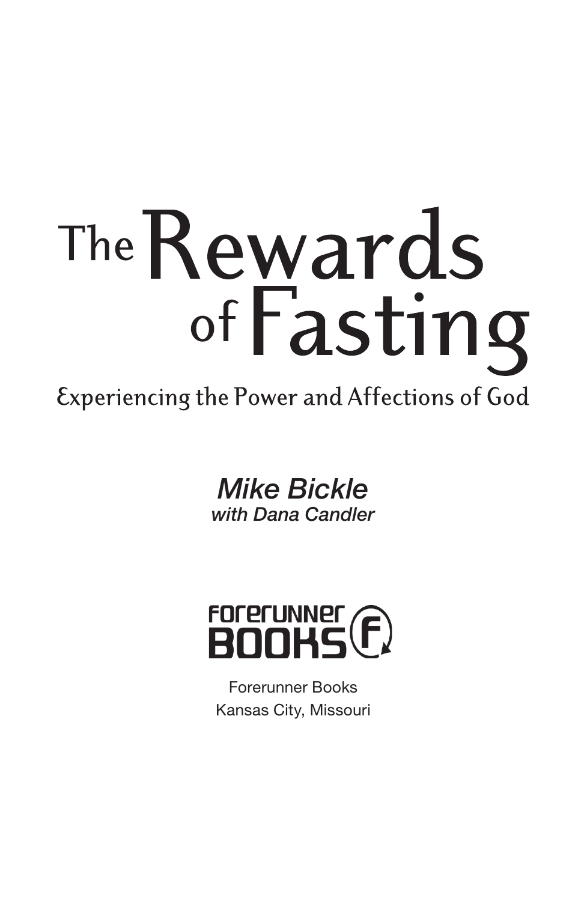# The Rewards of Fasting

## Experiencing the Power and Affections of God

*Mike Bickle*
*with Dana Candler*

FORERUNNER BOOKS

Forerunner Books
Kansas City, Missouri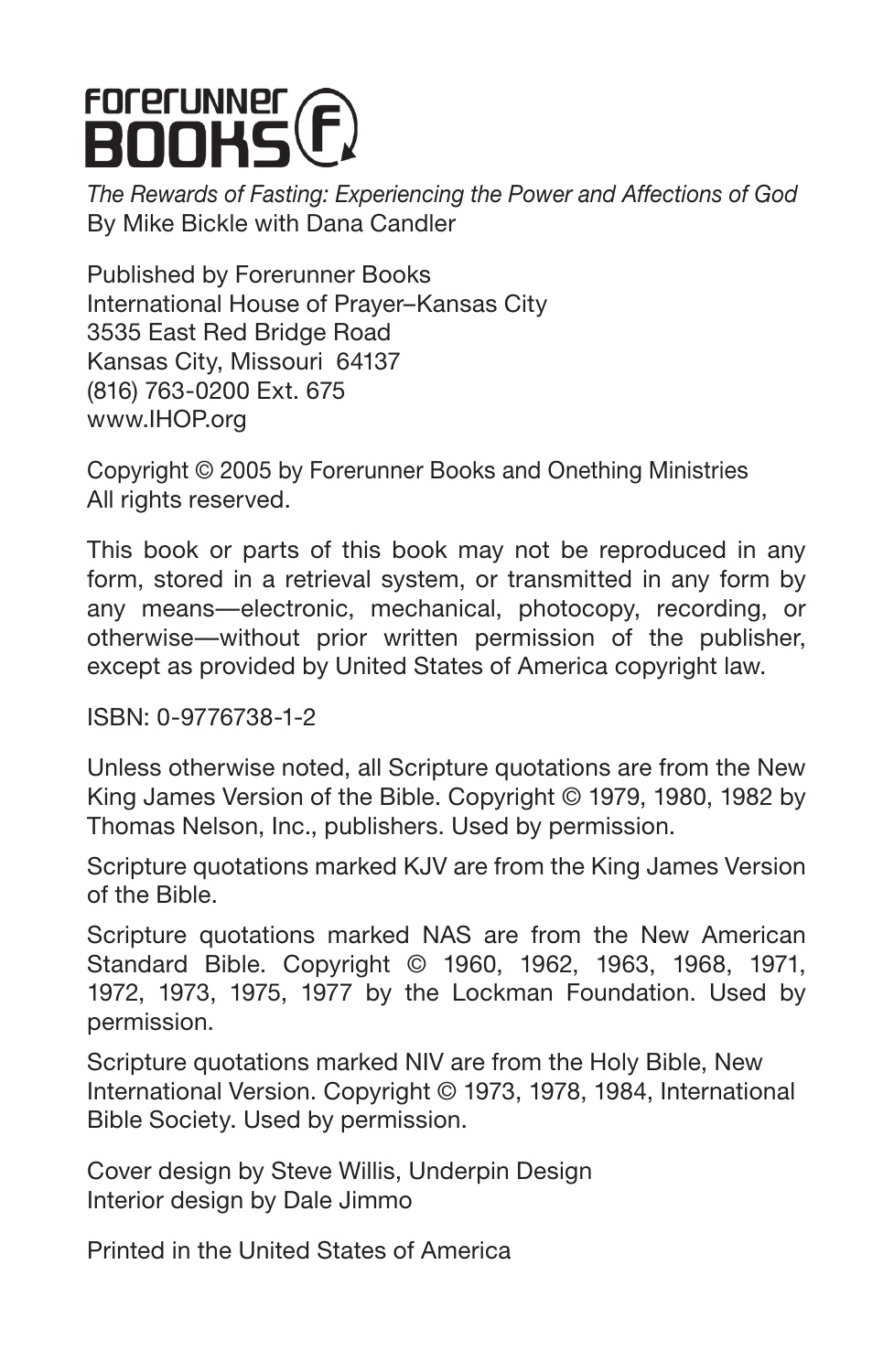FORERUNNER BOOKS

*The Rewards of Fasting: Experiencing the Power and Affections of God*
By Mike Bickle with Dana Candler

Published by Forerunner Books
International House of Prayer–Kansas City
3535 East Red Bridge Road
Kansas City, Missouri 64137
(816) 763-0200 Ext. 675
www.IHOP.org

Copyright © 2005 by Forerunner Books and Onething Ministries
All rights reserved.

This book or parts of this book may not be reproduced in any form, stored in a retrieval system, or transmitted in any form by any means—electronic, mechanical, photocopy, recording, or otherwise—without prior written permission of the publisher, except as provided by United States of America copyright law.

ISBN: 0-9776738-1-2

Unless otherwise noted, all Scripture quotations are from the New King James Version of the Bible. Copyright © 1979, 1980, 1982 by Thomas Nelson, Inc., publishers. Used by permission.

Scripture quotations marked KJV are from the King James Version of the Bible.

Scripture quotations marked NAS are from the New American Standard Bible. Copyright © 1960, 1962, 1963, 1968, 1971, 1972, 1973, 1975, 1977 by the Lockman Foundation. Used by permission.

Scripture quotations marked NIV are from the Holy Bible, New International Version. Copyright © 1973, 1978, 1984, International Bible Society. Used by permission.

Cover design by Steve Willis, Underpin Design
Interior design by Dale Jimmo

Printed in the United States of America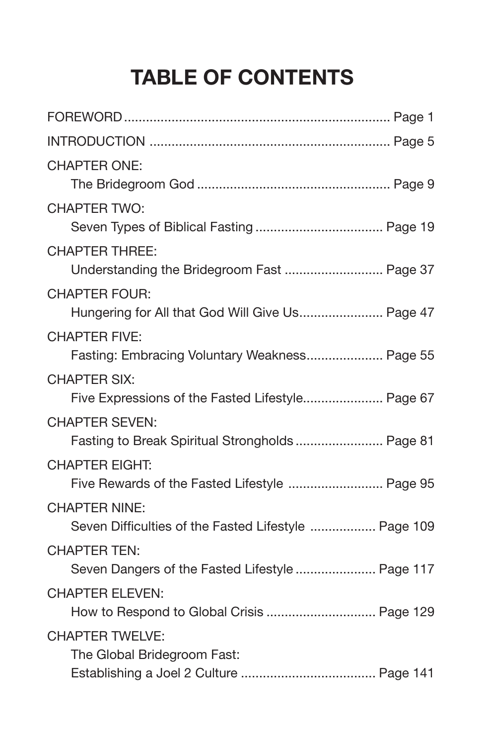# TABLE OF CONTENTS

FOREWORD ........................................................................ Page 1

INTRODUCTION ................................................................. Page 5

CHAPTER ONE:
The Bridegroom God .................................................... Page 9

CHAPTER TWO:
Seven Types of Biblical Fasting .................................. Page 19

CHAPTER THREE:
Understanding the Bridegroom Fast .......................... Page 37

CHAPTER FOUR:
Hungering for All that God Will Give Us....................... Page 47

CHAPTER FIVE:
Fasting: Embracing Voluntary Weakness..................... Page 55

CHAPTER SIX:
Five Expressions of the Fasted Lifestyle...................... Page 67

CHAPTER SEVEN:
Fasting to Break Spiritual Strongholds ........................ Page 81

CHAPTER EIGHT:
Five Rewards of the Fasted Lifestyle .......................... Page 95

CHAPTER NINE:
Seven Difficulties of the Fasted Lifestyle .................. Page 109

CHAPTER TEN:
Seven Dangers of the Fasted Lifestyle ...................... Page 117

CHAPTER ELEVEN:
How to Respond to Global Crisis .............................. Page 129

CHAPTER TWELVE:
The Global Bridegroom Fast:
Establishing a Joel 2 Culture ..................................... Page 141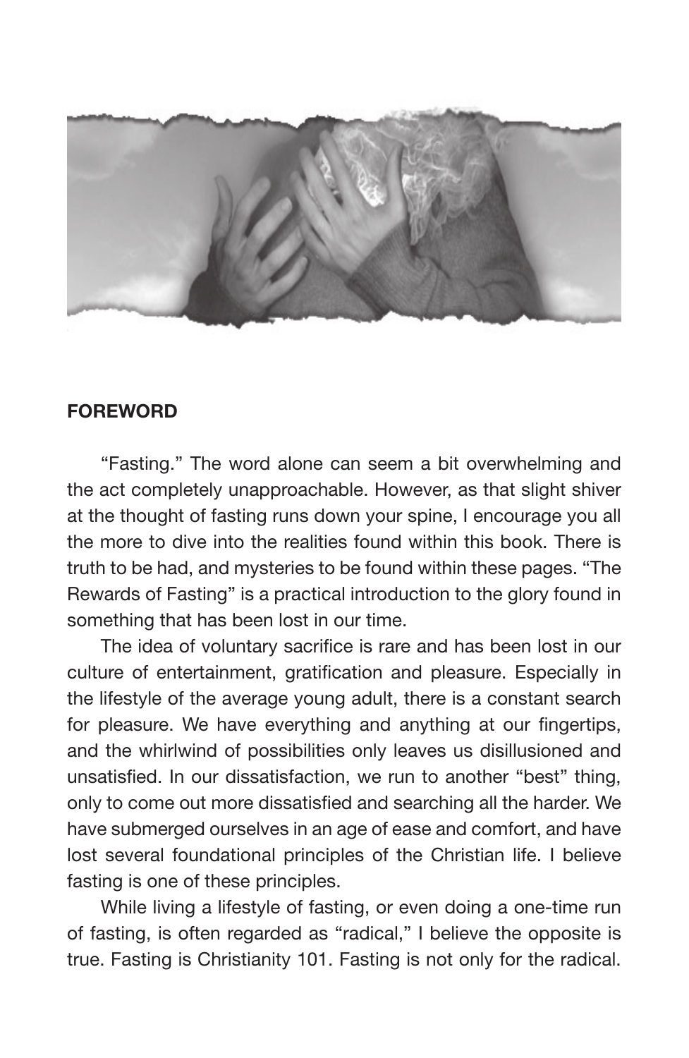## FOREWORD

"Fasting." The word alone can seem a bit overwhelming and the act completely unapproachable. However, as that slight shiver at the thought of fasting runs down your spine, I encourage you all the more to dive into the realities found within this book. There is truth to be had, and mysteries to be found within these pages. "The Rewards of Fasting" is a practical introduction to the glory found in something that has been lost in our time.

The idea of voluntary sacrifice is rare and has been lost in our culture of entertainment, gratification and pleasure. Especially in the lifestyle of the average young adult, there is a constant search for pleasure. We have everything and anything at our fingertips, and the whirlwind of possibilities only leaves us disillusioned and unsatisfied. In our dissatisfaction, we run to another "best" thing, only to come out more dissatisfied and searching all the harder. We have submerged ourselves in an age of ease and comfort, and have lost several foundational principles of the Christian life. I believe fasting is one of these principles.

While living a lifestyle of fasting, or even doing a one-time run of fasting, is often regarded as "radical," I believe the opposite is true. Fasting is Christianity 101. Fasting is not only for the radical.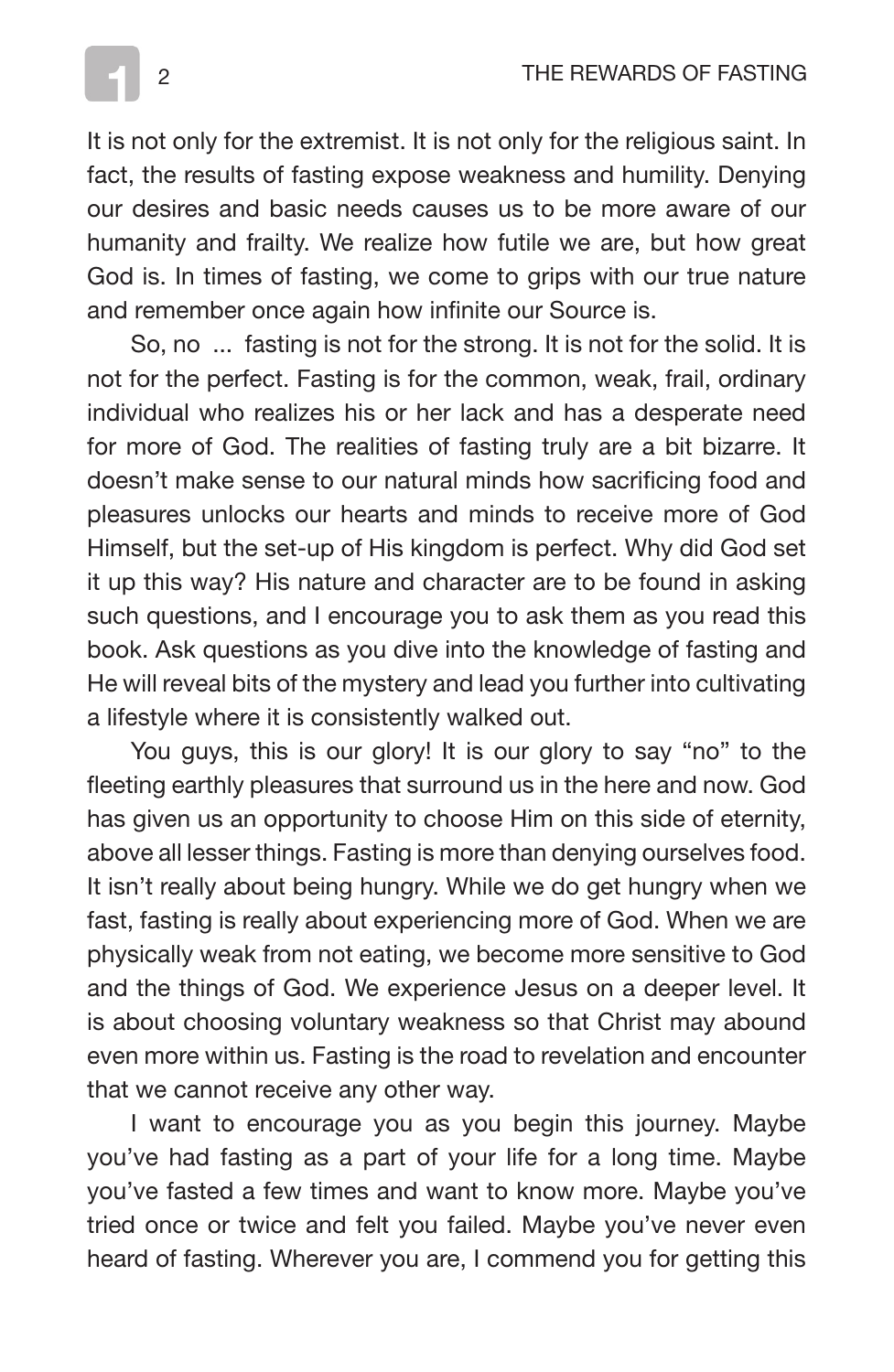It is not only for the extremist. It is not only for the religious saint. In fact, the results of fasting expose weakness and humility. Denying our desires and basic needs causes us to be more aware of our humanity and frailty. We realize how futile we are, but how great God is. In times of fasting, we come to grips with our true nature and remember once again how infinite our Source is.

So, no ... fasting is not for the strong. It is not for the solid. It is not for the perfect. Fasting is for the common, weak, frail, ordinary individual who realizes his or her lack and has a desperate need for more of God. The realities of fasting truly are a bit bizarre. It doesn't make sense to our natural minds how sacrificing food and pleasures unlocks our hearts and minds to receive more of God Himself, but the set-up of His kingdom is perfect. Why did God set it up this way? His nature and character are to be found in asking such questions, and I encourage you to ask them as you read this book. Ask questions as you dive into the knowledge of fasting and He will reveal bits of the mystery and lead you further into cultivating a lifestyle where it is consistently walked out.

You guys, this is our glory! It is our glory to say "no" to the fleeting earthly pleasures that surround us in the here and now. God has given us an opportunity to choose Him on this side of eternity, above all lesser things. Fasting is more than denying ourselves food. It isn't really about being hungry. While we do get hungry when we fast, fasting is really about experiencing more of God. When we are physically weak from not eating, we become more sensitive to God and the things of God. We experience Jesus on a deeper level. It is about choosing voluntary weakness so that Christ may abound even more within us. Fasting is the road to revelation and encounter that we cannot receive any other way.

I want to encourage you as you begin this journey. Maybe you've had fasting as a part of your life for a long time. Maybe you've fasted a few times and want to know more. Maybe you've tried once or twice and felt you failed. Maybe you've never even heard of fasting. Wherever you are, I commend you for getting this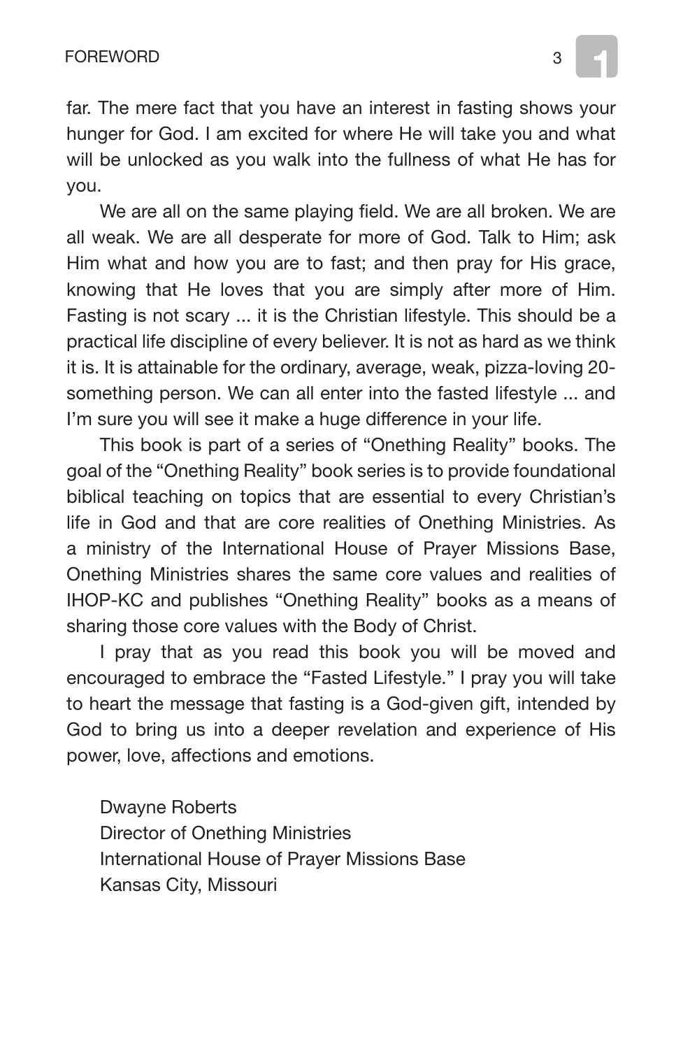far. The mere fact that you have an interest in fasting shows your hunger for God. I am excited for where He will take you and what will be unlocked as you walk into the fullness of what He has for you.

We are all on the same playing field. We are all broken. We are all weak. We are all desperate for more of God. Talk to Him; ask Him what and how you are to fast; and then pray for His grace, knowing that He loves that you are simply after more of Him. Fasting is not scary ... it is the Christian lifestyle. This should be a practical life discipline of every believer. It is not as hard as we think it is. It is attainable for the ordinary, average, weak, pizza-loving 20-something person. We can all enter into the fasted lifestyle ... and I'm sure you will see it make a huge difference in your life.

This book is part of a series of "Onething Reality" books. The goal of the "Onething Reality" book series is to provide foundational biblical teaching on topics that are essential to every Christian's life in God and that are core realities of Onething Ministries. As a ministry of the International House of Prayer Missions Base, Onething Ministries shares the same core values and realities of IHOP-KC and publishes "Onething Reality" books as a means of sharing those core values with the Body of Christ.

I pray that as you read this book you will be moved and encouraged to embrace the "Fasted Lifestyle." I pray you will take to heart the message that fasting is a God-given gift, intended by God to bring us into a deeper revelation and experience of His power, love, affections and emotions.

Dwayne Roberts
Director of Onething Ministries
International House of Prayer Missions Base
Kansas City, Missouri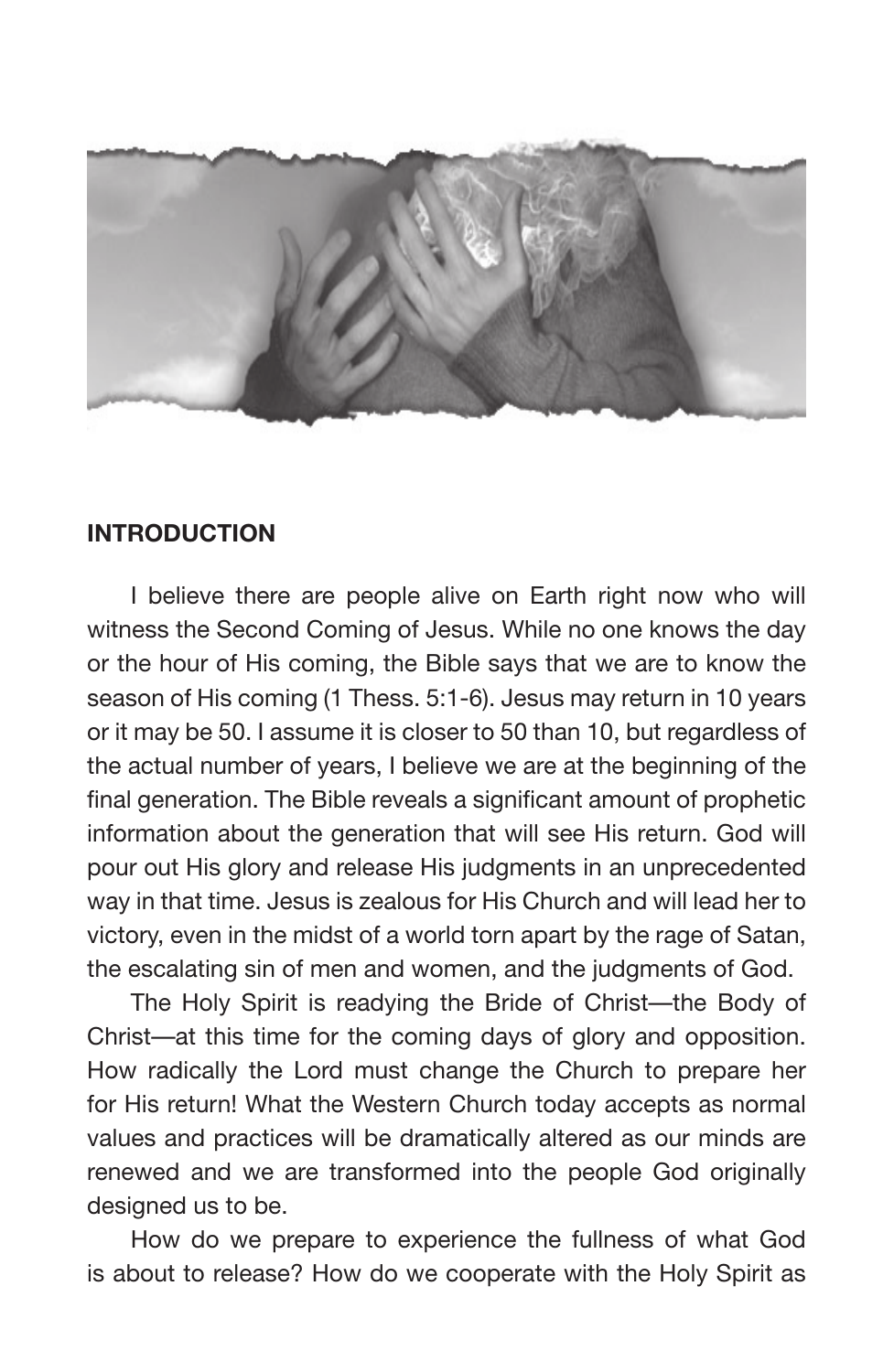## INTRODUCTION

I believe there are people alive on Earth right now who will witness the Second Coming of Jesus. While no one knows the day or the hour of His coming, the Bible says that we are to know the season of His coming (1 Thess. 5:1-6). Jesus may return in 10 years or it may be 50. I assume it is closer to 50 than 10, but regardless of the actual number of years, I believe we are at the beginning of the final generation. The Bible reveals a significant amount of prophetic information about the generation that will see His return. God will pour out His glory and release His judgments in an unprecedented way in that time. Jesus is zealous for His Church and will lead her to victory, even in the midst of a world torn apart by the rage of Satan, the escalating sin of men and women, and the judgments of God.

The Holy Spirit is readying the Bride of Christ—the Body of Christ—at this time for the coming days of glory and opposition. How radically the Lord must change the Church to prepare her for His return! What the Western Church today accepts as normal values and practices will be dramatically altered as our minds are renewed and we are transformed into the people God originally designed us to be.

How do we prepare to experience the fullness of what God is about to release? How do we cooperate with the Holy Spirit as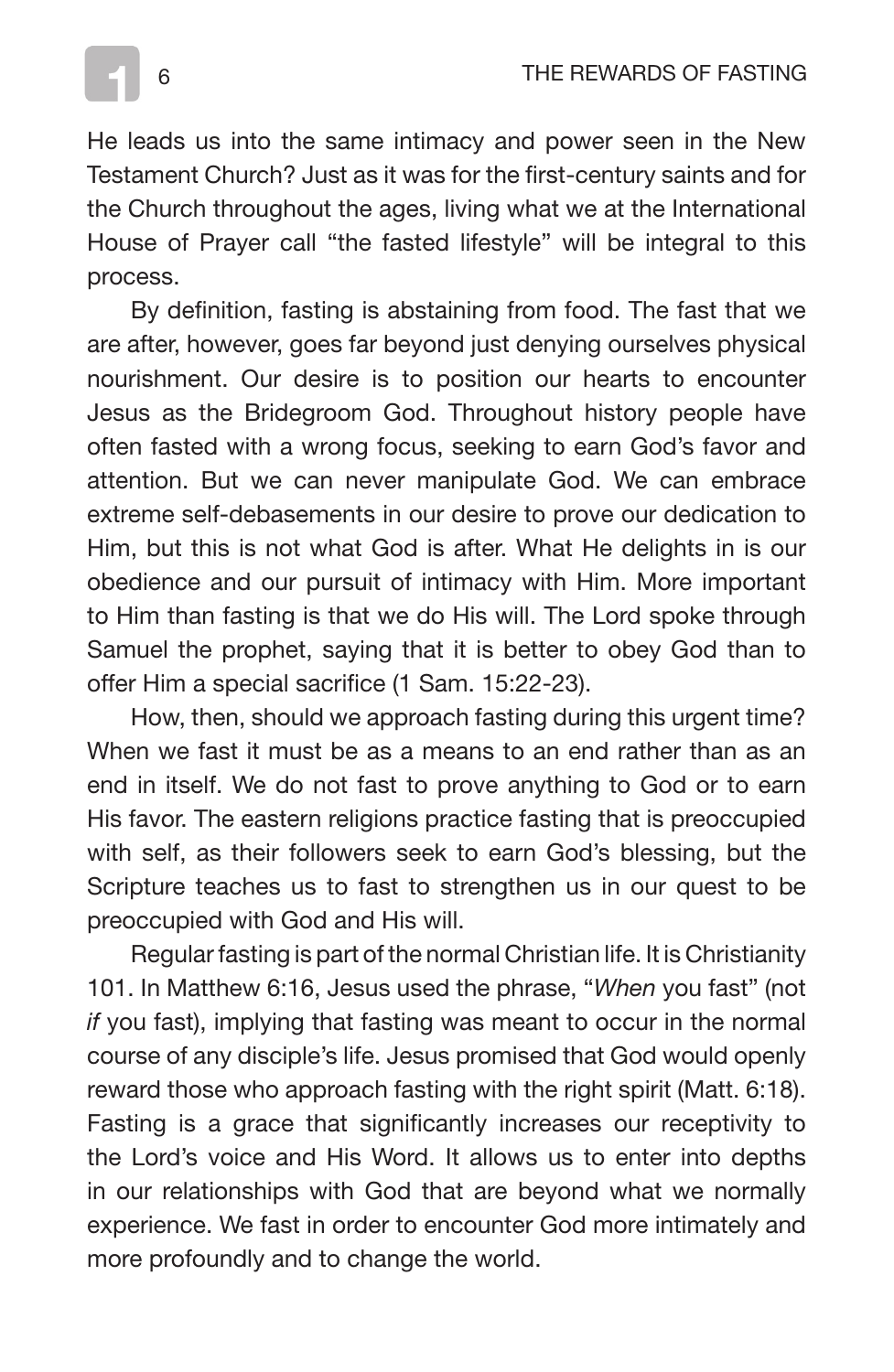He leads us into the same intimacy and power seen in the New Testament Church? Just as it was for the first-century saints and for the Church throughout the ages, living what we at the International House of Prayer call "the fasted lifestyle" will be integral to this process.

By definition, fasting is abstaining from food. The fast that we are after, however, goes far beyond just denying ourselves physical nourishment. Our desire is to position our hearts to encounter Jesus as the Bridegroom God. Throughout history people have often fasted with a wrong focus, seeking to earn God's favor and attention. But we can never manipulate God. We can embrace extreme self-debasements in our desire to prove our dedication to Him, but this is not what God is after. What He delights in is our obedience and our pursuit of intimacy with Him. More important to Him than fasting is that we do His will. The Lord spoke through Samuel the prophet, saying that it is better to obey God than to offer Him a special sacrifice (1 Sam. 15:22-23).

How, then, should we approach fasting during this urgent time? When we fast it must be as a means to an end rather than as an end in itself. We do not fast to prove anything to God or to earn His favor. The eastern religions practice fasting that is preoccupied with self, as their followers seek to earn God's blessing, but the Scripture teaches us to fast to strengthen us in our quest to be preoccupied with God and His will.

Regular fasting is part of the normal Christian life. It is Christianity 101. In Matthew 6:16, Jesus used the phrase, "*When* you fast" (not *if* you fast), implying that fasting was meant to occur in the normal course of any disciple's life. Jesus promised that God would openly reward those who approach fasting with the right spirit (Matt. 6:18). Fasting is a grace that significantly increases our receptivity to the Lord's voice and His Word. It allows us to enter into depths in our relationships with God that are beyond what we normally experience. We fast in order to encounter God more intimately and more profoundly and to change the world.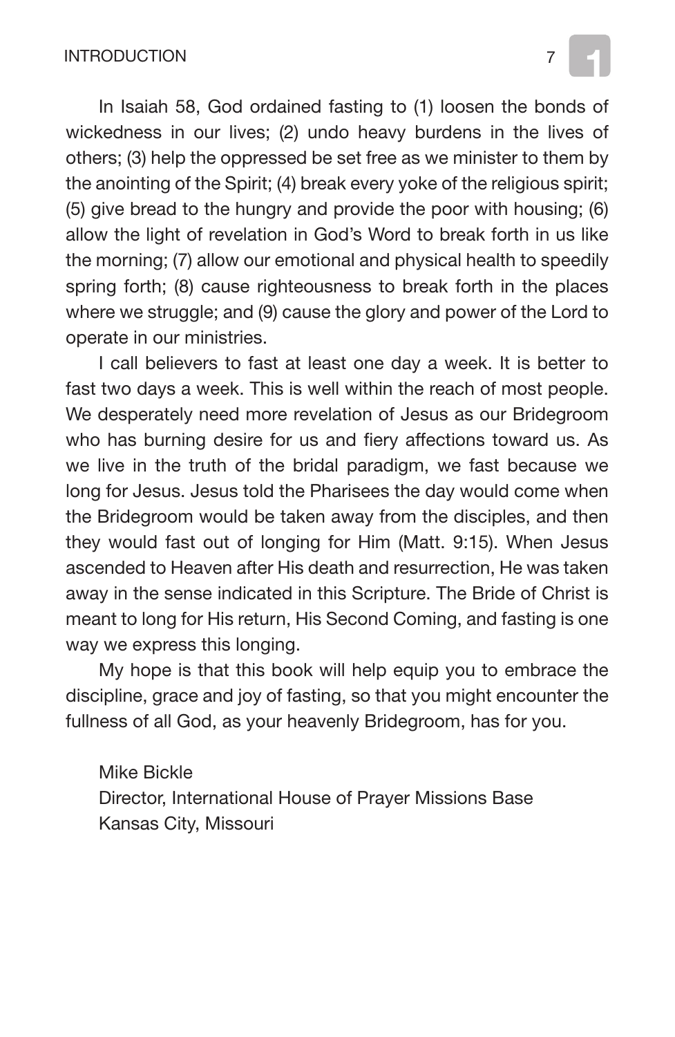In Isaiah 58, God ordained fasting to (1) loosen the bonds of wickedness in our lives; (2) undo heavy burdens in the lives of others; (3) help the oppressed be set free as we minister to them by the anointing of the Spirit; (4) break every yoke of the religious spirit; (5) give bread to the hungry and provide the poor with housing; (6) allow the light of revelation in God's Word to break forth in us like the morning; (7) allow our emotional and physical health to speedily spring forth; (8) cause righteousness to break forth in the places where we struggle; and (9) cause the glory and power of the Lord to operate in our ministries.

I call believers to fast at least one day a week. It is better to fast two days a week. This is well within the reach of most people. We desperately need more revelation of Jesus as our Bridegroom who has burning desire for us and fiery affections toward us. As we live in the truth of the bridal paradigm, we fast because we long for Jesus. Jesus told the Pharisees the day would come when the Bridegroom would be taken away from the disciples, and then they would fast out of longing for Him (Matt. 9:15). When Jesus ascended to Heaven after His death and resurrection, He was taken away in the sense indicated in this Scripture. The Bride of Christ is meant to long for His return, His Second Coming, and fasting is one way we express this longing.

My hope is that this book will help equip you to embrace the discipline, grace and joy of fasting, so that you might encounter the fullness of all God, as your heavenly Bridegroom, has for you.

Mike Bickle
Director, International House of Prayer Missions Base
Kansas City, Missouri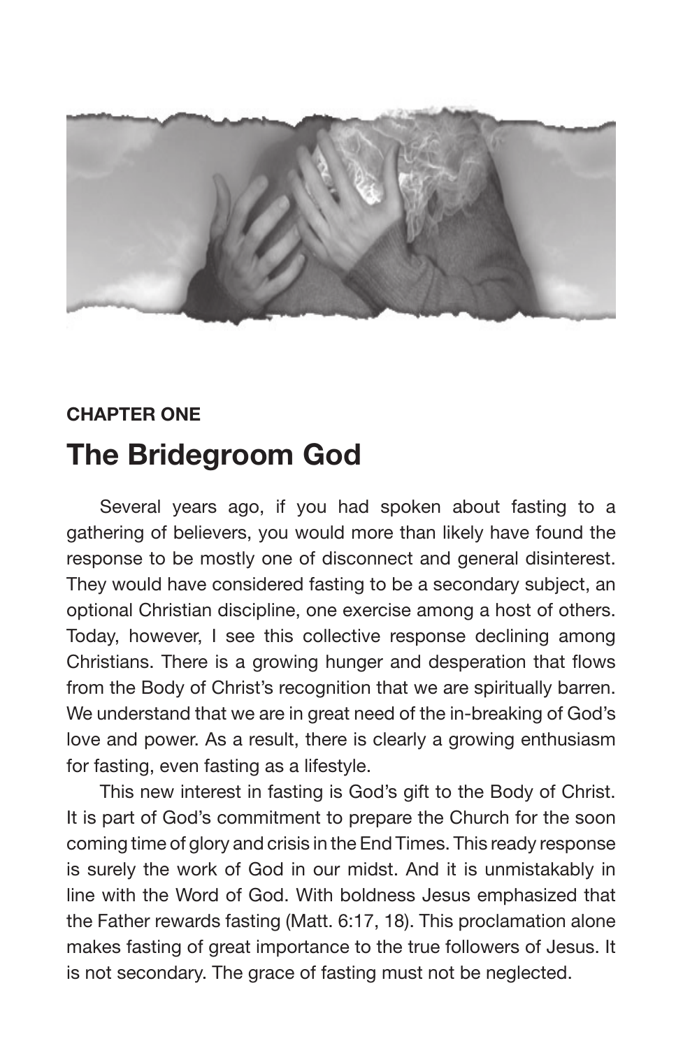**CHAPTER ONE**

# The Bridegroom God

Several years ago, if you had spoken about fasting to a gathering of believers, you would more than likely have found the response to be mostly one of disconnect and general disinterest. They would have considered fasting to be a secondary subject, an optional Christian discipline, one exercise among a host of others. Today, however, I see this collective response declining among Christians. There is a growing hunger and desperation that flows from the Body of Christ's recognition that we are spiritually barren. We understand that we are in great need of the in-breaking of God's love and power. As a result, there is clearly a growing enthusiasm for fasting, even fasting as a lifestyle.

This new interest in fasting is God's gift to the Body of Christ. It is part of God's commitment to prepare the Church for the soon coming time of glory and crisis in the End Times. This ready response is surely the work of God in our midst. And it is unmistakably in line with the Word of God. With boldness Jesus emphasized that the Father rewards fasting (Matt. 6:17, 18). This proclamation alone makes fasting of great importance to the true followers of Jesus. It is not secondary. The grace of fasting must not be neglected.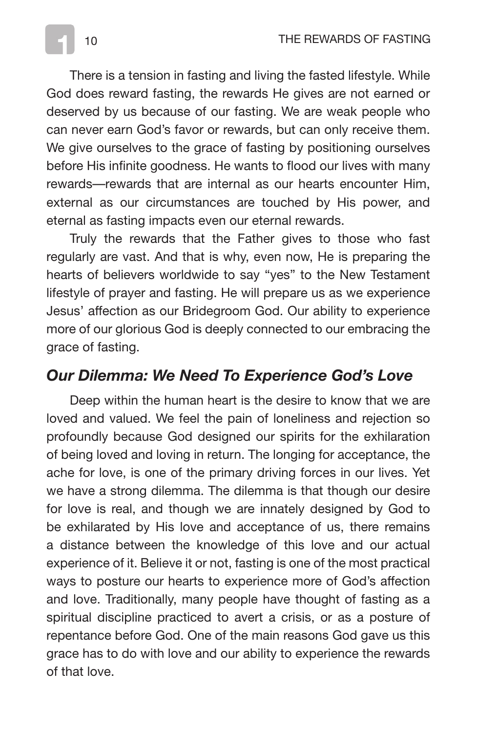There is a tension in fasting and living the fasted lifestyle. While God does reward fasting, the rewards He gives are not earned or deserved by us because of our fasting. We are weak people who can never earn God's favor or rewards, but can only receive them. We give ourselves to the grace of fasting by positioning ourselves before His infinite goodness. He wants to flood our lives with many rewards—rewards that are internal as our hearts encounter Him, external as our circumstances are touched by His power, and eternal as fasting impacts even our eternal rewards.

Truly the rewards that the Father gives to those who fast regularly are vast. And that is why, even now, He is preparing the hearts of believers worldwide to say "yes" to the New Testament lifestyle of prayer and fasting. He will prepare us as we experience Jesus' affection as our Bridegroom God. Our ability to experience more of our glorious God is deeply connected to our embracing the grace of fasting.

## *Our Dilemma: We Need To Experience God's Love*

Deep within the human heart is the desire to know that we are loved and valued. We feel the pain of loneliness and rejection so profoundly because God designed our spirits for the exhilaration of being loved and loving in return. The longing for acceptance, the ache for love, is one of the primary driving forces in our lives. Yet we have a strong dilemma. The dilemma is that though our desire for love is real, and though we are innately designed by God to be exhilarated by His love and acceptance of us, there remains a distance between the knowledge of this love and our actual experience of it. Believe it or not, fasting is one of the most practical ways to posture our hearts to experience more of God's affection and love. Traditionally, many people have thought of fasting as a spiritual discipline practiced to avert a crisis, or as a posture of repentance before God. One of the main reasons God gave us this grace has to do with love and our ability to experience the rewards of that love.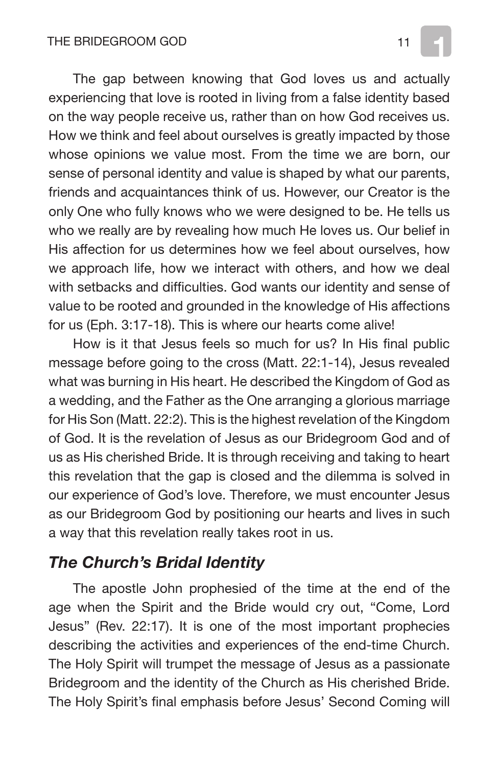The gap between knowing that God loves us and actually experiencing that love is rooted in living from a false identity based on the way people receive us, rather than on how God receives us. How we think and feel about ourselves is greatly impacted by those whose opinions we value most. From the time we are born, our sense of personal identity and value is shaped by what our parents, friends and acquaintances think of us. However, our Creator is the only One who fully knows who we were designed to be. He tells us who we really are by revealing how much He loves us. Our belief in His affection for us determines how we feel about ourselves, how we approach life, how we interact with others, and how we deal with setbacks and difficulties. God wants our identity and sense of value to be rooted and grounded in the knowledge of His affections for us (Eph. 3:17-18). This is where our hearts come alive!

How is it that Jesus feels so much for us? In His final public message before going to the cross (Matt. 22:1-14), Jesus revealed what was burning in His heart. He described the Kingdom of God as a wedding, and the Father as the One arranging a glorious marriage for His Son (Matt. 22:2). This is the highest revelation of the Kingdom of God. It is the revelation of Jesus as our Bridegroom God and of us as His cherished Bride. It is through receiving and taking to heart this revelation that the gap is closed and the dilemma is solved in our experience of God's love. Therefore, we must encounter Jesus as our Bridegroom God by positioning our hearts and lives in such a way that this revelation really takes root in us.

## *The Church's Bridal Identity*

The apostle John prophesied of the time at the end of the age when the Spirit and the Bride would cry out, "Come, Lord Jesus" (Rev. 22:17). It is one of the most important prophecies describing the activities and experiences of the end-time Church. The Holy Spirit will trumpet the message of Jesus as a passionate Bridegroom and the identity of the Church as His cherished Bride. The Holy Spirit's final emphasis before Jesus' Second Coming will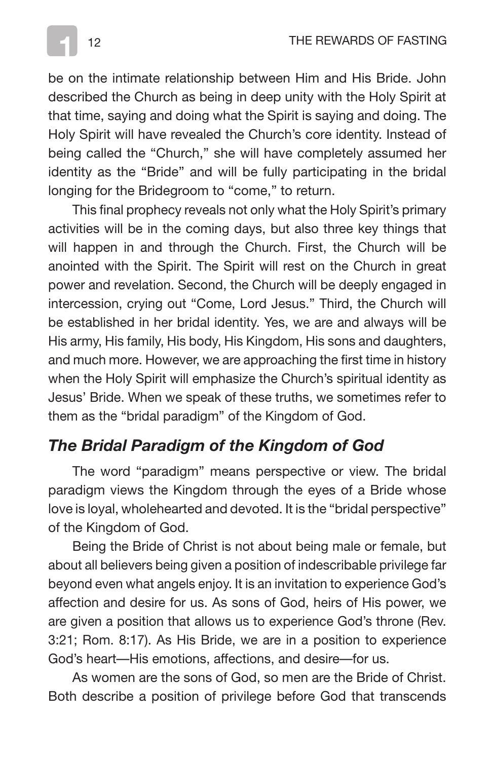be on the intimate relationship between Him and His Bride. John described the Church as being in deep unity with the Holy Spirit at that time, saying and doing what the Spirit is saying and doing. The Holy Spirit will have revealed the Church's core identity. Instead of being called the "Church," she will have completely assumed her identity as the "Bride" and will be fully participating in the bridal longing for the Bridegroom to "come," to return.

This final prophecy reveals not only what the Holy Spirit's primary activities will be in the coming days, but also three key things that will happen in and through the Church. First, the Church will be anointed with the Spirit. The Spirit will rest on the Church in great power and revelation. Second, the Church will be deeply engaged in intercession, crying out "Come, Lord Jesus." Third, the Church will be established in her bridal identity. Yes, we are and always will be His army, His family, His body, His Kingdom, His sons and daughters, and much more. However, we are approaching the first time in history when the Holy Spirit will emphasize the Church's spiritual identity as Jesus' Bride. When we speak of these truths, we sometimes refer to them as the "bridal paradigm" of the Kingdom of God.

## *The Bridal Paradigm of the Kingdom of God*

The word "paradigm" means perspective or view. The bridal paradigm views the Kingdom through the eyes of a Bride whose love is loyal, wholehearted and devoted. It is the "bridal perspective" of the Kingdom of God.

Being the Bride of Christ is not about being male or female, but about all believers being given a position of indescribable privilege far beyond even what angels enjoy. It is an invitation to experience God's affection and desire for us. As sons of God, heirs of His power, we are given a position that allows us to experience God's throne (Rev. 3:21; Rom. 8:17). As His Bride, we are in a position to experience God's heart—His emotions, affections, and desire—for us.

As women are the sons of God, so men are the Bride of Christ. Both describe a position of privilege before God that transcends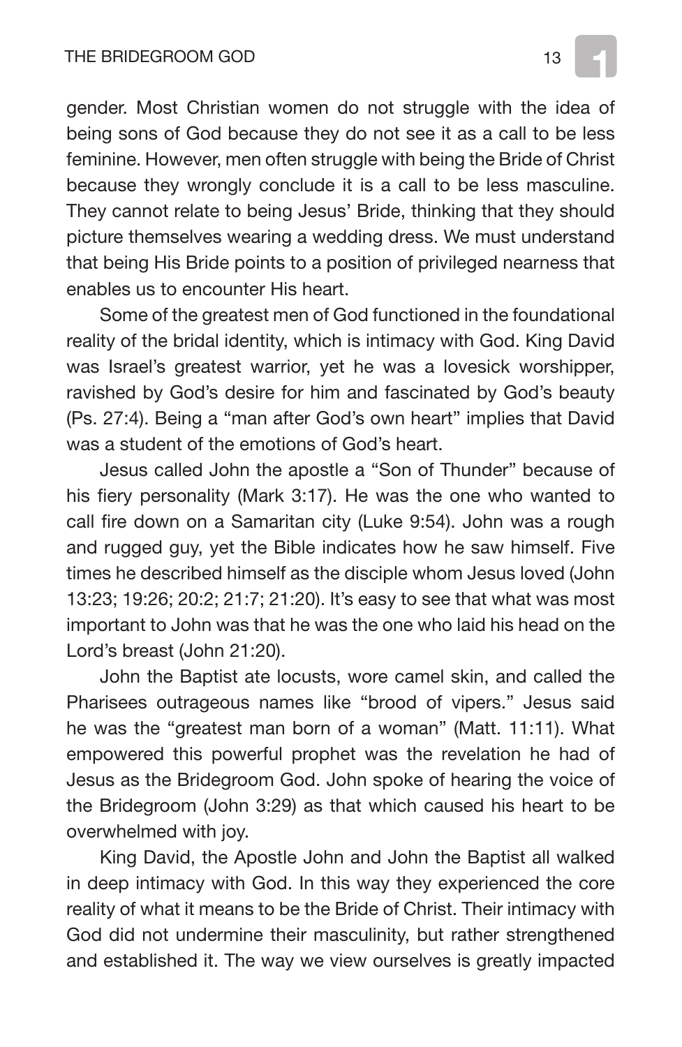gender. Most Christian women do not struggle with the idea of being sons of God because they do not see it as a call to be less feminine. However, men often struggle with being the Bride of Christ because they wrongly conclude it is a call to be less masculine. They cannot relate to being Jesus' Bride, thinking that they should picture themselves wearing a wedding dress. We must understand that being His Bride points to a position of privileged nearness that enables us to encounter His heart.

Some of the greatest men of God functioned in the foundational reality of the bridal identity, which is intimacy with God. King David was Israel's greatest warrior, yet he was a lovesick worshipper, ravished by God's desire for him and fascinated by God's beauty (Ps. 27:4). Being a "man after God's own heart" implies that David was a student of the emotions of God's heart.

Jesus called John the apostle a "Son of Thunder" because of his fiery personality (Mark 3:17). He was the one who wanted to call fire down on a Samaritan city (Luke 9:54). John was a rough and rugged guy, yet the Bible indicates how he saw himself. Five times he described himself as the disciple whom Jesus loved (John 13:23; 19:26; 20:2; 21:7; 21:20). It's easy to see that what was most important to John was that he was the one who laid his head on the Lord's breast (John 21:20).

John the Baptist ate locusts, wore camel skin, and called the Pharisees outrageous names like "brood of vipers." Jesus said he was the "greatest man born of a woman" (Matt. 11:11). What empowered this powerful prophet was the revelation he had of Jesus as the Bridegroom God. John spoke of hearing the voice of the Bridegroom (John 3:29) as that which caused his heart to be overwhelmed with joy.

King David, the Apostle John and John the Baptist all walked in deep intimacy with God. In this way they experienced the core reality of what it means to be the Bride of Christ. Their intimacy with God did not undermine their masculinity, but rather strengthened and established it. The way we view ourselves is greatly impacted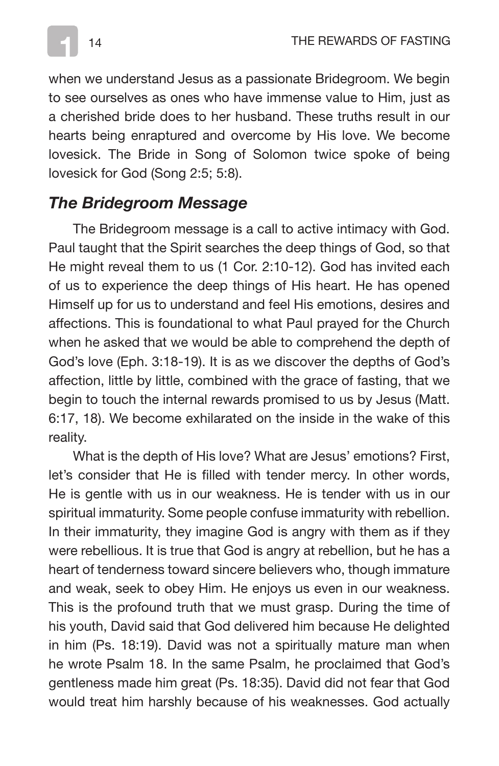when we understand Jesus as a passionate Bridegroom. We begin to see ourselves as ones who have immense value to Him, just as a cherished bride does to her husband. These truths result in our hearts being enraptured and overcome by His love. We become lovesick. The Bride in Song of Solomon twice spoke of being lovesick for God (Song 2:5; 5:8).

### *The Bridegroom Message*

The Bridegroom message is a call to active intimacy with God. Paul taught that the Spirit searches the deep things of God, so that He might reveal them to us (1 Cor. 2:10-12). God has invited each of us to experience the deep things of His heart. He has opened Himself up for us to understand and feel His emotions, desires and affections. This is foundational to what Paul prayed for the Church when he asked that we would be able to comprehend the depth of God's love (Eph. 3:18-19). It is as we discover the depths of God's affection, little by little, combined with the grace of fasting, that we begin to touch the internal rewards promised to us by Jesus (Matt. 6:17, 18). We become exhilarated on the inside in the wake of this reality.

What is the depth of His love? What are Jesus' emotions? First, let's consider that He is filled with tender mercy. In other words, He is gentle with us in our weakness. He is tender with us in our spiritual immaturity. Some people confuse immaturity with rebellion. In their immaturity, they imagine God is angry with them as if they were rebellious. It is true that God is angry at rebellion, but he has a heart of tenderness toward sincere believers who, though immature and weak, seek to obey Him. He enjoys us even in our weakness. This is the profound truth that we must grasp. During the time of his youth, David said that God delivered him because He delighted in him (Ps. 18:19). David was not a spiritually mature man when he wrote Psalm 18. In the same Psalm, he proclaimed that God's gentleness made him great (Ps. 18:35). David did not fear that God would treat him harshly because of his weaknesses. God actually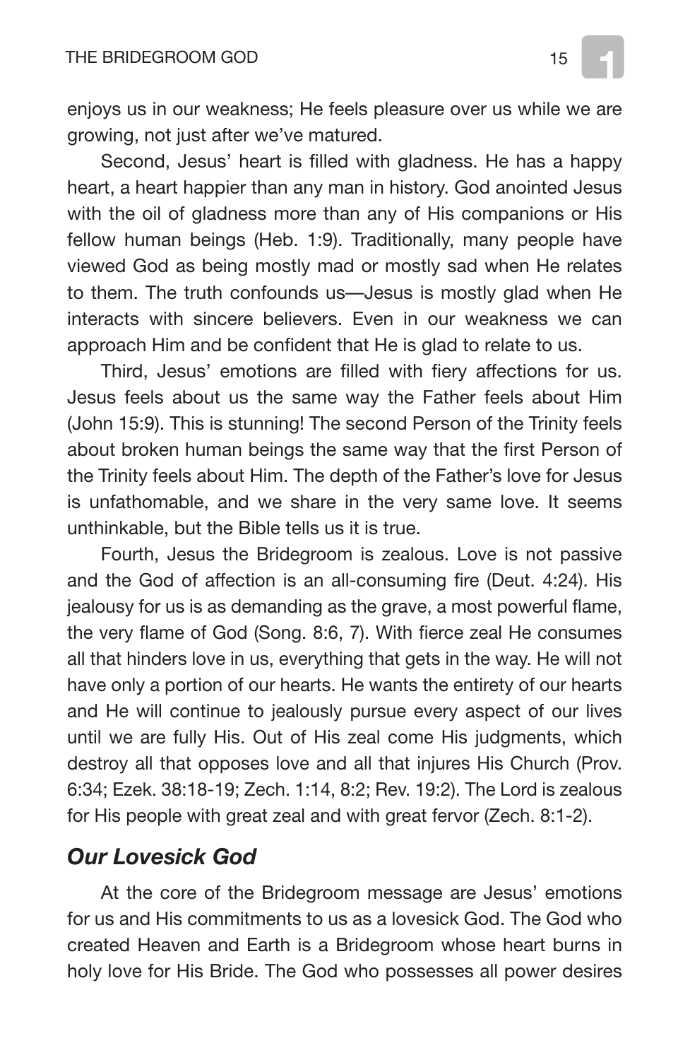enjoys us in our weakness; He feels pleasure over us while we are growing, not just after we've matured.

Second, Jesus' heart is filled with gladness. He has a happy heart, a heart happier than any man in history. God anointed Jesus with the oil of gladness more than any of His companions or His fellow human beings (Heb. 1:9). Traditionally, many people have viewed God as being mostly mad or mostly sad when He relates to them. The truth confounds us—Jesus is mostly glad when He interacts with sincere believers. Even in our weakness we can approach Him and be confident that He is glad to relate to us.

Third, Jesus' emotions are filled with fiery affections for us. Jesus feels about us the same way the Father feels about Him (John 15:9). This is stunning! The second Person of the Trinity feels about broken human beings the same way that the first Person of the Trinity feels about Him. The depth of the Father's love for Jesus is unfathomable, and we share in the very same love. It seems unthinkable, but the Bible tells us it is true.

Fourth, Jesus the Bridegroom is zealous. Love is not passive and the God of affection is an all-consuming fire (Deut. 4:24). His jealousy for us is as demanding as the grave, a most powerful flame, the very flame of God (Song. 8:6, 7). With fierce zeal He consumes all that hinders love in us, everything that gets in the way. He will not have only a portion of our hearts. He wants the entirety of our hearts and He will continue to jealously pursue every aspect of our lives until we are fully His. Out of His zeal come His judgments, which destroy all that opposes love and all that injures His Church (Prov. 6:34; Ezek. 38:18-19; Zech. 1:14, 8:2; Rev. 19:2). The Lord is zealous for His people with great zeal and with great fervor (Zech. 8:1-2).

## *Our Lovesick God*

At the core of the Bridegroom message are Jesus' emotions for us and His commitments to us as a lovesick God. The God who created Heaven and Earth is a Bridegroom whose heart burns in holy love for His Bride. The God who possesses all power desires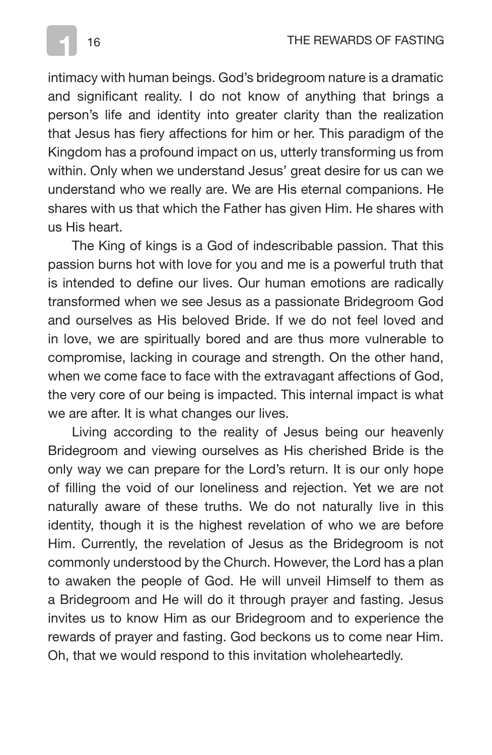intimacy with human beings. God's bridegroom nature is a dramatic and significant reality. I do not know of anything that brings a person's life and identity into greater clarity than the realization that Jesus has fiery affections for him or her. This paradigm of the Kingdom has a profound impact on us, utterly transforming us from within. Only when we understand Jesus' great desire for us can we understand who we really are. We are His eternal companions. He shares with us that which the Father has given Him. He shares with us His heart.

The King of kings is a God of indescribable passion. That this passion burns hot with love for you and me is a powerful truth that is intended to define our lives. Our human emotions are radically transformed when we see Jesus as a passionate Bridegroom God and ourselves as His beloved Bride. If we do not feel loved and in love, we are spiritually bored and are thus more vulnerable to compromise, lacking in courage and strength. On the other hand, when we come face to face with the extravagant affections of God, the very core of our being is impacted. This internal impact is what we are after. It is what changes our lives.

Living according to the reality of Jesus being our heavenly Bridegroom and viewing ourselves as His cherished Bride is the only way we can prepare for the Lord's return. It is our only hope of filling the void of our loneliness and rejection. Yet we are not naturally aware of these truths. We do not naturally live in this identity, though it is the highest revelation of who we are before Him. Currently, the revelation of Jesus as the Bridegroom is not commonly understood by the Church. However, the Lord has a plan to awaken the people of God. He will unveil Himself to them as a Bridegroom and He will do it through prayer and fasting. Jesus invites us to know Him as our Bridegroom and to experience the rewards of prayer and fasting. God beckons us to come near Him. Oh, that we would respond to this invitation wholeheartedly.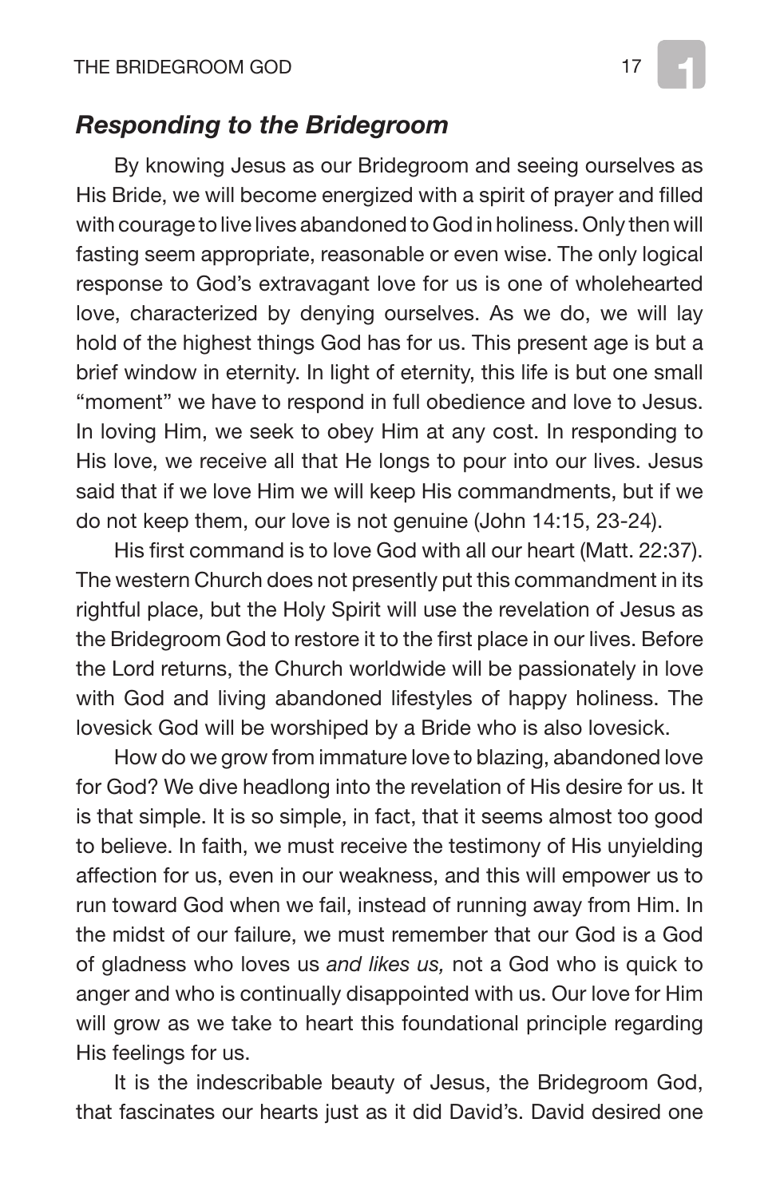### *Responding to the Bridegroom*

By knowing Jesus as our Bridegroom and seeing ourselves as His Bride, we will become energized with a spirit of prayer and filled with courage to live lives abandoned to God in holiness. Only then will fasting seem appropriate, reasonable or even wise. The only logical response to God's extravagant love for us is one of wholehearted love, characterized by denying ourselves. As we do, we will lay hold of the highest things God has for us. This present age is but a brief window in eternity. In light of eternity, this life is but one small "moment" we have to respond in full obedience and love to Jesus. In loving Him, we seek to obey Him at any cost. In responding to His love, we receive all that He longs to pour into our lives. Jesus said that if we love Him we will keep His commandments, but if we do not keep them, our love is not genuine (John 14:15, 23-24).

His first command is to love God with all our heart (Matt. 22:37). The western Church does not presently put this commandment in its rightful place, but the Holy Spirit will use the revelation of Jesus as the Bridegroom God to restore it to the first place in our lives. Before the Lord returns, the Church worldwide will be passionately in love with God and living abandoned lifestyles of happy holiness. The lovesick God will be worshiped by a Bride who is also lovesick.

How do we grow from immature love to blazing, abandoned love for God? We dive headlong into the revelation of His desire for us. It is that simple. It is so simple, in fact, that it seems almost too good to believe. In faith, we must receive the testimony of His unyielding affection for us, even in our weakness, and this will empower us to run toward God when we fail, instead of running away from Him. In the midst of our failure, we must remember that our God is a God of gladness who loves us *and likes us,* not a God who is quick to anger and who is continually disappointed with us. Our love for Him will grow as we take to heart this foundational principle regarding His feelings for us.

It is the indescribable beauty of Jesus, the Bridegroom God, that fascinates our hearts just as it did David's. David desired one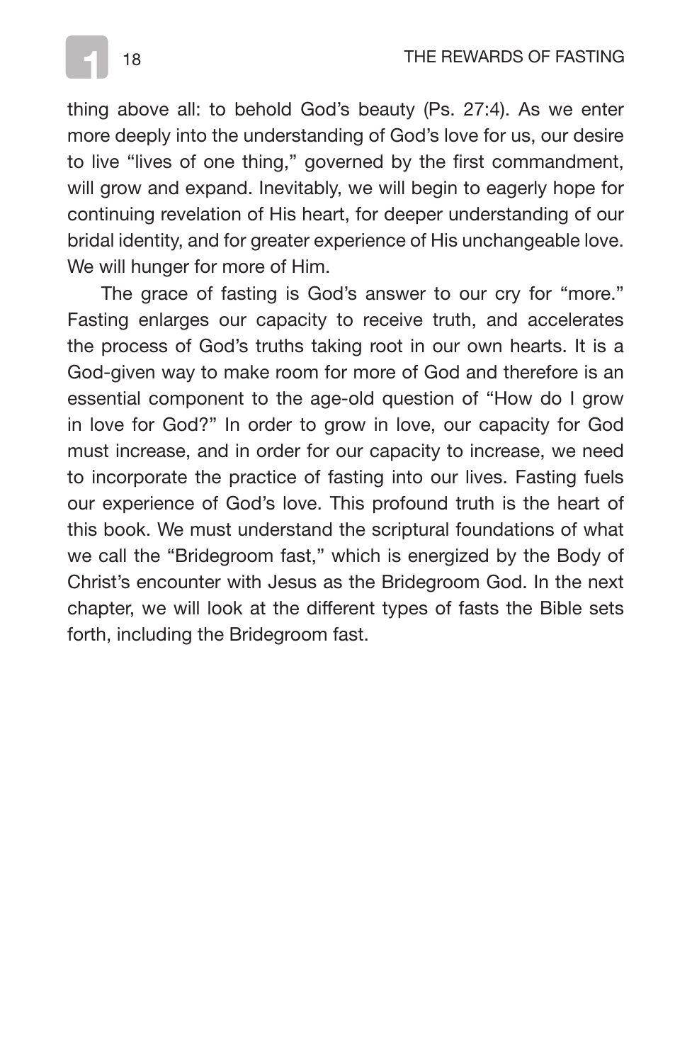thing above all: to behold God's beauty (Ps. 27:4). As we enter more deeply into the understanding of God's love for us, our desire to live "lives of one thing," governed by the first commandment, will grow and expand. Inevitably, we will begin to eagerly hope for continuing revelation of His heart, for deeper understanding of our bridal identity, and for greater experience of His unchangeable love. We will hunger for more of Him.

The grace of fasting is God's answer to our cry for "more." Fasting enlarges our capacity to receive truth, and accelerates the process of God's truths taking root in our own hearts. It is a God-given way to make room for more of God and therefore is an essential component to the age-old question of "How do I grow in love for God?" In order to grow in love, our capacity for God must increase, and in order for our capacity to increase, we need to incorporate the practice of fasting into our lives. Fasting fuels our experience of God's love. This profound truth is the heart of this book. We must understand the scriptural foundations of what we call the "Bridegroom fast," which is energized by the Body of Christ's encounter with Jesus as the Bridegroom God. In the next chapter, we will look at the different types of fasts the Bible sets forth, including the Bridegroom fast.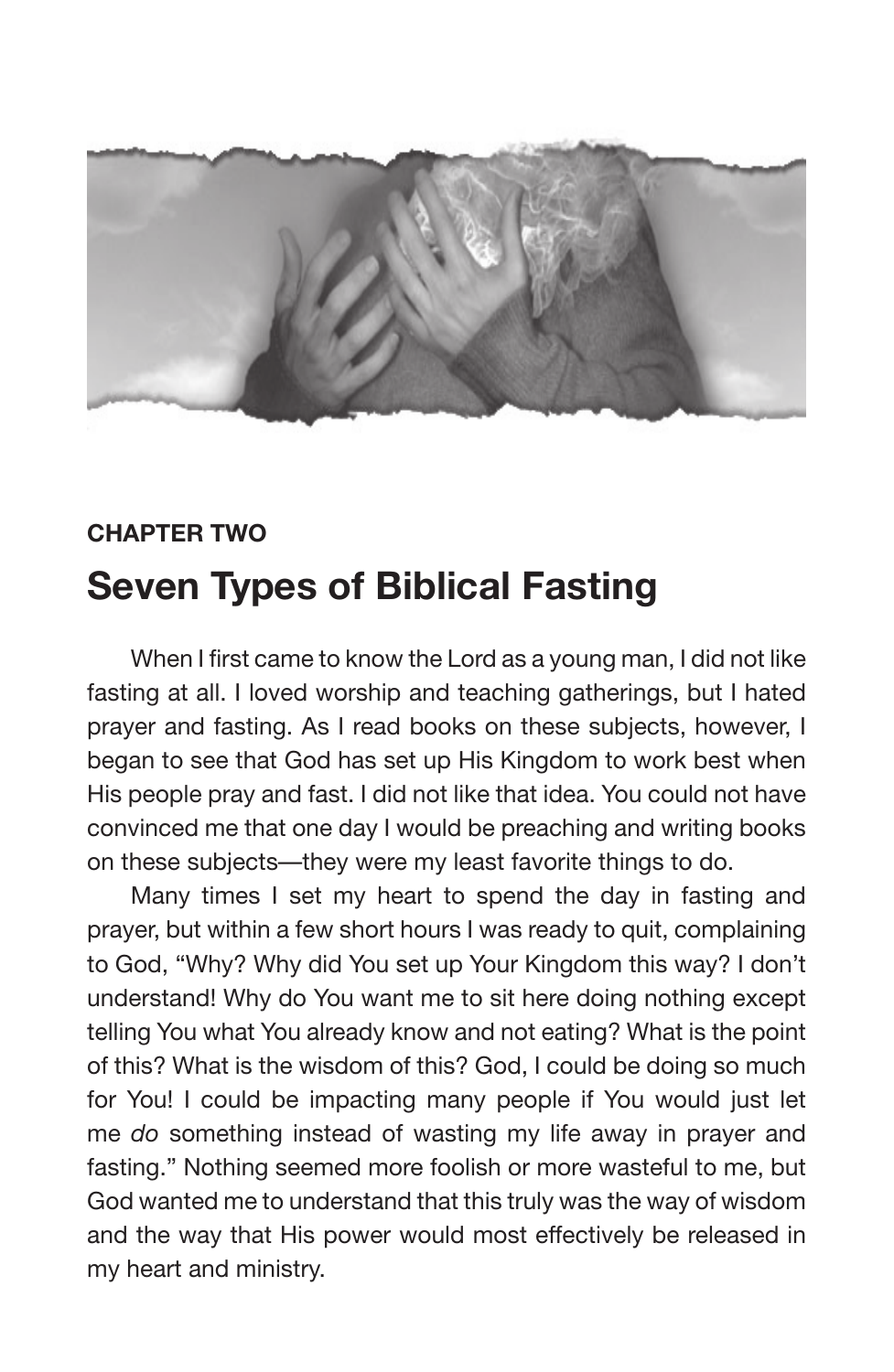**CHAPTER TWO**

# Seven Types of Biblical Fasting

When I first came to know the Lord as a young man, I did not like fasting at all. I loved worship and teaching gatherings, but I hated prayer and fasting. As I read books on these subjects, however, I began to see that God has set up His Kingdom to work best when His people pray and fast. I did not like that idea. You could not have convinced me that one day I would be preaching and writing books on these subjects—they were my least favorite things to do.

Many times I set my heart to spend the day in fasting and prayer, but within a few short hours I was ready to quit, complaining to God, "Why? Why did You set up Your Kingdom this way? I don't understand! Why do You want me to sit here doing nothing except telling You what You already know and not eating? What is the point of this? What is the wisdom of this? God, I could be doing so much for You! I could be impacting many people if You would just let me *do* something instead of wasting my life away in prayer and fasting." Nothing seemed more foolish or more wasteful to me, but God wanted me to understand that this truly was the way of wisdom and the way that His power would most effectively be released in my heart and ministry.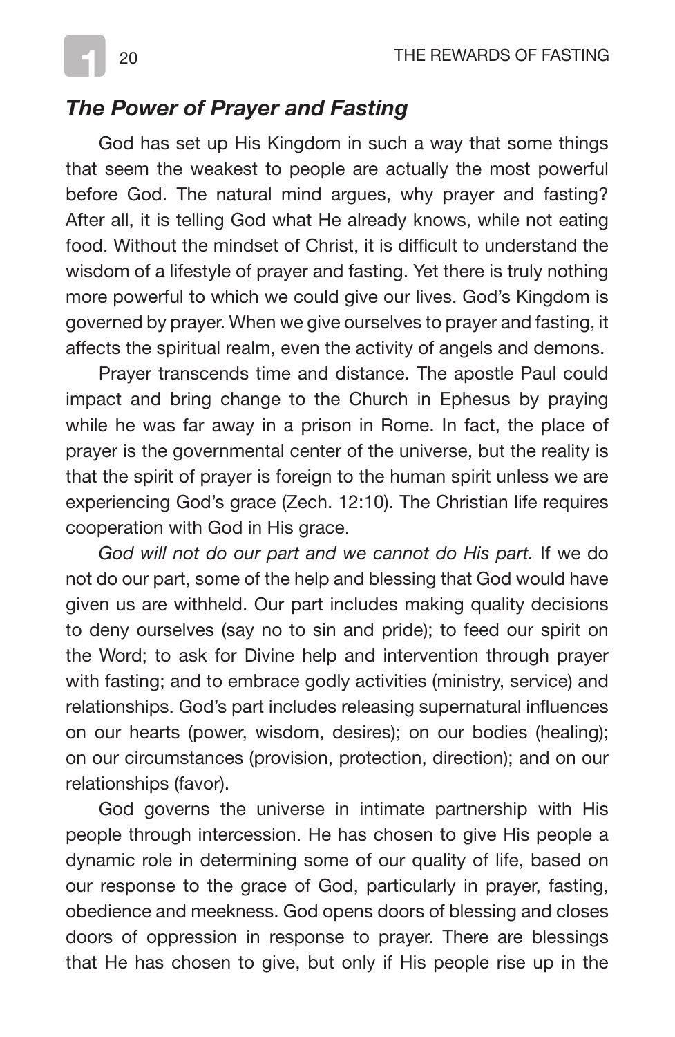## *The Power of Prayer and Fasting*

God has set up His Kingdom in such a way that some things that seem the weakest to people are actually the most powerful before God. The natural mind argues, why prayer and fasting? After all, it is telling God what He already knows, while not eating food. Without the mindset of Christ, it is difficult to understand the wisdom of a lifestyle of prayer and fasting. Yet there is truly nothing more powerful to which we could give our lives. God's Kingdom is governed by prayer. When we give ourselves to prayer and fasting, it affects the spiritual realm, even the activity of angels and demons.

Prayer transcends time and distance. The apostle Paul could impact and bring change to the Church in Ephesus by praying while he was far away in a prison in Rome. In fact, the place of prayer is the governmental center of the universe, but the reality is that the spirit of prayer is foreign to the human spirit unless we are experiencing God's grace (Zech. 12:10). The Christian life requires cooperation with God in His grace.

*God will not do our part and we cannot do His part.* If we do not do our part, some of the help and blessing that God would have given us are withheld. Our part includes making quality decisions to deny ourselves (say no to sin and pride); to feed our spirit on the Word; to ask for Divine help and intervention through prayer with fasting; and to embrace godly activities (ministry, service) and relationships. God's part includes releasing supernatural influences on our hearts (power, wisdom, desires); on our bodies (healing); on our circumstances (provision, protection, direction); and on our relationships (favor).

God governs the universe in intimate partnership with His people through intercession. He has chosen to give His people a dynamic role in determining some of our quality of life, based on our response to the grace of God, particularly in prayer, fasting, obedience and meekness. God opens doors of blessing and closes doors of oppression in response to prayer. There are blessings that He has chosen to give, but only if His people rise up in the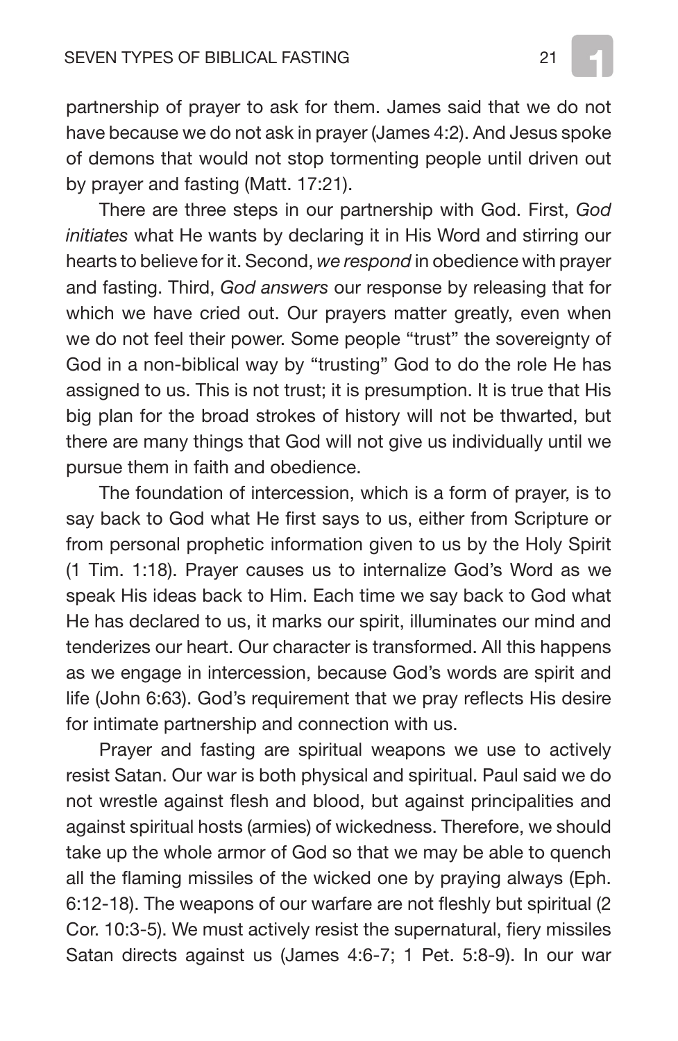partnership of prayer to ask for them. James said that we do not have because we do not ask in prayer (James 4:2). And Jesus spoke of demons that would not stop tormenting people until driven out by prayer and fasting (Matt. 17:21).

There are three steps in our partnership with God. First, *God initiates* what He wants by declaring it in His Word and stirring our hearts to believe for it. Second, *we respond* in obedience with prayer and fasting. Third, *God answers* our response by releasing that for which we have cried out. Our prayers matter greatly, even when we do not feel their power. Some people "trust" the sovereignty of God in a non-biblical way by "trusting" God to do the role He has assigned to us. This is not trust; it is presumption. It is true that His big plan for the broad strokes of history will not be thwarted, but there are many things that God will not give us individually until we pursue them in faith and obedience.

The foundation of intercession, which is a form of prayer, is to say back to God what He first says to us, either from Scripture or from personal prophetic information given to us by the Holy Spirit (1 Tim. 1:18). Prayer causes us to internalize God's Word as we speak His ideas back to Him. Each time we say back to God what He has declared to us, it marks our spirit, illuminates our mind and tenderizes our heart. Our character is transformed. All this happens as we engage in intercession, because God's words are spirit and life (John 6:63). God's requirement that we pray reflects His desire for intimate partnership and connection with us.

Prayer and fasting are spiritual weapons we use to actively resist Satan. Our war is both physical and spiritual. Paul said we do not wrestle against flesh and blood, but against principalities and against spiritual hosts (armies) of wickedness. Therefore, we should take up the whole armor of God so that we may be able to quench all the flaming missiles of the wicked one by praying always (Eph. 6:12-18). The weapons of our warfare are not fleshly but spiritual (2 Cor. 10:3-5). We must actively resist the supernatural, fiery missiles Satan directs against us (James 4:6-7; 1 Pet. 5:8-9). In our war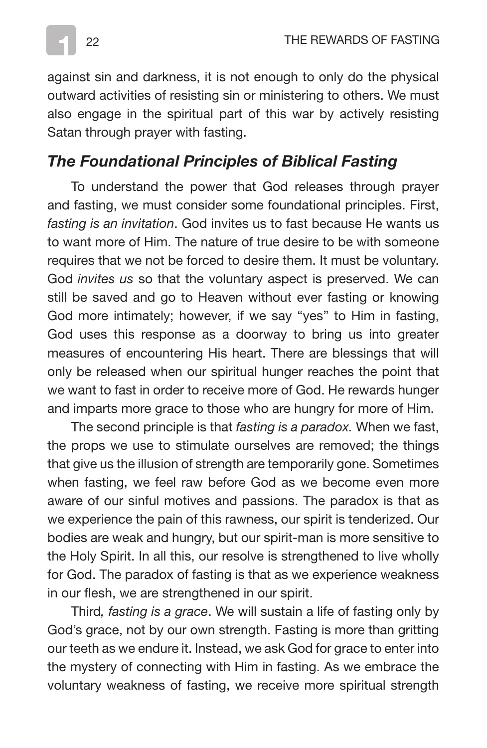against sin and darkness, it is not enough to only do the physical outward activities of resisting sin or ministering to others. We must also engage in the spiritual part of this war by actively resisting Satan through prayer with fasting.

## *The Foundational Principles of Biblical Fasting*

To understand the power that God releases through prayer and fasting, we must consider some foundational principles. First, *fasting is an invitation*. God invites us to fast because He wants us to want more of Him. The nature of true desire to be with someone requires that we not be forced to desire them. It must be voluntary. God *invites us* so that the voluntary aspect is preserved. We can still be saved and go to Heaven without ever fasting or knowing God more intimately; however, if we say “yes” to Him in fasting, God uses this response as a doorway to bring us into greater measures of encountering His heart. There are blessings that will only be released when our spiritual hunger reaches the point that we want to fast in order to receive more of God. He rewards hunger and imparts more grace to those who are hungry for more of Him.

The second principle is that *fasting is a paradox.* When we fast, the props we use to stimulate ourselves are removed; the things that give us the illusion of strength are temporarily gone. Sometimes when fasting, we feel raw before God as we become even more aware of our sinful motives and passions. The paradox is that as we experience the pain of this rawness, our spirit is tenderized. Our bodies are weak and hungry, but our spirit-man is more sensitive to the Holy Spirit. In all this, our resolve is strengthened to live wholly for God. The paradox of fasting is that as we experience weakness in our flesh, we are strengthened in our spirit.

Third*, fasting is a grace*. We will sustain a life of fasting only by God’s grace, not by our own strength. Fasting is more than gritting our teeth as we endure it. Instead, we ask God for grace to enter into the mystery of connecting with Him in fasting. As we embrace the voluntary weakness of fasting, we receive more spiritual strength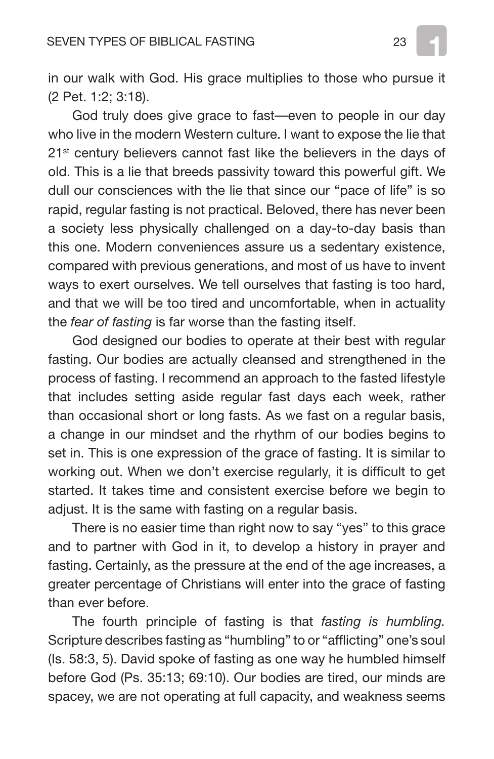in our walk with God. His grace multiplies to those who pursue it (2 Pet. 1:2; 3:18).

God truly does give grace to fast—even to people in our day who live in the modern Western culture. I want to expose the lie that 21st century believers cannot fast like the believers in the days of old. This is a lie that breeds passivity toward this powerful gift. We dull our consciences with the lie that since our "pace of life" is so rapid, regular fasting is not practical. Beloved, there has never been a society less physically challenged on a day-to-day basis than this one. Modern conveniences assure us a sedentary existence, compared with previous generations, and most of us have to invent ways to exert ourselves. We tell ourselves that fasting is too hard, and that we will be too tired and uncomfortable, when in actuality the *fear of fasting* is far worse than the fasting itself.

God designed our bodies to operate at their best with regular fasting. Our bodies are actually cleansed and strengthened in the process of fasting. I recommend an approach to the fasted lifestyle that includes setting aside regular fast days each week, rather than occasional short or long fasts. As we fast on a regular basis, a change in our mindset and the rhythm of our bodies begins to set in. This is one expression of the grace of fasting. It is similar to working out. When we don't exercise regularly, it is difficult to get started. It takes time and consistent exercise before we begin to adjust. It is the same with fasting on a regular basis.

There is no easier time than right now to say "yes" to this grace and to partner with God in it, to develop a history in prayer and fasting. Certainly, as the pressure at the end of the age increases, a greater percentage of Christians will enter into the grace of fasting than ever before.

The fourth principle of fasting is that *fasting is humbling.* Scripture describes fasting as "humbling" to or "afflicting" one's soul (Is. 58:3, 5). David spoke of fasting as one way he humbled himself before God (Ps. 35:13; 69:10). Our bodies are tired, our minds are spacey, we are not operating at full capacity, and weakness seems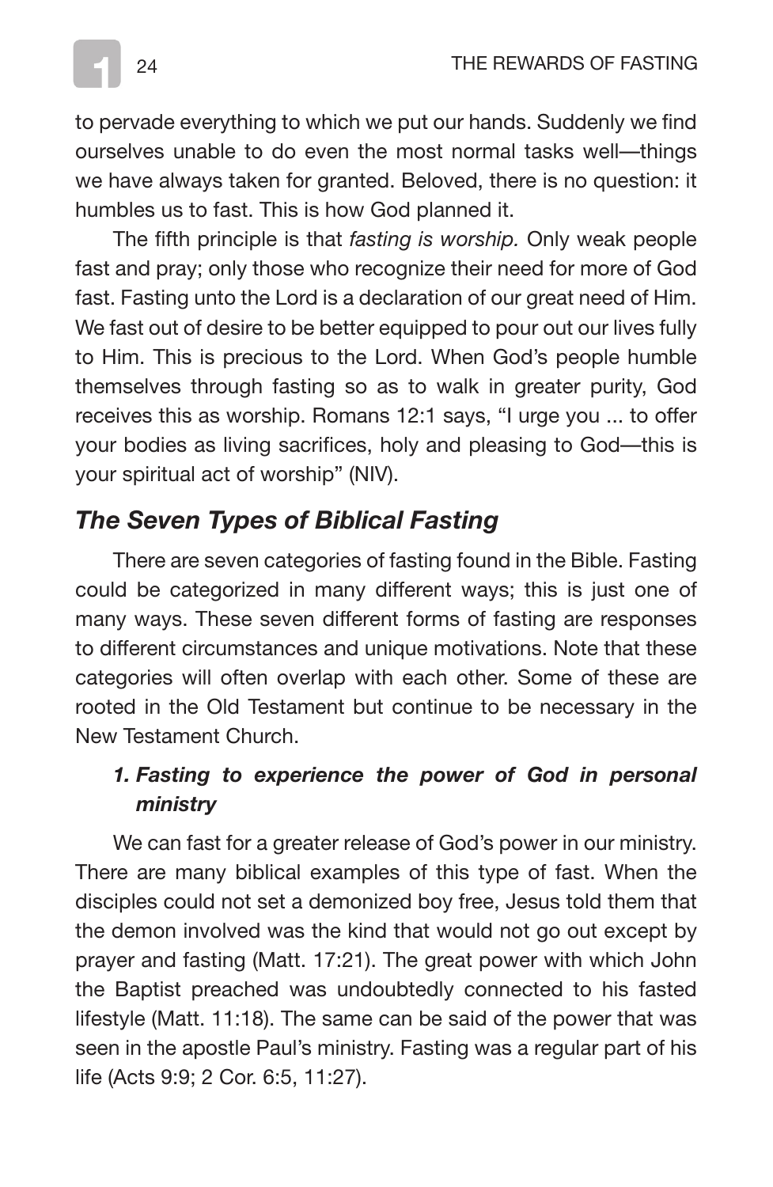to pervade everything to which we put our hands. Suddenly we find ourselves unable to do even the most normal tasks well—things we have always taken for granted. Beloved, there is no question: it humbles us to fast. This is how God planned it.

The fifth principle is that *fasting is worship.* Only weak people fast and pray; only those who recognize their need for more of God fast. Fasting unto the Lord is a declaration of our great need of Him. We fast out of desire to be better equipped to pour out our lives fully to Him. This is precious to the Lord. When God's people humble themselves through fasting so as to walk in greater purity, God receives this as worship. Romans 12:1 says, "I urge you ... to offer your bodies as living sacrifices, holy and pleasing to God—this is your spiritual act of worship" (NIV).

## *The Seven Types of Biblical Fasting*

There are seven categories of fasting found in the Bible. Fasting could be categorized in many different ways; this is just one of many ways. These seven different forms of fasting are responses to different circumstances and unique motivations. Note that these categories will often overlap with each other. Some of these are rooted in the Old Testament but continue to be necessary in the New Testament Church.

### *1. Fasting to experience the power of God in personal ministry*

We can fast for a greater release of God's power in our ministry. There are many biblical examples of this type of fast. When the disciples could not set a demonized boy free, Jesus told them that the demon involved was the kind that would not go out except by prayer and fasting (Matt. 17:21). The great power with which John the Baptist preached was undoubtedly connected to his fasted lifestyle (Matt. 11:18). The same can be said of the power that was seen in the apostle Paul's ministry. Fasting was a regular part of his life (Acts 9:9; 2 Cor. 6:5, 11:27).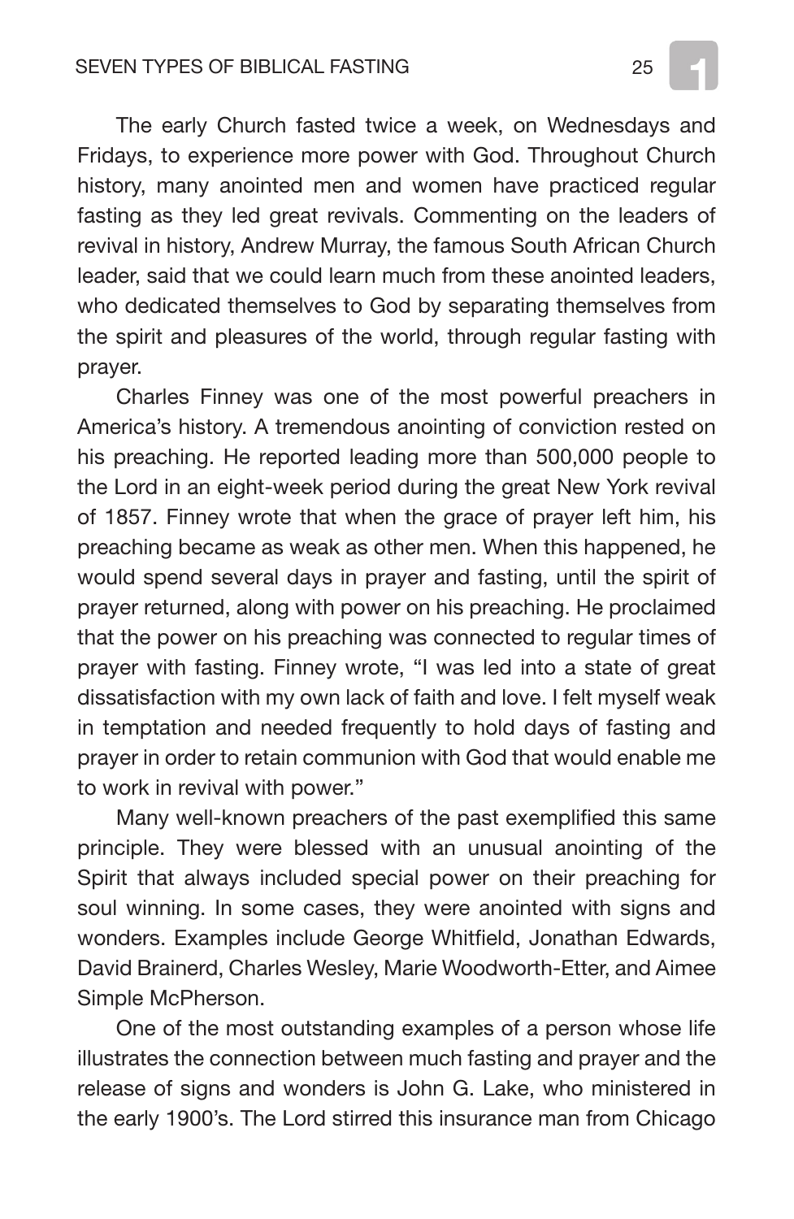The early Church fasted twice a week, on Wednesdays and Fridays, to experience more power with God. Throughout Church history, many anointed men and women have practiced regular fasting as they led great revivals. Commenting on the leaders of revival in history, Andrew Murray, the famous South African Church leader, said that we could learn much from these anointed leaders, who dedicated themselves to God by separating themselves from the spirit and pleasures of the world, through regular fasting with prayer.

Charles Finney was one of the most powerful preachers in America's history. A tremendous anointing of conviction rested on his preaching. He reported leading more than 500,000 people to the Lord in an eight-week period during the great New York revival of 1857. Finney wrote that when the grace of prayer left him, his preaching became as weak as other men. When this happened, he would spend several days in prayer and fasting, until the spirit of prayer returned, along with power on his preaching. He proclaimed that the power on his preaching was connected to regular times of prayer with fasting. Finney wrote, "I was led into a state of great dissatisfaction with my own lack of faith and love. I felt myself weak in temptation and needed frequently to hold days of fasting and prayer in order to retain communion with God that would enable me to work in revival with power."

Many well-known preachers of the past exemplified this same principle. They were blessed with an unusual anointing of the Spirit that always included special power on their preaching for soul winning. In some cases, they were anointed with signs and wonders. Examples include George Whitfield, Jonathan Edwards, David Brainerd, Charles Wesley, Marie Woodworth-Etter, and Aimee Simple McPherson.

One of the most outstanding examples of a person whose life illustrates the connection between much fasting and prayer and the release of signs and wonders is John G. Lake, who ministered in the early 1900's. The Lord stirred this insurance man from Chicago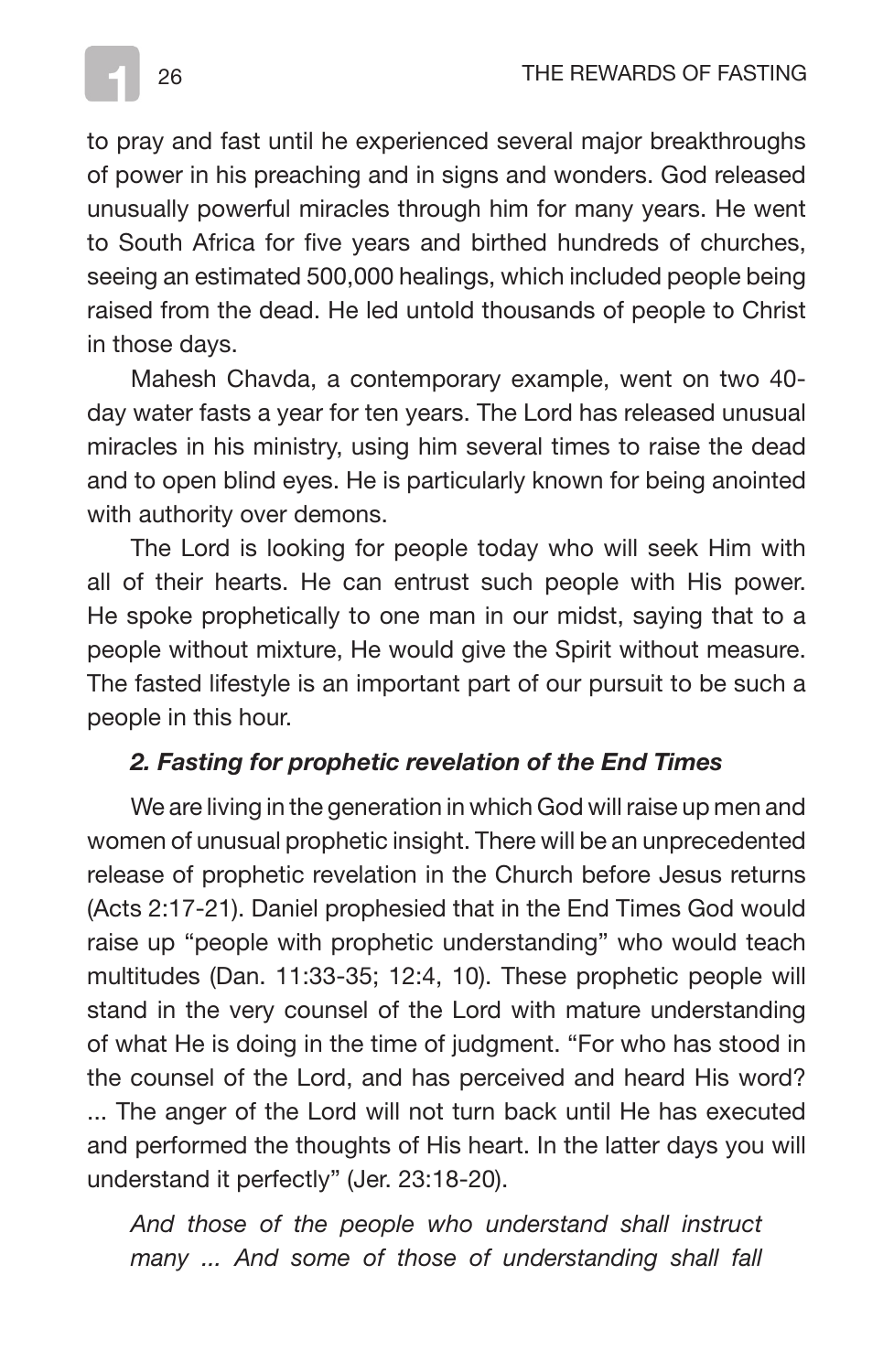to pray and fast until he experienced several major breakthroughs of power in his preaching and in signs and wonders. God released unusually powerful miracles through him for many years. He went to South Africa for five years and birthed hundreds of churches, seeing an estimated 500,000 healings, which included people being raised from the dead. He led untold thousands of people to Christ in those days.

Mahesh Chavda, a contemporary example, went on two 40-day water fasts a year for ten years. The Lord has released unusual miracles in his ministry, using him several times to raise the dead and to open blind eyes. He is particularly known for being anointed with authority over demons.

The Lord is looking for people today who will seek Him with all of their hearts. He can entrust such people with His power. He spoke prophetically to one man in our midst, saying that to a people without mixture, He would give the Spirit without measure. The fasted lifestyle is an important part of our pursuit to be such a people in this hour.

***2. Fasting for prophetic revelation of the End Times***

We are living in the generation in which God will raise up men and women of unusual prophetic insight. There will be an unprecedented release of prophetic revelation in the Church before Jesus returns (Acts 2:17-21). Daniel prophesied that in the End Times God would raise up "people with prophetic understanding" who would teach multitudes (Dan. 11:33-35; 12:4, 10). These prophetic people will stand in the very counsel of the Lord with mature understanding of what He is doing in the time of judgment. "For who has stood in the counsel of the Lord, and has perceived and heard His word? ... The anger of the Lord will not turn back until He has executed and performed the thoughts of His heart. In the latter days you will understand it perfectly" (Jer. 23:18-20).

*And those of the people who understand shall instruct many ... And some of those of understanding shall fall*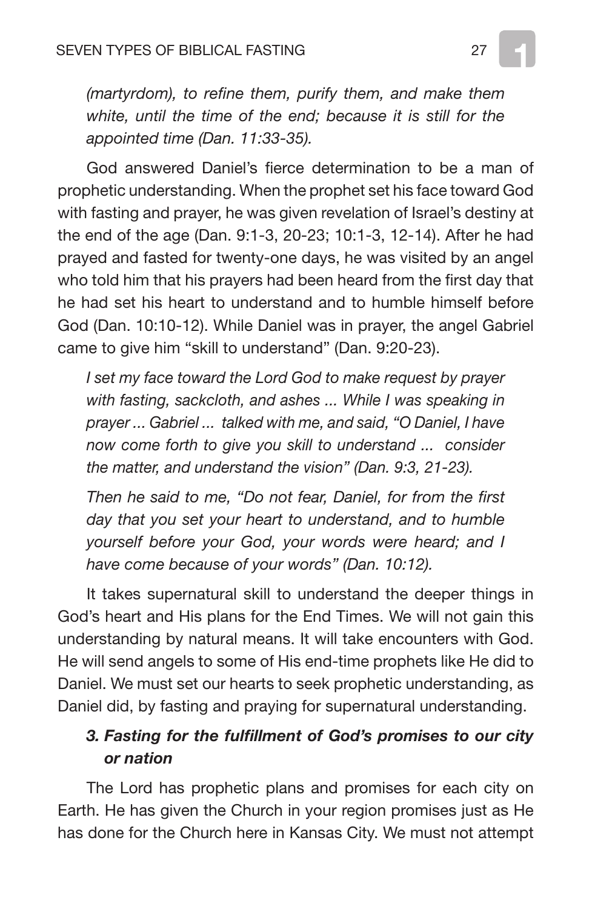*(martyrdom), to refine them, purify them, and make them white, until the time of the end; because it is still for the appointed time (Dan. 11:33-35).*

God answered Daniel's fierce determination to be a man of prophetic understanding. When the prophet set his face toward God with fasting and prayer, he was given revelation of Israel's destiny at the end of the age (Dan. 9:1-3, 20-23; 10:1-3, 12-14). After he had prayed and fasted for twenty-one days, he was visited by an angel who told him that his prayers had been heard from the first day that he had set his heart to understand and to humble himself before God (Dan. 10:10-12). While Daniel was in prayer, the angel Gabriel came to give him "skill to understand" (Dan. 9:20-23).

*I set my face toward the Lord God to make request by prayer with fasting, sackcloth, and ashes ... While I was speaking in prayer ... Gabriel ... talked with me, and said, "O Daniel, I have now come forth to give you skill to understand ... consider the matter, and understand the vision" (Dan. 9:3, 21-23).*

*Then he said to me, "Do not fear, Daniel, for from the first day that you set your heart to understand, and to humble yourself before your God, your words were heard; and I have come because of your words" (Dan. 10:12).*

It takes supernatural skill to understand the deeper things in God's heart and His plans for the End Times. We will not gain this understanding by natural means. It will take encounters with God. He will send angels to some of His end-time prophets like He did to Daniel. We must set our hearts to seek prophetic understanding, as Daniel did, by fasting and praying for supernatural understanding.

### *3. Fasting for the fulfillment of God's promises to our city or nation*

The Lord has prophetic plans and promises for each city on Earth. He has given the Church in your region promises just as He has done for the Church here in Kansas City. We must not attempt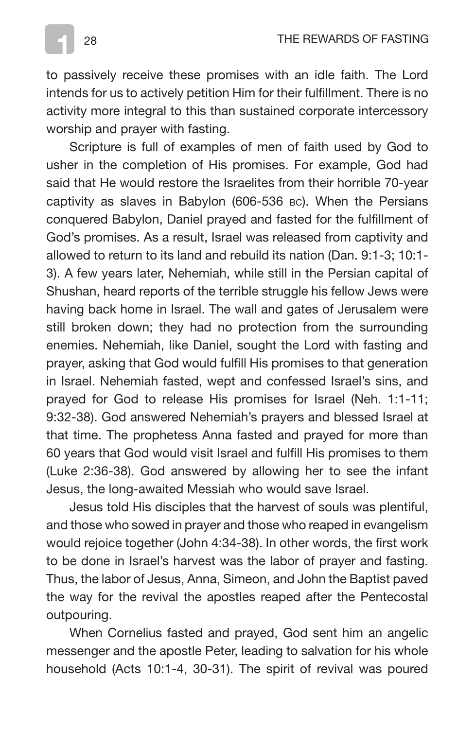to passively receive these promises with an idle faith. The Lord intends for us to actively petition Him for their fulfillment. There is no activity more integral to this than sustained corporate intercessory worship and prayer with fasting.

Scripture is full of examples of men of faith used by God to usher in the completion of His promises. For example, God had said that He would restore the Israelites from their horrible 70-year captivity as slaves in Babylon (606-536 BC). When the Persians conquered Babylon, Daniel prayed and fasted for the fulfillment of God's promises. As a result, Israel was released from captivity and allowed to return to its land and rebuild its nation (Dan. 9:1-3; 10:1-3). A few years later, Nehemiah, while still in the Persian capital of Shushan, heard reports of the terrible struggle his fellow Jews were having back home in Israel. The wall and gates of Jerusalem were still broken down; they had no protection from the surrounding enemies. Nehemiah, like Daniel, sought the Lord with fasting and prayer, asking that God would fulfill His promises to that generation in Israel. Nehemiah fasted, wept and confessed Israel's sins, and prayed for God to release His promises for Israel (Neh. 1:1-11; 9:32-38). God answered Nehemiah's prayers and blessed Israel at that time. The prophetess Anna fasted and prayed for more than 60 years that God would visit Israel and fulfill His promises to them (Luke 2:36-38). God answered by allowing her to see the infant Jesus, the long-awaited Messiah who would save Israel.

Jesus told His disciples that the harvest of souls was plentiful, and those who sowed in prayer and those who reaped in evangelism would rejoice together (John 4:34-38). In other words, the first work to be done in Israel's harvest was the labor of prayer and fasting. Thus, the labor of Jesus, Anna, Simeon, and John the Baptist paved the way for the revival the apostles reaped after the Pentecostal outpouring.

When Cornelius fasted and prayed, God sent him an angelic messenger and the apostle Peter, leading to salvation for his whole household (Acts 10:1-4, 30-31). The spirit of revival was poured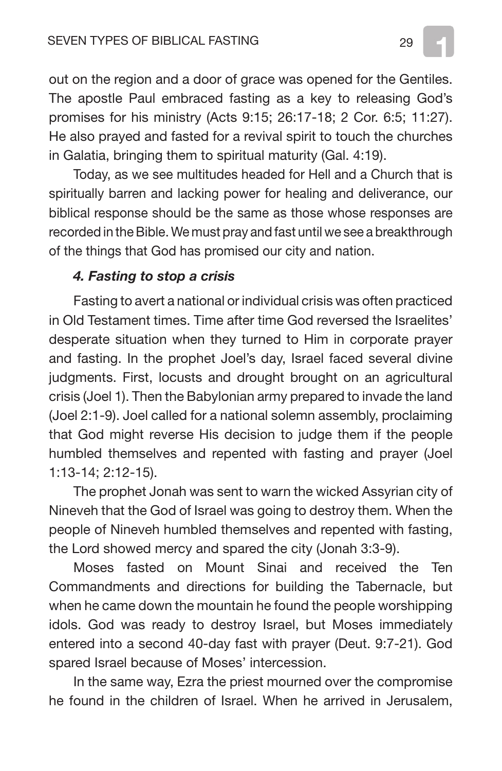out on the region and a door of grace was opened for the Gentiles. The apostle Paul embraced fasting as a key to releasing God's promises for his ministry (Acts 9:15; 26:17-18; 2 Cor. 6:5; 11:27). He also prayed and fasted for a revival spirit to touch the churches in Galatia, bringing them to spiritual maturity (Gal. 4:19).

Today, as we see multitudes headed for Hell and a Church that is spiritually barren and lacking power for healing and deliverance, our biblical response should be the same as those whose responses are recorded in the Bible. We must pray and fast until we see a breakthrough of the things that God has promised our city and nation.

***4. Fasting to stop a crisis***

Fasting to avert a national or individual crisis was often practiced in Old Testament times. Time after time God reversed the Israelites' desperate situation when they turned to Him in corporate prayer and fasting. In the prophet Joel's day, Israel faced several divine judgments. First, locusts and drought brought on an agricultural crisis (Joel 1). Then the Babylonian army prepared to invade the land (Joel 2:1-9). Joel called for a national solemn assembly, proclaiming that God might reverse His decision to judge them if the people humbled themselves and repented with fasting and prayer (Joel 1:13-14; 2:12-15).

The prophet Jonah was sent to warn the wicked Assyrian city of Nineveh that the God of Israel was going to destroy them. When the people of Nineveh humbled themselves and repented with fasting, the Lord showed mercy and spared the city (Jonah 3:3-9).

Moses fasted on Mount Sinai and received the Ten Commandments and directions for building the Tabernacle, but when he came down the mountain he found the people worshipping idols. God was ready to destroy Israel, but Moses immediately entered into a second 40-day fast with prayer (Deut. 9:7-21). God spared Israel because of Moses' intercession.

In the same way, Ezra the priest mourned over the compromise he found in the children of Israel. When he arrived in Jerusalem,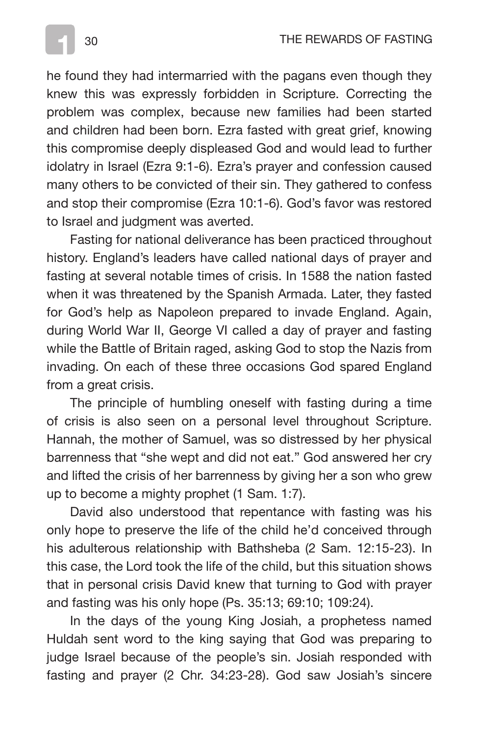he found they had intermarried with the pagans even though they knew this was expressly forbidden in Scripture. Correcting the problem was complex, because new families had been started and children had been born. Ezra fasted with great grief, knowing this compromise deeply displeased God and would lead to further idolatry in Israel (Ezra 9:1-6). Ezra's prayer and confession caused many others to be convicted of their sin. They gathered to confess and stop their compromise (Ezra 10:1-6). God's favor was restored to Israel and judgment was averted.

Fasting for national deliverance has been practiced throughout history. England's leaders have called national days of prayer and fasting at several notable times of crisis. In 1588 the nation fasted when it was threatened by the Spanish Armada. Later, they fasted for God's help as Napoleon prepared to invade England. Again, during World War II, George VI called a day of prayer and fasting while the Battle of Britain raged, asking God to stop the Nazis from invading. On each of these three occasions God spared England from a great crisis.

The principle of humbling oneself with fasting during a time of crisis is also seen on a personal level throughout Scripture. Hannah, the mother of Samuel, was so distressed by her physical barrenness that "she wept and did not eat." God answered her cry and lifted the crisis of her barrenness by giving her a son who grew up to become a mighty prophet (1 Sam. 1:7).

David also understood that repentance with fasting was his only hope to preserve the life of the child he'd conceived through his adulterous relationship with Bathsheba (2 Sam. 12:15-23). In this case, the Lord took the life of the child, but this situation shows that in personal crisis David knew that turning to God with prayer and fasting was his only hope (Ps. 35:13; 69:10; 109:24).

In the days of the young King Josiah, a prophetess named Huldah sent word to the king saying that God was preparing to judge Israel because of the people's sin. Josiah responded with fasting and prayer (2 Chr. 34:23-28). God saw Josiah's sincere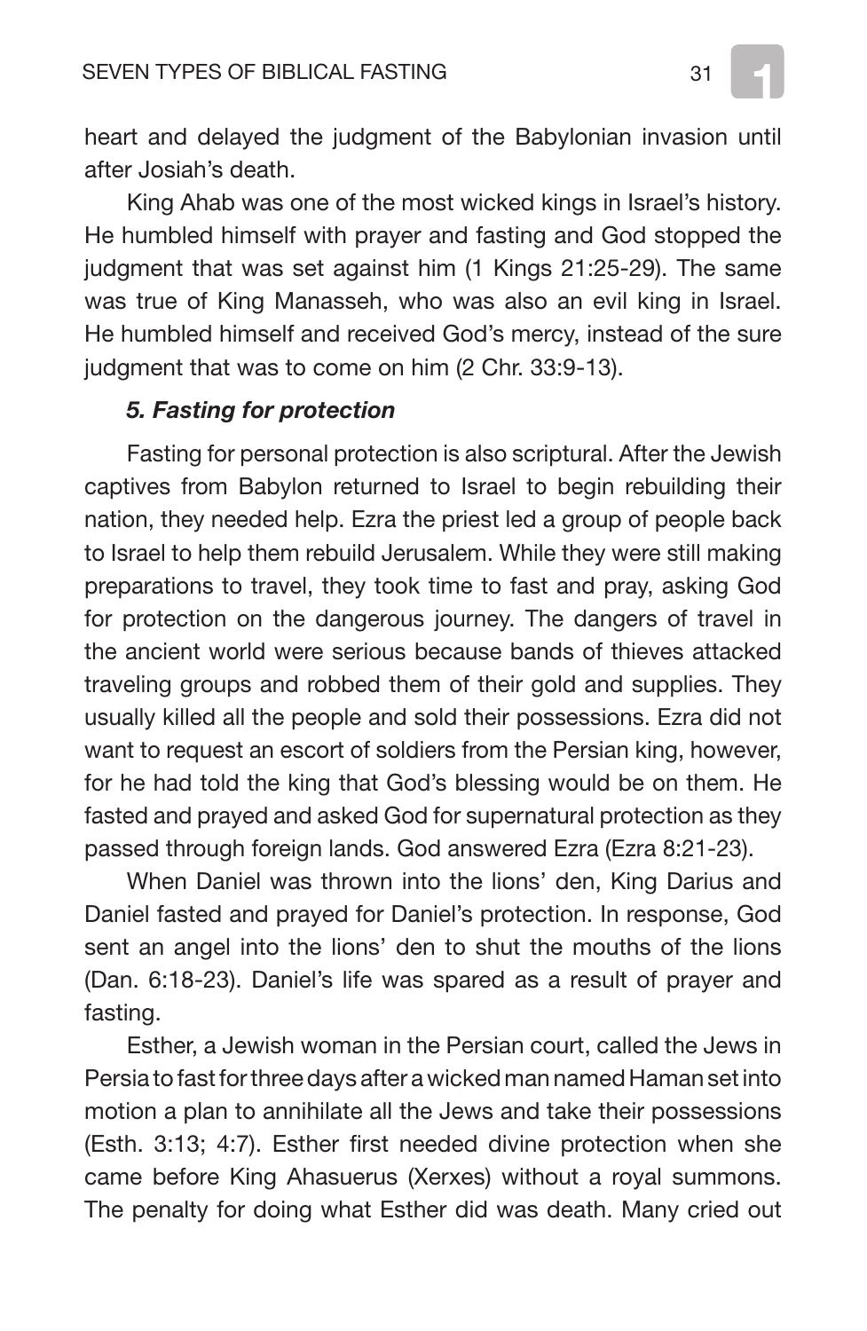heart and delayed the judgment of the Babylonian invasion until after Josiah's death.

King Ahab was one of the most wicked kings in Israel's history. He humbled himself with prayer and fasting and God stopped the judgment that was set against him (1 Kings 21:25-29). The same was true of King Manasseh, who was also an evil king in Israel. He humbled himself and received God's mercy, instead of the sure judgment that was to come on him (2 Chr. 33:9-13).

***5. Fasting for protection***

Fasting for personal protection is also scriptural. After the Jewish captives from Babylon returned to Israel to begin rebuilding their nation, they needed help. Ezra the priest led a group of people back to Israel to help them rebuild Jerusalem. While they were still making preparations to travel, they took time to fast and pray, asking God for protection on the dangerous journey. The dangers of travel in the ancient world were serious because bands of thieves attacked traveling groups and robbed them of their gold and supplies. They usually killed all the people and sold their possessions. Ezra did not want to request an escort of soldiers from the Persian king, however, for he had told the king that God's blessing would be on them. He fasted and prayed and asked God for supernatural protection as they passed through foreign lands. God answered Ezra (Ezra 8:21-23).

When Daniel was thrown into the lions' den, King Darius and Daniel fasted and prayed for Daniel's protection. In response, God sent an angel into the lions' den to shut the mouths of the lions (Dan. 6:18-23). Daniel's life was spared as a result of prayer and fasting.

Esther, a Jewish woman in the Persian court, called the Jews in Persia to fast for three days after a wicked man named Haman set into motion a plan to annihilate all the Jews and take their possessions (Esth. 3:13; 4:7). Esther first needed divine protection when she came before King Ahasuerus (Xerxes) without a royal summons. The penalty for doing what Esther did was death. Many cried out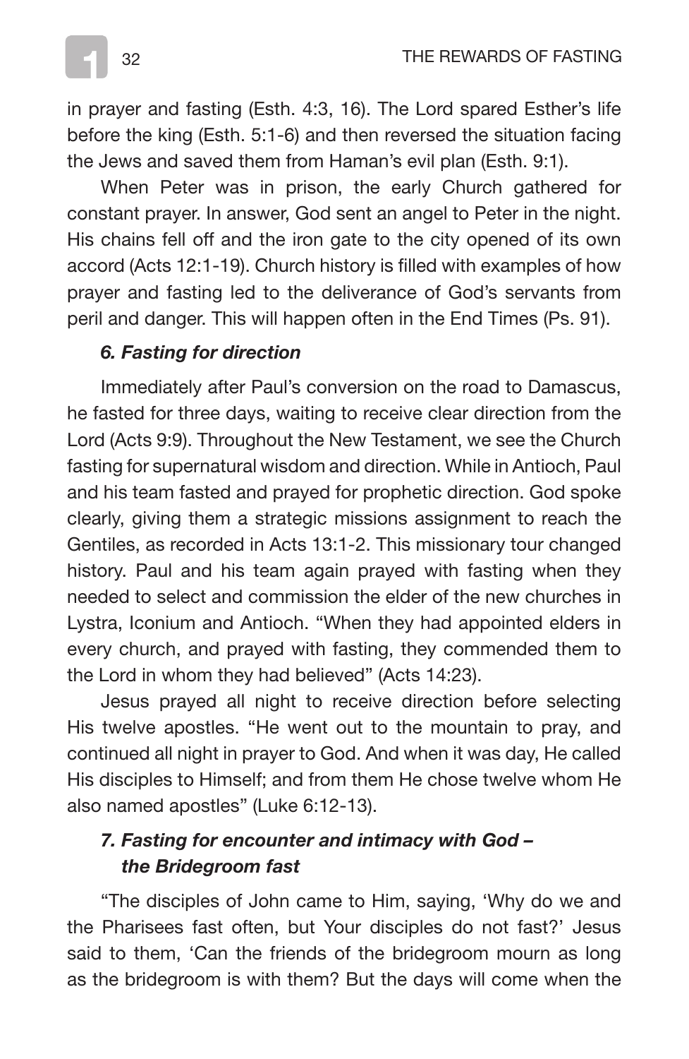in prayer and fasting (Esth. 4:3, 16). The Lord spared Esther's life before the king (Esth. 5:1-6) and then reversed the situation facing the Jews and saved them from Haman's evil plan (Esth. 9:1).

When Peter was in prison, the early Church gathered for constant prayer. In answer, God sent an angel to Peter in the night. His chains fell off and the iron gate to the city opened of its own accord (Acts 12:1-19). Church history is filled with examples of how prayer and fasting led to the deliverance of God's servants from peril and danger. This will happen often in the End Times (Ps. 91).

### *6. Fasting for direction*

Immediately after Paul's conversion on the road to Damascus, he fasted for three days, waiting to receive clear direction from the Lord (Acts 9:9). Throughout the New Testament, we see the Church fasting for supernatural wisdom and direction. While in Antioch, Paul and his team fasted and prayed for prophetic direction. God spoke clearly, giving them a strategic missions assignment to reach the Gentiles, as recorded in Acts 13:1-2. This missionary tour changed history. Paul and his team again prayed with fasting when they needed to select and commission the elder of the new churches in Lystra, Iconium and Antioch. "When they had appointed elders in every church, and prayed with fasting, they commended them to the Lord in whom they had believed" (Acts 14:23).

Jesus prayed all night to receive direction before selecting His twelve apostles. "He went out to the mountain to pray, and continued all night in prayer to God. And when it was day, He called His disciples to Himself; and from them He chose twelve whom He also named apostles" (Luke 6:12-13).

### *7. Fasting for encounter and intimacy with God – the Bridegroom fast*

"The disciples of John came to Him, saying, 'Why do we and the Pharisees fast often, but Your disciples do not fast?' Jesus said to them, 'Can the friends of the bridegroom mourn as long as the bridegroom is with them? But the days will come when the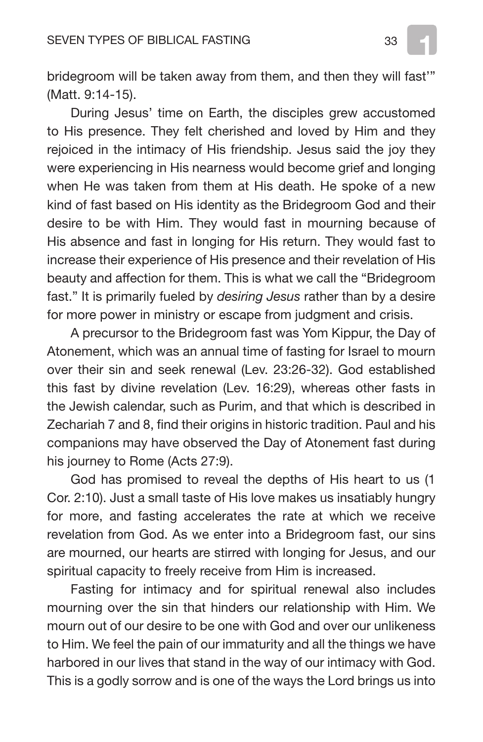bridegroom will be taken away from them, and then they will fast'" (Matt. 9:14-15).

During Jesus' time on Earth, the disciples grew accustomed to His presence. They felt cherished and loved by Him and they rejoiced in the intimacy of His friendship. Jesus said the joy they were experiencing in His nearness would become grief and longing when He was taken from them at His death. He spoke of a new kind of fast based on His identity as the Bridegroom God and their desire to be with Him. They would fast in mourning because of His absence and fast in longing for His return. They would fast to increase their experience of His presence and their revelation of His beauty and affection for them. This is what we call the "Bridegroom fast." It is primarily fueled by *desiring Jesus* rather than by a desire for more power in ministry or escape from judgment and crisis.

A precursor to the Bridegroom fast was Yom Kippur, the Day of Atonement, which was an annual time of fasting for Israel to mourn over their sin and seek renewal (Lev. 23:26-32). God established this fast by divine revelation (Lev. 16:29), whereas other fasts in the Jewish calendar, such as Purim, and that which is described in Zechariah 7 and 8, find their origins in historic tradition. Paul and his companions may have observed the Day of Atonement fast during his journey to Rome (Acts 27:9).

God has promised to reveal the depths of His heart to us (1 Cor. 2:10). Just a small taste of His love makes us insatiably hungry for more, and fasting accelerates the rate at which we receive revelation from God. As we enter into a Bridegroom fast, our sins are mourned, our hearts are stirred with longing for Jesus, and our spiritual capacity to freely receive from Him is increased.

Fasting for intimacy and for spiritual renewal also includes mourning over the sin that hinders our relationship with Him. We mourn out of our desire to be one with God and over our unlikeness to Him. We feel the pain of our immaturity and all the things we have harbored in our lives that stand in the way of our intimacy with God. This is a godly sorrow and is one of the ways the Lord brings us into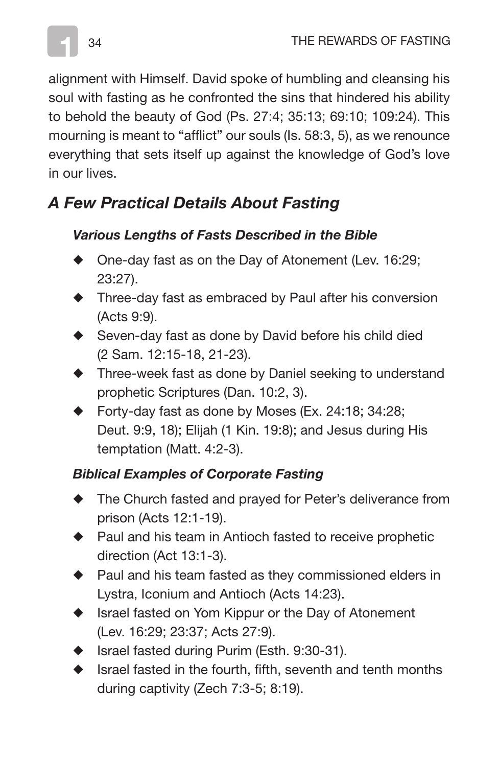alignment with Himself. David spoke of humbling and cleansing his soul with fasting as he confronted the sins that hindered his ability to behold the beauty of God (Ps. 27:4; 35:13; 69:10; 109:24). This mourning is meant to "afflict" our souls (Is. 58:3, 5), as we renounce everything that sets itself up against the knowledge of God's love in our lives.

## *A Few Practical Details About Fasting*

### *Various Lengths of Fasts Described in the Bible*

- One-day fast as on the Day of Atonement (Lev. 16:29; 23:27).
- Three-day fast as embraced by Paul after his conversion (Acts 9:9).
- Seven-day fast as done by David before his child died (2 Sam. 12:15-18, 21-23).
- Three-week fast as done by Daniel seeking to understand prophetic Scriptures (Dan. 10:2, 3).
- Forty-day fast as done by Moses (Ex. 24:18; 34:28; Deut. 9:9, 18); Elijah (1 Kin. 19:8); and Jesus during His temptation (Matt. 4:2-3).

### *Biblical Examples of Corporate Fasting*

- The Church fasted and prayed for Peter's deliverance from prison (Acts 12:1-19).
- Paul and his team in Antioch fasted to receive prophetic direction (Act 13:1-3).
- Paul and his team fasted as they commissioned elders in Lystra, Iconium and Antioch (Acts 14:23).
- Israel fasted on Yom Kippur or the Day of Atonement (Lev. 16:29; 23:37; Acts 27:9).
- Israel fasted during Purim (Esth. 9:30-31).
- Israel fasted in the fourth, fifth, seventh and tenth months during captivity (Zech 7:3-5; 8:19).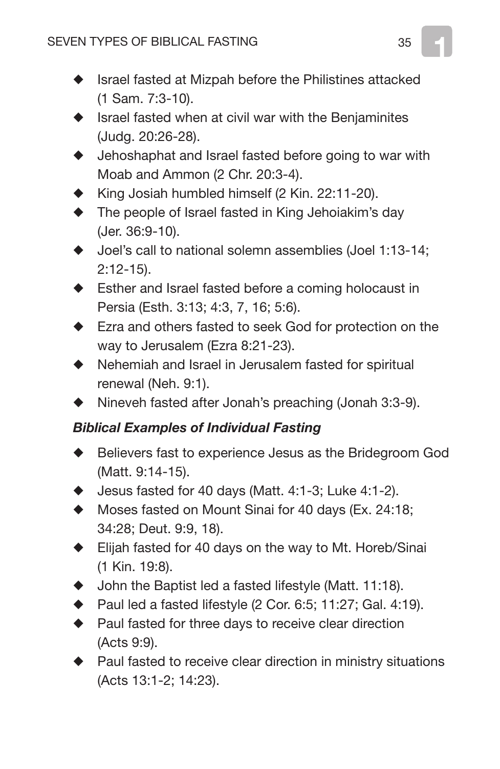- Israel fasted at Mizpah before the Philistines attacked (1 Sam. 7:3-10).
- Israel fasted when at civil war with the Benjaminites (Judg. 20:26-28).
- Jehoshaphat and Israel fasted before going to war with Moab and Ammon (2 Chr. 20:3-4).
- King Josiah humbled himself (2 Kin. 22:11-20).
- The people of Israel fasted in King Jehoiakim's day (Jer. 36:9-10).
- Joel's call to national solemn assemblies (Joel 1:13-14; 2:12-15).
- Esther and Israel fasted before a coming holocaust in Persia (Esth. 3:13; 4:3, 7, 16; 5:6).
- Ezra and others fasted to seek God for protection on the way to Jerusalem (Ezra 8:21-23).
- Nehemiah and Israel in Jerusalem fasted for spiritual renewal (Neh. 9:1).
- Nineveh fasted after Jonah's preaching (Jonah 3:3-9).

***Biblical Examples of Individual Fasting***

- Believers fast to experience Jesus as the Bridegroom God (Matt. 9:14-15).
- Jesus fasted for 40 days (Matt. 4:1-3; Luke 4:1-2).
- Moses fasted on Mount Sinai for 40 days (Ex. 24:18; 34:28; Deut. 9:9, 18).
- Elijah fasted for 40 days on the way to Mt. Horeb/Sinai (1 Kin. 19:8).
- John the Baptist led a fasted lifestyle (Matt. 11:18).
- Paul led a fasted lifestyle (2 Cor. 6:5; 11:27; Gal. 4:19).
- Paul fasted for three days to receive clear direction (Acts 9:9).
- Paul fasted to receive clear direction in ministry situations (Acts 13:1-2; 14:23).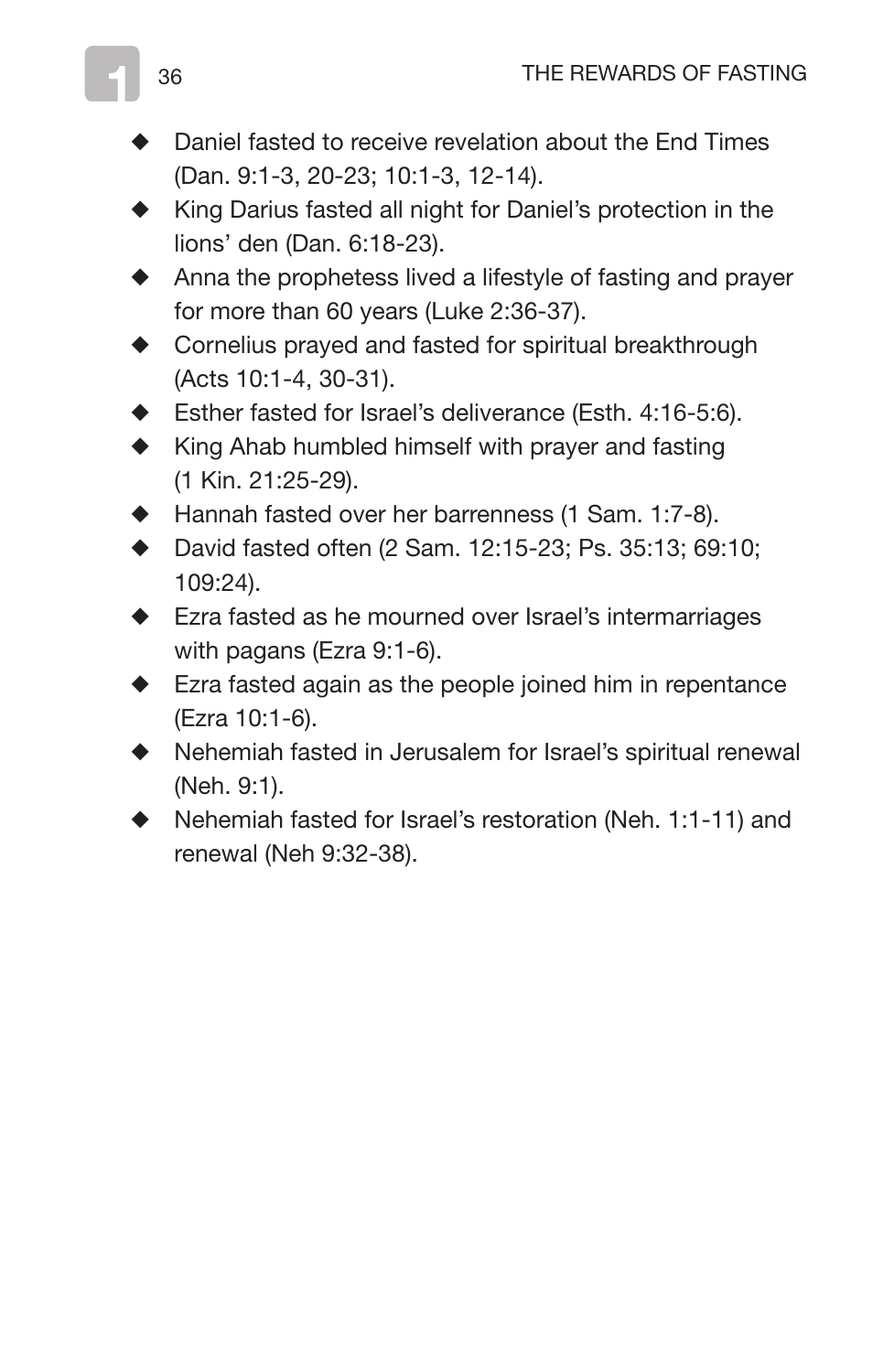- Daniel fasted to receive revelation about the End Times (Dan. 9:1-3, 20-23; 10:1-3, 12-14).
- King Darius fasted all night for Daniel's protection in the lions' den (Dan. 6:18-23).
- Anna the prophetess lived a lifestyle of fasting and prayer for more than 60 years (Luke 2:36-37).
- Cornelius prayed and fasted for spiritual breakthrough (Acts 10:1-4, 30-31).
- Esther fasted for Israel's deliverance (Esth. 4:16-5:6).
- King Ahab humbled himself with prayer and fasting (1 Kin. 21:25-29).
- Hannah fasted over her barrenness (1 Sam. 1:7-8).
- David fasted often (2 Sam. 12:15-23; Ps. 35:13; 69:10; 109:24).
- Ezra fasted as he mourned over Israel's intermarriages with pagans (Ezra 9:1-6).
- Ezra fasted again as the people joined him in repentance (Ezra 10:1-6).
- Nehemiah fasted in Jerusalem for Israel's spiritual renewal (Neh. 9:1).
- Nehemiah fasted for Israel's restoration (Neh. 1:1-11) and renewal (Neh 9:32-38).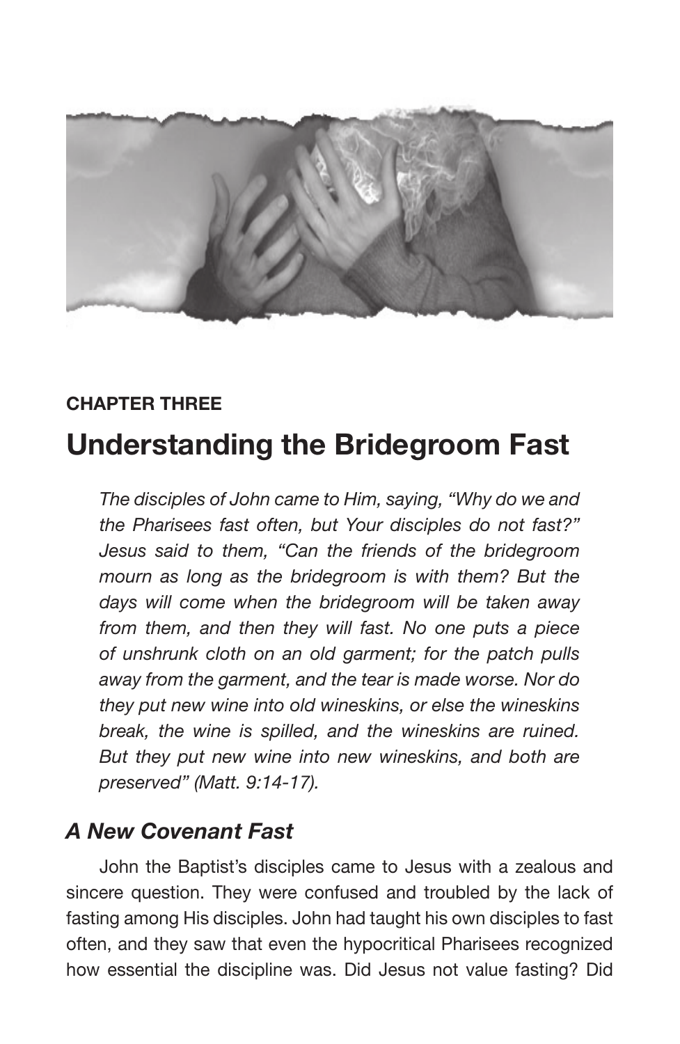**CHAPTER THREE**

# Understanding the Bridegroom Fast

*The disciples of John came to Him, saying, "Why do we and the Pharisees fast often, but Your disciples do not fast?" Jesus said to them, "Can the friends of the bridegroom mourn as long as the bridegroom is with them? But the days will come when the bridegroom will be taken away from them, and then they will fast. No one puts a piece of unshrunk cloth on an old garment; for the patch pulls away from the garment, and the tear is made worse. Nor do they put new wine into old wineskins, or else the wineskins break, the wine is spilled, and the wineskins are ruined. But they put new wine into new wineskins, and both are preserved" (Matt. 9:14-17).*

## *A New Covenant Fast*

John the Baptist's disciples came to Jesus with a zealous and sincere question. They were confused and troubled by the lack of fasting among His disciples. John had taught his own disciples to fast often, and they saw that even the hypocritical Pharisees recognized how essential the discipline was. Did Jesus not value fasting? Did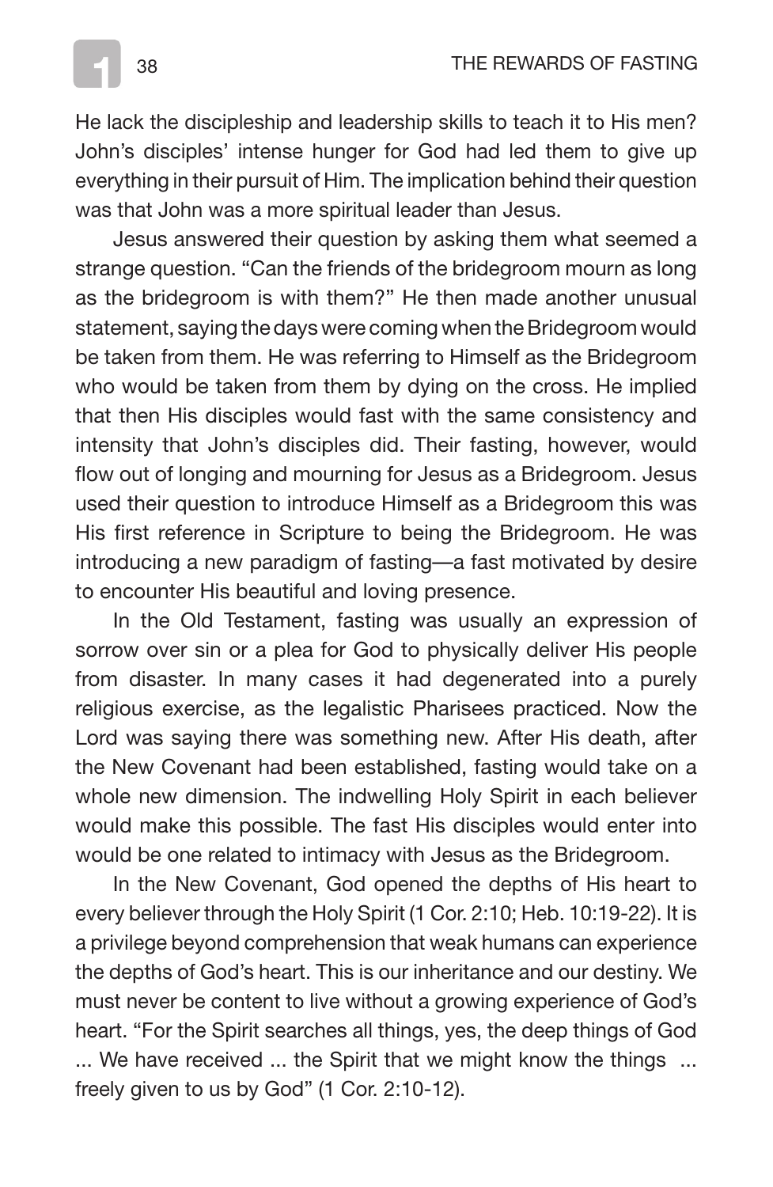He lack the discipleship and leadership skills to teach it to His men? John's disciples' intense hunger for God had led them to give up everything in their pursuit of Him. The implication behind their question was that John was a more spiritual leader than Jesus.

Jesus answered their question by asking them what seemed a strange question. "Can the friends of the bridegroom mourn as long as the bridegroom is with them?" He then made another unusual statement, saying the days were coming when the Bridegroom would be taken from them. He was referring to Himself as the Bridegroom who would be taken from them by dying on the cross. He implied that then His disciples would fast with the same consistency and intensity that John's disciples did. Their fasting, however, would flow out of longing and mourning for Jesus as a Bridegroom. Jesus used their question to introduce Himself as a Bridegroom this was His first reference in Scripture to being the Bridegroom. He was introducing a new paradigm of fasting—a fast motivated by desire to encounter His beautiful and loving presence.

In the Old Testament, fasting was usually an expression of sorrow over sin or a plea for God to physically deliver His people from disaster. In many cases it had degenerated into a purely religious exercise, as the legalistic Pharisees practiced. Now the Lord was saying there was something new. After His death, after the New Covenant had been established, fasting would take on a whole new dimension. The indwelling Holy Spirit in each believer would make this possible. The fast His disciples would enter into would be one related to intimacy with Jesus as the Bridegroom.

In the New Covenant, God opened the depths of His heart to every believer through the Holy Spirit (1 Cor. 2:10; Heb. 10:19-22). It is a privilege beyond comprehension that weak humans can experience the depths of God's heart. This is our inheritance and our destiny. We must never be content to live without a growing experience of God's heart. "For the Spirit searches all things, yes, the deep things of God ... We have received ... the Spirit that we might know the things ... freely given to us by God" (1 Cor. 2:10-12).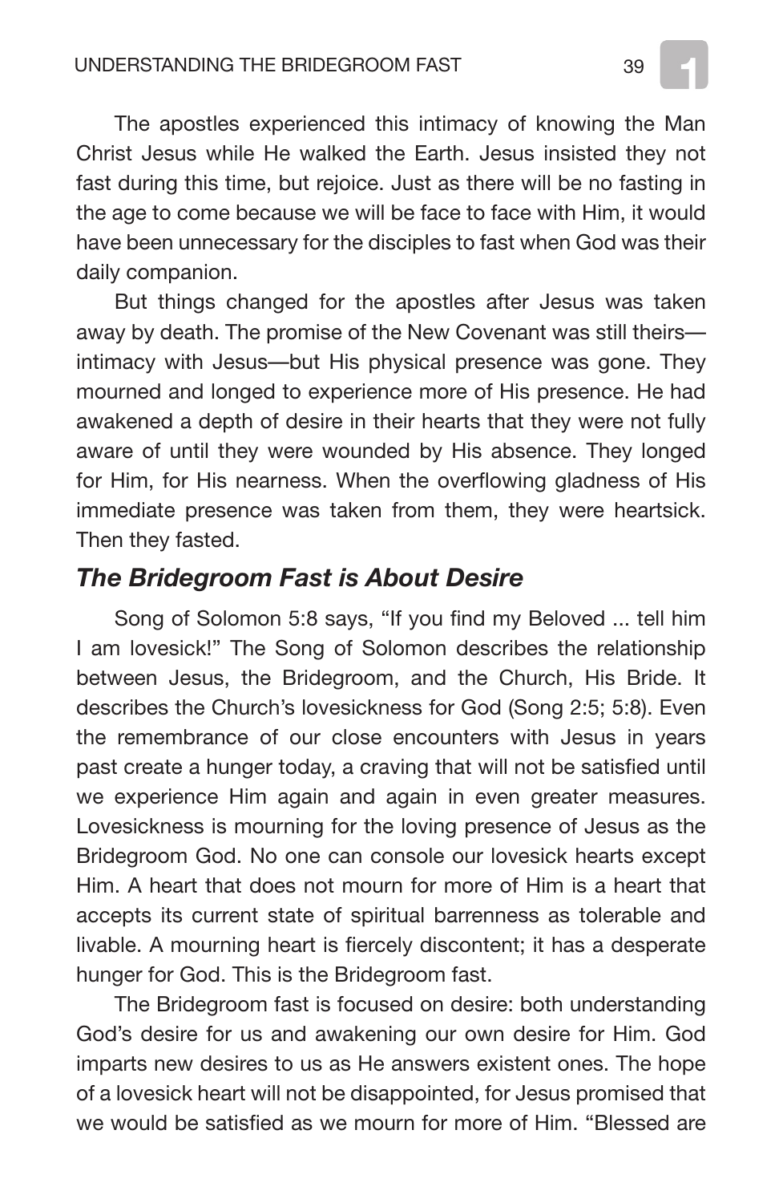The apostles experienced this intimacy of knowing the Man Christ Jesus while He walked the Earth. Jesus insisted they not fast during this time, but rejoice. Just as there will be no fasting in the age to come because we will be face to face with Him, it would have been unnecessary for the disciples to fast when God was their daily companion.

But things changed for the apostles after Jesus was taken away by death. The promise of the New Covenant was still theirs—intimacy with Jesus—but His physical presence was gone. They mourned and longed to experience more of His presence. He had awakened a depth of desire in their hearts that they were not fully aware of until they were wounded by His absence. They longed for Him, for His nearness. When the overflowing gladness of His immediate presence was taken from them, they were heartsick. Then they fasted.

## *The Bridegroom Fast is About Desire*

Song of Solomon 5:8 says, "If you find my Beloved ... tell him I am lovesick!" The Song of Solomon describes the relationship between Jesus, the Bridegroom, and the Church, His Bride. It describes the Church's lovesickness for God (Song 2:5; 5:8). Even the remembrance of our close encounters with Jesus in years past create a hunger today, a craving that will not be satisfied until we experience Him again and again in even greater measures. Lovesickness is mourning for the loving presence of Jesus as the Bridegroom God. No one can console our lovesick hearts except Him. A heart that does not mourn for more of Him is a heart that accepts its current state of spiritual barrenness as tolerable and livable. A mourning heart is fiercely discontent; it has a desperate hunger for God. This is the Bridegroom fast.

The Bridegroom fast is focused on desire: both understanding God's desire for us and awakening our own desire for Him. God imparts new desires to us as He answers existent ones. The hope of a lovesick heart will not be disappointed, for Jesus promised that we would be satisfied as we mourn for more of Him. "Blessed are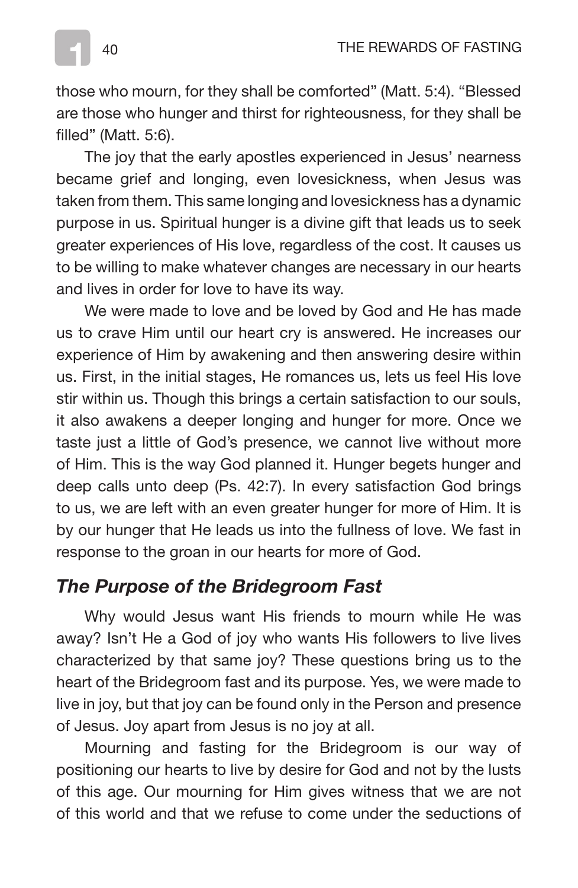those who mourn, for they shall be comforted" (Matt. 5:4). "Blessed are those who hunger and thirst for righteousness, for they shall be filled" (Matt. 5:6).

The joy that the early apostles experienced in Jesus' nearness became grief and longing, even lovesickness, when Jesus was taken from them. This same longing and lovesickness has a dynamic purpose in us. Spiritual hunger is a divine gift that leads us to seek greater experiences of His love, regardless of the cost. It causes us to be willing to make whatever changes are necessary in our hearts and lives in order for love to have its way.

We were made to love and be loved by God and He has made us to crave Him until our heart cry is answered. He increases our experience of Him by awakening and then answering desire within us. First, in the initial stages, He romances us, lets us feel His love stir within us. Though this brings a certain satisfaction to our souls, it also awakens a deeper longing and hunger for more. Once we taste just a little of God's presence, we cannot live without more of Him. This is the way God planned it. Hunger begets hunger and deep calls unto deep (Ps. 42:7). In every satisfaction God brings to us, we are left with an even greater hunger for more of Him. It is by our hunger that He leads us into the fullness of love. We fast in response to the groan in our hearts for more of God.

## *The Purpose of the Bridegroom Fast*

Why would Jesus want His friends to mourn while He was away? Isn't He a God of joy who wants His followers to live lives characterized by that same joy? These questions bring us to the heart of the Bridegroom fast and its purpose. Yes, we were made to live in joy, but that joy can be found only in the Person and presence of Jesus. Joy apart from Jesus is no joy at all.

Mourning and fasting for the Bridegroom is our way of positioning our hearts to live by desire for God and not by the lusts of this age. Our mourning for Him gives witness that we are not of this world and that we refuse to come under the seductions of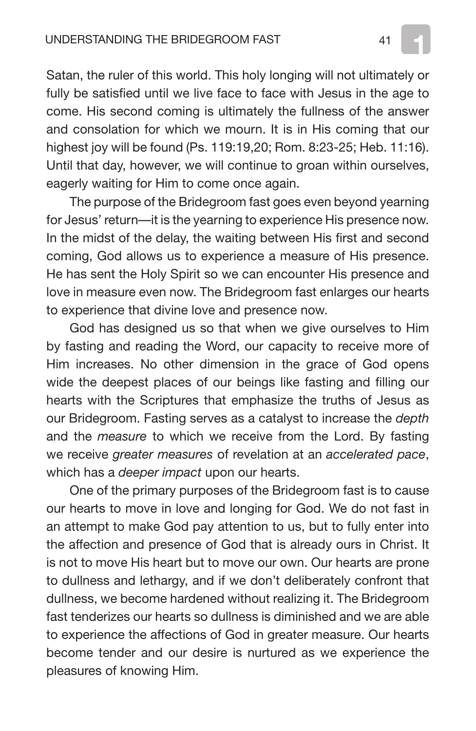Satan, the ruler of this world. This holy longing will not ultimately or fully be satisfied until we live face to face with Jesus in the age to come. His second coming is ultimately the fullness of the answer and consolation for which we mourn. It is in His coming that our highest joy will be found (Ps. 119:19,20; Rom. 8:23-25; Heb. 11:16). Until that day, however, we will continue to groan within ourselves, eagerly waiting for Him to come once again.

The purpose of the Bridegroom fast goes even beyond yearning for Jesus' return—it is the yearning to experience His presence now. In the midst of the delay, the waiting between His first and second coming, God allows us to experience a measure of His presence. He has sent the Holy Spirit so we can encounter His presence and love in measure even now. The Bridegroom fast enlarges our hearts to experience that divine love and presence now.

God has designed us so that when we give ourselves to Him by fasting and reading the Word, our capacity to receive more of Him increases. No other dimension in the grace of God opens wide the deepest places of our beings like fasting and filling our hearts with the Scriptures that emphasize the truths of Jesus as our Bridegroom. Fasting serves as a catalyst to increase the *depth* and the *measure* to which we receive from the Lord. By fasting we receive *greater measures* of revelation at an *accelerated pace*, which has a *deeper impact* upon our hearts.

One of the primary purposes of the Bridegroom fast is to cause our hearts to move in love and longing for God. We do not fast in an attempt to make God pay attention to us, but to fully enter into the affection and presence of God that is already ours in Christ. It is not to move His heart but to move our own. Our hearts are prone to dullness and lethargy, and if we don't deliberately confront that dullness, we become hardened without realizing it. The Bridegroom fast tenderizes our hearts so dullness is diminished and we are able to experience the affections of God in greater measure. Our hearts become tender and our desire is nurtured as we experience the pleasures of knowing Him.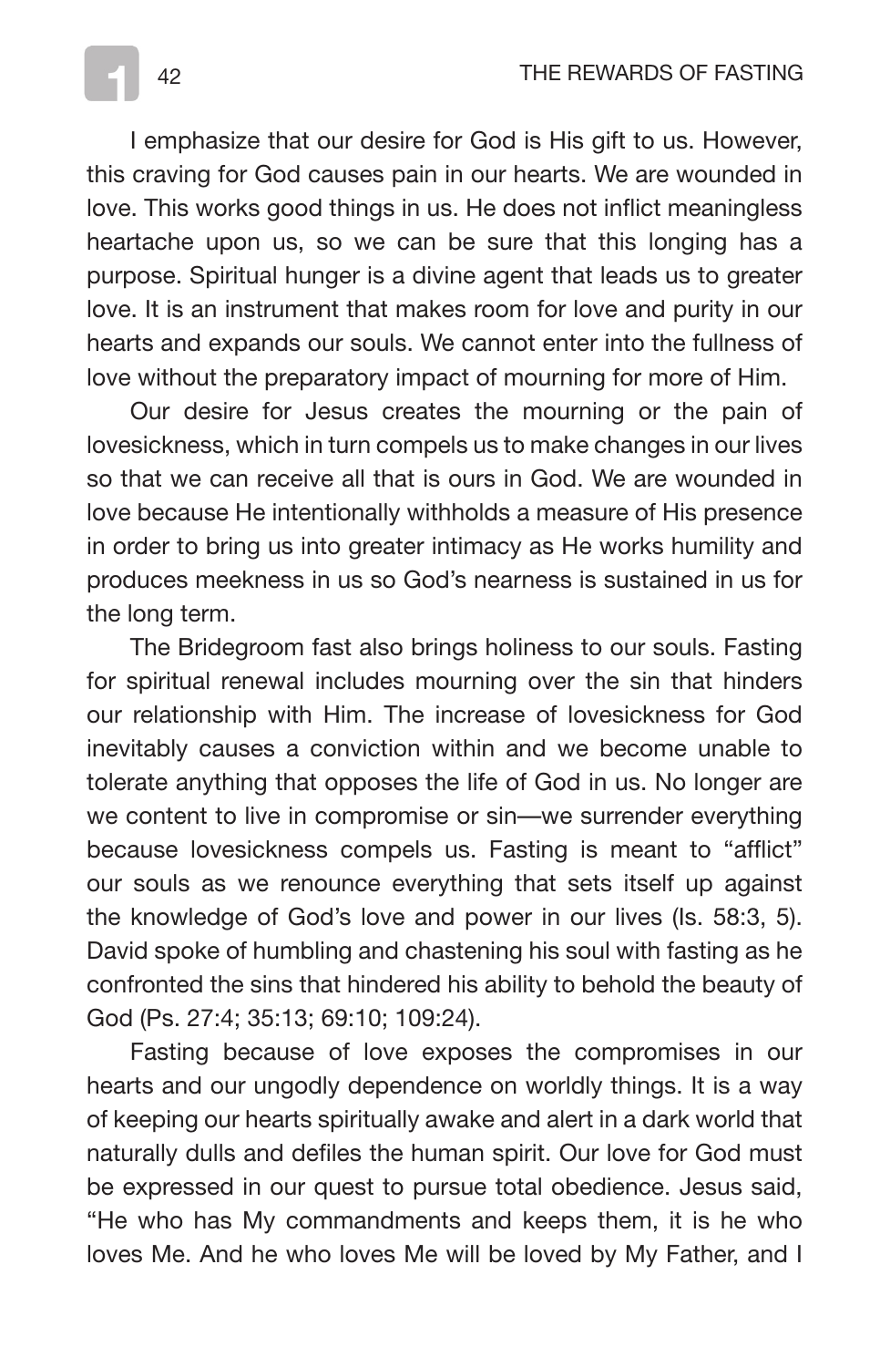I emphasize that our desire for God is His gift to us. However, this craving for God causes pain in our hearts. We are wounded in love. This works good things in us. He does not inflict meaningless heartache upon us, so we can be sure that this longing has a purpose. Spiritual hunger is a divine agent that leads us to greater love. It is an instrument that makes room for love and purity in our hearts and expands our souls. We cannot enter into the fullness of love without the preparatory impact of mourning for more of Him.

Our desire for Jesus creates the mourning or the pain of lovesickness, which in turn compels us to make changes in our lives so that we can receive all that is ours in God. We are wounded in love because He intentionally withholds a measure of His presence in order to bring us into greater intimacy as He works humility and produces meekness in us so God's nearness is sustained in us for the long term.

The Bridegroom fast also brings holiness to our souls. Fasting for spiritual renewal includes mourning over the sin that hinders our relationship with Him. The increase of lovesickness for God inevitably causes a conviction within and we become unable to tolerate anything that opposes the life of God in us. No longer are we content to live in compromise or sin—we surrender everything because lovesickness compels us. Fasting is meant to "afflict" our souls as we renounce everything that sets itself up against the knowledge of God's love and power in our lives (Is. 58:3, 5). David spoke of humbling and chastening his soul with fasting as he confronted the sins that hindered his ability to behold the beauty of God (Ps. 27:4; 35:13; 69:10; 109:24).

Fasting because of love exposes the compromises in our hearts and our ungodly dependence on worldly things. It is a way of keeping our hearts spiritually awake and alert in a dark world that naturally dulls and defiles the human spirit. Our love for God must be expressed in our quest to pursue total obedience. Jesus said, "He who has My commandments and keeps them, it is he who loves Me. And he who loves Me will be loved by My Father, and I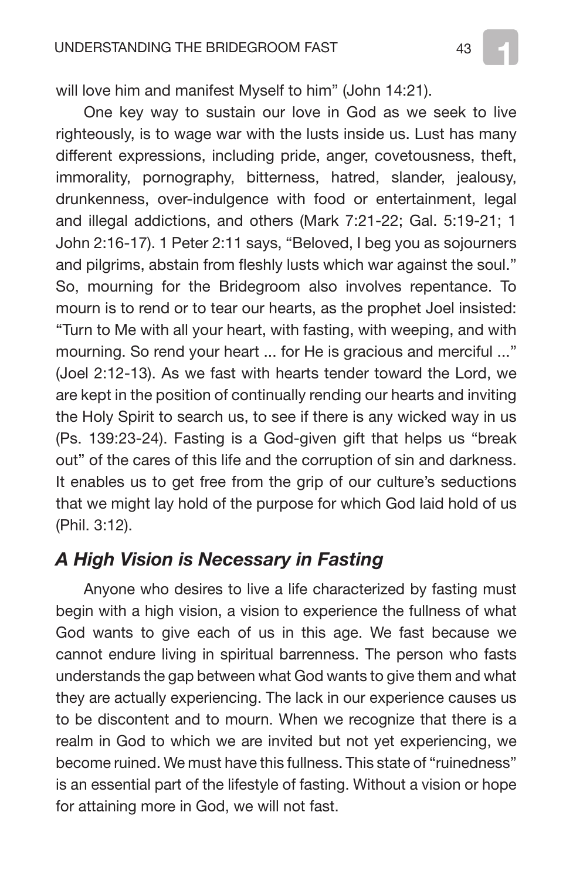will love him and manifest Myself to him" (John 14:21).

One key way to sustain our love in God as we seek to live righteously, is to wage war with the lusts inside us. Lust has many different expressions, including pride, anger, covetousness, theft, immorality, pornography, bitterness, hatred, slander, jealousy, drunkenness, over-indulgence with food or entertainment, legal and illegal addictions, and others (Mark 7:21-22; Gal. 5:19-21; 1 John 2:16-17). 1 Peter 2:11 says, "Beloved, I beg you as sojourners and pilgrims, abstain from fleshly lusts which war against the soul." So, mourning for the Bridegroom also involves repentance. To mourn is to rend or to tear our hearts, as the prophet Joel insisted: "Turn to Me with all your heart, with fasting, with weeping, and with mourning. So rend your heart ... for He is gracious and merciful ..." (Joel 2:12-13). As we fast with hearts tender toward the Lord, we are kept in the position of continually rending our hearts and inviting the Holy Spirit to search us, to see if there is any wicked way in us (Ps. 139:23-24). Fasting is a God-given gift that helps us "break out" of the cares of this life and the corruption of sin and darkness. It enables us to get free from the grip of our culture's seductions that we might lay hold of the purpose for which God laid hold of us (Phil. 3:12).

## *A High Vision is Necessary in Fasting*

Anyone who desires to live a life characterized by fasting must begin with a high vision, a vision to experience the fullness of what God wants to give each of us in this age. We fast because we cannot endure living in spiritual barrenness. The person who fasts understands the gap between what God wants to give them and what they are actually experiencing. The lack in our experience causes us to be discontent and to mourn. When we recognize that there is a realm in God to which we are invited but not yet experiencing, we become ruined. We must have this fullness. This state of "ruinedness" is an essential part of the lifestyle of fasting. Without a vision or hope for attaining more in God, we will not fast.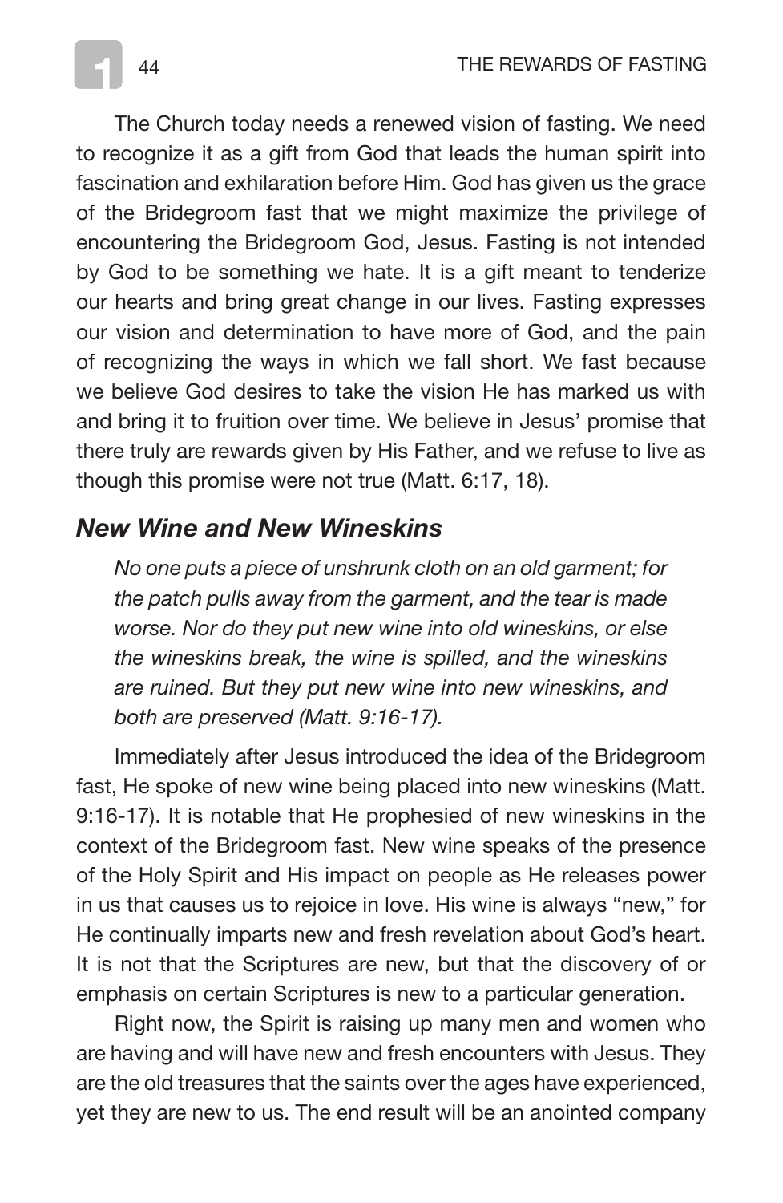The Church today needs a renewed vision of fasting. We need to recognize it as a gift from God that leads the human spirit into fascination and exhilaration before Him. God has given us the grace of the Bridegroom fast that we might maximize the privilege of encountering the Bridegroom God, Jesus. Fasting is not intended by God to be something we hate. It is a gift meant to tenderize our hearts and bring great change in our lives. Fasting expresses our vision and determination to have more of God, and the pain of recognizing the ways in which we fall short. We fast because we believe God desires to take the vision He has marked us with and bring it to fruition over time. We believe in Jesus' promise that there truly are rewards given by His Father, and we refuse to live as though this promise were not true (Matt. 6:17, 18).

## *New Wine and New Wineskins*

> *No one puts a piece of unshrunk cloth on an old garment; for the patch pulls away from the garment, and the tear is made worse. Nor do they put new wine into old wineskins, or else the wineskins break, the wine is spilled, and the wineskins are ruined. But they put new wine into new wineskins, and both are preserved (Matt. 9:16-17).*

Immediately after Jesus introduced the idea of the Bridegroom fast, He spoke of new wine being placed into new wineskins (Matt. 9:16-17). It is notable that He prophesied of new wineskins in the context of the Bridegroom fast. New wine speaks of the presence of the Holy Spirit and His impact on people as He releases power in us that causes us to rejoice in love. His wine is always "new," for He continually imparts new and fresh revelation about God's heart. It is not that the Scriptures are new, but that the discovery of or emphasis on certain Scriptures is new to a particular generation.

Right now, the Spirit is raising up many men and women who are having and will have new and fresh encounters with Jesus. They are the old treasures that the saints over the ages have experienced, yet they are new to us. The end result will be an anointed company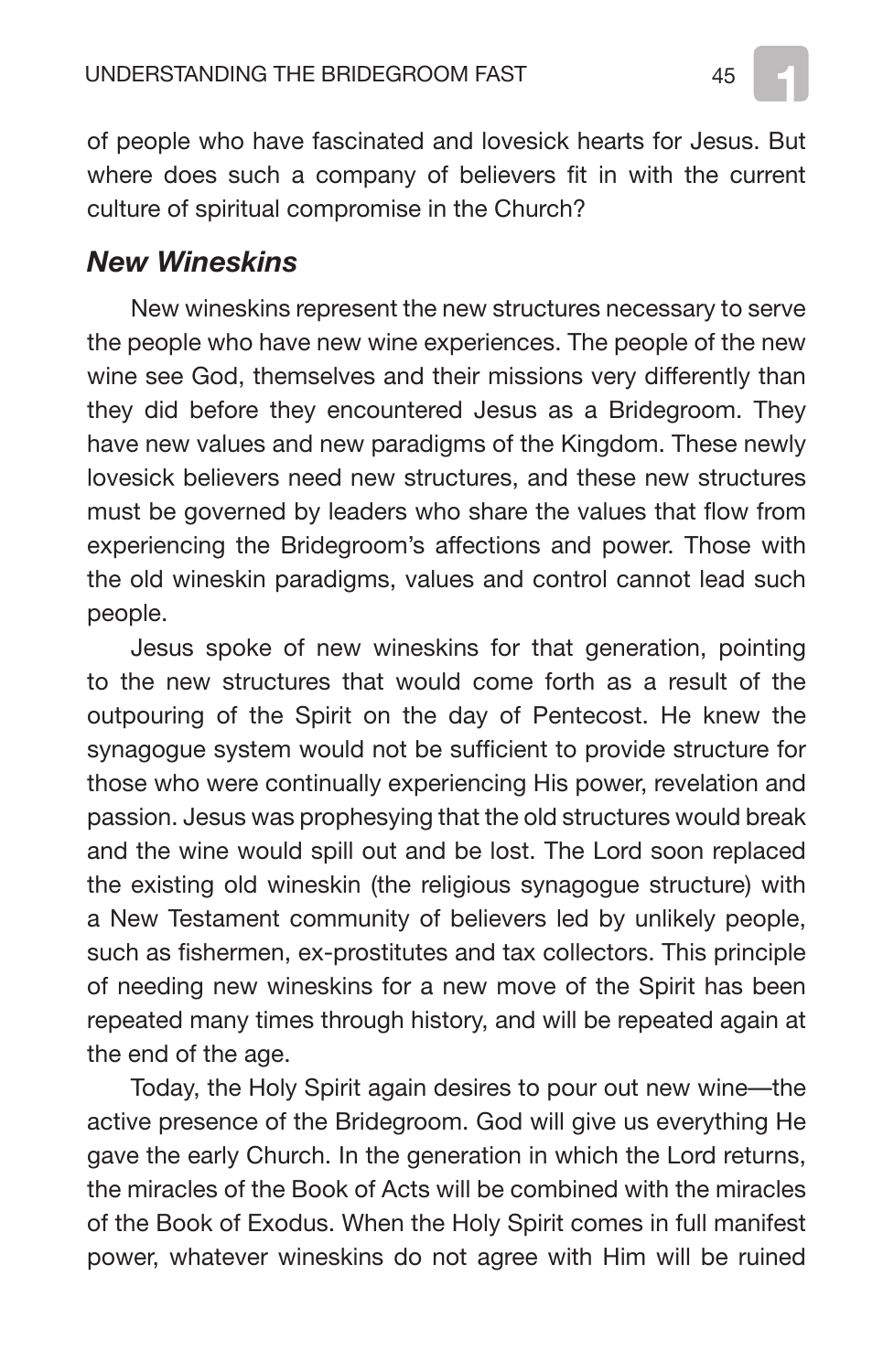of people who have fascinated and lovesick hearts for Jesus. But where does such a company of believers fit in with the current culture of spiritual compromise in the Church?

### *New Wineskins*

New wineskins represent the new structures necessary to serve the people who have new wine experiences. The people of the new wine see God, themselves and their missions very differently than they did before they encountered Jesus as a Bridegroom. They have new values and new paradigms of the Kingdom. These newly lovesick believers need new structures, and these new structures must be governed by leaders who share the values that flow from experiencing the Bridegroom's affections and power. Those with the old wineskin paradigms, values and control cannot lead such people.

Jesus spoke of new wineskins for that generation, pointing to the new structures that would come forth as a result of the outpouring of the Spirit on the day of Pentecost. He knew the synagogue system would not be sufficient to provide structure for those who were continually experiencing His power, revelation and passion. Jesus was prophesying that the old structures would break and the wine would spill out and be lost. The Lord soon replaced the existing old wineskin (the religious synagogue structure) with a New Testament community of believers led by unlikely people, such as fishermen, ex-prostitutes and tax collectors. This principle of needing new wineskins for a new move of the Spirit has been repeated many times through history, and will be repeated again at the end of the age.

Today, the Holy Spirit again desires to pour out new wine—the active presence of the Bridegroom. God will give us everything He gave the early Church. In the generation in which the Lord returns, the miracles of the Book of Acts will be combined with the miracles of the Book of Exodus. When the Holy Spirit comes in full manifest power, whatever wineskins do not agree with Him will be ruined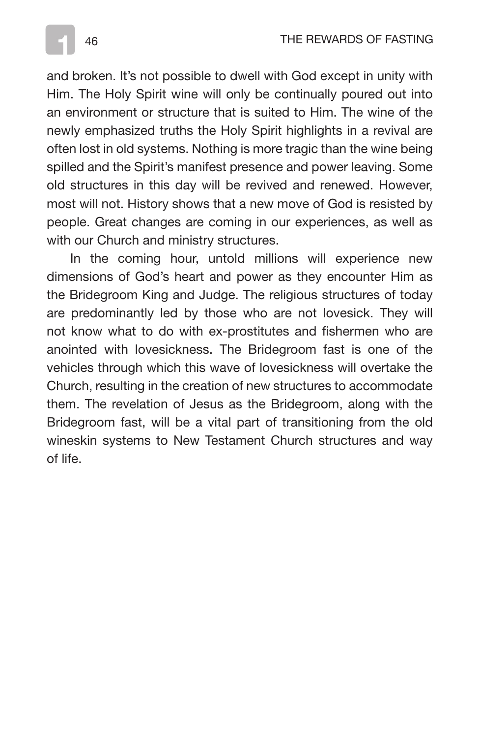and broken. It's not possible to dwell with God except in unity with Him. The Holy Spirit wine will only be continually poured out into an environment or structure that is suited to Him. The wine of the newly emphasized truths the Holy Spirit highlights in a revival are often lost in old systems. Nothing is more tragic than the wine being spilled and the Spirit's manifest presence and power leaving. Some old structures in this day will be revived and renewed. However, most will not. History shows that a new move of God is resisted by people. Great changes are coming in our experiences, as well as with our Church and ministry structures.

In the coming hour, untold millions will experience new dimensions of God's heart and power as they encounter Him as the Bridegroom King and Judge. The religious structures of today are predominantly led by those who are not lovesick. They will not know what to do with ex-prostitutes and fishermen who are anointed with lovesickness. The Bridegroom fast is one of the vehicles through which this wave of lovesickness will overtake the Church, resulting in the creation of new structures to accommodate them. The revelation of Jesus as the Bridegroom, along with the Bridegroom fast, will be a vital part of transitioning from the old wineskin systems to New Testament Church structures and way of life.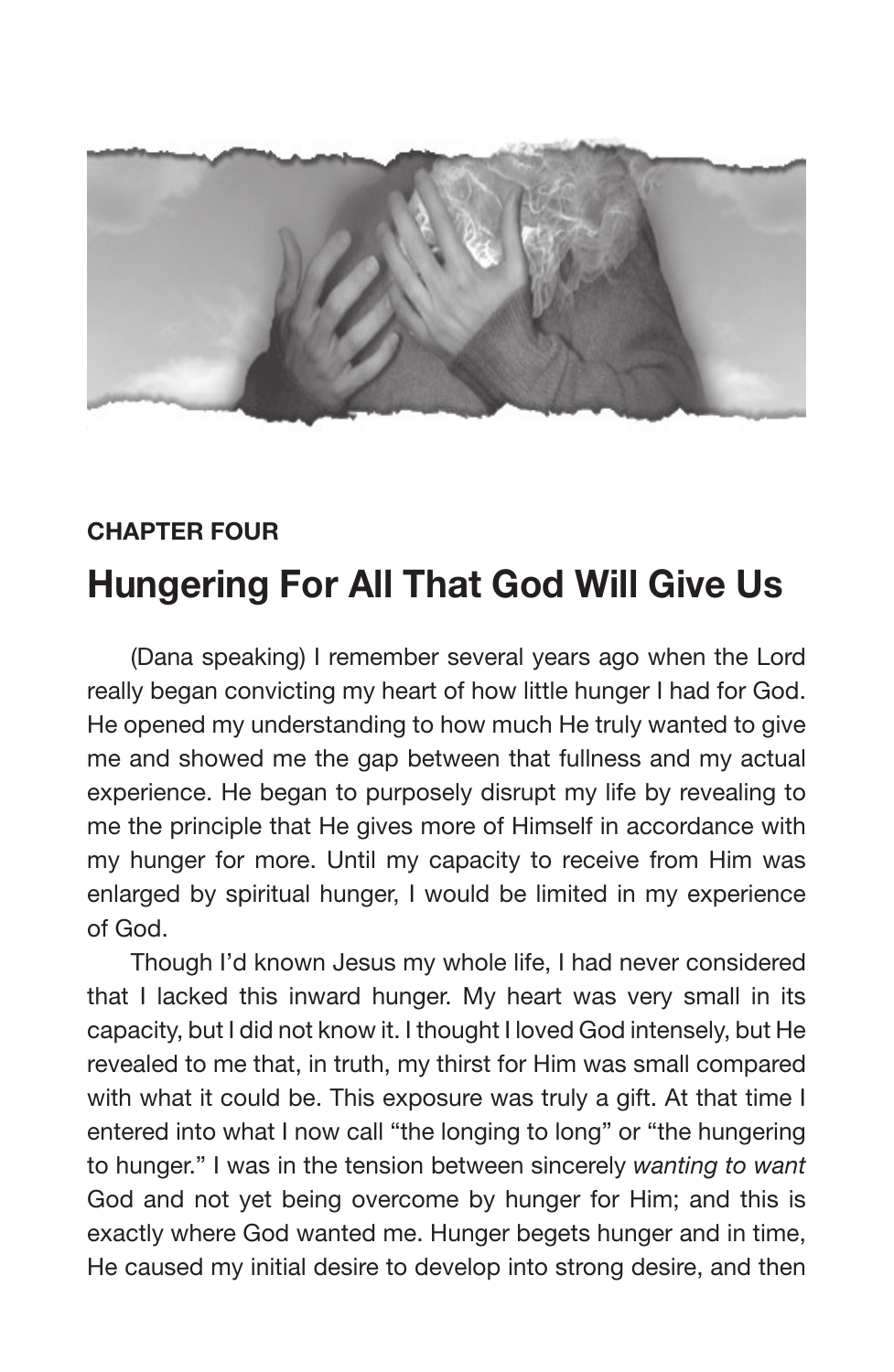**CHAPTER FOUR**

# Hungering For All That God Will Give Us

(Dana speaking) I remember several years ago when the Lord really began convicting my heart of how little hunger I had for God. He opened my understanding to how much He truly wanted to give me and showed me the gap between that fullness and my actual experience. He began to purposely disrupt my life by revealing to me the principle that He gives more of Himself in accordance with my hunger for more. Until my capacity to receive from Him was enlarged by spiritual hunger, I would be limited in my experience of God.

Though I'd known Jesus my whole life, I had never considered that I lacked this inward hunger. My heart was very small in its capacity, but I did not know it. I thought I loved God intensely, but He revealed to me that, in truth, my thirst for Him was small compared with what it could be. This exposure was truly a gift. At that time I entered into what I now call "the longing to long" or "the hungering to hunger." I was in the tension between sincerely *wanting to want* God and not yet being overcome by hunger for Him; and this is exactly where God wanted me. Hunger begets hunger and in time, He caused my initial desire to develop into strong desire, and then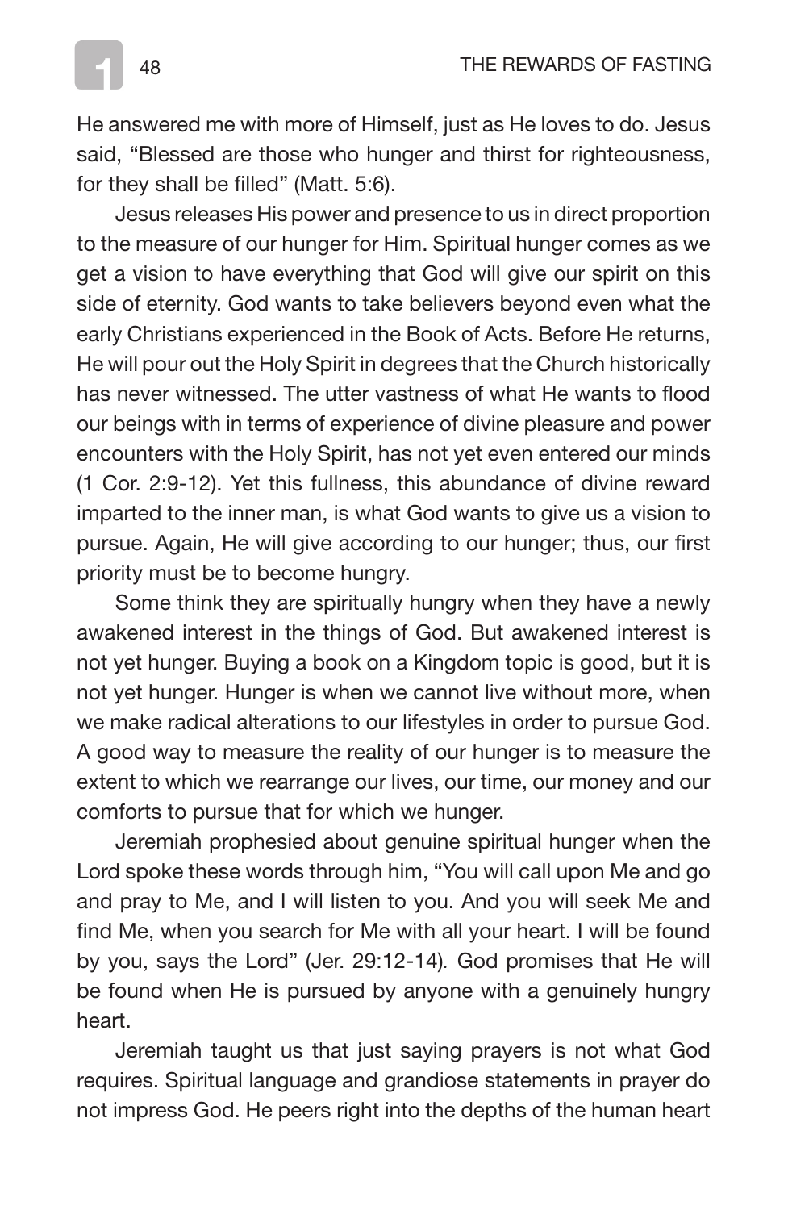He answered me with more of Himself, just as He loves to do. Jesus said, "Blessed are those who hunger and thirst for righteousness, for they shall be filled" (Matt. 5:6).

Jesus releases His power and presence to us in direct proportion to the measure of our hunger for Him. Spiritual hunger comes as we get a vision to have everything that God will give our spirit on this side of eternity. God wants to take believers beyond even what the early Christians experienced in the Book of Acts. Before He returns, He will pour out the Holy Spirit in degrees that the Church historically has never witnessed. The utter vastness of what He wants to flood our beings with in terms of experience of divine pleasure and power encounters with the Holy Spirit, has not yet even entered our minds (1 Cor. 2:9-12). Yet this fullness, this abundance of divine reward imparted to the inner man, is what God wants to give us a vision to pursue. Again, He will give according to our hunger; thus, our first priority must be to become hungry.

Some think they are spiritually hungry when they have a newly awakened interest in the things of God. But awakened interest is not yet hunger. Buying a book on a Kingdom topic is good, but it is not yet hunger. Hunger is when we cannot live without more, when we make radical alterations to our lifestyles in order to pursue God. A good way to measure the reality of our hunger is to measure the extent to which we rearrange our lives, our time, our money and our comforts to pursue that for which we hunger.

Jeremiah prophesied about genuine spiritual hunger when the Lord spoke these words through him, "You will call upon Me and go and pray to Me, and I will listen to you. And you will seek Me and find Me, when you search for Me with all your heart. I will be found by you, says the Lord" (Jer. 29:12-14). God promises that He will be found when He is pursued by anyone with a genuinely hungry heart.

Jeremiah taught us that just saying prayers is not what God requires. Spiritual language and grandiose statements in prayer do not impress God. He peers right into the depths of the human heart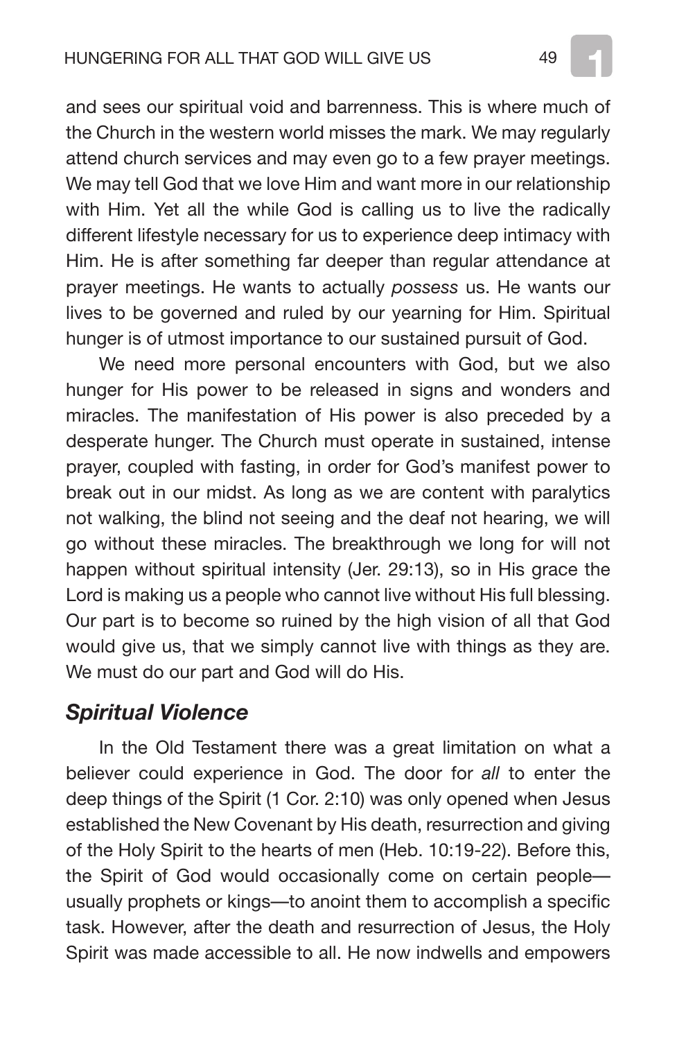and sees our spiritual void and barrenness. This is where much of the Church in the western world misses the mark. We may regularly attend church services and may even go to a few prayer meetings. We may tell God that we love Him and want more in our relationship with Him. Yet all the while God is calling us to live the radically different lifestyle necessary for us to experience deep intimacy with Him. He is after something far deeper than regular attendance at prayer meetings. He wants to actually *possess* us. He wants our lives to be governed and ruled by our yearning for Him. Spiritual hunger is of utmost importance to our sustained pursuit of God.

We need more personal encounters with God, but we also hunger for His power to be released in signs and wonders and miracles. The manifestation of His power is also preceded by a desperate hunger. The Church must operate in sustained, intense prayer, coupled with fasting, in order for God's manifest power to break out in our midst. As long as we are content with paralytics not walking, the blind not seeing and the deaf not hearing, we will go without these miracles. The breakthrough we long for will not happen without spiritual intensity (Jer. 29:13), so in His grace the Lord is making us a people who cannot live without His full blessing. Our part is to become so ruined by the high vision of all that God would give us, that we simply cannot live with things as they are. We must do our part and God will do His.

### *Spiritual Violence*

In the Old Testament there was a great limitation on what a believer could experience in God. The door for *all* to enter the deep things of the Spirit (1 Cor. 2:10) was only opened when Jesus established the New Covenant by His death, resurrection and giving of the Holy Spirit to the hearts of men (Heb. 10:19-22). Before this, the Spirit of God would occasionally come on certain people—usually prophets or kings—to anoint them to accomplish a specific task. However, after the death and resurrection of Jesus, the Holy Spirit was made accessible to all. He now indwells and empowers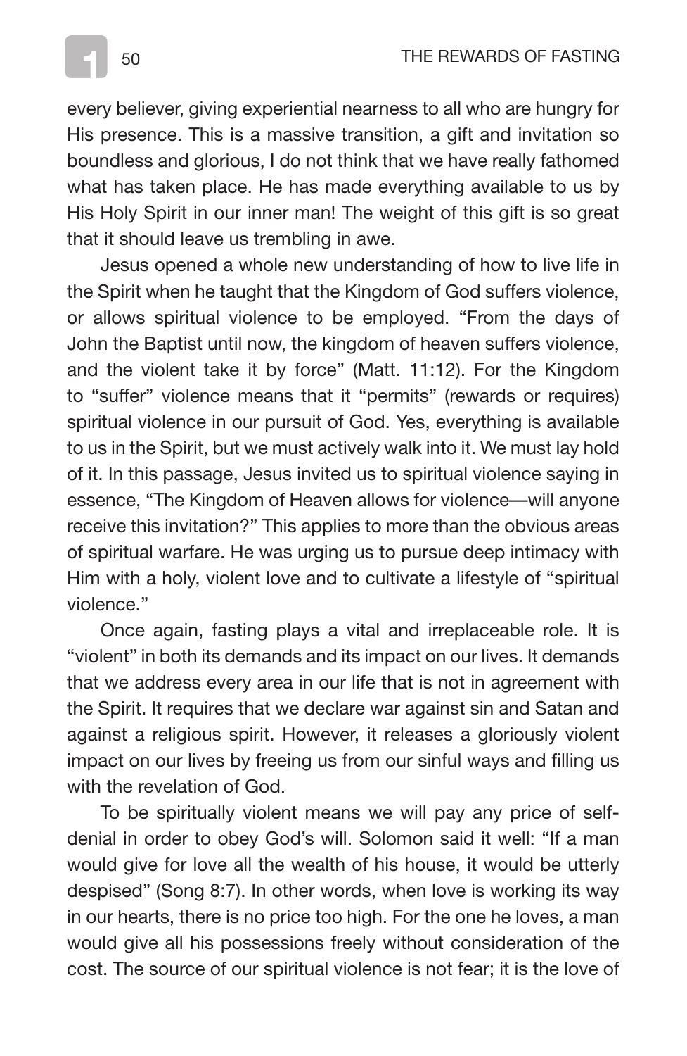every believer, giving experiential nearness to all who are hungry for His presence. This is a massive transition, a gift and invitation so boundless and glorious, I do not think that we have really fathomed what has taken place. He has made everything available to us by His Holy Spirit in our inner man! The weight of this gift is so great that it should leave us trembling in awe.

Jesus opened a whole new understanding of how to live life in the Spirit when he taught that the Kingdom of God suffers violence, or allows spiritual violence to be employed. "From the days of John the Baptist until now, the kingdom of heaven suffers violence, and the violent take it by force" (Matt. 11:12). For the Kingdom to "suffer" violence means that it "permits" (rewards or requires) spiritual violence in our pursuit of God. Yes, everything is available to us in the Spirit, but we must actively walk into it. We must lay hold of it. In this passage, Jesus invited us to spiritual violence saying in essence, "The Kingdom of Heaven allows for violence—will anyone receive this invitation?" This applies to more than the obvious areas of spiritual warfare. He was urging us to pursue deep intimacy with Him with a holy, violent love and to cultivate a lifestyle of "spiritual violence."

Once again, fasting plays a vital and irreplaceable role. It is "violent" in both its demands and its impact on our lives. It demands that we address every area in our life that is not in agreement with the Spirit. It requires that we declare war against sin and Satan and against a religious spirit. However, it releases a gloriously violent impact on our lives by freeing us from our sinful ways and filling us with the revelation of God.

To be spiritually violent means we will pay any price of self-denial in order to obey God's will. Solomon said it well: "If a man would give for love all the wealth of his house, it would be utterly despised" (Song 8:7). In other words, when love is working its way in our hearts, there is no price too high. For the one he loves, a man would give all his possessions freely without consideration of the cost. The source of our spiritual violence is not fear; it is the love of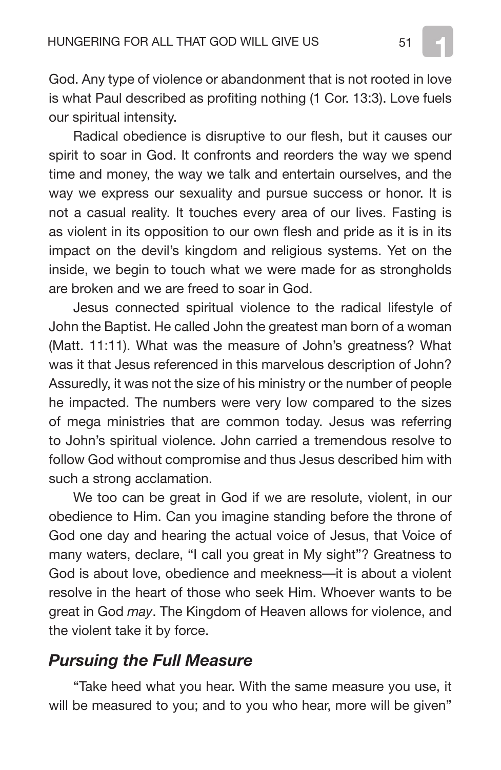God. Any type of violence or abandonment that is not rooted in love is what Paul described as profiting nothing (1 Cor. 13:3). Love fuels our spiritual intensity.

Radical obedience is disruptive to our flesh, but it causes our spirit to soar in God. It confronts and reorders the way we spend time and money, the way we talk and entertain ourselves, and the way we express our sexuality and pursue success or honor. It is not a casual reality. It touches every area of our lives. Fasting is as violent in its opposition to our own flesh and pride as it is in its impact on the devil's kingdom and religious systems. Yet on the inside, we begin to touch what we were made for as strongholds are broken and we are freed to soar in God.

Jesus connected spiritual violence to the radical lifestyle of John the Baptist. He called John the greatest man born of a woman (Matt. 11:11). What was the measure of John's greatness? What was it that Jesus referenced in this marvelous description of John? Assuredly, it was not the size of his ministry or the number of people he impacted. The numbers were very low compared to the sizes of mega ministries that are common today. Jesus was referring to John's spiritual violence. John carried a tremendous resolve to follow God without compromise and thus Jesus described him with such a strong acclamation.

We too can be great in God if we are resolute, violent, in our obedience to Him. Can you imagine standing before the throne of God one day and hearing the actual voice of Jesus, that Voice of many waters, declare, "I call you great in My sight"? Greatness to God is about love, obedience and meekness—it is about a violent resolve in the heart of those who seek Him. Whoever wants to be great in God *may*. The Kingdom of Heaven allows for violence, and the violent take it by force.

## *Pursuing the Full Measure*

"Take heed what you hear. With the same measure you use, it will be measured to you; and to you who hear, more will be given"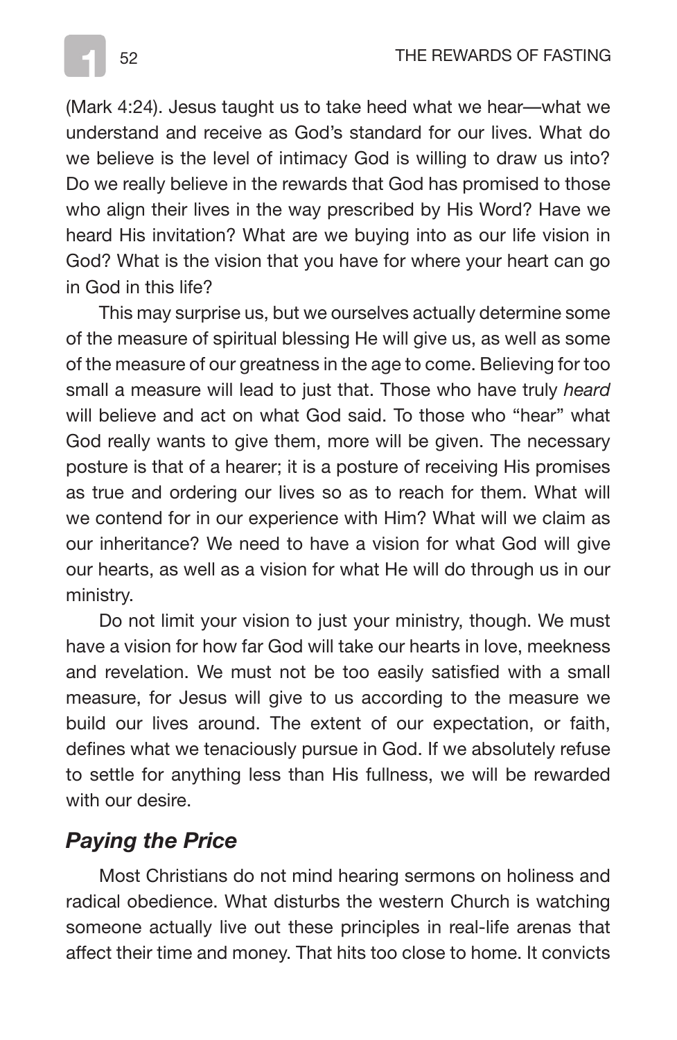(Mark 4:24). Jesus taught us to take heed what we hear—what we understand and receive as God's standard for our lives. What do we believe is the level of intimacy God is willing to draw us into? Do we really believe in the rewards that God has promised to those who align their lives in the way prescribed by His Word? Have we heard His invitation? What are we buying into as our life vision in God? What is the vision that you have for where your heart can go in God in this life?

This may surprise us, but we ourselves actually determine some of the measure of spiritual blessing He will give us, as well as some of the measure of our greatness in the age to come. Believing for too small a measure will lead to just that. Those who have truly *heard* will believe and act on what God said. To those who "hear" what God really wants to give them, more will be given. The necessary posture is that of a hearer; it is a posture of receiving His promises as true and ordering our lives so as to reach for them. What will we contend for in our experience with Him? What will we claim as our inheritance? We need to have a vision for what God will give our hearts, as well as a vision for what He will do through us in our ministry.

Do not limit your vision to just your ministry, though. We must have a vision for how far God will take our hearts in love, meekness and revelation. We must not be too easily satisfied with a small measure, for Jesus will give to us according to the measure we build our lives around. The extent of our expectation, or faith, defines what we tenaciously pursue in God. If we absolutely refuse to settle for anything less than His fullness, we will be rewarded with our desire.

## *Paying the Price*

Most Christians do not mind hearing sermons on holiness and radical obedience. What disturbs the western Church is watching someone actually live out these principles in real-life arenas that affect their time and money. That hits too close to home. It convicts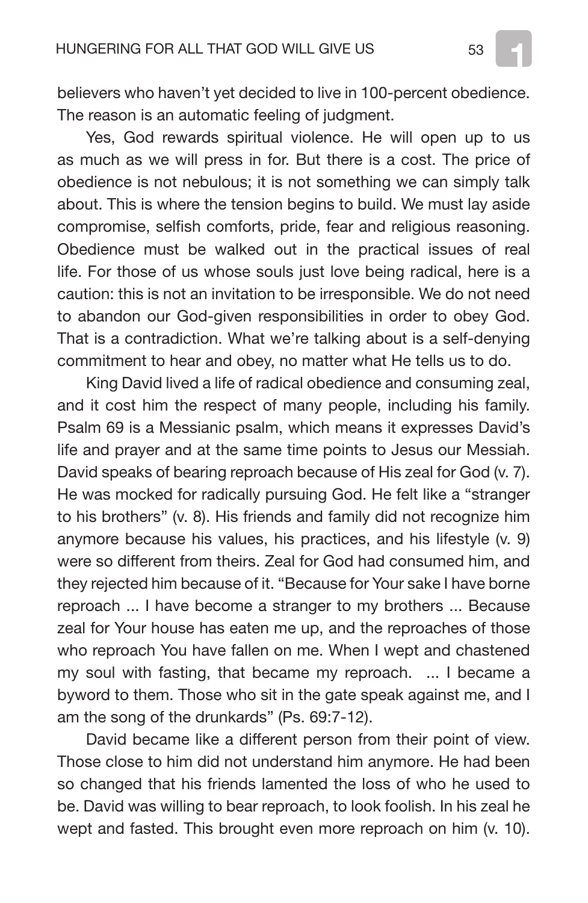believers who haven't yet decided to live in 100-percent obedience. The reason is an automatic feeling of judgment.

Yes, God rewards spiritual violence. He will open up to us as much as we will press in for. But there is a cost. The price of obedience is not nebulous; it is not something we can simply talk about. This is where the tension begins to build. We must lay aside compromise, selfish comforts, pride, fear and religious reasoning. Obedience must be walked out in the practical issues of real life. For those of us whose souls just love being radical, here is a caution: this is not an invitation to be irresponsible. We do not need to abandon our God-given responsibilities in order to obey God. That is a contradiction. What we're talking about is a self-denying commitment to hear and obey, no matter what He tells us to do.

King David lived a life of radical obedience and consuming zeal, and it cost him the respect of many people, including his family. Psalm 69 is a Messianic psalm, which means it expresses David's life and prayer and at the same time points to Jesus our Messiah. David speaks of bearing reproach because of His zeal for God (v. 7). He was mocked for radically pursuing God. He felt like a "stranger to his brothers" (v. 8). His friends and family did not recognize him anymore because his values, his practices, and his lifestyle (v. 9) were so different from theirs. Zeal for God had consumed him, and they rejected him because of it. "Because for Your sake I have borne reproach ... I have become a stranger to my brothers ... Because zeal for Your house has eaten me up, and the reproaches of those who reproach You have fallen on me. When I wept and chastened my soul with fasting, that became my reproach. ... I became a byword to them. Those who sit in the gate speak against me, and I am the song of the drunkards" (Ps. 69:7-12).

David became like a different person from their point of view. Those close to him did not understand him anymore. He had been so changed that his friends lamented the loss of who he used to be. David was willing to bear reproach, to look foolish. In his zeal he wept and fasted. This brought even more reproach on him (v. 10).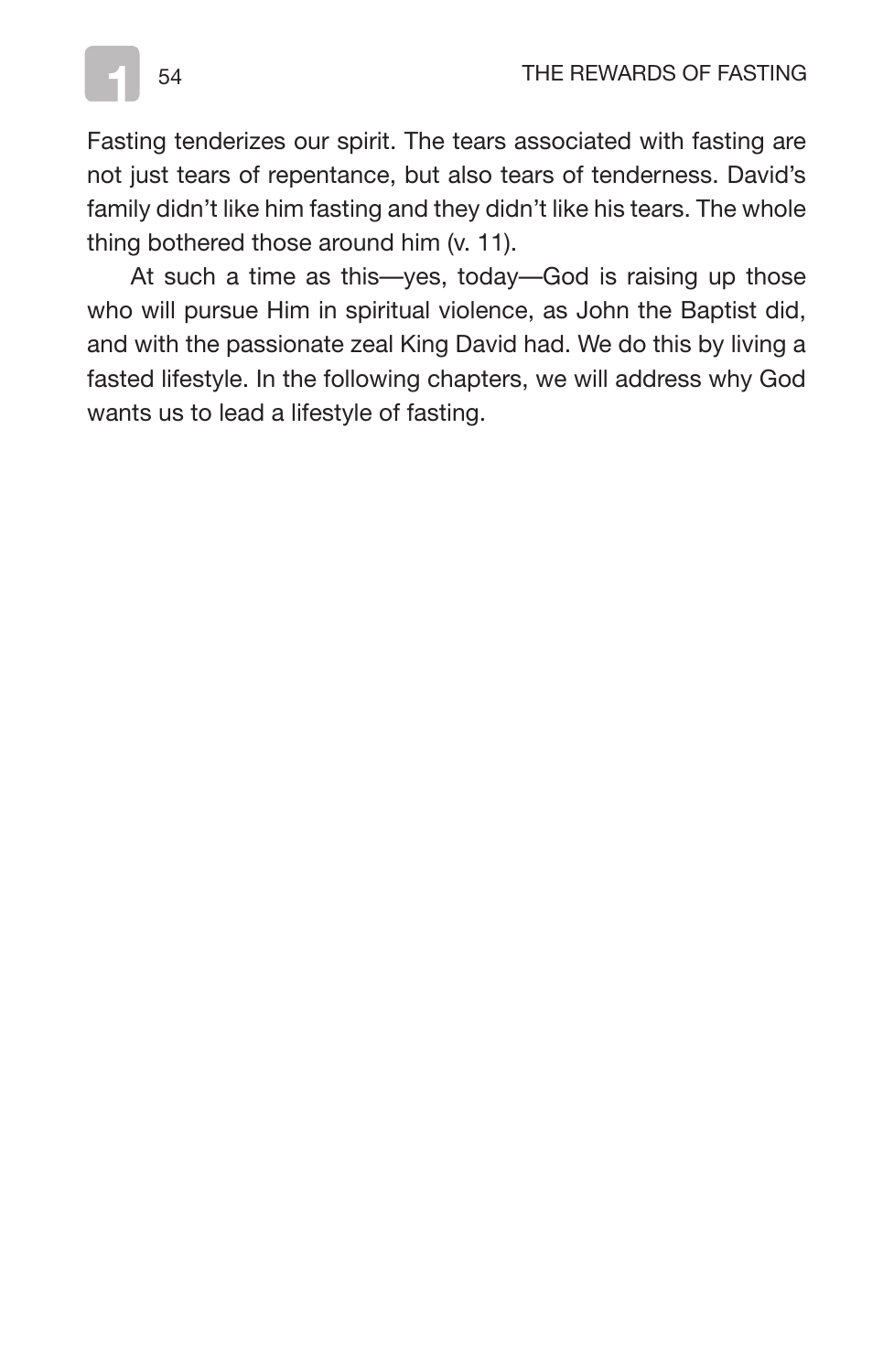Fasting tenderizes our spirit. The tears associated with fasting are not just tears of repentance, but also tears of tenderness. David's family didn't like him fasting and they didn't like his tears. The whole thing bothered those around him (v. 11).

At such a time as this—yes, today—God is raising up those who will pursue Him in spiritual violence, as John the Baptist did, and with the passionate zeal King David had. We do this by living a fasted lifestyle. In the following chapters, we will address why God wants us to lead a lifestyle of fasting.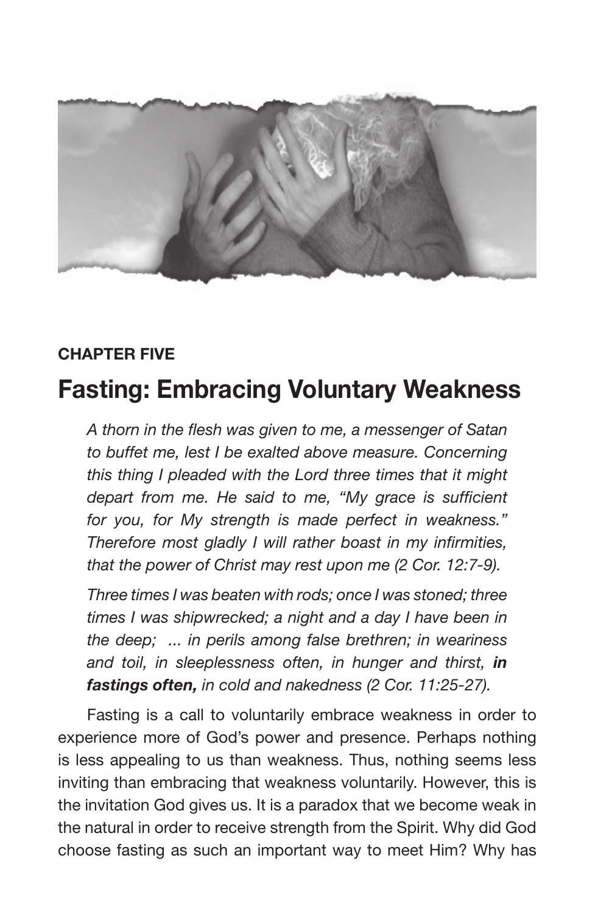**CHAPTER FIVE**

# Fasting: Embracing Voluntary Weakness

> *A thorn in the flesh was given to me, a messenger of Satan to buffet me, lest I be exalted above measure. Concerning this thing I pleaded with the Lord three times that it might depart from me. He said to me, "My grace is sufficient for you, for My strength is made perfect in weakness." Therefore most gladly I will rather boast in my infirmities, that the power of Christ may rest upon me (2 Cor. 12:7-9).*
>
> *Three times I was beaten with rods; once I was stoned; three times I was shipwrecked; a night and a day I have been in the deep; ... in perils among false brethren; in weariness and toil, in sleeplessness often, in hunger and thirst, **in fastings often,** in cold and nakedness (2 Cor. 11:25-27).*

Fasting is a call to voluntarily embrace weakness in order to experience more of God's power and presence. Perhaps nothing is less appealing to us than weakness. Thus, nothing seems less inviting than embracing that weakness voluntarily. However, this is the invitation God gives us. It is a paradox that we become weak in the natural in order to receive strength from the Spirit. Why did God choose fasting as such an important way to meet Him? Why has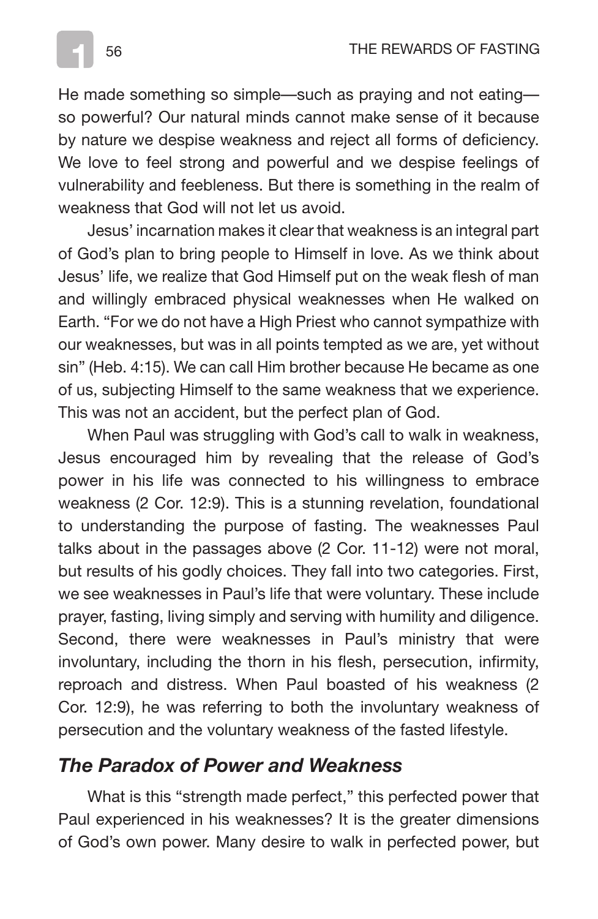He made something so simple—such as praying and not eating—so powerful? Our natural minds cannot make sense of it because by nature we despise weakness and reject all forms of deficiency. We love to feel strong and powerful and we despise feelings of vulnerability and feebleness. But there is something in the realm of weakness that God will not let us avoid.

Jesus' incarnation makes it clear that weakness is an integral part of God's plan to bring people to Himself in love. As we think about Jesus' life, we realize that God Himself put on the weak flesh of man and willingly embraced physical weaknesses when He walked on Earth. "For we do not have a High Priest who cannot sympathize with our weaknesses, but was in all points tempted as we are, yet without sin" (Heb. 4:15). We can call Him brother because He became as one of us, subjecting Himself to the same weakness that we experience. This was not an accident, but the perfect plan of God.

When Paul was struggling with God's call to walk in weakness, Jesus encouraged him by revealing that the release of God's power in his life was connected to his willingness to embrace weakness (2 Cor. 12:9). This is a stunning revelation, foundational to understanding the purpose of fasting. The weaknesses Paul talks about in the passages above (2 Cor. 11-12) were not moral, but results of his godly choices. They fall into two categories. First, we see weaknesses in Paul's life that were voluntary. These include prayer, fasting, living simply and serving with humility and diligence. Second, there were weaknesses in Paul's ministry that were involuntary, including the thorn in his flesh, persecution, infirmity, reproach and distress. When Paul boasted of his weakness (2 Cor. 12:9), he was referring to both the involuntary weakness of persecution and the voluntary weakness of the fasted lifestyle.

## *The Paradox of Power and Weakness*

What is this "strength made perfect," this perfected power that Paul experienced in his weaknesses? It is the greater dimensions of God's own power. Many desire to walk in perfected power, but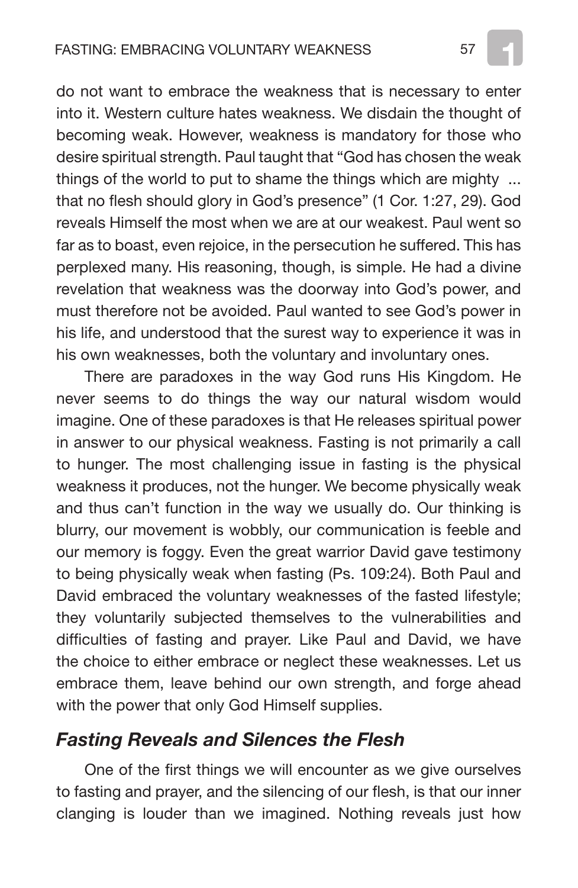do not want to embrace the weakness that is necessary to enter into it. Western culture hates weakness. We disdain the thought of becoming weak. However, weakness is mandatory for those who desire spiritual strength. Paul taught that "God has chosen the weak things of the world to put to shame the things which are mighty ... that no flesh should glory in God's presence" (1 Cor. 1:27, 29). God reveals Himself the most when we are at our weakest. Paul went so far as to boast, even rejoice, in the persecution he suffered. This has perplexed many. His reasoning, though, is simple. He had a divine revelation that weakness was the doorway into God's power, and must therefore not be avoided. Paul wanted to see God's power in his life, and understood that the surest way to experience it was in his own weaknesses, both the voluntary and involuntary ones.

There are paradoxes in the way God runs His Kingdom. He never seems to do things the way our natural wisdom would imagine. One of these paradoxes is that He releases spiritual power in answer to our physical weakness. Fasting is not primarily a call to hunger. The most challenging issue in fasting is the physical weakness it produces, not the hunger. We become physically weak and thus can't function in the way we usually do. Our thinking is blurry, our movement is wobbly, our communication is feeble and our memory is foggy. Even the great warrior David gave testimony to being physically weak when fasting (Ps. 109:24). Both Paul and David embraced the voluntary weaknesses of the fasted lifestyle; they voluntarily subjected themselves to the vulnerabilities and difficulties of fasting and prayer. Like Paul and David, we have the choice to either embrace or neglect these weaknesses. Let us embrace them, leave behind our own strength, and forge ahead with the power that only God Himself supplies.

### *Fasting Reveals and Silences the Flesh*

One of the first things we will encounter as we give ourselves to fasting and prayer, and the silencing of our flesh, is that our inner clanging is louder than we imagined. Nothing reveals just how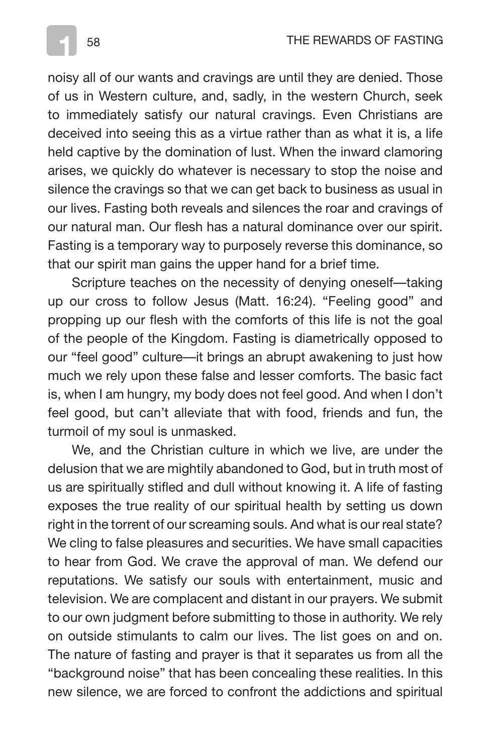noisy all of our wants and cravings are until they are denied. Those of us in Western culture, and, sadly, in the western Church, seek to immediately satisfy our natural cravings. Even Christians are deceived into seeing this as a virtue rather than as what it is, a life held captive by the domination of lust. When the inward clamoring arises, we quickly do whatever is necessary to stop the noise and silence the cravings so that we can get back to business as usual in our lives. Fasting both reveals and silences the roar and cravings of our natural man. Our flesh has a natural dominance over our spirit. Fasting is a temporary way to purposely reverse this dominance, so that our spirit man gains the upper hand for a brief time.

Scripture teaches on the necessity of denying oneself—taking up our cross to follow Jesus (Matt. 16:24). "Feeling good" and propping up our flesh with the comforts of this life is not the goal of the people of the Kingdom. Fasting is diametrically opposed to our "feel good" culture—it brings an abrupt awakening to just how much we rely upon these false and lesser comforts. The basic fact is, when I am hungry, my body does not feel good. And when I don't feel good, but can't alleviate that with food, friends and fun, the turmoil of my soul is unmasked.

We, and the Christian culture in which we live, are under the delusion that we are mightily abandoned to God, but in truth most of us are spiritually stifled and dull without knowing it. A life of fasting exposes the true reality of our spiritual health by setting us down right in the torrent of our screaming souls. And what is our real state? We cling to false pleasures and securities. We have small capacities to hear from God. We crave the approval of man. We defend our reputations. We satisfy our souls with entertainment, music and television. We are complacent and distant in our prayers. We submit to our own judgment before submitting to those in authority. We rely on outside stimulants to calm our lives. The list goes on and on. The nature of fasting and prayer is that it separates us from all the "background noise" that has been concealing these realities. In this new silence, we are forced to confront the addictions and spiritual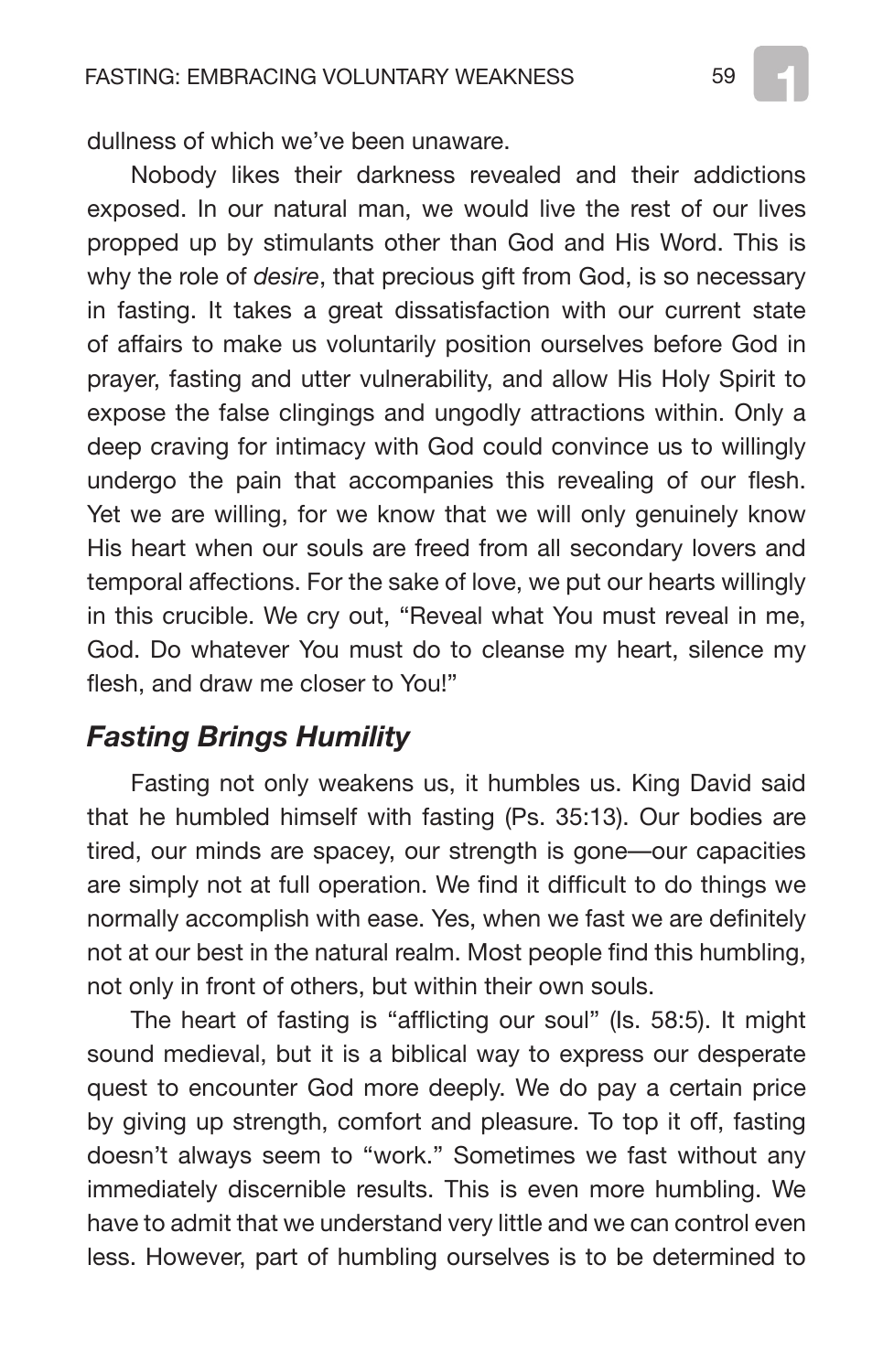dullness of which we've been unaware.

Nobody likes their darkness revealed and their addictions exposed. In our natural man, we would live the rest of our lives propped up by stimulants other than God and His Word. This is why the role of *desire*, that precious gift from God, is so necessary in fasting. It takes a great dissatisfaction with our current state of affairs to make us voluntarily position ourselves before God in prayer, fasting and utter vulnerability, and allow His Holy Spirit to expose the false clingings and ungodly attractions within. Only a deep craving for intimacy with God could convince us to willingly undergo the pain that accompanies this revealing of our flesh. Yet we are willing, for we know that we will only genuinely know His heart when our souls are freed from all secondary lovers and temporal affections. For the sake of love, we put our hearts willingly in this crucible. We cry out, "Reveal what You must reveal in me, God. Do whatever You must do to cleanse my heart, silence my flesh, and draw me closer to You!"

### *Fasting Brings Humility*

Fasting not only weakens us, it humbles us. King David said that he humbled himself with fasting (Ps. 35:13). Our bodies are tired, our minds are spacey, our strength is gone—our capacities are simply not at full operation. We find it difficult to do things we normally accomplish with ease. Yes, when we fast we are definitely not at our best in the natural realm. Most people find this humbling, not only in front of others, but within their own souls.

The heart of fasting is "afflicting our soul" (Is. 58:5). It might sound medieval, but it is a biblical way to express our desperate quest to encounter God more deeply. We do pay a certain price by giving up strength, comfort and pleasure. To top it off, fasting doesn't always seem to "work." Sometimes we fast without any immediately discernible results. This is even more humbling. We have to admit that we understand very little and we can control even less. However, part of humbling ourselves is to be determined to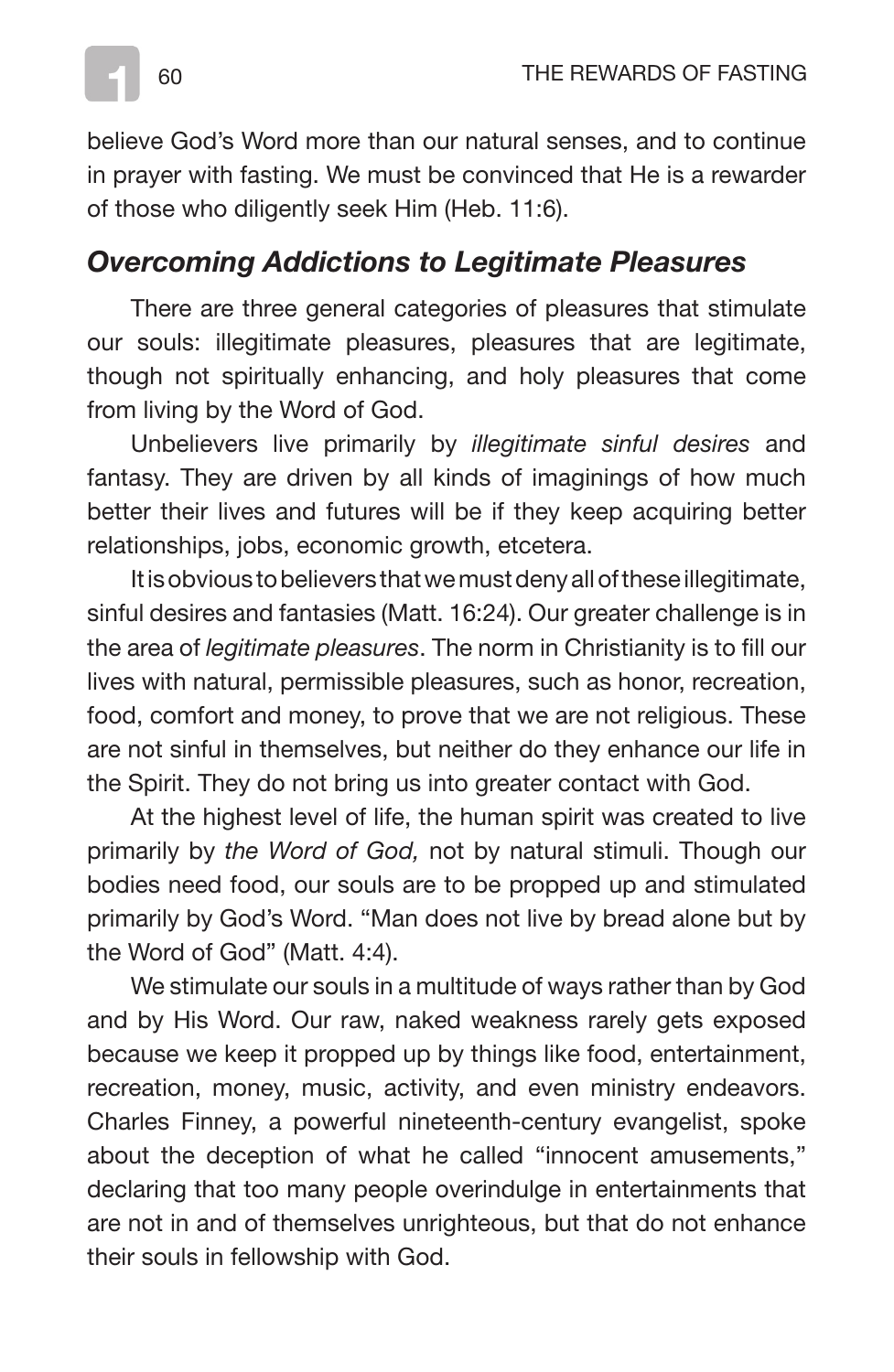believe God's Word more than our natural senses, and to continue in prayer with fasting. We must be convinced that He is a rewarder of those who diligently seek Him (Heb. 11:6).

## *Overcoming Addictions to Legitimate Pleasures*

There are three general categories of pleasures that stimulate our souls: illegitimate pleasures, pleasures that are legitimate, though not spiritually enhancing, and holy pleasures that come from living by the Word of God.

Unbelievers live primarily by *illegitimate sinful desires* and fantasy. They are driven by all kinds of imaginings of how much better their lives and futures will be if they keep acquiring better relationships, jobs, economic growth, etcetera.

It is obvious to believers that we must deny all of these illegitimate, sinful desires and fantasies (Matt. 16:24). Our greater challenge is in the area of *legitimate pleasures*. The norm in Christianity is to fill our lives with natural, permissible pleasures, such as honor, recreation, food, comfort and money, to prove that we are not religious. These are not sinful in themselves, but neither do they enhance our life in the Spirit. They do not bring us into greater contact with God.

At the highest level of life, the human spirit was created to live primarily by *the Word of God,* not by natural stimuli. Though our bodies need food, our souls are to be propped up and stimulated primarily by God's Word. "Man does not live by bread alone but by the Word of God" (Matt. 4:4).

We stimulate our souls in a multitude of ways rather than by God and by His Word. Our raw, naked weakness rarely gets exposed because we keep it propped up by things like food, entertainment, recreation, money, music, activity, and even ministry endeavors. Charles Finney, a powerful nineteenth-century evangelist, spoke about the deception of what he called "innocent amusements," declaring that too many people overindulge in entertainments that are not in and of themselves unrighteous, but that do not enhance their souls in fellowship with God.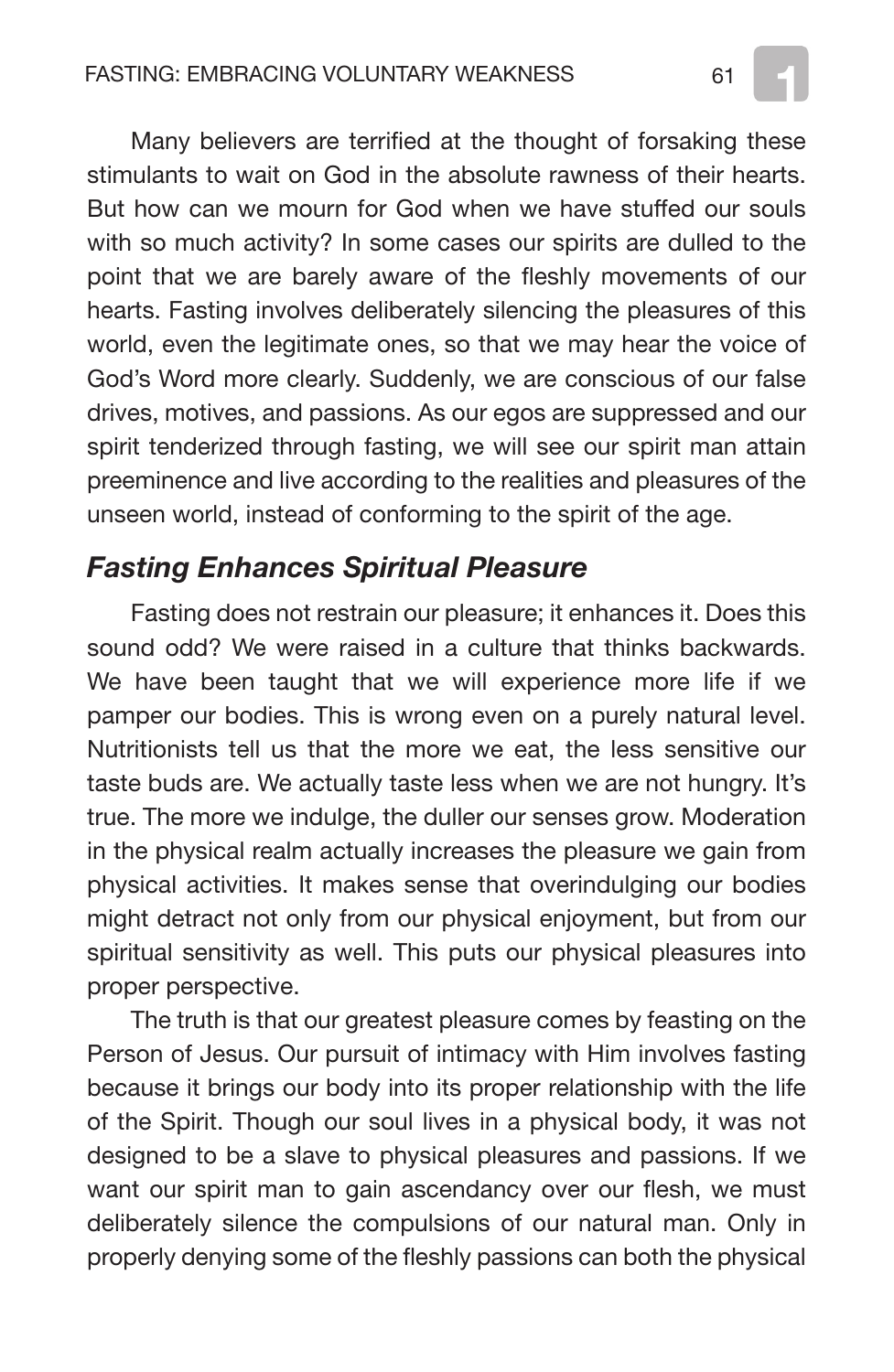Many believers are terrified at the thought of forsaking these stimulants to wait on God in the absolute rawness of their hearts. But how can we mourn for God when we have stuffed our souls with so much activity? In some cases our spirits are dulled to the point that we are barely aware of the fleshly movements of our hearts. Fasting involves deliberately silencing the pleasures of this world, even the legitimate ones, so that we may hear the voice of God's Word more clearly. Suddenly, we are conscious of our false drives, motives, and passions. As our egos are suppressed and our spirit tenderized through fasting, we will see our spirit man attain preeminence and live according to the realities and pleasures of the unseen world, instead of conforming to the spirit of the age.

## *Fasting Enhances Spiritual Pleasure*

Fasting does not restrain our pleasure; it enhances it. Does this sound odd? We were raised in a culture that thinks backwards. We have been taught that we will experience more life if we pamper our bodies. This is wrong even on a purely natural level. Nutritionists tell us that the more we eat, the less sensitive our taste buds are. We actually taste less when we are not hungry. It's true. The more we indulge, the duller our senses grow. Moderation in the physical realm actually increases the pleasure we gain from physical activities. It makes sense that overindulging our bodies might detract not only from our physical enjoyment, but from our spiritual sensitivity as well. This puts our physical pleasures into proper perspective.

The truth is that our greatest pleasure comes by feasting on the Person of Jesus. Our pursuit of intimacy with Him involves fasting because it brings our body into its proper relationship with the life of the Spirit. Though our soul lives in a physical body, it was not designed to be a slave to physical pleasures and passions. If we want our spirit man to gain ascendancy over our flesh, we must deliberately silence the compulsions of our natural man. Only in properly denying some of the fleshly passions can both the physical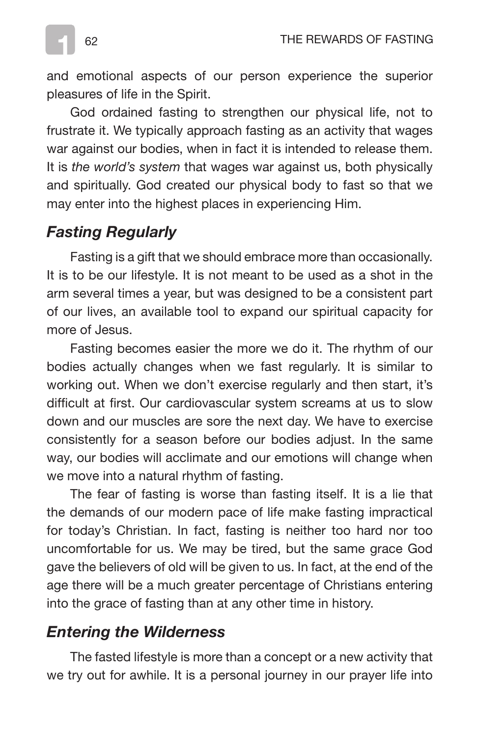and emotional aspects of our person experience the superior pleasures of life in the Spirit.

God ordained fasting to strengthen our physical life, not to frustrate it. We typically approach fasting as an activity that wages war against our bodies, when in fact it is intended to release them. It is *the world's system* that wages war against us, both physically and spiritually. God created our physical body to fast so that we may enter into the highest places in experiencing Him.

## *Fasting Regularly*

Fasting is a gift that we should embrace more than occasionally. It is to be our lifestyle. It is not meant to be used as a shot in the arm several times a year, but was designed to be a consistent part of our lives, an available tool to expand our spiritual capacity for more of Jesus.

Fasting becomes easier the more we do it. The rhythm of our bodies actually changes when we fast regularly. It is similar to working out. When we don't exercise regularly and then start, it's difficult at first. Our cardiovascular system screams at us to slow down and our muscles are sore the next day. We have to exercise consistently for a season before our bodies adjust. In the same way, our bodies will acclimate and our emotions will change when we move into a natural rhythm of fasting.

The fear of fasting is worse than fasting itself. It is a lie that the demands of our modern pace of life make fasting impractical for today's Christian. In fact, fasting is neither too hard nor too uncomfortable for us. We may be tired, but the same grace God gave the believers of old will be given to us. In fact, at the end of the age there will be a much greater percentage of Christians entering into the grace of fasting than at any other time in history.

## *Entering the Wilderness*

The fasted lifestyle is more than a concept or a new activity that we try out for awhile. It is a personal journey in our prayer life into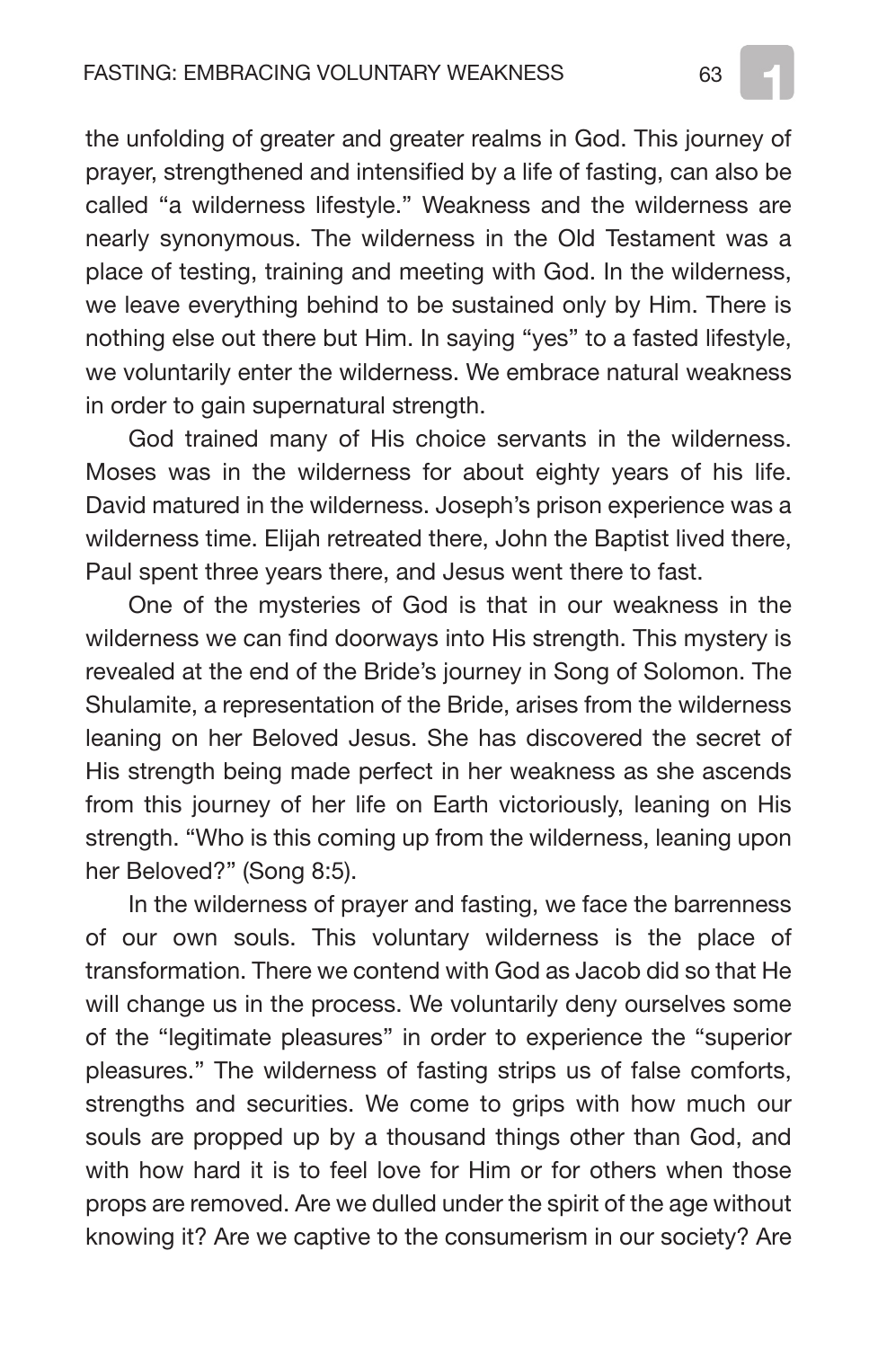the unfolding of greater and greater realms in God. This journey of prayer, strengthened and intensified by a life of fasting, can also be called "a wilderness lifestyle." Weakness and the wilderness are nearly synonymous. The wilderness in the Old Testament was a place of testing, training and meeting with God. In the wilderness, we leave everything behind to be sustained only by Him. There is nothing else out there but Him. In saying "yes" to a fasted lifestyle, we voluntarily enter the wilderness. We embrace natural weakness in order to gain supernatural strength.

God trained many of His choice servants in the wilderness. Moses was in the wilderness for about eighty years of his life. David matured in the wilderness. Joseph's prison experience was a wilderness time. Elijah retreated there, John the Baptist lived there, Paul spent three years there, and Jesus went there to fast.

One of the mysteries of God is that in our weakness in the wilderness we can find doorways into His strength. This mystery is revealed at the end of the Bride's journey in Song of Solomon. The Shulamite, a representation of the Bride, arises from the wilderness leaning on her Beloved Jesus. She has discovered the secret of His strength being made perfect in her weakness as she ascends from this journey of her life on Earth victoriously, leaning on His strength. "Who is this coming up from the wilderness, leaning upon her Beloved?" (Song 8:5).

In the wilderness of prayer and fasting, we face the barrenness of our own souls. This voluntary wilderness is the place of transformation. There we contend with God as Jacob did so that He will change us in the process. We voluntarily deny ourselves some of the "legitimate pleasures" in order to experience the "superior pleasures." The wilderness of fasting strips us of false comforts, strengths and securities. We come to grips with how much our souls are propped up by a thousand things other than God, and with how hard it is to feel love for Him or for others when those props are removed. Are we dulled under the spirit of the age without knowing it? Are we captive to the consumerism in our society? Are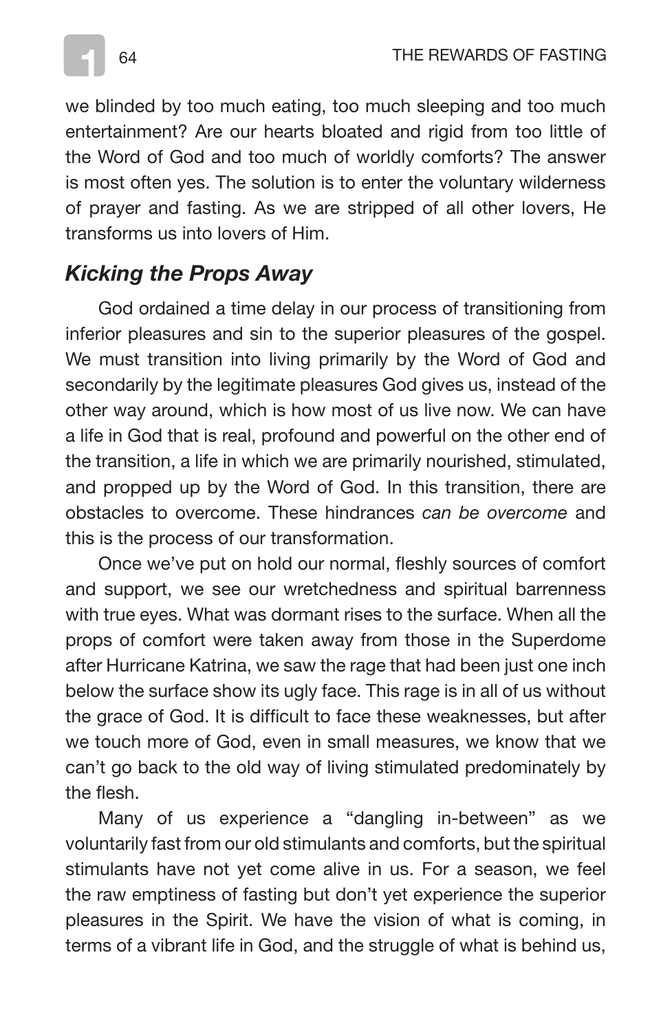we blinded by too much eating, too much sleeping and too much entertainment? Are our hearts bloated and rigid from too little of the Word of God and too much of worldly comforts? The answer is most often yes. The solution is to enter the voluntary wilderness of prayer and fasting. As we are stripped of all other lovers, He transforms us into lovers of Him.

## *Kicking the Props Away*

God ordained a time delay in our process of transitioning from inferior pleasures and sin to the superior pleasures of the gospel. We must transition into living primarily by the Word of God and secondarily by the legitimate pleasures God gives us, instead of the other way around, which is how most of us live now. We can have a life in God that is real, profound and powerful on the other end of the transition, a life in which we are primarily nourished, stimulated, and propped up by the Word of God. In this transition, there are obstacles to overcome. These hindrances *can be overcome* and this is the process of our transformation.

Once we've put on hold our normal, fleshly sources of comfort and support, we see our wretchedness and spiritual barrenness with true eyes. What was dormant rises to the surface. When all the props of comfort were taken away from those in the Superdome after Hurricane Katrina, we saw the rage that had been just one inch below the surface show its ugly face. This rage is in all of us without the grace of God. It is difficult to face these weaknesses, but after we touch more of God, even in small measures, we know that we can't go back to the old way of living stimulated predominately by the flesh.

Many of us experience a "dangling in-between" as we voluntarily fast from our old stimulants and comforts, but the spiritual stimulants have not yet come alive in us. For a season, we feel the raw emptiness of fasting but don't yet experience the superior pleasures in the Spirit. We have the vision of what is coming, in terms of a vibrant life in God, and the struggle of what is behind us,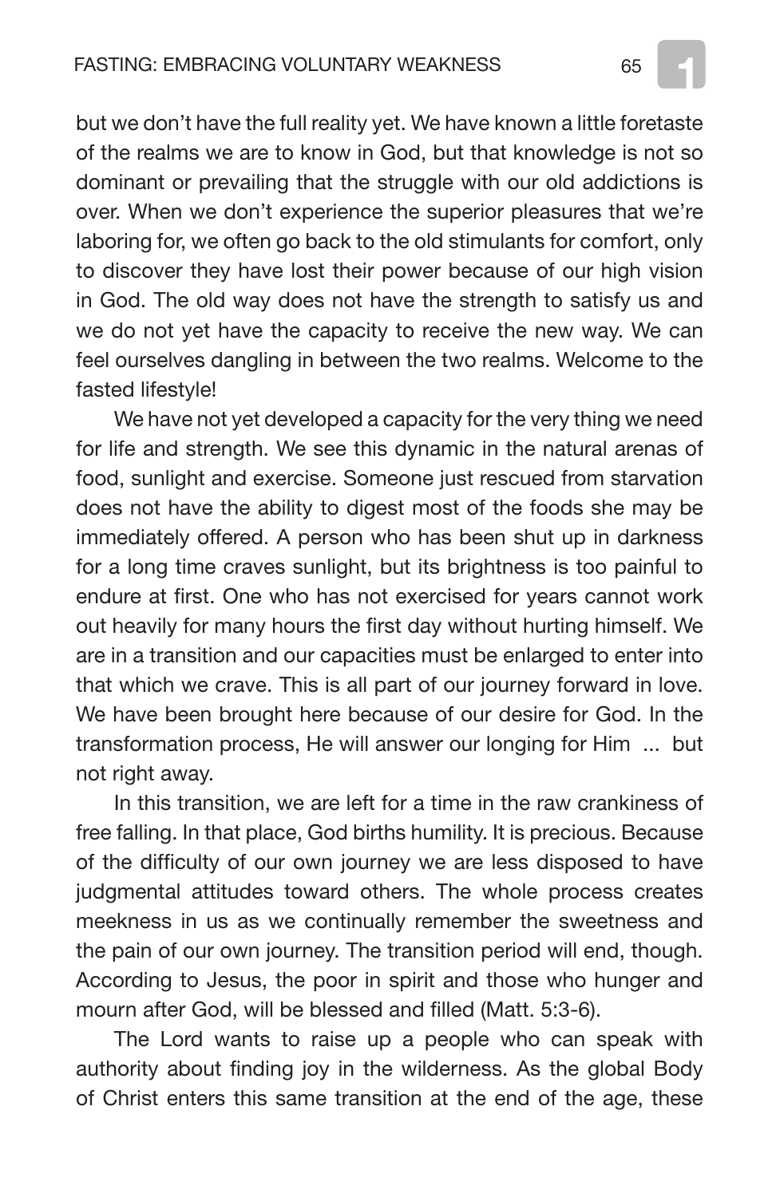but we don't have the full reality yet. We have known a little foretaste of the realms we are to know in God, but that knowledge is not so dominant or prevailing that the struggle with our old addictions is over. When we don't experience the superior pleasures that we're laboring for, we often go back to the old stimulants for comfort, only to discover they have lost their power because of our high vision in God. The old way does not have the strength to satisfy us and we do not yet have the capacity to receive the new way. We can feel ourselves dangling in between the two realms. Welcome to the fasted lifestyle!

We have not yet developed a capacity for the very thing we need for life and strength. We see this dynamic in the natural arenas of food, sunlight and exercise. Someone just rescued from starvation does not have the ability to digest most of the foods she may be immediately offered. A person who has been shut up in darkness for a long time craves sunlight, but its brightness is too painful to endure at first. One who has not exercised for years cannot work out heavily for many hours the first day without hurting himself. We are in a transition and our capacities must be enlarged to enter into that which we crave. This is all part of our journey forward in love. We have been brought here because of our desire for God. In the transformation process, He will answer our longing for Him ... but not right away.

In this transition, we are left for a time in the raw crankiness of free falling. In that place, God births humility. It is precious. Because of the difficulty of our own journey we are less disposed to have judgmental attitudes toward others. The whole process creates meekness in us as we continually remember the sweetness and the pain of our own journey. The transition period will end, though. According to Jesus, the poor in spirit and those who hunger and mourn after God, will be blessed and filled (Matt. 5:3-6).

The Lord wants to raise up a people who can speak with authority about finding joy in the wilderness. As the global Body of Christ enters this same transition at the end of the age, these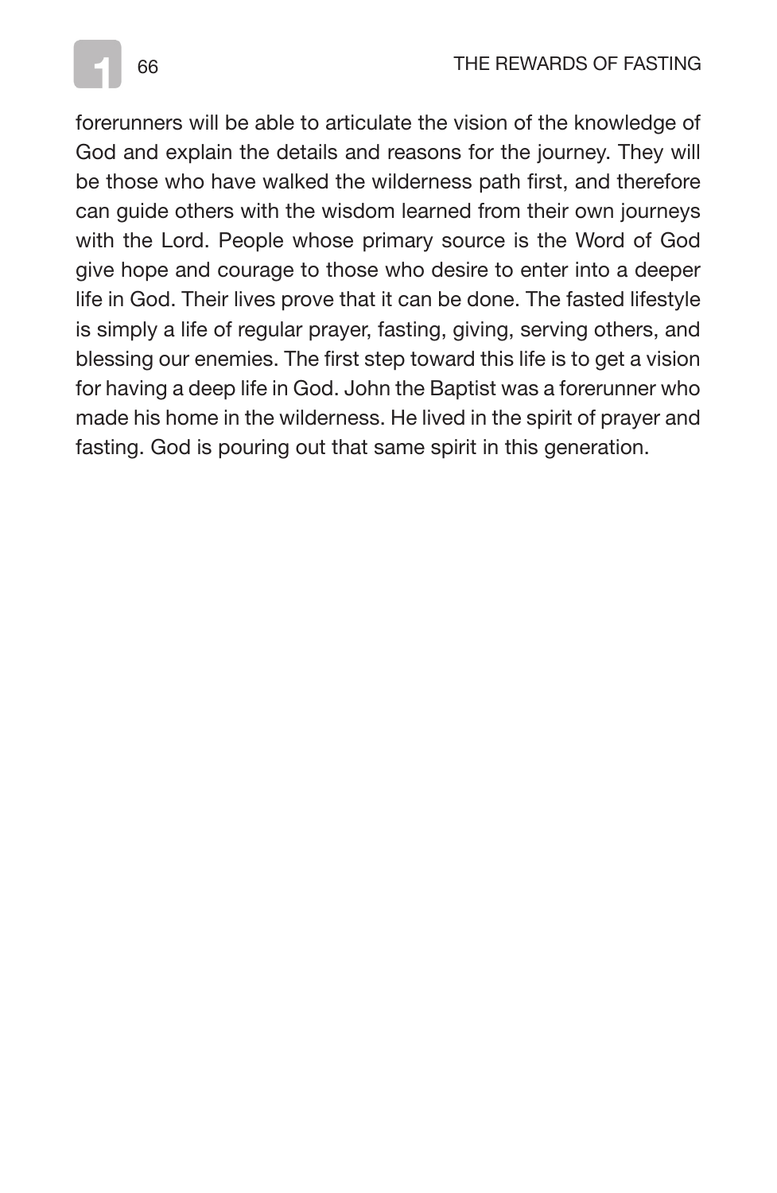forerunners will be able to articulate the vision of the knowledge of God and explain the details and reasons for the journey. They will be those who have walked the wilderness path first, and therefore can guide others with the wisdom learned from their own journeys with the Lord. People whose primary source is the Word of God give hope and courage to those who desire to enter into a deeper life in God. Their lives prove that it can be done. The fasted lifestyle is simply a life of regular prayer, fasting, giving, serving others, and blessing our enemies. The first step toward this life is to get a vision for having a deep life in God. John the Baptist was a forerunner who made his home in the wilderness. He lived in the spirit of prayer and fasting. God is pouring out that same spirit in this generation.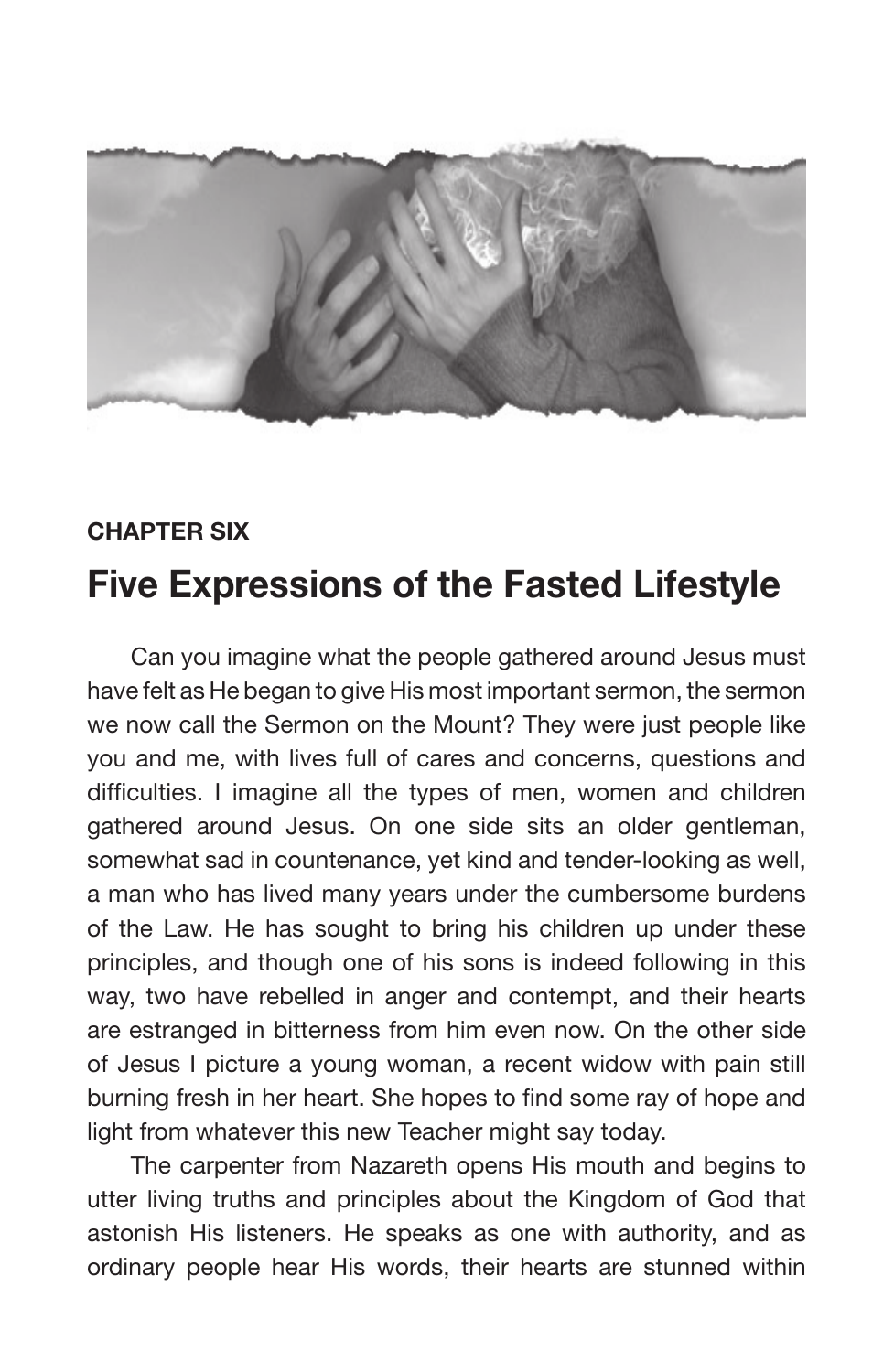**CHAPTER SIX**

# Five Expressions of the Fasted Lifestyle

Can you imagine what the people gathered around Jesus must have felt as He began to give His most important sermon, the sermon we now call the Sermon on the Mount? They were just people like you and me, with lives full of cares and concerns, questions and difficulties. I imagine all the types of men, women and children gathered around Jesus. On one side sits an older gentleman, somewhat sad in countenance, yet kind and tender-looking as well, a man who has lived many years under the cumbersome burdens of the Law. He has sought to bring his children up under these principles, and though one of his sons is indeed following in this way, two have rebelled in anger and contempt, and their hearts are estranged in bitterness from him even now. On the other side of Jesus I picture a young woman, a recent widow with pain still burning fresh in her heart. She hopes to find some ray of hope and light from whatever this new Teacher might say today.

The carpenter from Nazareth opens His mouth and begins to utter living truths and principles about the Kingdom of God that astonish His listeners. He speaks as one with authority, and as ordinary people hear His words, their hearts are stunned within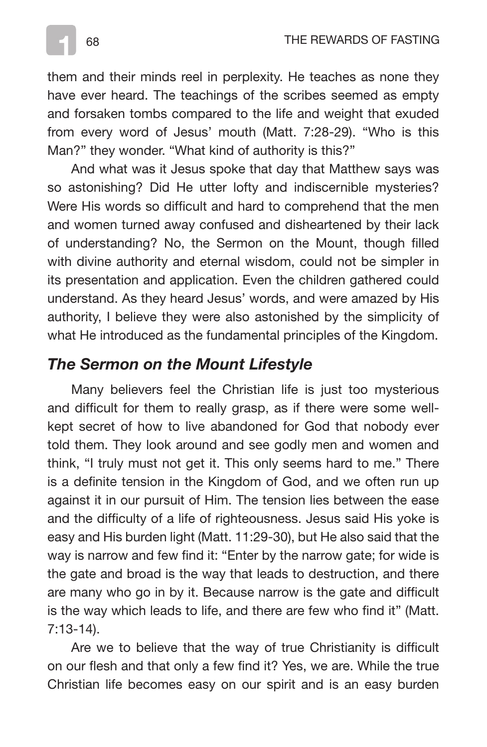them and their minds reel in perplexity. He teaches as none they have ever heard. The teachings of the scribes seemed as empty and forsaken tombs compared to the life and weight that exuded from every word of Jesus' mouth (Matt. 7:28-29). "Who is this Man?" they wonder. "What kind of authority is this?"

And what was it Jesus spoke that day that Matthew says was so astonishing? Did He utter lofty and indiscernible mysteries? Were His words so difficult and hard to comprehend that the men and women turned away confused and disheartened by their lack of understanding? No, the Sermon on the Mount, though filled with divine authority and eternal wisdom, could not be simpler in its presentation and application. Even the children gathered could understand. As they heard Jesus' words, and were amazed by His authority, I believe they were also astonished by the simplicity of what He introduced as the fundamental principles of the Kingdom.

## *The Sermon on the Mount Lifestyle*

Many believers feel the Christian life is just too mysterious and difficult for them to really grasp, as if there were some well-kept secret of how to live abandoned for God that nobody ever told them. They look around and see godly men and women and think, "I truly must not get it. This only seems hard to me." There is a definite tension in the Kingdom of God, and we often run up against it in our pursuit of Him. The tension lies between the ease and the difficulty of a life of righteousness. Jesus said His yoke is easy and His burden light (Matt. 11:29-30), but He also said that the way is narrow and few find it: "Enter by the narrow gate; for wide is the gate and broad is the way that leads to destruction, and there are many who go in by it. Because narrow is the gate and difficult is the way which leads to life, and there are few who find it" (Matt. 7:13-14).

Are we to believe that the way of true Christianity is difficult on our flesh and that only a few find it? Yes, we are. While the true Christian life becomes easy on our spirit and is an easy burden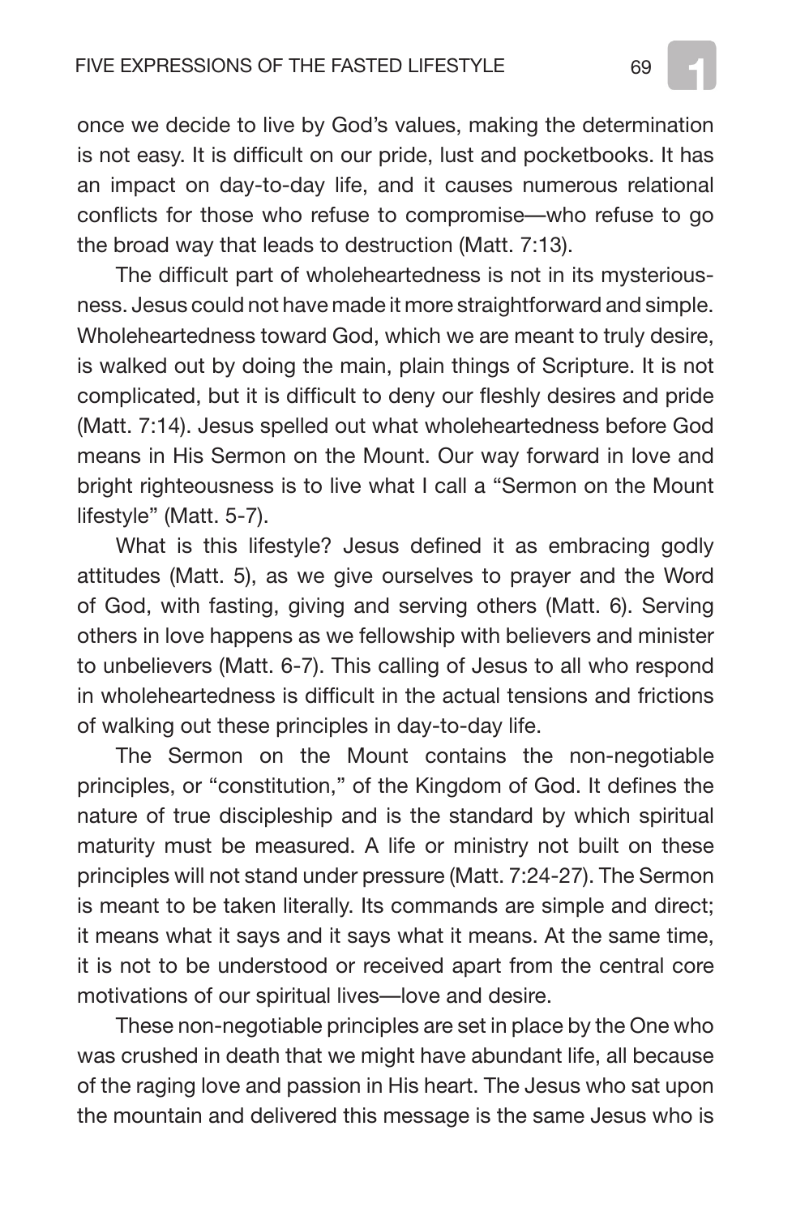once we decide to live by God's values, making the determination is not easy. It is difficult on our pride, lust and pocketbooks. It has an impact on day-to-day life, and it causes numerous relational conflicts for those who refuse to compromise—who refuse to go the broad way that leads to destruction (Matt. 7:13).

The difficult part of wholeheartedness is not in its mysteriousness. Jesus could not have made it more straightforward and simple. Wholeheartedness toward God, which we are meant to truly desire, is walked out by doing the main, plain things of Scripture. It is not complicated, but it is difficult to deny our fleshly desires and pride (Matt. 7:14). Jesus spelled out what wholeheartedness before God means in His Sermon on the Mount. Our way forward in love and bright righteousness is to live what I call a "Sermon on the Mount lifestyle" (Matt. 5-7).

What is this lifestyle? Jesus defined it as embracing godly attitudes (Matt. 5), as we give ourselves to prayer and the Word of God, with fasting, giving and serving others (Matt. 6). Serving others in love happens as we fellowship with believers and minister to unbelievers (Matt. 6-7). This calling of Jesus to all who respond in wholeheartedness is difficult in the actual tensions and frictions of walking out these principles in day-to-day life.

The Sermon on the Mount contains the non-negotiable principles, or "constitution," of the Kingdom of God. It defines the nature of true discipleship and is the standard by which spiritual maturity must be measured. A life or ministry not built on these principles will not stand under pressure (Matt. 7:24-27). The Sermon is meant to be taken literally. Its commands are simple and direct; it means what it says and it says what it means. At the same time, it is not to be understood or received apart from the central core motivations of our spiritual lives—love and desire.

These non-negotiable principles are set in place by the One who was crushed in death that we might have abundant life, all because of the raging love and passion in His heart. The Jesus who sat upon the mountain and delivered this message is the same Jesus who is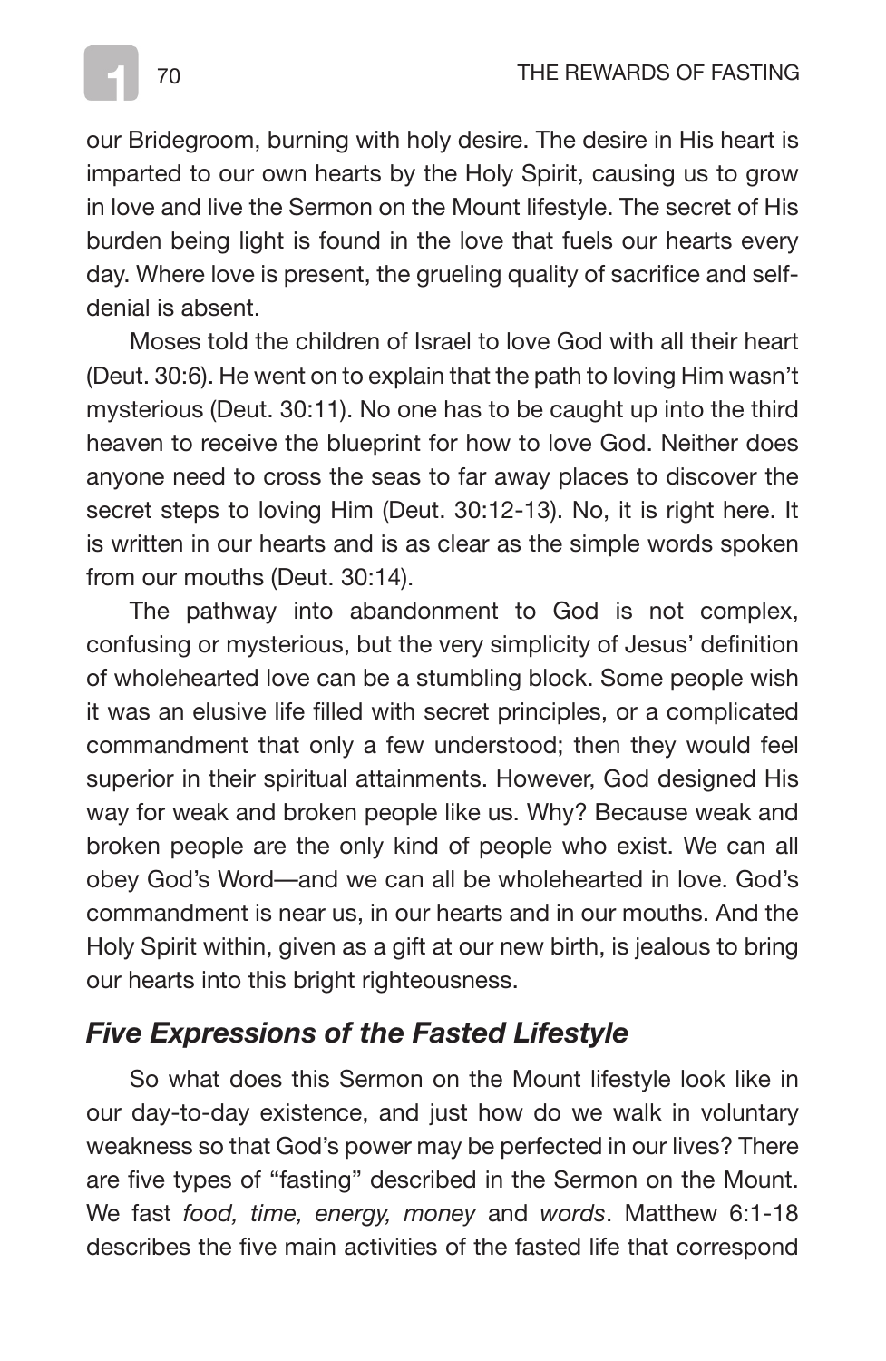our Bridegroom, burning with holy desire. The desire in His heart is imparted to our own hearts by the Holy Spirit, causing us to grow in love and live the Sermon on the Mount lifestyle. The secret of His burden being light is found in the love that fuels our hearts every day. Where love is present, the grueling quality of sacrifice and self-denial is absent.

Moses told the children of Israel to love God with all their heart (Deut. 30:6). He went on to explain that the path to loving Him wasn't mysterious (Deut. 30:11). No one has to be caught up into the third heaven to receive the blueprint for how to love God. Neither does anyone need to cross the seas to far away places to discover the secret steps to loving Him (Deut. 30:12-13). No, it is right here. It is written in our hearts and is as clear as the simple words spoken from our mouths (Deut. 30:14).

The pathway into abandonment to God is not complex, confusing or mysterious, but the very simplicity of Jesus' definition of wholehearted love can be a stumbling block. Some people wish it was an elusive life filled with secret principles, or a complicated commandment that only a few understood; then they would feel superior in their spiritual attainments. However, God designed His way for weak and broken people like us. Why? Because weak and broken people are the only kind of people who exist. We can all obey God's Word—and we can all be wholehearted in love. God's commandment is near us, in our hearts and in our mouths. And the Holy Spirit within, given as a gift at our new birth, is jealous to bring our hearts into this bright righteousness.

## *Five Expressions of the Fasted Lifestyle*

So what does this Sermon on the Mount lifestyle look like in our day-to-day existence, and just how do we walk in voluntary weakness so that God's power may be perfected in our lives? There are five types of "fasting" described in the Sermon on the Mount. We fast *food, time, energy, money* and *words*. Matthew 6:1-18 describes the five main activities of the fasted life that correspond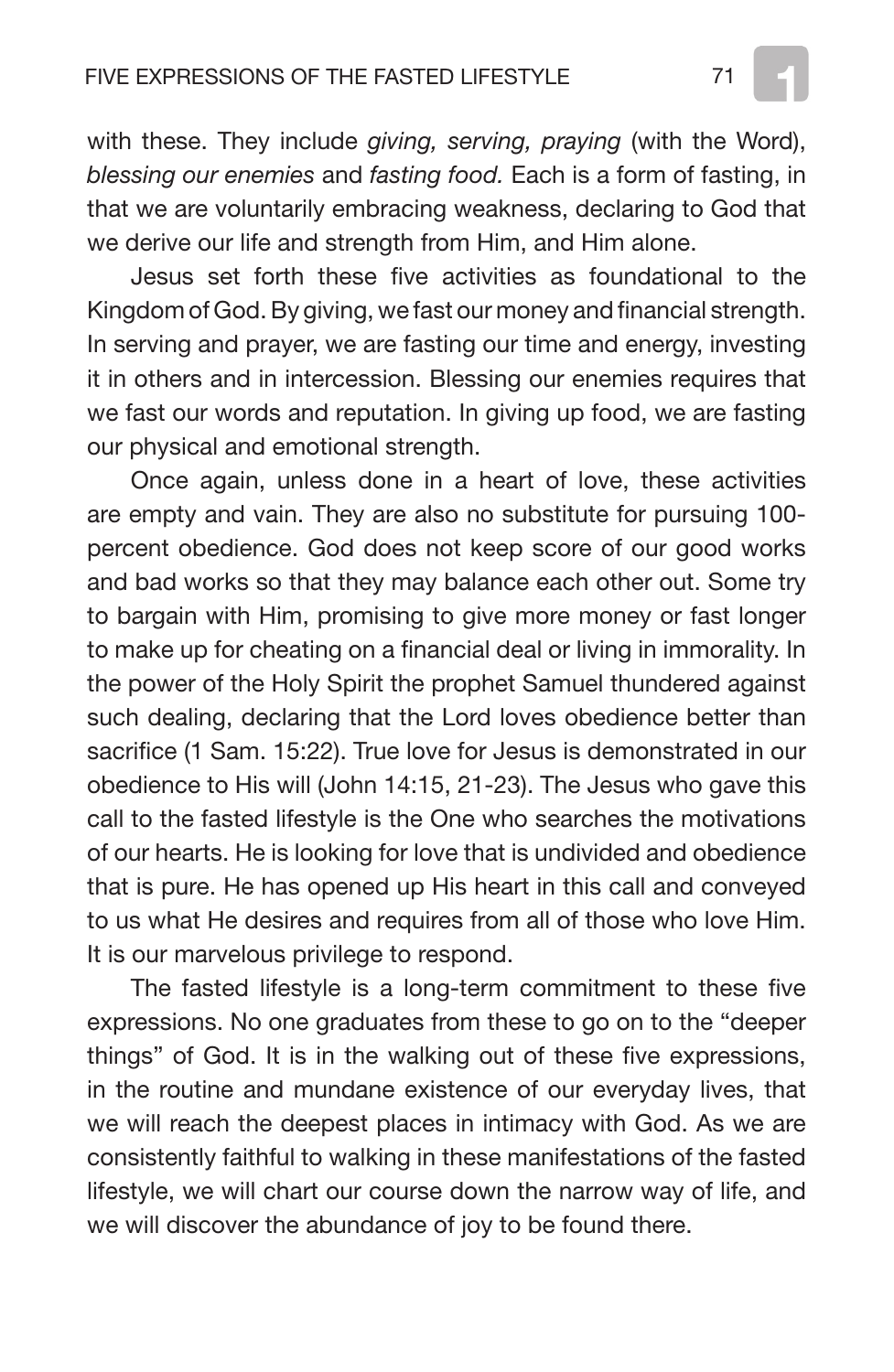with these. They include *giving, serving, praying* (with the Word), *blessing our enemies* and *fasting food.* Each is a form of fasting, in that we are voluntarily embracing weakness, declaring to God that we derive our life and strength from Him, and Him alone.

Jesus set forth these five activities as foundational to the Kingdom of God. By giving, we fast our money and financial strength. In serving and prayer, we are fasting our time and energy, investing it in others and in intercession. Blessing our enemies requires that we fast our words and reputation. In giving up food, we are fasting our physical and emotional strength.

Once again, unless done in a heart of love, these activities are empty and vain. They are also no substitute for pursuing 100-percent obedience. God does not keep score of our good works and bad works so that they may balance each other out. Some try to bargain with Him, promising to give more money or fast longer to make up for cheating on a financial deal or living in immorality. In the power of the Holy Spirit the prophet Samuel thundered against such dealing, declaring that the Lord loves obedience better than sacrifice (1 Sam. 15:22). True love for Jesus is demonstrated in our obedience to His will (John 14:15, 21-23). The Jesus who gave this call to the fasted lifestyle is the One who searches the motivations of our hearts. He is looking for love that is undivided and obedience that is pure. He has opened up His heart in this call and conveyed to us what He desires and requires from all of those who love Him. It is our marvelous privilege to respond.

The fasted lifestyle is a long-term commitment to these five expressions. No one graduates from these to go on to the "deeper things" of God. It is in the walking out of these five expressions, in the routine and mundane existence of our everyday lives, that we will reach the deepest places in intimacy with God. As we are consistently faithful to walking in these manifestations of the fasted lifestyle, we will chart our course down the narrow way of life, and we will discover the abundance of joy to be found there.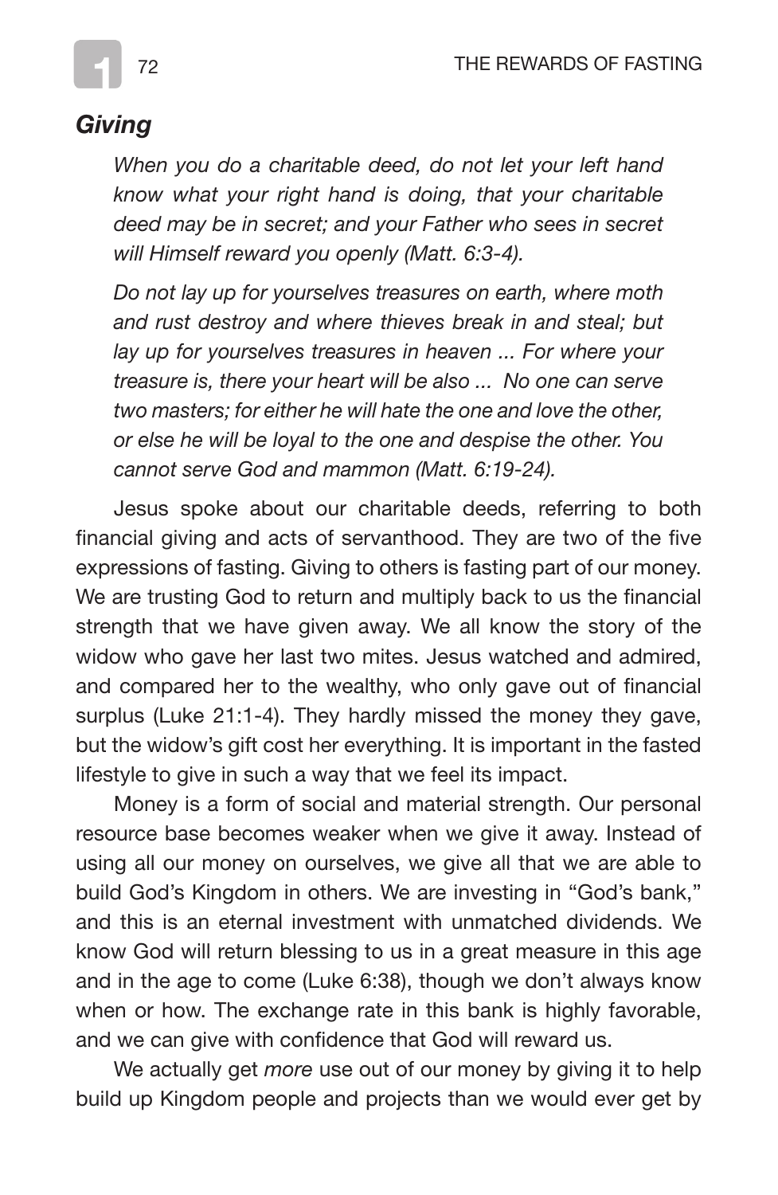## *Giving*

> *When you do a charitable deed, do not let your left hand know what your right hand is doing, that your charitable deed may be in secret; and your Father who sees in secret will Himself reward you openly (Matt. 6:3-4).*
>
> *Do not lay up for yourselves treasures on earth, where moth and rust destroy and where thieves break in and steal; but lay up for yourselves treasures in heaven ... For where your treasure is, there your heart will be also ... No one can serve two masters; for either he will hate the one and love the other, or else he will be loyal to the one and despise the other. You cannot serve God and mammon (Matt. 6:19-24).*

Jesus spoke about our charitable deeds, referring to both financial giving and acts of servanthood. They are two of the five expressions of fasting. Giving to others is fasting part of our money. We are trusting God to return and multiply back to us the financial strength that we have given away. We all know the story of the widow who gave her last two mites. Jesus watched and admired, and compared her to the wealthy, who only gave out of financial surplus (Luke 21:1-4). They hardly missed the money they gave, but the widow's gift cost her everything. It is important in the fasted lifestyle to give in such a way that we feel its impact.

Money is a form of social and material strength. Our personal resource base becomes weaker when we give it away. Instead of using all our money on ourselves, we give all that we are able to build God's Kingdom in others. We are investing in "God's bank," and this is an eternal investment with unmatched dividends. We know God will return blessing to us in a great measure in this age and in the age to come (Luke 6:38), though we don't always know when or how. The exchange rate in this bank is highly favorable, and we can give with confidence that God will reward us.

We actually get *more* use out of our money by giving it to help build up Kingdom people and projects than we would ever get by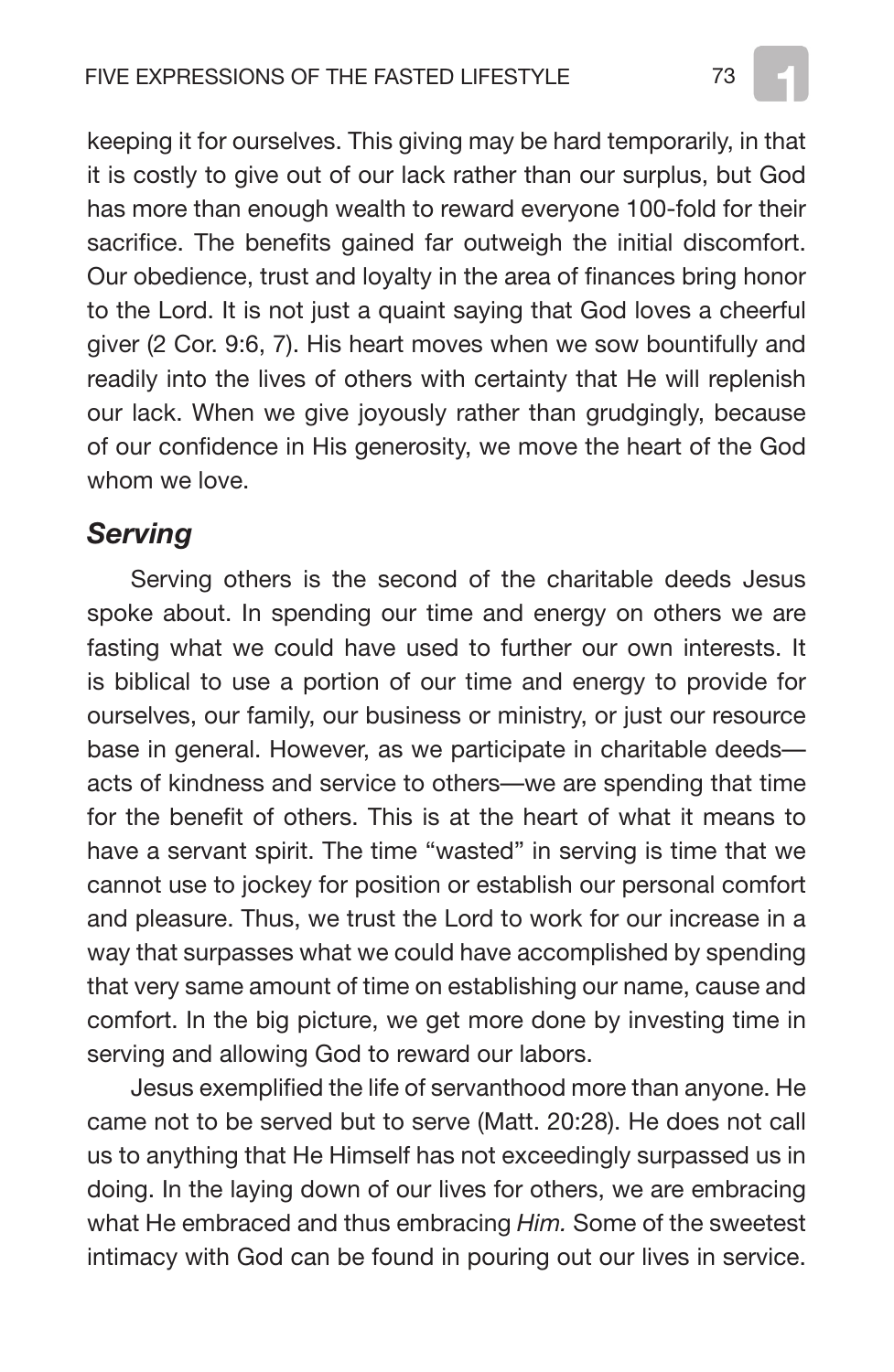keeping it for ourselves. This giving may be hard temporarily, in that it is costly to give out of our lack rather than our surplus, but God has more than enough wealth to reward everyone 100-fold for their sacrifice. The benefits gained far outweigh the initial discomfort. Our obedience, trust and loyalty in the area of finances bring honor to the Lord. It is not just a quaint saying that God loves a cheerful giver (2 Cor. 9:6, 7). His heart moves when we sow bountifully and readily into the lives of others with certainty that He will replenish our lack. When we give joyously rather than grudgingly, because of our confidence in His generosity, we move the heart of the God whom we love.

### *Serving*

Serving others is the second of the charitable deeds Jesus spoke about. In spending our time and energy on others we are fasting what we could have used to further our own interests. It is biblical to use a portion of our time and energy to provide for ourselves, our family, our business or ministry, or just our resource base in general. However, as we participate in charitable deeds—acts of kindness and service to others—we are spending that time for the benefit of others. This is at the heart of what it means to have a servant spirit. The time "wasted" in serving is time that we cannot use to jockey for position or establish our personal comfort and pleasure. Thus, we trust the Lord to work for our increase in a way that surpasses what we could have accomplished by spending that very same amount of time on establishing our name, cause and comfort. In the big picture, we get more done by investing time in serving and allowing God to reward our labors.

Jesus exemplified the life of servanthood more than anyone. He came not to be served but to serve (Matt. 20:28). He does not call us to anything that He Himself has not exceedingly surpassed us in doing. In the laying down of our lives for others, we are embracing what He embraced and thus embracing *Him.* Some of the sweetest intimacy with God can be found in pouring out our lives in service.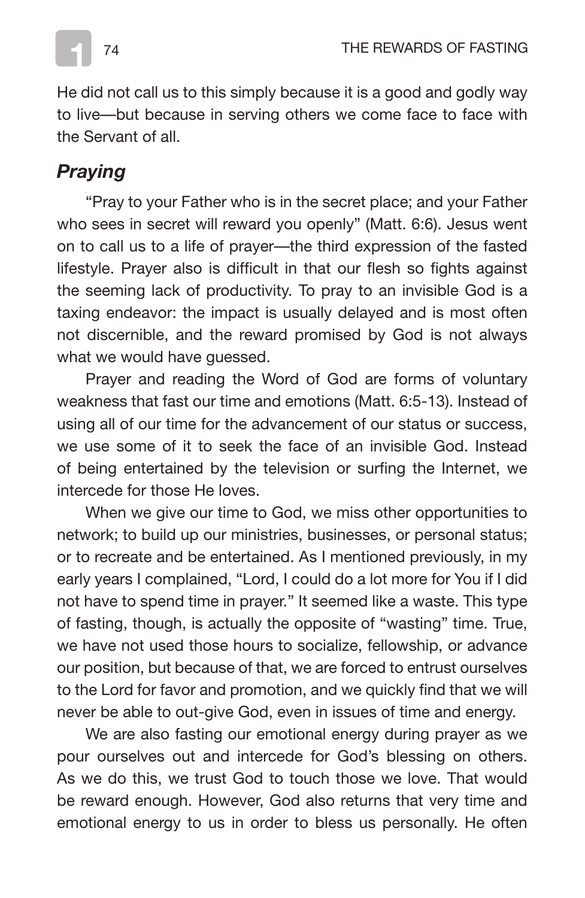He did not call us to this simply because it is a good and godly way to live—but because in serving others we come face to face with the Servant of all.

## *Praying*

"Pray to your Father who is in the secret place; and your Father who sees in secret will reward you openly" (Matt. 6:6). Jesus went on to call us to a life of prayer—the third expression of the fasted lifestyle. Prayer also is difficult in that our flesh so fights against the seeming lack of productivity. To pray to an invisible God is a taxing endeavor: the impact is usually delayed and is most often not discernible, and the reward promised by God is not always what we would have guessed.

Prayer and reading the Word of God are forms of voluntary weakness that fast our time and emotions (Matt. 6:5-13). Instead of using all of our time for the advancement of our status or success, we use some of it to seek the face of an invisible God. Instead of being entertained by the television or surfing the Internet, we intercede for those He loves.

When we give our time to God, we miss other opportunities to network; to build up our ministries, businesses, or personal status; or to recreate and be entertained. As I mentioned previously, in my early years I complained, "Lord, I could do a lot more for You if I did not have to spend time in prayer." It seemed like a waste. This type of fasting, though, is actually the opposite of "wasting" time. True, we have not used those hours to socialize, fellowship, or advance our position, but because of that, we are forced to entrust ourselves to the Lord for favor and promotion, and we quickly find that we will never be able to out-give God, even in issues of time and energy.

We are also fasting our emotional energy during prayer as we pour ourselves out and intercede for God's blessing on others. As we do this, we trust God to touch those we love. That would be reward enough. However, God also returns that very time and emotional energy to us in order to bless us personally. He often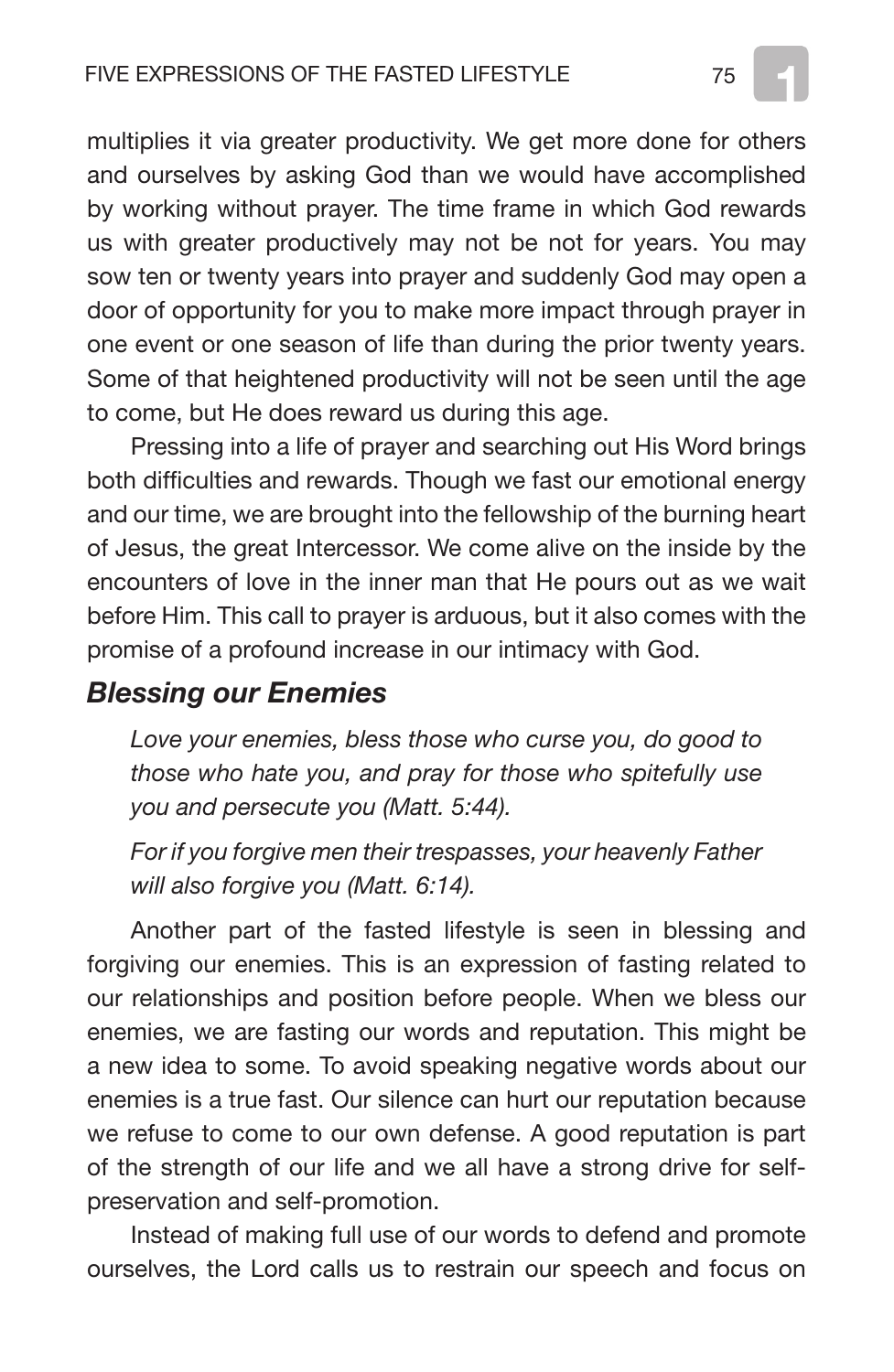multiplies it via greater productivity. We get more done for others and ourselves by asking God than we would have accomplished by working without prayer. The time frame in which God rewards us with greater productively may not be not for years. You may sow ten or twenty years into prayer and suddenly God may open a door of opportunity for you to make more impact through prayer in one event or one season of life than during the prior twenty years. Some of that heightened productivity will not be seen until the age to come, but He does reward us during this age.

Pressing into a life of prayer and searching out His Word brings both difficulties and rewards. Though we fast our emotional energy and our time, we are brought into the fellowship of the burning heart of Jesus, the great Intercessor. We come alive on the inside by the encounters of love in the inner man that He pours out as we wait before Him. This call to prayer is arduous, but it also comes with the promise of a profound increase in our intimacy with God.

### *Blessing our Enemies*

*Love your enemies, bless those who curse you, do good to those who hate you, and pray for those who spitefully use you and persecute you (Matt. 5:44).*

*For if you forgive men their trespasses, your heavenly Father will also forgive you (Matt. 6:14).*

Another part of the fasted lifestyle is seen in blessing and forgiving our enemies. This is an expression of fasting related to our relationships and position before people. When we bless our enemies, we are fasting our words and reputation. This might be a new idea to some. To avoid speaking negative words about our enemies is a true fast. Our silence can hurt our reputation because we refuse to come to our own defense. A good reputation is part of the strength of our life and we all have a strong drive for self-preservation and self-promotion.

Instead of making full use of our words to defend and promote ourselves, the Lord calls us to restrain our speech and focus on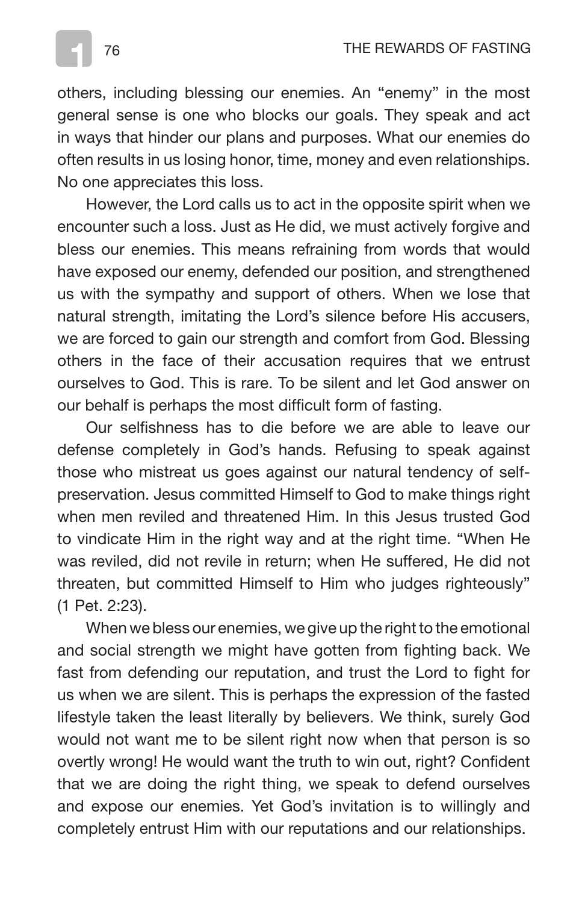others, including blessing our enemies. An "enemy" in the most general sense is one who blocks our goals. They speak and act in ways that hinder our plans and purposes. What our enemies do often results in us losing honor, time, money and even relationships. No one appreciates this loss.

However, the Lord calls us to act in the opposite spirit when we encounter such a loss. Just as He did, we must actively forgive and bless our enemies. This means refraining from words that would have exposed our enemy, defended our position, and strengthened us with the sympathy and support of others. When we lose that natural strength, imitating the Lord's silence before His accusers, we are forced to gain our strength and comfort from God. Blessing others in the face of their accusation requires that we entrust ourselves to God. This is rare. To be silent and let God answer on our behalf is perhaps the most difficult form of fasting.

Our selfishness has to die before we are able to leave our defense completely in God's hands. Refusing to speak against those who mistreat us goes against our natural tendency of self-preservation. Jesus committed Himself to God to make things right when men reviled and threatened Him. In this Jesus trusted God to vindicate Him in the right way and at the right time. "When He was reviled, did not revile in return; when He suffered, He did not threaten, but committed Himself to Him who judges righteously" (1 Pet. 2:23).

When we bless our enemies, we give up the right to the emotional and social strength we might have gotten from fighting back. We fast from defending our reputation, and trust the Lord to fight for us when we are silent. This is perhaps the expression of the fasted lifestyle taken the least literally by believers. We think, surely God would not want me to be silent right now when that person is so overtly wrong! He would want the truth to win out, right? Confident that we are doing the right thing, we speak to defend ourselves and expose our enemies. Yet God's invitation is to willingly and completely entrust Him with our reputations and our relationships.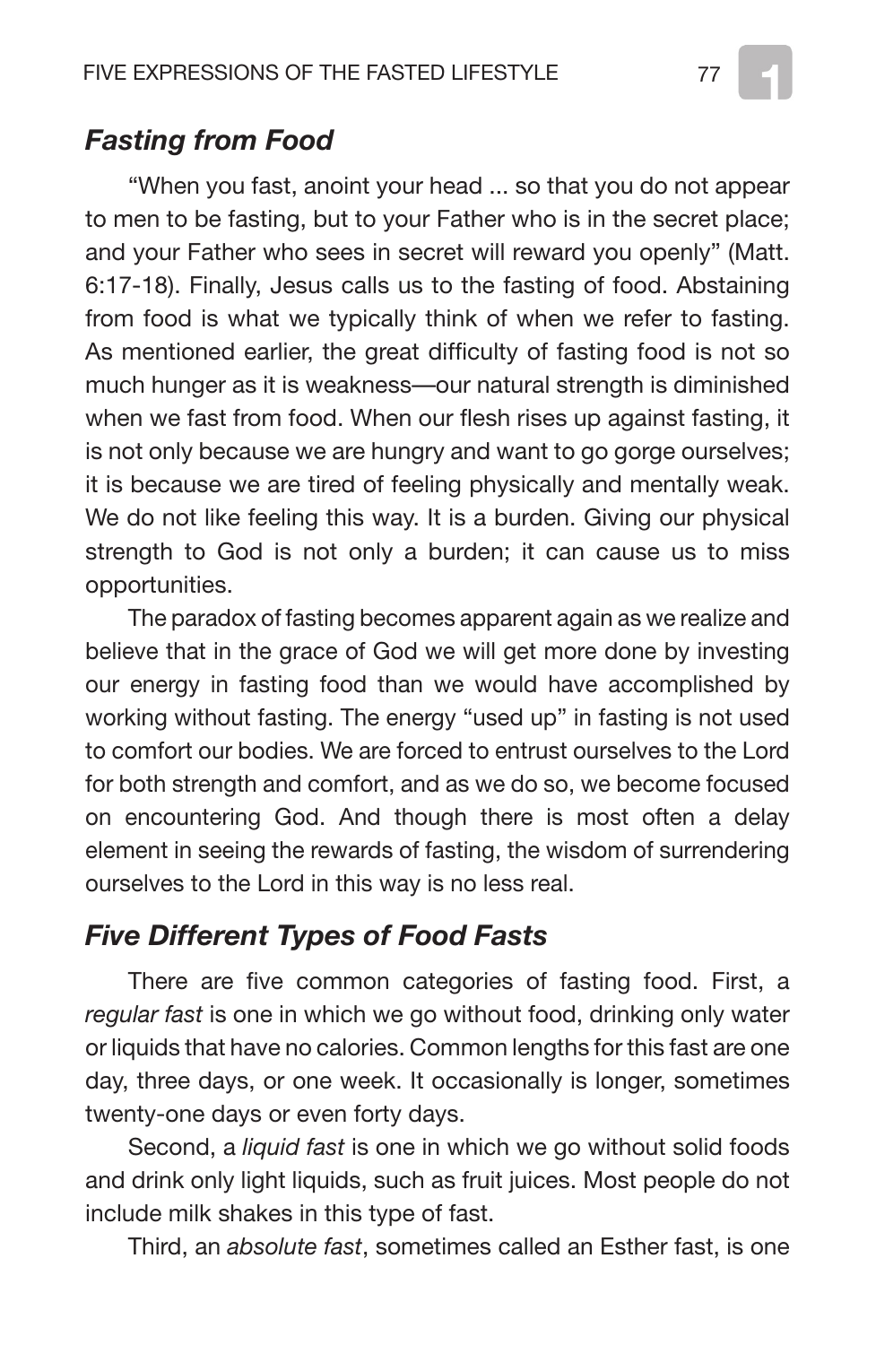## *Fasting from Food*

"When you fast, anoint your head ... so that you do not appear to men to be fasting, but to your Father who is in the secret place; and your Father who sees in secret will reward you openly" (Matt. 6:17-18). Finally, Jesus calls us to the fasting of food. Abstaining from food is what we typically think of when we refer to fasting. As mentioned earlier, the great difficulty of fasting food is not so much hunger as it is weakness—our natural strength is diminished when we fast from food. When our flesh rises up against fasting, it is not only because we are hungry and want to go gorge ourselves; it is because we are tired of feeling physically and mentally weak. We do not like feeling this way. It is a burden. Giving our physical strength to God is not only a burden; it can cause us to miss opportunities.

The paradox of fasting becomes apparent again as we realize and believe that in the grace of God we will get more done by investing our energy in fasting food than we would have accomplished by working without fasting. The energy "used up" in fasting is not used to comfort our bodies. We are forced to entrust ourselves to the Lord for both strength and comfort, and as we do so, we become focused on encountering God. And though there is most often a delay element in seeing the rewards of fasting, the wisdom of surrendering ourselves to the Lord in this way is no less real.

## *Five Different Types of Food Fasts*

There are five common categories of fasting food. First, a *regular fast* is one in which we go without food, drinking only water or liquids that have no calories. Common lengths for this fast are one day, three days, or one week. It occasionally is longer, sometimes twenty-one days or even forty days.

Second, a *liquid fast* is one in which we go without solid foods and drink only light liquids, such as fruit juices. Most people do not include milk shakes in this type of fast.

Third, an *absolute fast*, sometimes called an Esther fast, is one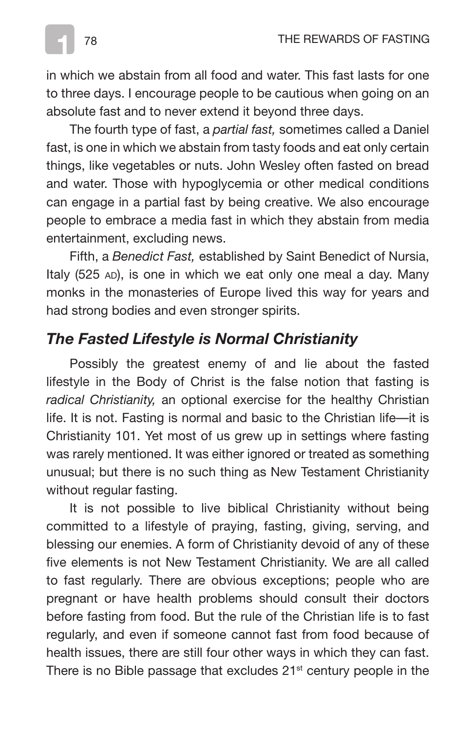in which we abstain from all food and water. This fast lasts for one to three days. I encourage people to be cautious when going on an absolute fast and to never extend it beyond three days.

The fourth type of fast, a *partial fast,* sometimes called a Daniel fast, is one in which we abstain from tasty foods and eat only certain things, like vegetables or nuts. John Wesley often fasted on bread and water. Those with hypoglycemia or other medical conditions can engage in a partial fast by being creative. We also encourage people to embrace a media fast in which they abstain from media entertainment, excluding news.

Fifth, a *Benedict Fast,* established by Saint Benedict of Nursia, Italy (525 AD), is one in which we eat only one meal a day. Many monks in the monasteries of Europe lived this way for years and had strong bodies and even stronger spirits.

### *The Fasted Lifestyle is Normal Christianity*

Possibly the greatest enemy of and lie about the fasted lifestyle in the Body of Christ is the false notion that fasting is *radical Christianity,* an optional exercise for the healthy Christian life. It is not. Fasting is normal and basic to the Christian life—it is Christianity 101. Yet most of us grew up in settings where fasting was rarely mentioned. It was either ignored or treated as something unusual; but there is no such thing as New Testament Christianity without regular fasting.

It is not possible to live biblical Christianity without being committed to a lifestyle of praying, fasting, giving, serving, and blessing our enemies. A form of Christianity devoid of any of these five elements is not New Testament Christianity. We are all called to fast regularly. There are obvious exceptions; people who are pregnant or have health problems should consult their doctors before fasting from food. But the rule of the Christian life is to fast regularly, and even if someone cannot fast from food because of health issues, there are still four other ways in which they can fast. There is no Bible passage that excludes 21st century people in the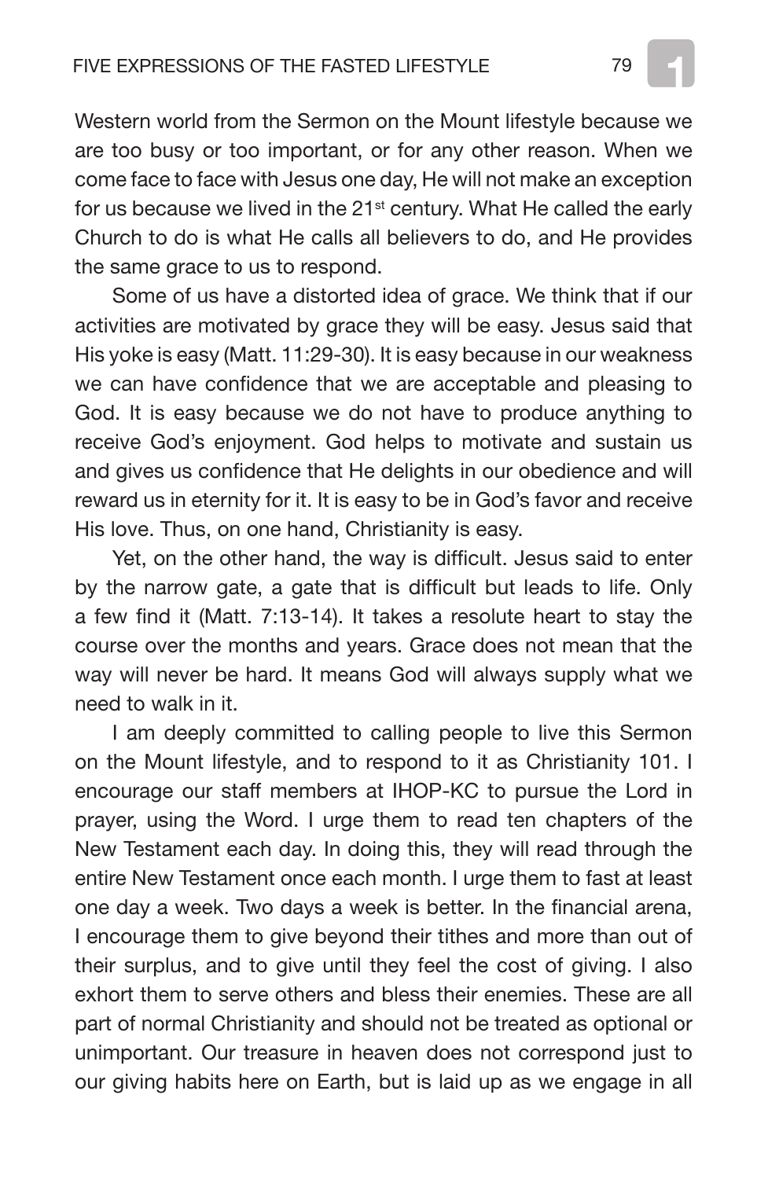Western world from the Sermon on the Mount lifestyle because we are too busy or too important, or for any other reason. When we come face to face with Jesus one day, He will not make an exception for us because we lived in the 21st century. What He called the early Church to do is what He calls all believers to do, and He provides the same grace to us to respond.

Some of us have a distorted idea of grace. We think that if our activities are motivated by grace they will be easy. Jesus said that His yoke is easy (Matt. 11:29-30). It is easy because in our weakness we can have confidence that we are acceptable and pleasing to God. It is easy because we do not have to produce anything to receive God's enjoyment. God helps to motivate and sustain us and gives us confidence that He delights in our obedience and will reward us in eternity for it. It is easy to be in God's favor and receive His love. Thus, on one hand, Christianity is easy.

Yet, on the other hand, the way is difficult. Jesus said to enter by the narrow gate, a gate that is difficult but leads to life. Only a few find it (Matt. 7:13-14). It takes a resolute heart to stay the course over the months and years. Grace does not mean that the way will never be hard. It means God will always supply what we need to walk in it.

I am deeply committed to calling people to live this Sermon on the Mount lifestyle, and to respond to it as Christianity 101. I encourage our staff members at IHOP-KC to pursue the Lord in prayer, using the Word. I urge them to read ten chapters of the New Testament each day. In doing this, they will read through the entire New Testament once each month. I urge them to fast at least one day a week. Two days a week is better. In the financial arena, I encourage them to give beyond their tithes and more than out of their surplus, and to give until they feel the cost of giving. I also exhort them to serve others and bless their enemies. These are all part of normal Christianity and should not be treated as optional or unimportant. Our treasure in heaven does not correspond just to our giving habits here on Earth, but is laid up as we engage in all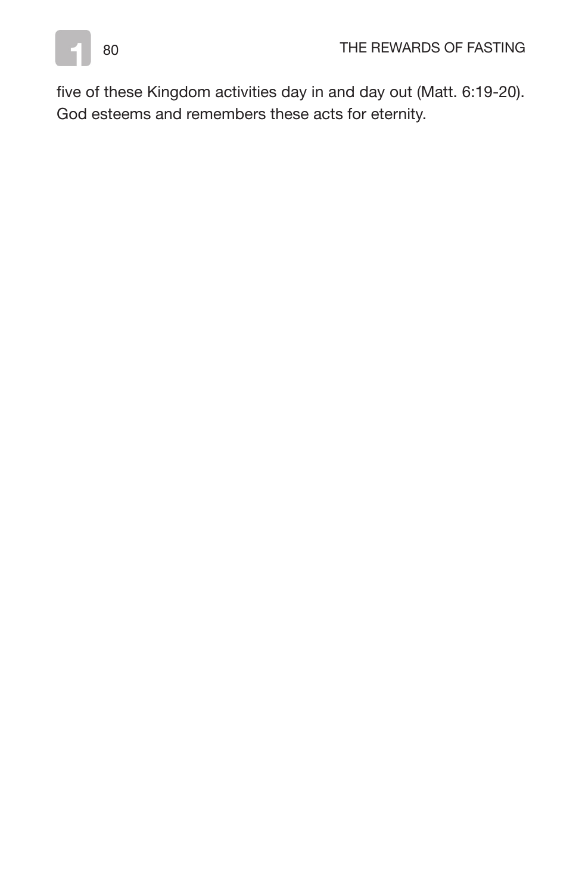five of these Kingdom activities day in and day out (Matt. 6:19-20). God esteems and remembers these acts for eternity.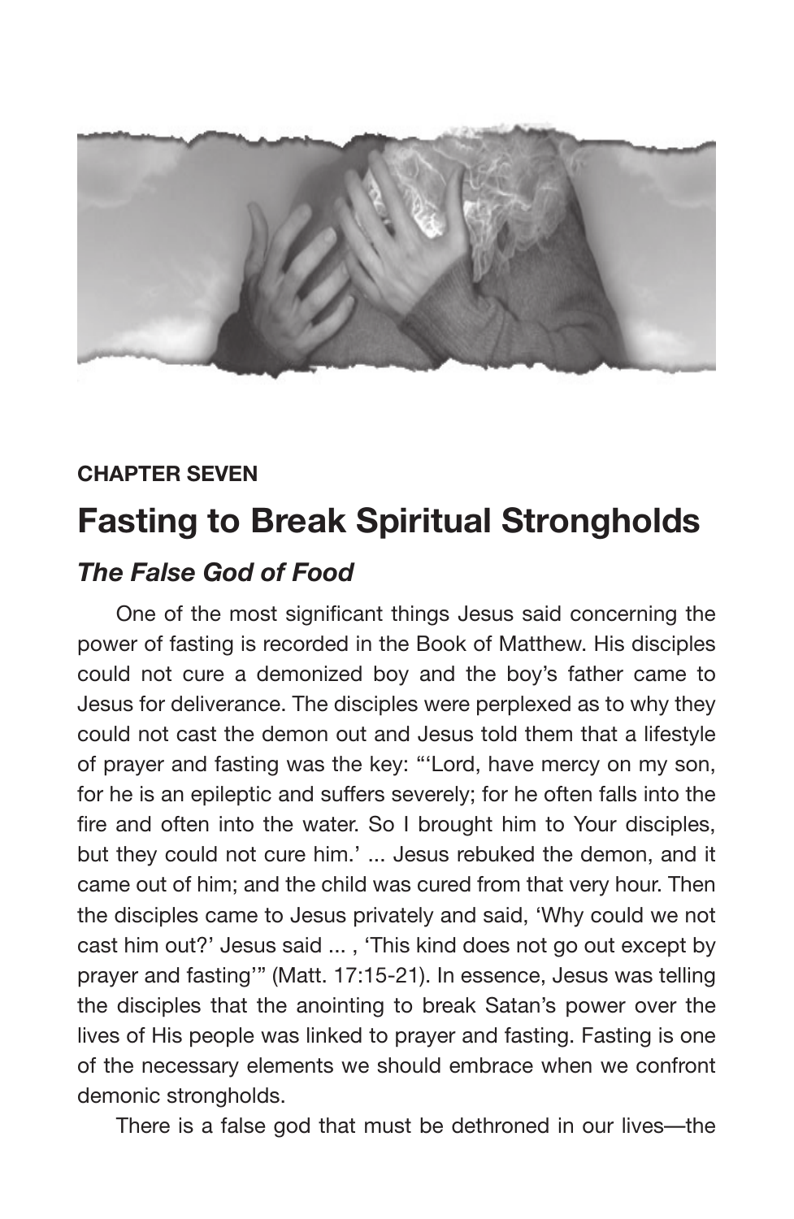**CHAPTER SEVEN**

# Fasting to Break Spiritual Strongholds

## *The False God of Food*

One of the most significant things Jesus said concerning the power of fasting is recorded in the Book of Matthew. His disciples could not cure a demonized boy and the boy's father came to Jesus for deliverance. The disciples were perplexed as to why they could not cast the demon out and Jesus told them that a lifestyle of prayer and fasting was the key: "'Lord, have mercy on my son, for he is an epileptic and suffers severely; for he often falls into the fire and often into the water. So I brought him to Your disciples, but they could not cure him.' ... Jesus rebuked the demon, and it came out of him; and the child was cured from that very hour. Then the disciples came to Jesus privately and said, 'Why could we not cast him out?' Jesus said ... , 'This kind does not go out except by prayer and fasting'" (Matt. 17:15-21). In essence, Jesus was telling the disciples that the anointing to break Satan's power over the lives of His people was linked to prayer and fasting. Fasting is one of the necessary elements we should embrace when we confront demonic strongholds.

There is a false god that must be dethroned in our lives—the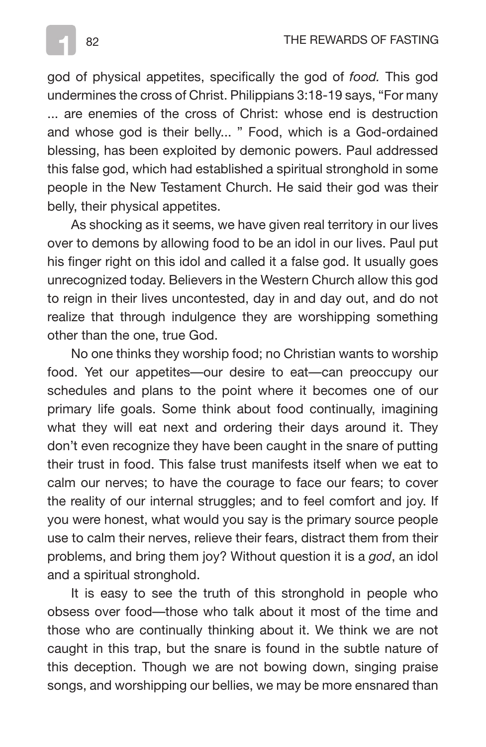god of physical appetites, specifically the god of *food.* This god undermines the cross of Christ. Philippians 3:18-19 says, "For many ... are enemies of the cross of Christ: whose end is destruction and whose god is their belly... " Food, which is a God-ordained blessing, has been exploited by demonic powers. Paul addressed this false god, which had established a spiritual stronghold in some people in the New Testament Church. He said their god was their belly, their physical appetites.

As shocking as it seems, we have given real territory in our lives over to demons by allowing food to be an idol in our lives. Paul put his finger right on this idol and called it a false god. It usually goes unrecognized today. Believers in the Western Church allow this god to reign in their lives uncontested, day in and day out, and do not realize that through indulgence they are worshipping something other than the one, true God.

No one thinks they worship food; no Christian wants to worship food. Yet our appetites—our desire to eat—can preoccupy our schedules and plans to the point where it becomes one of our primary life goals. Some think about food continually, imagining what they will eat next and ordering their days around it. They don't even recognize they have been caught in the snare of putting their trust in food. This false trust manifests itself when we eat to calm our nerves; to have the courage to face our fears; to cover the reality of our internal struggles; and to feel comfort and joy. If you were honest, what would you say is the primary source people use to calm their nerves, relieve their fears, distract them from their problems, and bring them joy? Without question it is a *god*, an idol and a spiritual stronghold.

It is easy to see the truth of this stronghold in people who obsess over food—those who talk about it most of the time and those who are continually thinking about it. We think we are not caught in this trap, but the snare is found in the subtle nature of this deception. Though we are not bowing down, singing praise songs, and worshipping our bellies, we may be more ensnared than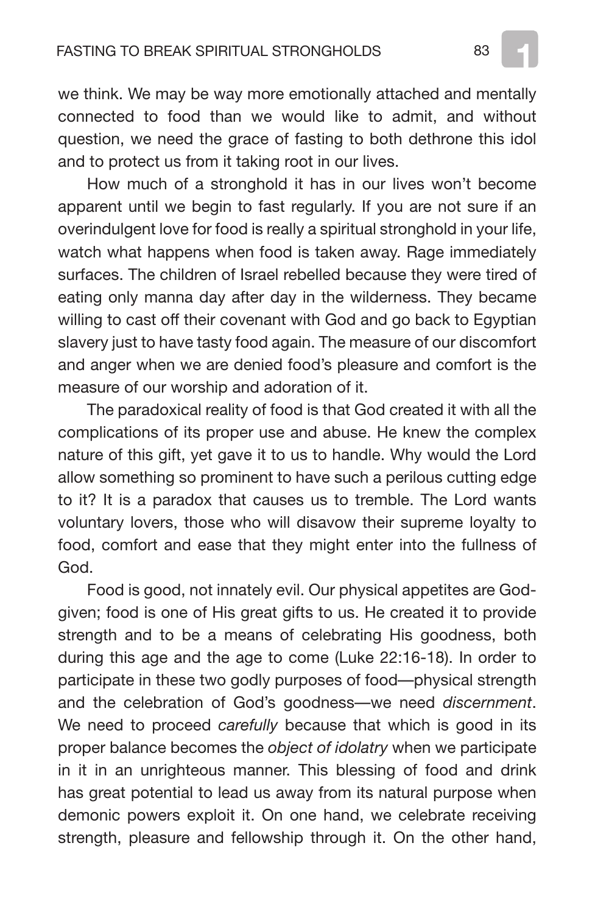we think. We may be way more emotionally attached and mentally connected to food than we would like to admit, and without question, we need the grace of fasting to both dethrone this idol and to protect us from it taking root in our lives.

How much of a stronghold it has in our lives won't become apparent until we begin to fast regularly. If you are not sure if an overindulgent love for food is really a spiritual stronghold in your life, watch what happens when food is taken away. Rage immediately surfaces. The children of Israel rebelled because they were tired of eating only manna day after day in the wilderness. They became willing to cast off their covenant with God and go back to Egyptian slavery just to have tasty food again. The measure of our discomfort and anger when we are denied food's pleasure and comfort is the measure of our worship and adoration of it.

The paradoxical reality of food is that God created it with all the complications of its proper use and abuse. He knew the complex nature of this gift, yet gave it to us to handle. Why would the Lord allow something so prominent to have such a perilous cutting edge to it? It is a paradox that causes us to tremble. The Lord wants voluntary lovers, those who will disavow their supreme loyalty to food, comfort and ease that they might enter into the fullness of God.

Food is good, not innately evil. Our physical appetites are God-given; food is one of His great gifts to us. He created it to provide strength and to be a means of celebrating His goodness, both during this age and the age to come (Luke 22:16-18). In order to participate in these two godly purposes of food—physical strength and the celebration of God's goodness—we need *discernment*. We need to proceed *carefully* because that which is good in its proper balance becomes the *object of idolatry* when we participate in it in an unrighteous manner. This blessing of food and drink has great potential to lead us away from its natural purpose when demonic powers exploit it. On one hand, we celebrate receiving strength, pleasure and fellowship through it. On the other hand,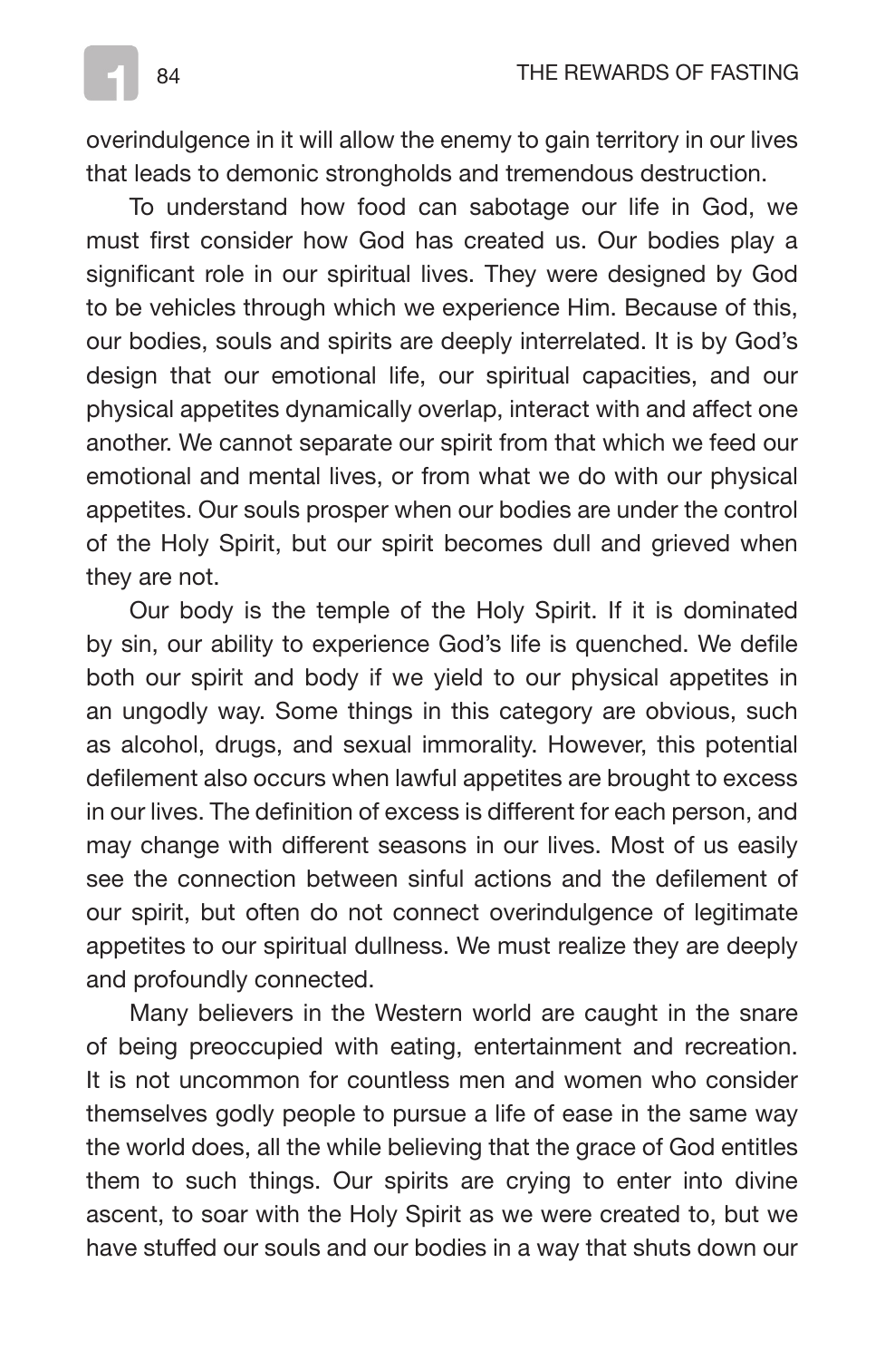overindulgence in it will allow the enemy to gain territory in our lives that leads to demonic strongholds and tremendous destruction.

To understand how food can sabotage our life in God, we must first consider how God has created us. Our bodies play a significant role in our spiritual lives. They were designed by God to be vehicles through which we experience Him. Because of this, our bodies, souls and spirits are deeply interrelated. It is by God's design that our emotional life, our spiritual capacities, and our physical appetites dynamically overlap, interact with and affect one another. We cannot separate our spirit from that which we feed our emotional and mental lives, or from what we do with our physical appetites. Our souls prosper when our bodies are under the control of the Holy Spirit, but our spirit becomes dull and grieved when they are not.

Our body is the temple of the Holy Spirit. If it is dominated by sin, our ability to experience God's life is quenched. We defile both our spirit and body if we yield to our physical appetites in an ungodly way. Some things in this category are obvious, such as alcohol, drugs, and sexual immorality. However, this potential defilement also occurs when lawful appetites are brought to excess in our lives. The definition of excess is different for each person, and may change with different seasons in our lives. Most of us easily see the connection between sinful actions and the defilement of our spirit, but often do not connect overindulgence of legitimate appetites to our spiritual dullness. We must realize they are deeply and profoundly connected.

Many believers in the Western world are caught in the snare of being preoccupied with eating, entertainment and recreation. It is not uncommon for countless men and women who consider themselves godly people to pursue a life of ease in the same way the world does, all the while believing that the grace of God entitles them to such things. Our spirits are crying to enter into divine ascent, to soar with the Holy Spirit as we were created to, but we have stuffed our souls and our bodies in a way that shuts down our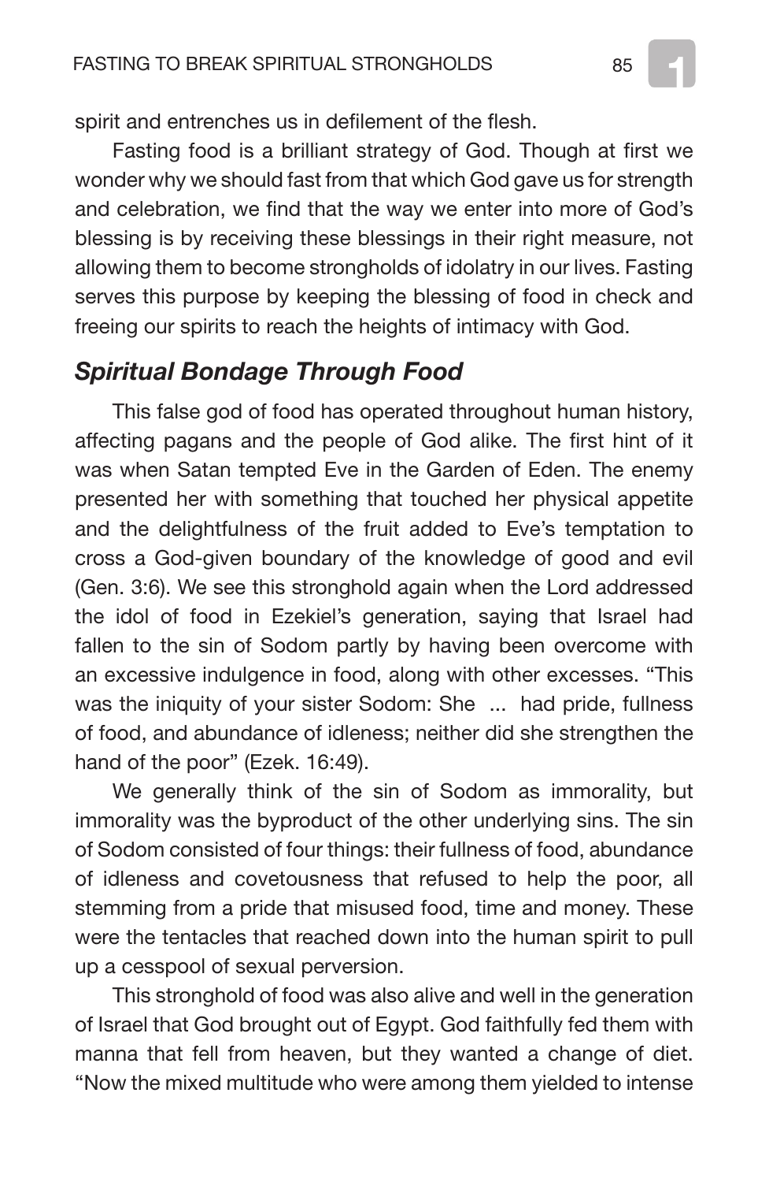spirit and entrenches us in defilement of the flesh.

Fasting food is a brilliant strategy of God. Though at first we wonder why we should fast from that which God gave us for strength and celebration, we find that the way we enter into more of God's blessing is by receiving these blessings in their right measure, not allowing them to become strongholds of idolatry in our lives. Fasting serves this purpose by keeping the blessing of food in check and freeing our spirits to reach the heights of intimacy with God.

## *Spiritual Bondage Through Food*

This false god of food has operated throughout human history, affecting pagans and the people of God alike. The first hint of it was when Satan tempted Eve in the Garden of Eden. The enemy presented her with something that touched her physical appetite and the delightfulness of the fruit added to Eve's temptation to cross a God-given boundary of the knowledge of good and evil (Gen. 3:6). We see this stronghold again when the Lord addressed the idol of food in Ezekiel's generation, saying that Israel had fallen to the sin of Sodom partly by having been overcome with an excessive indulgence in food, along with other excesses. "This was the iniquity of your sister Sodom: She ... had pride, fullness of food, and abundance of idleness; neither did she strengthen the hand of the poor" (Ezek. 16:49).

We generally think of the sin of Sodom as immorality, but immorality was the byproduct of the other underlying sins. The sin of Sodom consisted of four things: their fullness of food, abundance of idleness and covetousness that refused to help the poor, all stemming from a pride that misused food, time and money. These were the tentacles that reached down into the human spirit to pull up a cesspool of sexual perversion.

This stronghold of food was also alive and well in the generation of Israel that God brought out of Egypt. God faithfully fed them with manna that fell from heaven, but they wanted a change of diet. "Now the mixed multitude who were among them yielded to intense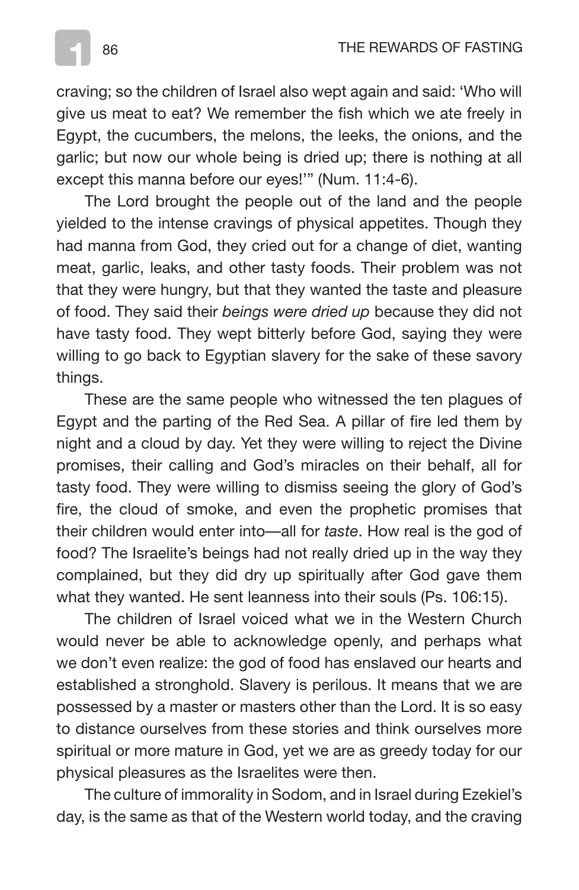craving; so the children of Israel also wept again and said: 'Who will give us meat to eat? We remember the fish which we ate freely in Egypt, the cucumbers, the melons, the leeks, the onions, and the garlic; but now our whole being is dried up; there is nothing at all except this manna before our eyes!'" (Num. 11:4-6).

The Lord brought the people out of the land and the people yielded to the intense cravings of physical appetites. Though they had manna from God, they cried out for a change of diet, wanting meat, garlic, leaks, and other tasty foods. Their problem was not that they were hungry, but that they wanted the taste and pleasure of food. They said their *beings were dried up* because they did not have tasty food. They wept bitterly before God, saying they were willing to go back to Egyptian slavery for the sake of these savory things.

These are the same people who witnessed the ten plagues of Egypt and the parting of the Red Sea. A pillar of fire led them by night and a cloud by day. Yet they were willing to reject the Divine promises, their calling and God's miracles on their behalf, all for tasty food. They were willing to dismiss seeing the glory of God's fire, the cloud of smoke, and even the prophetic promises that their children would enter into—all for *taste*. How real is the god of food? The Israelite's beings had not really dried up in the way they complained, but they did dry up spiritually after God gave them what they wanted. He sent leanness into their souls (Ps. 106:15).

The children of Israel voiced what we in the Western Church would never be able to acknowledge openly, and perhaps what we don't even realize: the god of food has enslaved our hearts and established a stronghold. Slavery is perilous. It means that we are possessed by a master or masters other than the Lord. It is so easy to distance ourselves from these stories and think ourselves more spiritual or more mature in God, yet we are as greedy today for our physical pleasures as the Israelites were then.

The culture of immorality in Sodom, and in Israel during Ezekiel's day, is the same as that of the Western world today, and the craving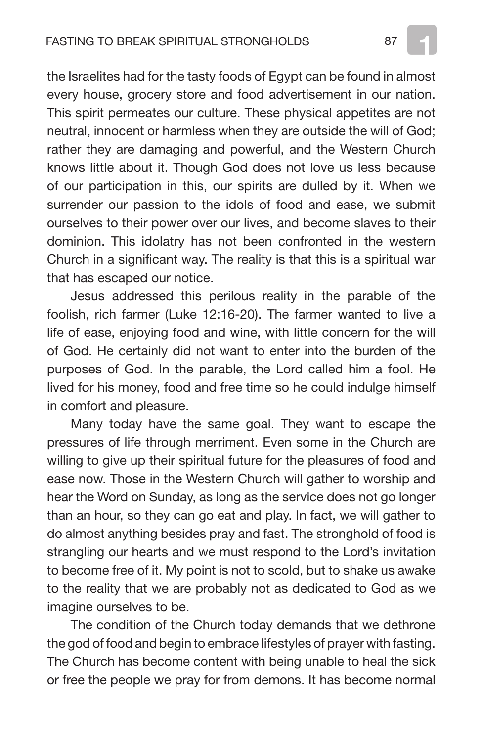the Israelites had for the tasty foods of Egypt can be found in almost every house, grocery store and food advertisement in our nation. This spirit permeates our culture. These physical appetites are not neutral, innocent or harmless when they are outside the will of God; rather they are damaging and powerful, and the Western Church knows little about it. Though God does not love us less because of our participation in this, our spirits are dulled by it. When we surrender our passion to the idols of food and ease, we submit ourselves to their power over our lives, and become slaves to their dominion. This idolatry has not been confronted in the western Church in a significant way. The reality is that this is a spiritual war that has escaped our notice.

Jesus addressed this perilous reality in the parable of the foolish, rich farmer (Luke 12:16-20). The farmer wanted to live a life of ease, enjoying food and wine, with little concern for the will of God. He certainly did not want to enter into the burden of the purposes of God. In the parable, the Lord called him a fool. He lived for his money, food and free time so he could indulge himself in comfort and pleasure.

Many today have the same goal. They want to escape the pressures of life through merriment. Even some in the Church are willing to give up their spiritual future for the pleasures of food and ease now. Those in the Western Church will gather to worship and hear the Word on Sunday, as long as the service does not go longer than an hour, so they can go eat and play. In fact, we will gather to do almost anything besides pray and fast. The stronghold of food is strangling our hearts and we must respond to the Lord's invitation to become free of it. My point is not to scold, but to shake us awake to the reality that we are probably not as dedicated to God as we imagine ourselves to be.

The condition of the Church today demands that we dethrone the god of food and begin to embrace lifestyles of prayer with fasting. The Church has become content with being unable to heal the sick or free the people we pray for from demons. It has become normal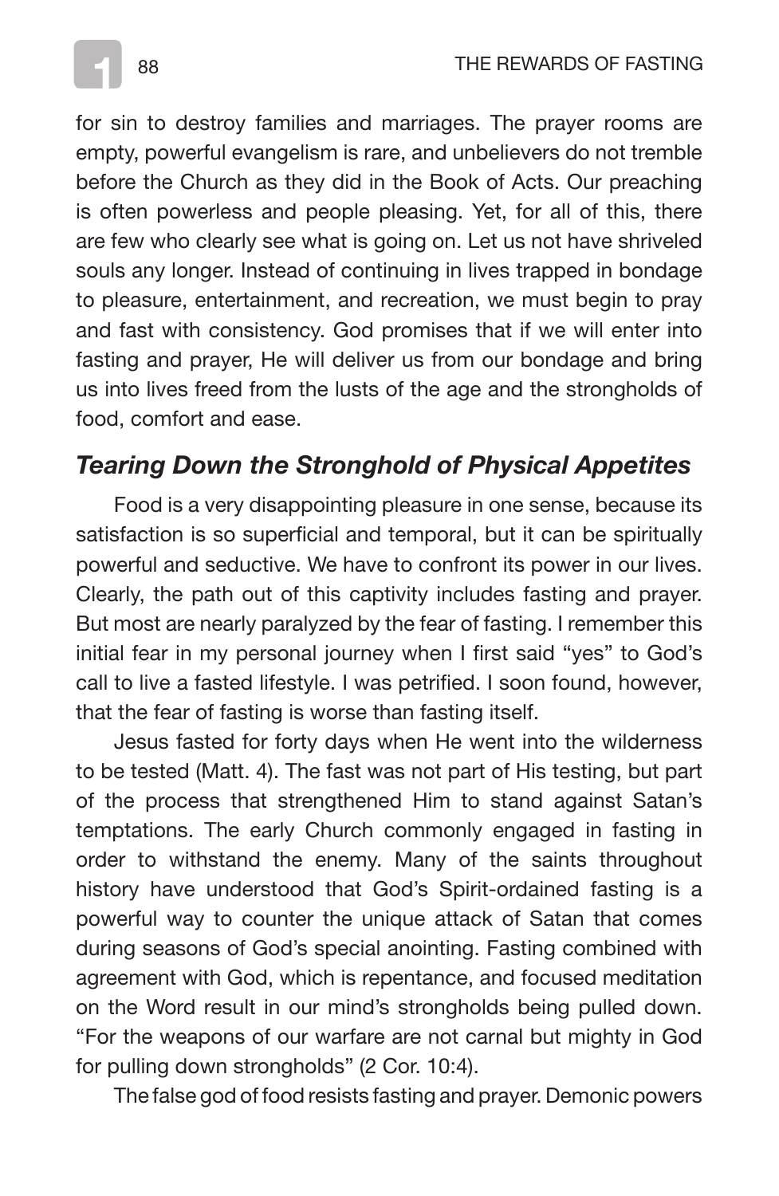for sin to destroy families and marriages. The prayer rooms are empty, powerful evangelism is rare, and unbelievers do not tremble before the Church as they did in the Book of Acts. Our preaching is often powerless and people pleasing. Yet, for all of this, there are few who clearly see what is going on. Let us not have shriveled souls any longer. Instead of continuing in lives trapped in bondage to pleasure, entertainment, and recreation, we must begin to pray and fast with consistency. God promises that if we will enter into fasting and prayer, He will deliver us from our bondage and bring us into lives freed from the lusts of the age and the strongholds of food, comfort and ease.

## *Tearing Down the Stronghold of Physical Appetites*

Food is a very disappointing pleasure in one sense, because its satisfaction is so superficial and temporal, but it can be spiritually powerful and seductive. We have to confront its power in our lives. Clearly, the path out of this captivity includes fasting and prayer. But most are nearly paralyzed by the fear of fasting. I remember this initial fear in my personal journey when I first said "yes" to God's call to live a fasted lifestyle. I was petrified. I soon found, however, that the fear of fasting is worse than fasting itself.

Jesus fasted for forty days when He went into the wilderness to be tested (Matt. 4). The fast was not part of His testing, but part of the process that strengthened Him to stand against Satan's temptations. The early Church commonly engaged in fasting in order to withstand the enemy. Many of the saints throughout history have understood that God's Spirit-ordained fasting is a powerful way to counter the unique attack of Satan that comes during seasons of God's special anointing. Fasting combined with agreement with God, which is repentance, and focused meditation on the Word result in our mind's strongholds being pulled down. "For the weapons of our warfare are not carnal but mighty in God for pulling down strongholds" (2 Cor. 10:4).

The false god of food resists fasting and prayer. Demonic powers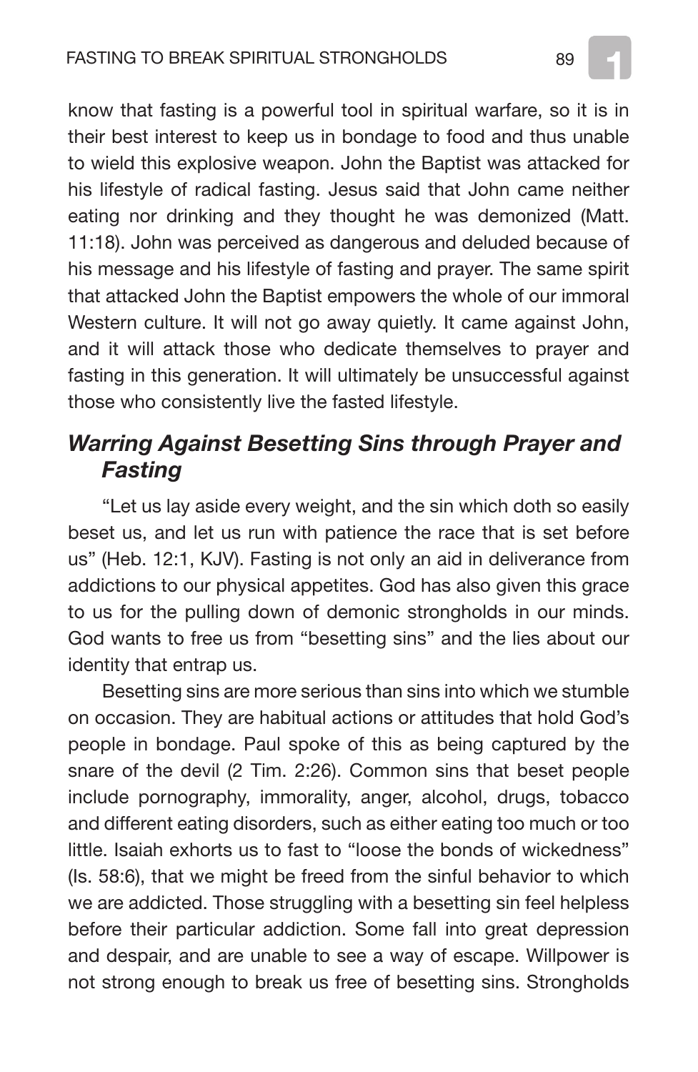know that fasting is a powerful tool in spiritual warfare, so it is in their best interest to keep us in bondage to food and thus unable to wield this explosive weapon. John the Baptist was attacked for his lifestyle of radical fasting. Jesus said that John came neither eating nor drinking and they thought he was demonized (Matt. 11:18). John was perceived as dangerous and deluded because of his message and his lifestyle of fasting and prayer. The same spirit that attacked John the Baptist empowers the whole of our immoral Western culture. It will not go away quietly. It came against John, and it will attack those who dedicate themselves to prayer and fasting in this generation. It will ultimately be unsuccessful against those who consistently live the fasted lifestyle.

## *Warring Against Besetting Sins through Prayer and Fasting*

"Let us lay aside every weight, and the sin which doth so easily beset us, and let us run with patience the race that is set before us" (Heb. 12:1, KJV). Fasting is not only an aid in deliverance from addictions to our physical appetites. God has also given this grace to us for the pulling down of demonic strongholds in our minds. God wants to free us from "besetting sins" and the lies about our identity that entrap us.

Besetting sins are more serious than sins into which we stumble on occasion. They are habitual actions or attitudes that hold God's people in bondage. Paul spoke of this as being captured by the snare of the devil (2 Tim. 2:26). Common sins that beset people include pornography, immorality, anger, alcohol, drugs, tobacco and different eating disorders, such as either eating too much or too little. Isaiah exhorts us to fast to "loose the bonds of wickedness" (Is. 58:6), that we might be freed from the sinful behavior to which we are addicted. Those struggling with a besetting sin feel helpless before their particular addiction. Some fall into great depression and despair, and are unable to see a way of escape. Willpower is not strong enough to break us free of besetting sins. Strongholds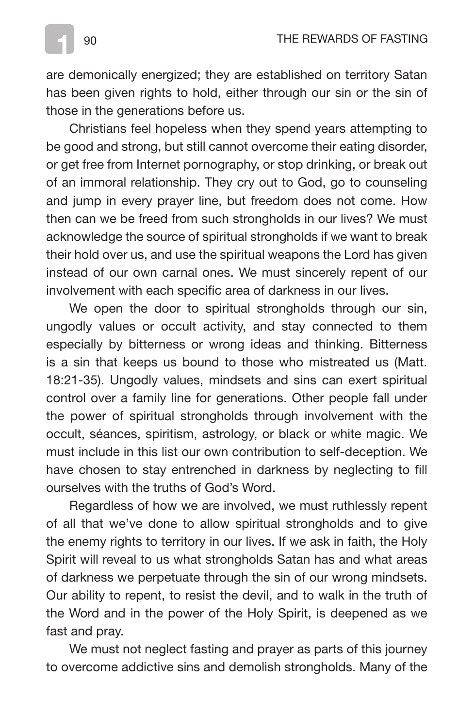are demonically energized; they are established on territory Satan has been given rights to hold, either through our sin or the sin of those in the generations before us.

Christians feel hopeless when they spend years attempting to be good and strong, but still cannot overcome their eating disorder, or get free from Internet pornography, or stop drinking, or break out of an immoral relationship. They cry out to God, go to counseling and jump in every prayer line, but freedom does not come. How then can we be freed from such strongholds in our lives? We must acknowledge the source of spiritual strongholds if we want to break their hold over us, and use the spiritual weapons the Lord has given instead of our own carnal ones. We must sincerely repent of our involvement with each specific area of darkness in our lives.

We open the door to spiritual strongholds through our sin, ungodly values or occult activity, and stay connected to them especially by bitterness or wrong ideas and thinking. Bitterness is a sin that keeps us bound to those who mistreated us (Matt. 18:21-35). Ungodly values, mindsets and sins can exert spiritual control over a family line for generations. Other people fall under the power of spiritual strongholds through involvement with the occult, séances, spiritism, astrology, or black or white magic. We must include in this list our own contribution to self-deception. We have chosen to stay entrenched in darkness by neglecting to fill ourselves with the truths of God's Word.

Regardless of how we are involved, we must ruthlessly repent of all that we've done to allow spiritual strongholds and to give the enemy rights to territory in our lives. If we ask in faith, the Holy Spirit will reveal to us what strongholds Satan has and what areas of darkness we perpetuate through the sin of our wrong mindsets. Our ability to repent, to resist the devil, and to walk in the truth of the Word and in the power of the Holy Spirit, is deepened as we fast and pray.

We must not neglect fasting and prayer as parts of this journey to overcome addictive sins and demolish strongholds. Many of the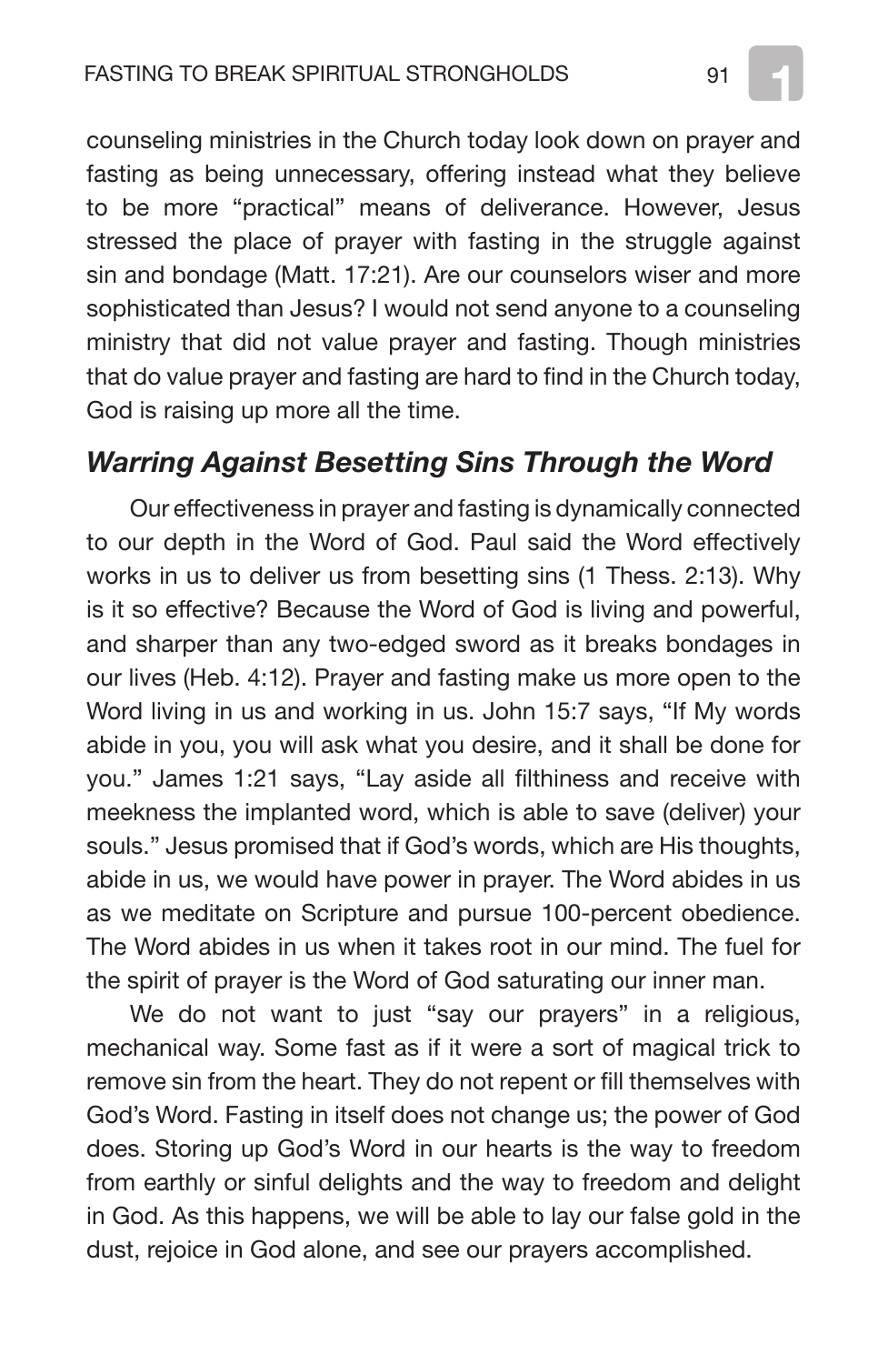counseling ministries in the Church today look down on prayer and fasting as being unnecessary, offering instead what they believe to be more "practical" means of deliverance. However, Jesus stressed the place of prayer with fasting in the struggle against sin and bondage (Matt. 17:21). Are our counselors wiser and more sophisticated than Jesus? I would not send anyone to a counseling ministry that did not value prayer and fasting. Though ministries that do value prayer and fasting are hard to find in the Church today, God is raising up more all the time.

### *Warring Against Besetting Sins Through the Word*

Our effectiveness in prayer and fasting is dynamically connected to our depth in the Word of God. Paul said the Word effectively works in us to deliver us from besetting sins (1 Thess. 2:13). Why is it so effective? Because the Word of God is living and powerful, and sharper than any two-edged sword as it breaks bondages in our lives (Heb. 4:12). Prayer and fasting make us more open to the Word living in us and working in us. John 15:7 says, "If My words abide in you, you will ask what you desire, and it shall be done for you." James 1:21 says, "Lay aside all filthiness and receive with meekness the implanted word, which is able to save (deliver) your souls." Jesus promised that if God's words, which are His thoughts, abide in us, we would have power in prayer. The Word abides in us as we meditate on Scripture and pursue 100-percent obedience. The Word abides in us when it takes root in our mind. The fuel for the spirit of prayer is the Word of God saturating our inner man.

We do not want to just "say our prayers" in a religious, mechanical way. Some fast as if it were a sort of magical trick to remove sin from the heart. They do not repent or fill themselves with God's Word. Fasting in itself does not change us; the power of God does. Storing up God's Word in our hearts is the way to freedom from earthly or sinful delights and the way to freedom and delight in God. As this happens, we will be able to lay our false gold in the dust, rejoice in God alone, and see our prayers accomplished.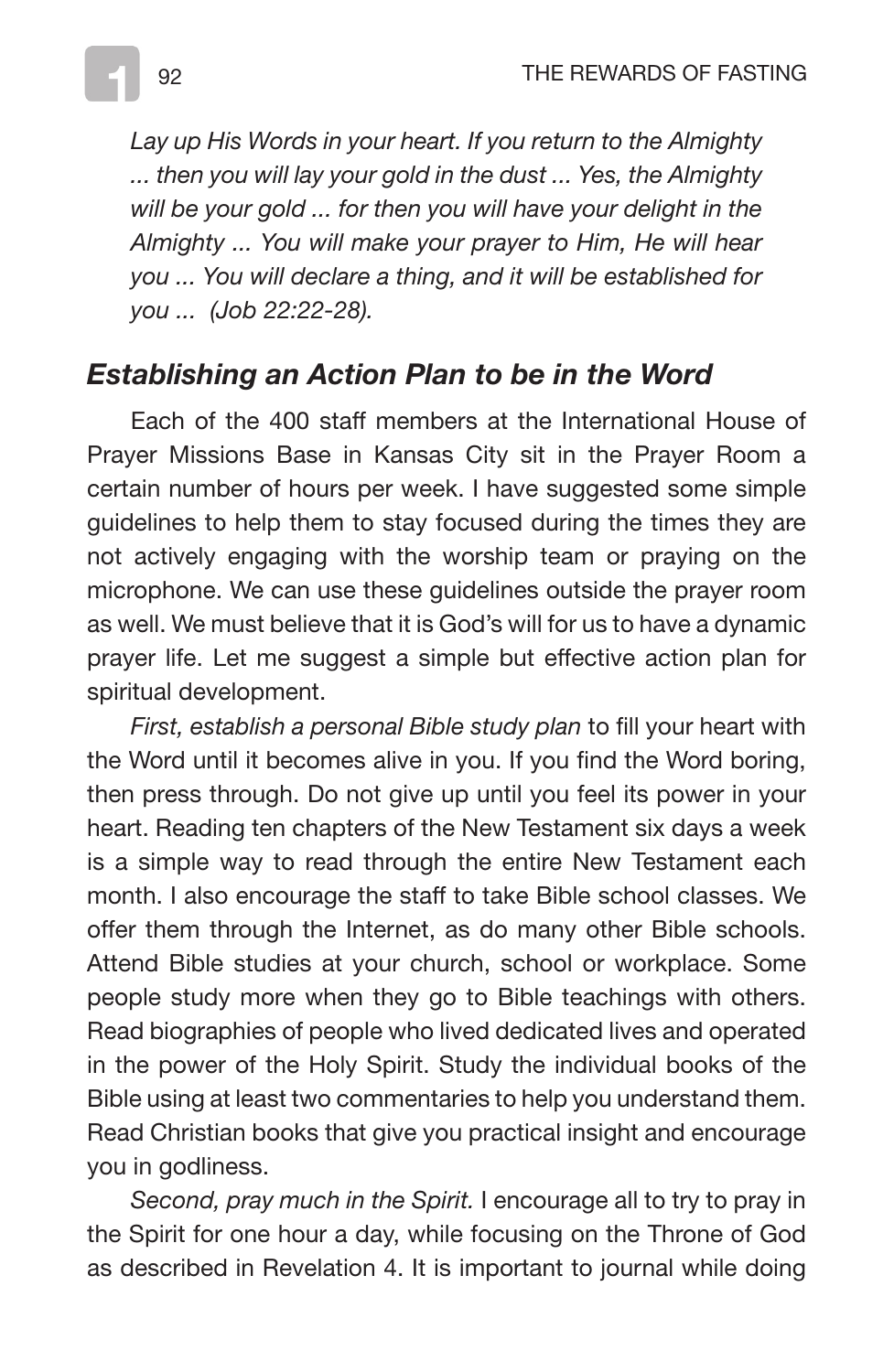*Lay up His Words in your heart. If you return to the Almighty ... then you will lay your gold in the dust ... Yes, the Almighty will be your gold ... for then you will have your delight in the Almighty ... You will make your prayer to Him, He will hear you ... You will declare a thing, and it will be established for you ... (Job 22:22-28).*

## *Establishing an Action Plan to be in the Word*

Each of the 400 staff members at the International House of Prayer Missions Base in Kansas City sit in the Prayer Room a certain number of hours per week. I have suggested some simple guidelines to help them to stay focused during the times they are not actively engaging with the worship team or praying on the microphone. We can use these guidelines outside the prayer room as well. We must believe that it is God's will for us to have a dynamic prayer life. Let me suggest a simple but effective action plan for spiritual development.

*First, establish a personal Bible study plan* to fill your heart with the Word until it becomes alive in you. If you find the Word boring, then press through. Do not give up until you feel its power in your heart. Reading ten chapters of the New Testament six days a week is a simple way to read through the entire New Testament each month. I also encourage the staff to take Bible school classes. We offer them through the Internet, as do many other Bible schools. Attend Bible studies at your church, school or workplace. Some people study more when they go to Bible teachings with others. Read biographies of people who lived dedicated lives and operated in the power of the Holy Spirit. Study the individual books of the Bible using at least two commentaries to help you understand them. Read Christian books that give you practical insight and encourage you in godliness.

*Second, pray much in the Spirit.* I encourage all to try to pray in the Spirit for one hour a day, while focusing on the Throne of God as described in Revelation 4. It is important to journal while doing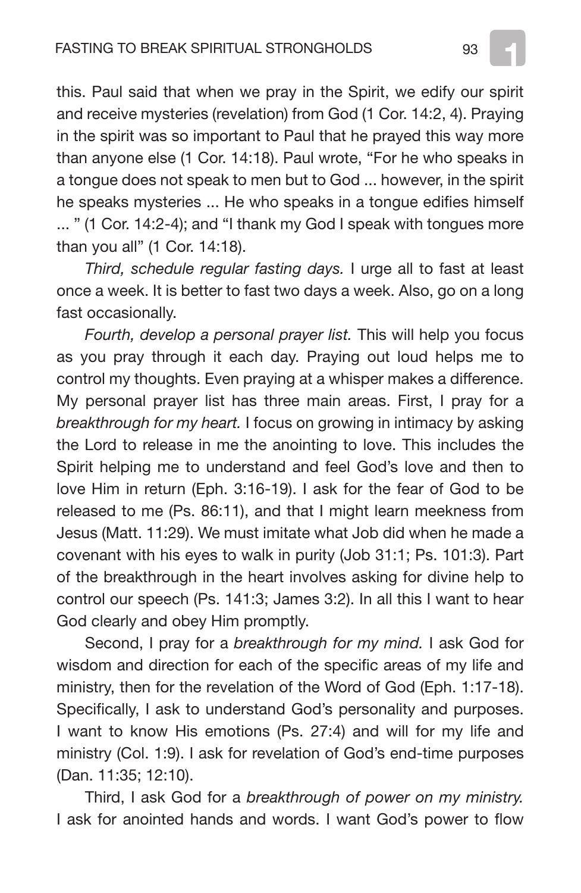this. Paul said that when we pray in the Spirit, we edify our spirit and receive mysteries (revelation) from God (1 Cor. 14:2, 4). Praying in the spirit was so important to Paul that he prayed this way more than anyone else (1 Cor. 14:18). Paul wrote, "For he who speaks in a tongue does not speak to men but to God ... however, in the spirit he speaks mysteries ... He who speaks in a tongue edifies himself ... " (1 Cor. 14:2-4); and "I thank my God I speak with tongues more than you all" (1 Cor. 14:18).

*Third, schedule regular fasting days.* I urge all to fast at least once a week. It is better to fast two days a week. Also, go on a long fast occasionally.

*Fourth, develop a personal prayer list.* This will help you focus as you pray through it each day. Praying out loud helps me to control my thoughts. Even praying at a whisper makes a difference. My personal prayer list has three main areas. First, I pray for a *breakthrough for my heart.* I focus on growing in intimacy by asking the Lord to release in me the anointing to love. This includes the Spirit helping me to understand and feel God's love and then to love Him in return (Eph. 3:16-19). I ask for the fear of God to be released to me (Ps. 86:11), and that I might learn meekness from Jesus (Matt. 11:29). We must imitate what Job did when he made a covenant with his eyes to walk in purity (Job 31:1; Ps. 101:3). Part of the breakthrough in the heart involves asking for divine help to control our speech (Ps. 141:3; James 3:2). In all this I want to hear God clearly and obey Him promptly.

Second, I pray for a *breakthrough for my mind.* I ask God for wisdom and direction for each of the specific areas of my life and ministry, then for the revelation of the Word of God (Eph. 1:17-18). Specifically, I ask to understand God's personality and purposes. I want to know His emotions (Ps. 27:4) and will for my life and ministry (Col. 1:9). I ask for revelation of God's end-time purposes (Dan. 11:35; 12:10).

Third, I ask God for a *breakthrough of power on my ministry.* I ask for anointed hands and words. I want God's power to flow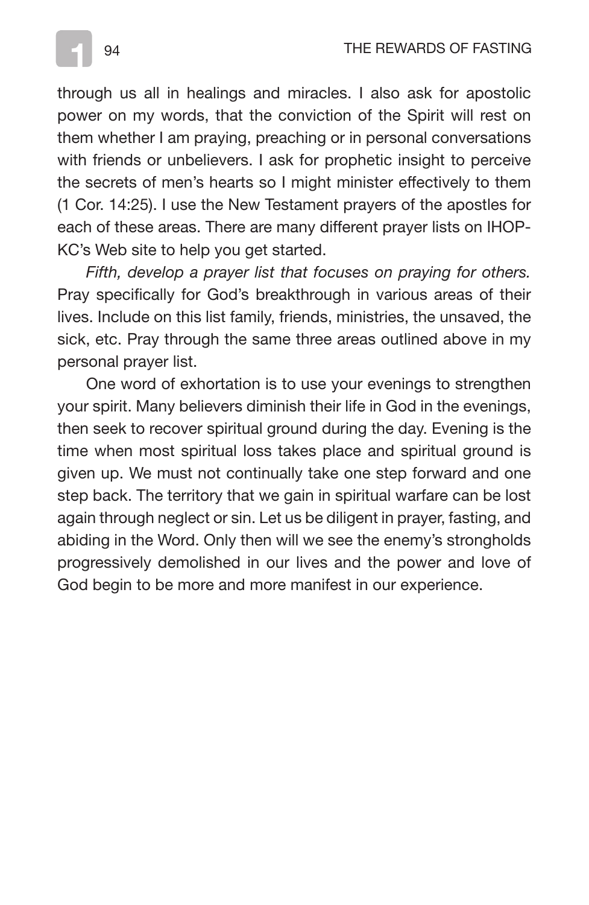through us all in healings and miracles. I also ask for apostolic power on my words, that the conviction of the Spirit will rest on them whether I am praying, preaching or in personal conversations with friends or unbelievers. I ask for prophetic insight to perceive the secrets of men's hearts so I might minister effectively to them (1 Cor. 14:25). I use the New Testament prayers of the apostles for each of these areas. There are many different prayer lists on IHOP-KC's Web site to help you get started.

*Fifth, develop a prayer list that focuses on praying for others.* Pray specifically for God's breakthrough in various areas of their lives. Include on this list family, friends, ministries, the unsaved, the sick, etc. Pray through the same three areas outlined above in my personal prayer list.

One word of exhortation is to use your evenings to strengthen your spirit. Many believers diminish their life in God in the evenings, then seek to recover spiritual ground during the day. Evening is the time when most spiritual loss takes place and spiritual ground is given up. We must not continually take one step forward and one step back. The territory that we gain in spiritual warfare can be lost again through neglect or sin. Let us be diligent in prayer, fasting, and abiding in the Word. Only then will we see the enemy's strongholds progressively demolished in our lives and the power and love of God begin to be more and more manifest in our experience.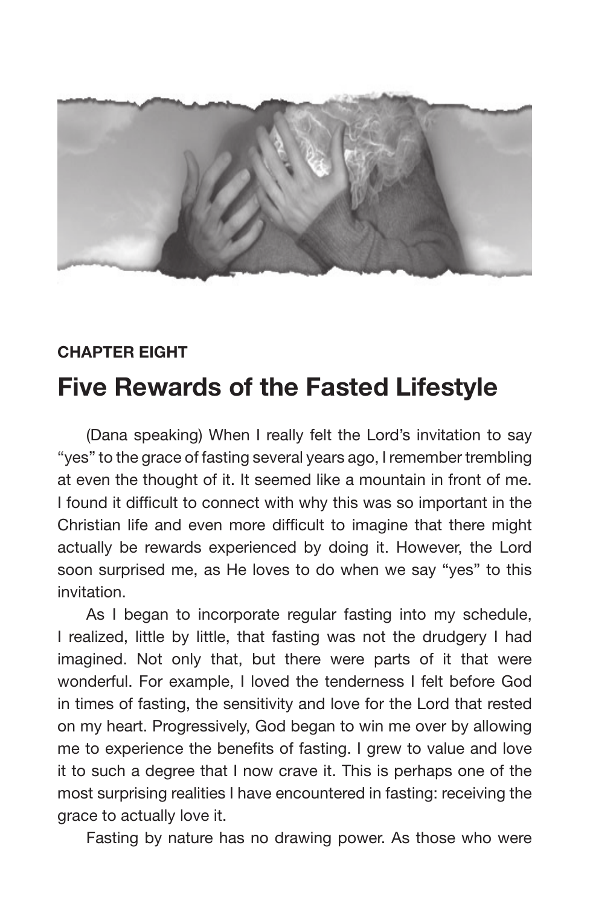**CHAPTER EIGHT**

# Five Rewards of the Fasted Lifestyle

(Dana speaking) When I really felt the Lord's invitation to say "yes" to the grace of fasting several years ago, I remember trembling at even the thought of it. It seemed like a mountain in front of me. I found it difficult to connect with why this was so important in the Christian life and even more difficult to imagine that there might actually be rewards experienced by doing it. However, the Lord soon surprised me, as He loves to do when we say "yes" to this invitation.

As I began to incorporate regular fasting into my schedule, I realized, little by little, that fasting was not the drudgery I had imagined. Not only that, but there were parts of it that were wonderful. For example, I loved the tenderness I felt before God in times of fasting, the sensitivity and love for the Lord that rested on my heart. Progressively, God began to win me over by allowing me to experience the benefits of fasting. I grew to value and love it to such a degree that I now crave it. This is perhaps one of the most surprising realities I have encountered in fasting: receiving the grace to actually love it.

Fasting by nature has no drawing power. As those who were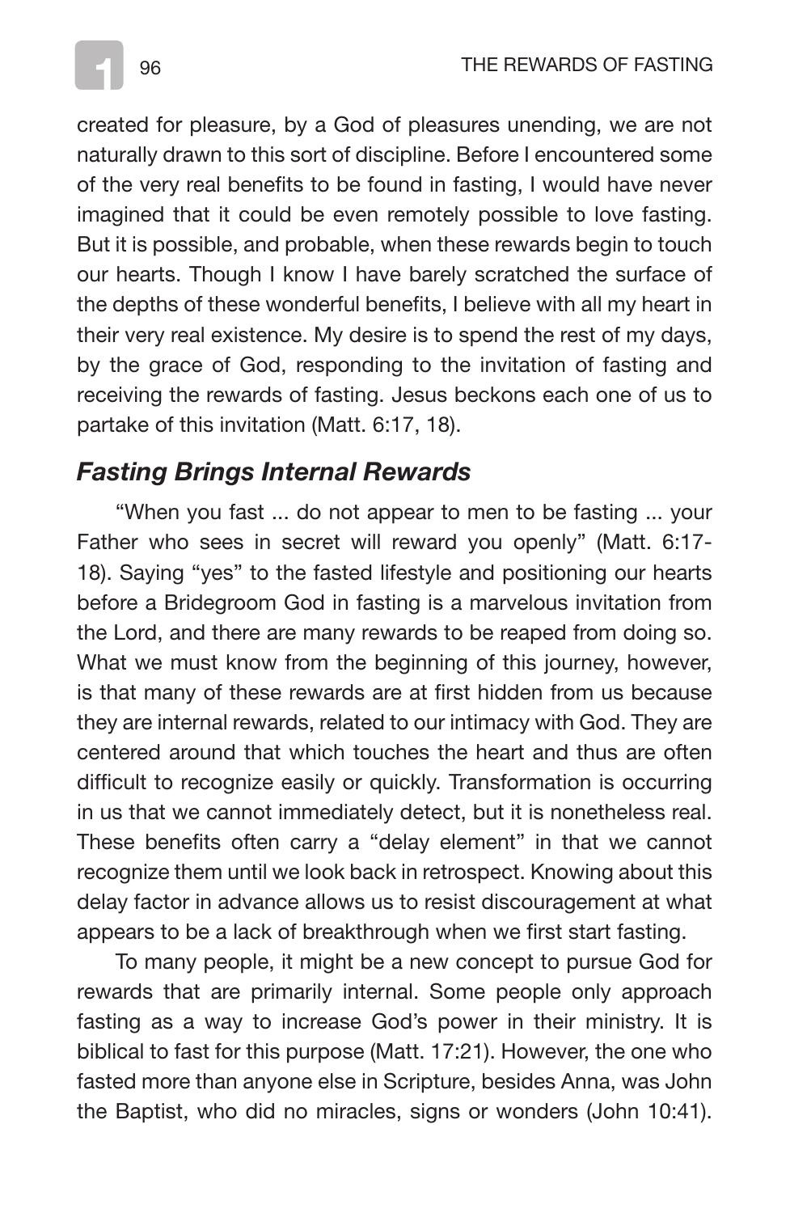created for pleasure, by a God of pleasures unending, we are not naturally drawn to this sort of discipline. Before I encountered some of the very real benefits to be found in fasting, I would have never imagined that it could be even remotely possible to love fasting. But it is possible, and probable, when these rewards begin to touch our hearts. Though I know I have barely scratched the surface of the depths of these wonderful benefits, I believe with all my heart in their very real existence. My desire is to spend the rest of my days, by the grace of God, responding to the invitation of fasting and receiving the rewards of fasting. Jesus beckons each one of us to partake of this invitation (Matt. 6:17, 18).

### *Fasting Brings Internal Rewards*

"When you fast ... do not appear to men to be fasting ... your Father who sees in secret will reward you openly" (Matt. 6:17-18). Saying "yes" to the fasted lifestyle and positioning our hearts before a Bridegroom God in fasting is a marvelous invitation from the Lord, and there are many rewards to be reaped from doing so. What we must know from the beginning of this journey, however, is that many of these rewards are at first hidden from us because they are internal rewards, related to our intimacy with God. They are centered around that which touches the heart and thus are often difficult to recognize easily or quickly. Transformation is occurring in us that we cannot immediately detect, but it is nonetheless real. These benefits often carry a "delay element" in that we cannot recognize them until we look back in retrospect. Knowing about this delay factor in advance allows us to resist discouragement at what appears to be a lack of breakthrough when we first start fasting.

To many people, it might be a new concept to pursue God for rewards that are primarily internal. Some people only approach fasting as a way to increase God's power in their ministry. It is biblical to fast for this purpose (Matt. 17:21). However, the one who fasted more than anyone else in Scripture, besides Anna, was John the Baptist, who did no miracles, signs or wonders (John 10:41).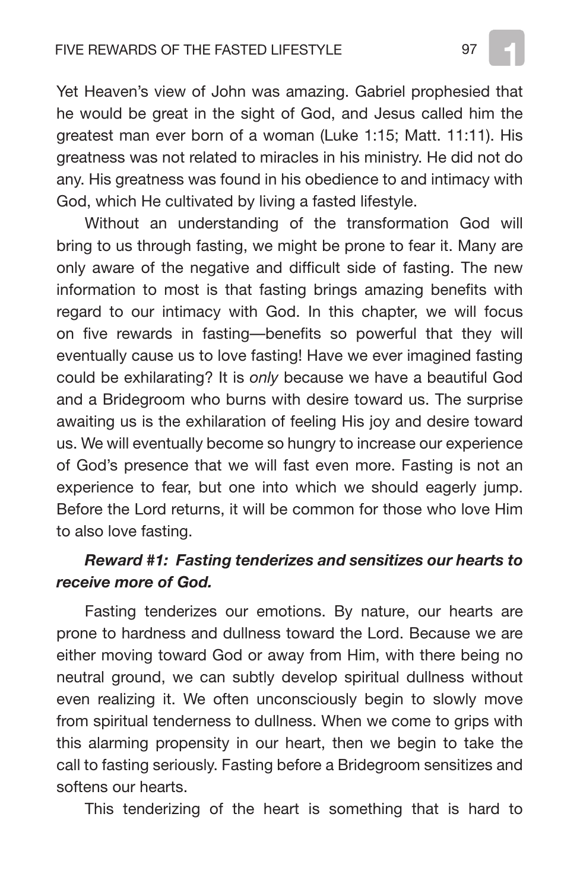Yet Heaven's view of John was amazing. Gabriel prophesied that he would be great in the sight of God, and Jesus called him the greatest man ever born of a woman (Luke 1:15; Matt. 11:11). His greatness was not related to miracles in his ministry. He did not do any. His greatness was found in his obedience to and intimacy with God, which He cultivated by living a fasted lifestyle.

Without an understanding of the transformation God will bring to us through fasting, we might be prone to fear it. Many are only aware of the negative and difficult side of fasting. The new information to most is that fasting brings amazing benefits with regard to our intimacy with God. In this chapter, we will focus on five rewards in fasting—benefits so powerful that they will eventually cause us to love fasting! Have we ever imagined fasting could be exhilarating? It is *only* because we have a beautiful God and a Bridegroom who burns with desire toward us. The surprise awaiting us is the exhilaration of feeling His joy and desire toward us. We will eventually become so hungry to increase our experience of God's presence that we will fast even more. Fasting is not an experience to fear, but one into which we should eagerly jump. Before the Lord returns, it will be common for those who love Him to also love fasting.

***Reward #1: Fasting tenderizes and sensitizes our hearts to receive more of God.***

Fasting tenderizes our emotions. By nature, our hearts are prone to hardness and dullness toward the Lord. Because we are either moving toward God or away from Him, with there being no neutral ground, we can subtly develop spiritual dullness without even realizing it. We often unconsciously begin to slowly move from spiritual tenderness to dullness. When we come to grips with this alarming propensity in our heart, then we begin to take the call to fasting seriously. Fasting before a Bridegroom sensitizes and softens our hearts.

This tenderizing of the heart is something that is hard to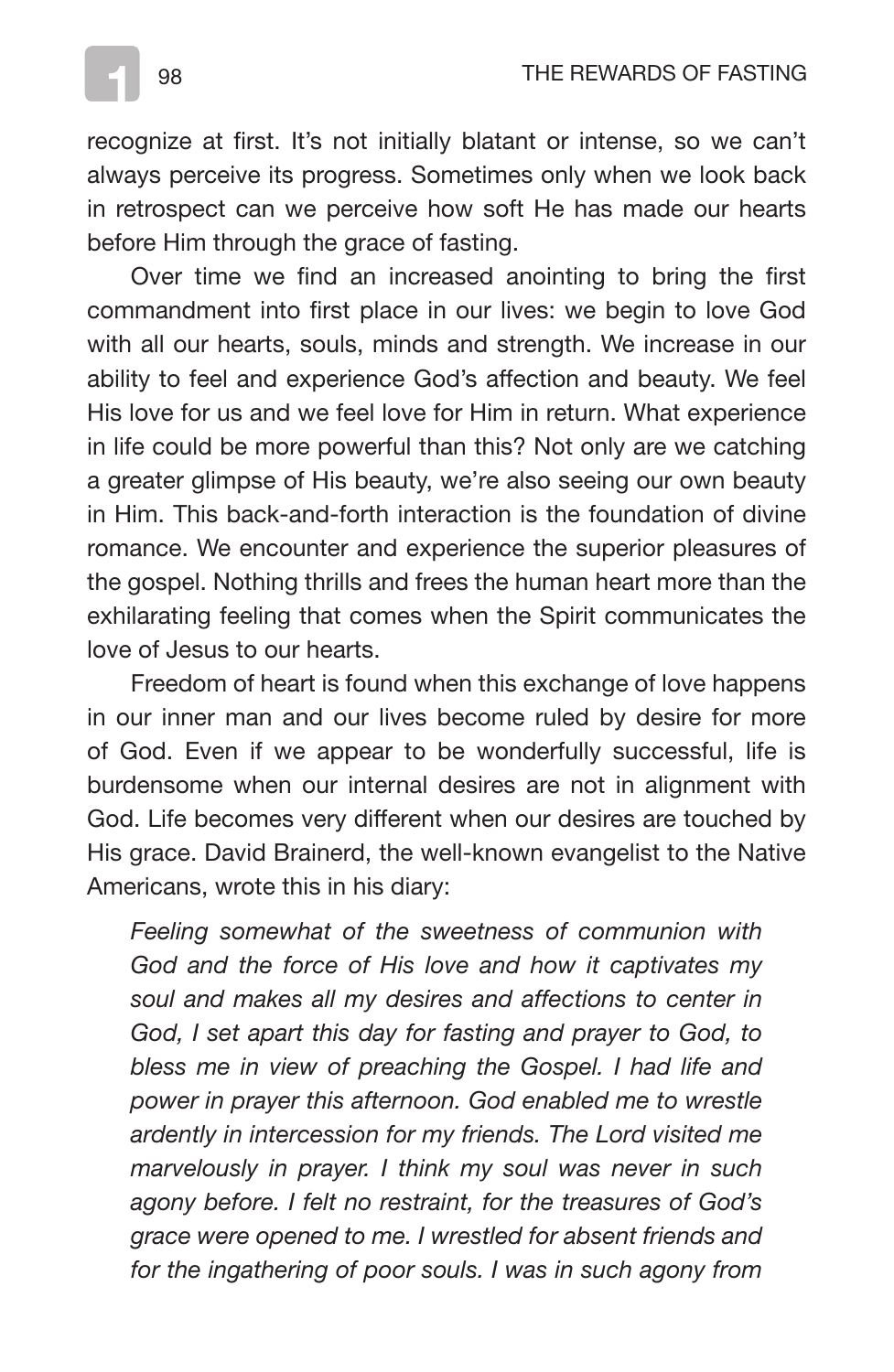recognize at first. It's not initially blatant or intense, so we can't always perceive its progress. Sometimes only when we look back in retrospect can we perceive how soft He has made our hearts before Him through the grace of fasting.

Over time we find an increased anointing to bring the first commandment into first place in our lives: we begin to love God with all our hearts, souls, minds and strength. We increase in our ability to feel and experience God's affection and beauty. We feel His love for us and we feel love for Him in return. What experience in life could be more powerful than this? Not only are we catching a greater glimpse of His beauty, we're also seeing our own beauty in Him. This back-and-forth interaction is the foundation of divine romance. We encounter and experience the superior pleasures of the gospel. Nothing thrills and frees the human heart more than the exhilarating feeling that comes when the Spirit communicates the love of Jesus to our hearts.

Freedom of heart is found when this exchange of love happens in our inner man and our lives become ruled by desire for more of God. Even if we appear to be wonderfully successful, life is burdensome when our internal desires are not in alignment with God. Life becomes very different when our desires are touched by His grace. David Brainerd, the well-known evangelist to the Native Americans, wrote this in his diary:

> *Feeling somewhat of the sweetness of communion with God and the force of His love and how it captivates my soul and makes all my desires and affections to center in God, I set apart this day for fasting and prayer to God, to bless me in view of preaching the Gospel. I had life and power in prayer this afternoon. God enabled me to wrestle ardently in intercession for my friends. The Lord visited me marvelously in prayer. I think my soul was never in such agony before. I felt no restraint, for the treasures of God's grace were opened to me. I wrestled for absent friends and for the ingathering of poor souls. I was in such agony from*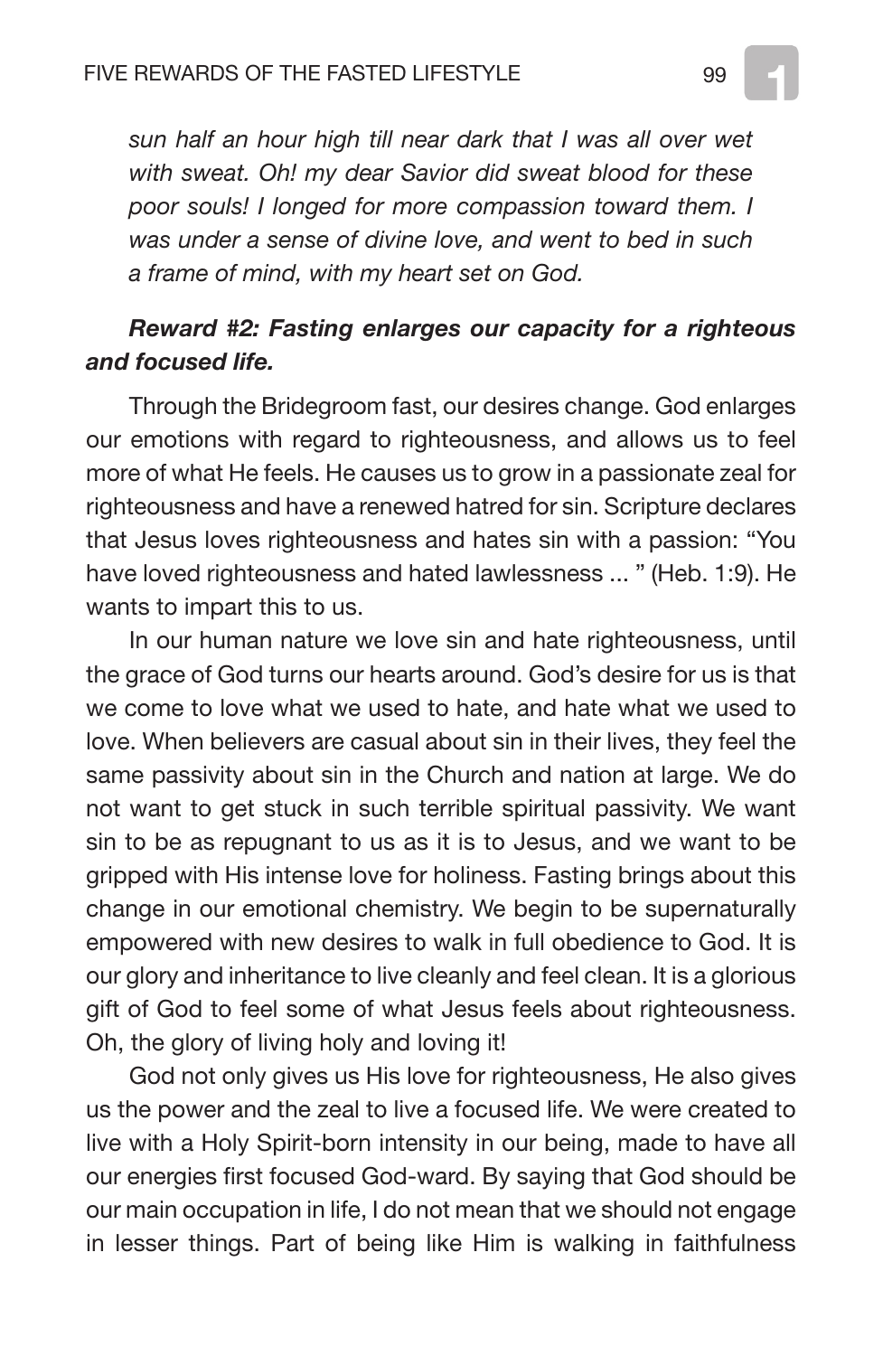*sun half an hour high till near dark that I was all over wet with sweat. Oh! my dear Savior did sweat blood for these poor souls! I longed for more compassion toward them. I was under a sense of divine love, and went to bed in such a frame of mind, with my heart set on God.*

***Reward #2: Fasting enlarges our capacity for a righteous and focused life.***

Through the Bridegroom fast, our desires change. God enlarges our emotions with regard to righteousness, and allows us to feel more of what He feels. He causes us to grow in a passionate zeal for righteousness and have a renewed hatred for sin. Scripture declares that Jesus loves righteousness and hates sin with a passion: "You have loved righteousness and hated lawlessness ... " (Heb. 1:9). He wants to impart this to us.

In our human nature we love sin and hate righteousness, until the grace of God turns our hearts around. God's desire for us is that we come to love what we used to hate, and hate what we used to love. When believers are casual about sin in their lives, they feel the same passivity about sin in the Church and nation at large. We do not want to get stuck in such terrible spiritual passivity. We want sin to be as repugnant to us as it is to Jesus, and we want to be gripped with His intense love for holiness. Fasting brings about this change in our emotional chemistry. We begin to be supernaturally empowered with new desires to walk in full obedience to God. It is our glory and inheritance to live cleanly and feel clean. It is a glorious gift of God to feel some of what Jesus feels about righteousness. Oh, the glory of living holy and loving it!

God not only gives us His love for righteousness, He also gives us the power and the zeal to live a focused life. We were created to live with a Holy Spirit-born intensity in our being, made to have all our energies first focused God-ward. By saying that God should be our main occupation in life, I do not mean that we should not engage in lesser things. Part of being like Him is walking in faithfulness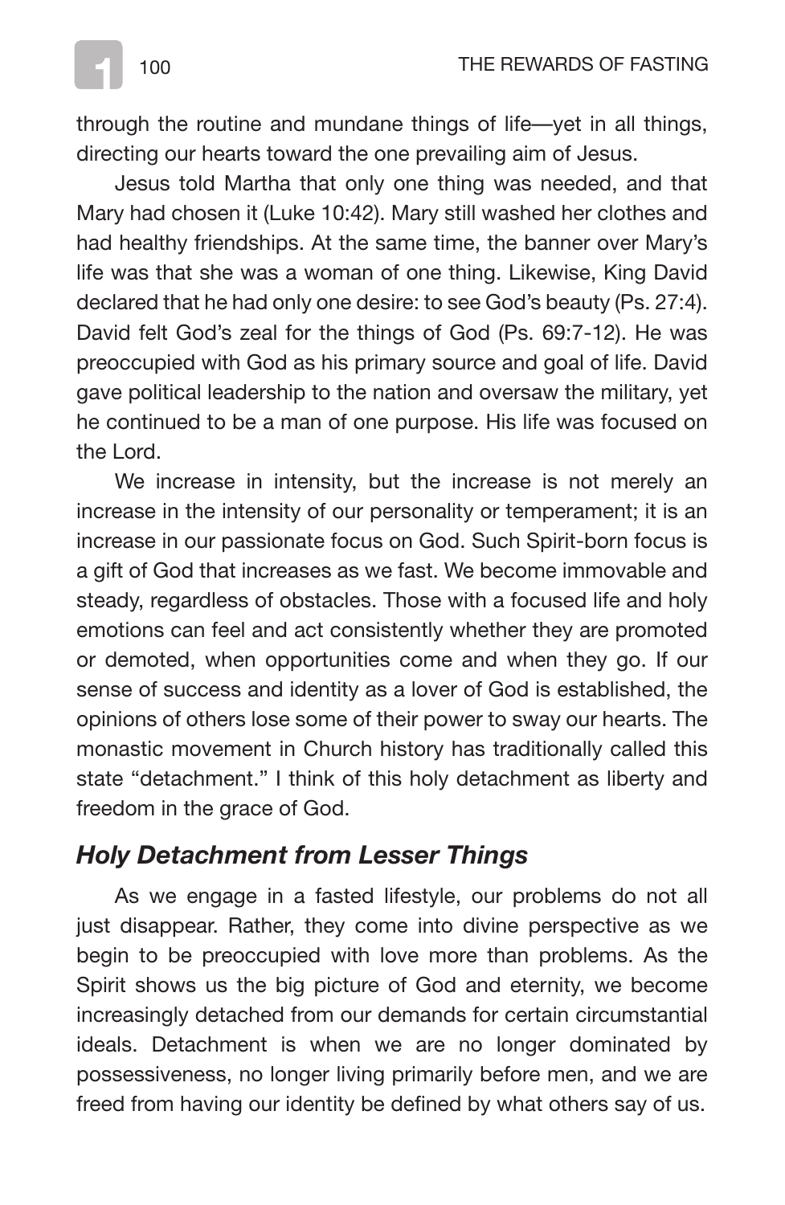through the routine and mundane things of life—yet in all things, directing our hearts toward the one prevailing aim of Jesus.

Jesus told Martha that only one thing was needed, and that Mary had chosen it (Luke 10:42). Mary still washed her clothes and had healthy friendships. At the same time, the banner over Mary's life was that she was a woman of one thing. Likewise, King David declared that he had only one desire: to see God's beauty (Ps. 27:4). David felt God's zeal for the things of God (Ps. 69:7-12). He was preoccupied with God as his primary source and goal of life. David gave political leadership to the nation and oversaw the military, yet he continued to be a man of one purpose. His life was focused on the Lord.

We increase in intensity, but the increase is not merely an increase in the intensity of our personality or temperament; it is an increase in our passionate focus on God. Such Spirit-born focus is a gift of God that increases as we fast. We become immovable and steady, regardless of obstacles. Those with a focused life and holy emotions can feel and act consistently whether they are promoted or demoted, when opportunities come and when they go. If our sense of success and identity as a lover of God is established, the opinions of others lose some of their power to sway our hearts. The monastic movement in Church history has traditionally called this state "detachment." I think of this holy detachment as liberty and freedom in the grace of God.

## *Holy Detachment from Lesser Things*

As we engage in a fasted lifestyle, our problems do not all just disappear. Rather, they come into divine perspective as we begin to be preoccupied with love more than problems. As the Spirit shows us the big picture of God and eternity, we become increasingly detached from our demands for certain circumstantial ideals. Detachment is when we are no longer dominated by possessiveness, no longer living primarily before men, and we are freed from having our identity be defined by what others say of us.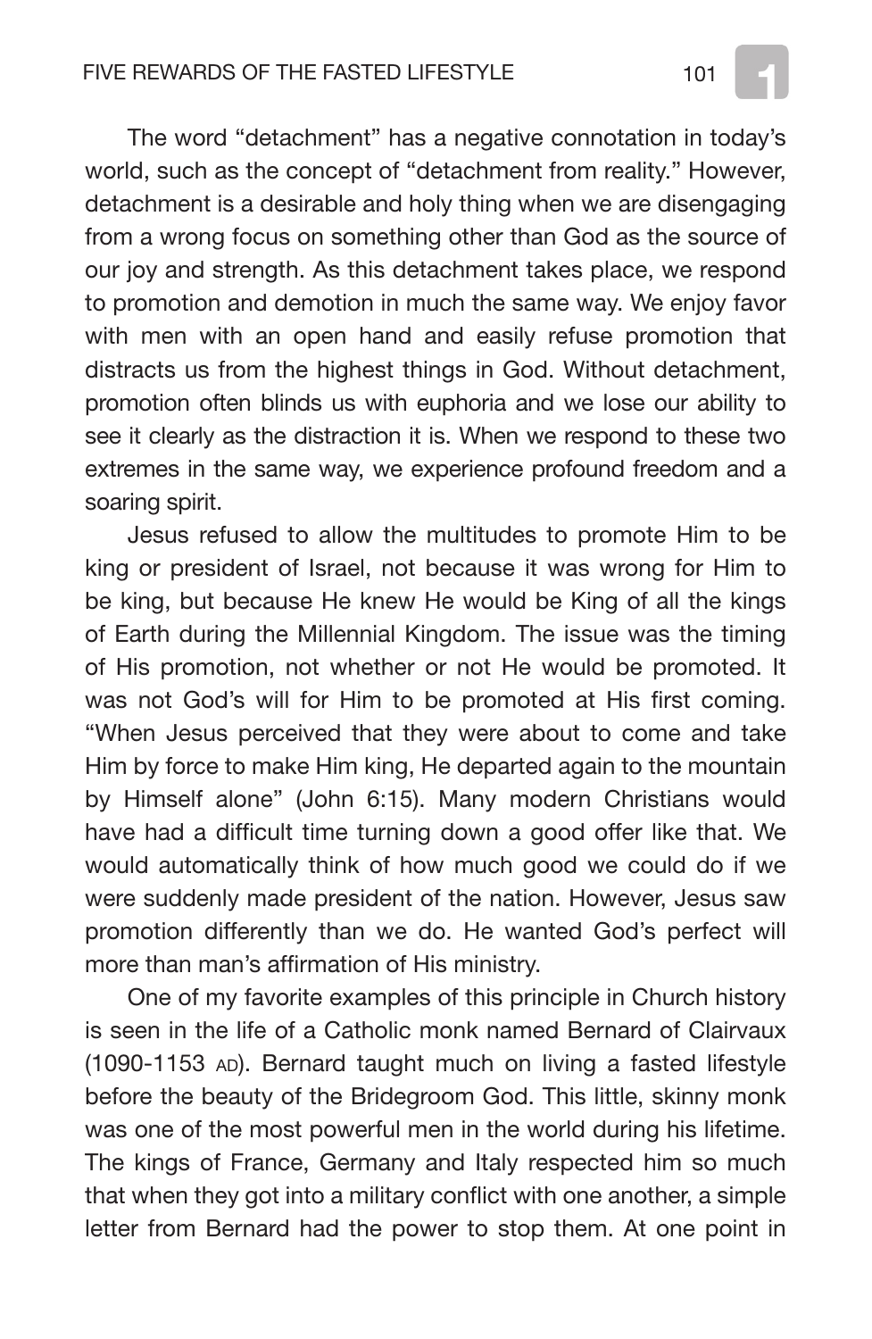The word "detachment" has a negative connotation in today's world, such as the concept of "detachment from reality." However, detachment is a desirable and holy thing when we are disengaging from a wrong focus on something other than God as the source of our joy and strength. As this detachment takes place, we respond to promotion and demotion in much the same way. We enjoy favor with men with an open hand and easily refuse promotion that distracts us from the highest things in God. Without detachment, promotion often blinds us with euphoria and we lose our ability to see it clearly as the distraction it is. When we respond to these two extremes in the same way, we experience profound freedom and a soaring spirit.

Jesus refused to allow the multitudes to promote Him to be king or president of Israel, not because it was wrong for Him to be king, but because He knew He would be King of all the kings of Earth during the Millennial Kingdom. The issue was the timing of His promotion, not whether or not He would be promoted. It was not God's will for Him to be promoted at His first coming. "When Jesus perceived that they were about to come and take Him by force to make Him king, He departed again to the mountain by Himself alone" (John 6:15). Many modern Christians would have had a difficult time turning down a good offer like that. We would automatically think of how much good we could do if we were suddenly made president of the nation. However, Jesus saw promotion differently than we do. He wanted God's perfect will more than man's affirmation of His ministry.

One of my favorite examples of this principle in Church history is seen in the life of a Catholic monk named Bernard of Clairvaux (1090-1153 AD). Bernard taught much on living a fasted lifestyle before the beauty of the Bridegroom God. This little, skinny monk was one of the most powerful men in the world during his lifetime. The kings of France, Germany and Italy respected him so much that when they got into a military conflict with one another, a simple letter from Bernard had the power to stop them. At one point in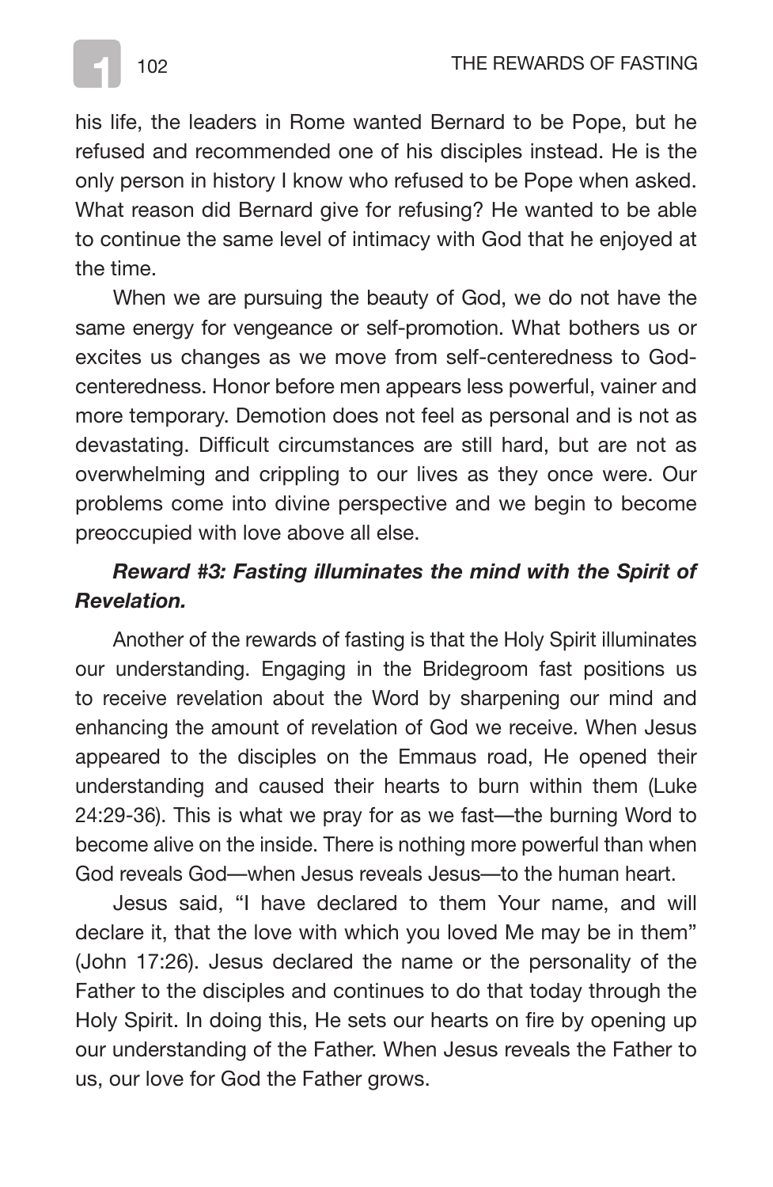his life, the leaders in Rome wanted Bernard to be Pope, but he refused and recommended one of his disciples instead. He is the only person in history I know who refused to be Pope when asked. What reason did Bernard give for refusing? He wanted to be able to continue the same level of intimacy with God that he enjoyed at the time.

When we are pursuing the beauty of God, we do not have the same energy for vengeance or self-promotion. What bothers us or excites us changes as we move from self-centeredness to God-centeredness. Honor before men appears less powerful, vainer and more temporary. Demotion does not feel as personal and is not as devastating. Difficult circumstances are still hard, but are not as overwhelming and crippling to our lives as they once were. Our problems come into divine perspective and we begin to become preoccupied with love above all else.

***Reward #3: Fasting illuminates the mind with the Spirit of Revelation.***

Another of the rewards of fasting is that the Holy Spirit illuminates our understanding. Engaging in the Bridegroom fast positions us to receive revelation about the Word by sharpening our mind and enhancing the amount of revelation of God we receive. When Jesus appeared to the disciples on the Emmaus road, He opened their understanding and caused their hearts to burn within them (Luke 24:29-36). This is what we pray for as we fast—the burning Word to become alive on the inside. There is nothing more powerful than when God reveals God—when Jesus reveals Jesus—to the human heart.

Jesus said, "I have declared to them Your name, and will declare it, that the love with which you loved Me may be in them" (John 17:26). Jesus declared the name or the personality of the Father to the disciples and continues to do that today through the Holy Spirit. In doing this, He sets our hearts on fire by opening up our understanding of the Father. When Jesus reveals the Father to us, our love for God the Father grows.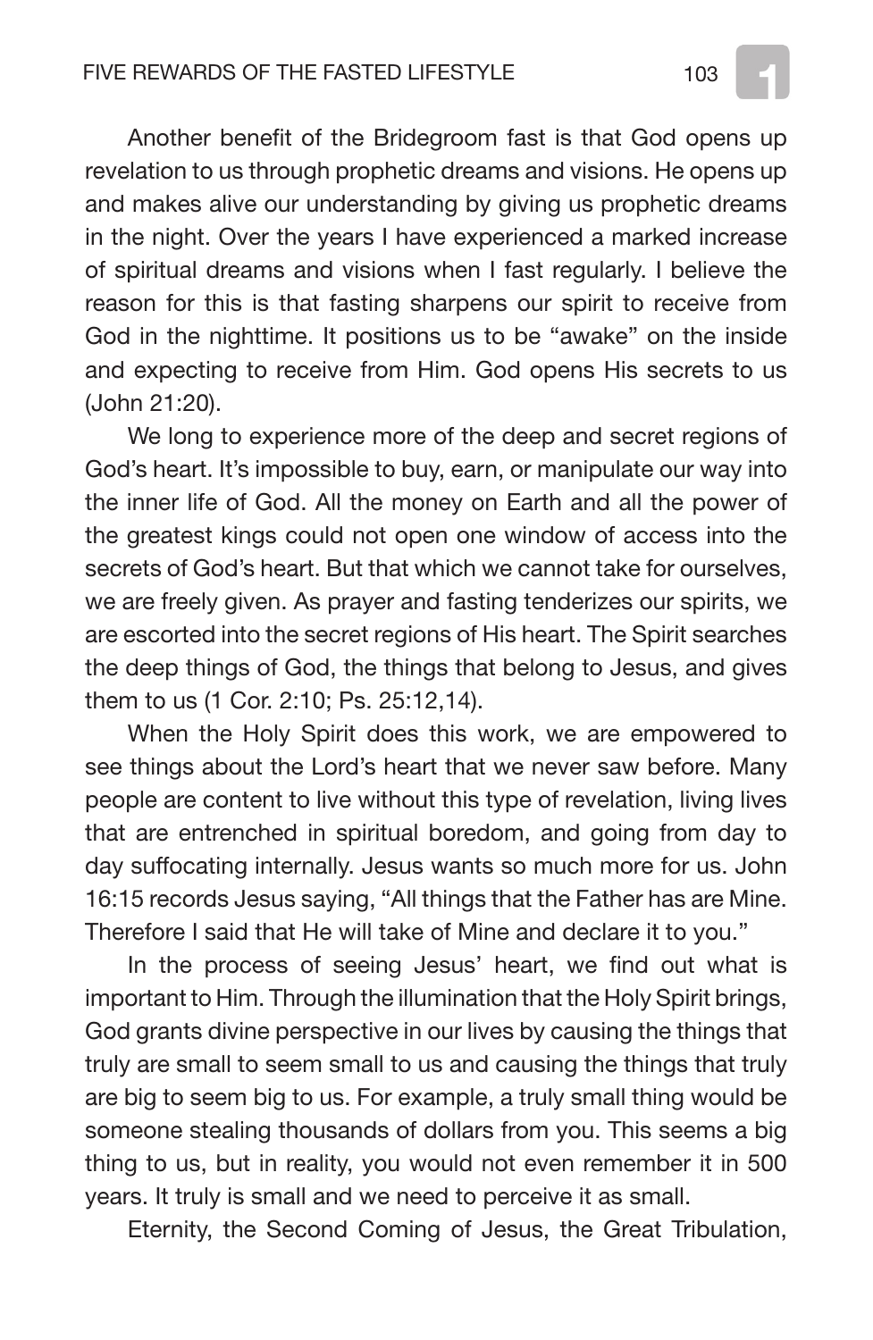Another benefit of the Bridegroom fast is that God opens up revelation to us through prophetic dreams and visions. He opens up and makes alive our understanding by giving us prophetic dreams in the night. Over the years I have experienced a marked increase of spiritual dreams and visions when I fast regularly. I believe the reason for this is that fasting sharpens our spirit to receive from God in the nighttime. It positions us to be "awake" on the inside and expecting to receive from Him. God opens His secrets to us (John 21:20).

We long to experience more of the deep and secret regions of God's heart. It's impossible to buy, earn, or manipulate our way into the inner life of God. All the money on Earth and all the power of the greatest kings could not open one window of access into the secrets of God's heart. But that which we cannot take for ourselves, we are freely given. As prayer and fasting tenderizes our spirits, we are escorted into the secret regions of His heart. The Spirit searches the deep things of God, the things that belong to Jesus, and gives them to us (1 Cor. 2:10; Ps. 25:12,14).

When the Holy Spirit does this work, we are empowered to see things about the Lord's heart that we never saw before. Many people are content to live without this type of revelation, living lives that are entrenched in spiritual boredom, and going from day to day suffocating internally. Jesus wants so much more for us. John 16:15 records Jesus saying, "All things that the Father has are Mine. Therefore I said that He will take of Mine and declare it to you."

In the process of seeing Jesus' heart, we find out what is important to Him. Through the illumination that the Holy Spirit brings, God grants divine perspective in our lives by causing the things that truly are small to seem small to us and causing the things that truly are big to seem big to us. For example, a truly small thing would be someone stealing thousands of dollars from you. This seems a big thing to us, but in reality, you would not even remember it in 500 years. It truly is small and we need to perceive it as small.

Eternity, the Second Coming of Jesus, the Great Tribulation,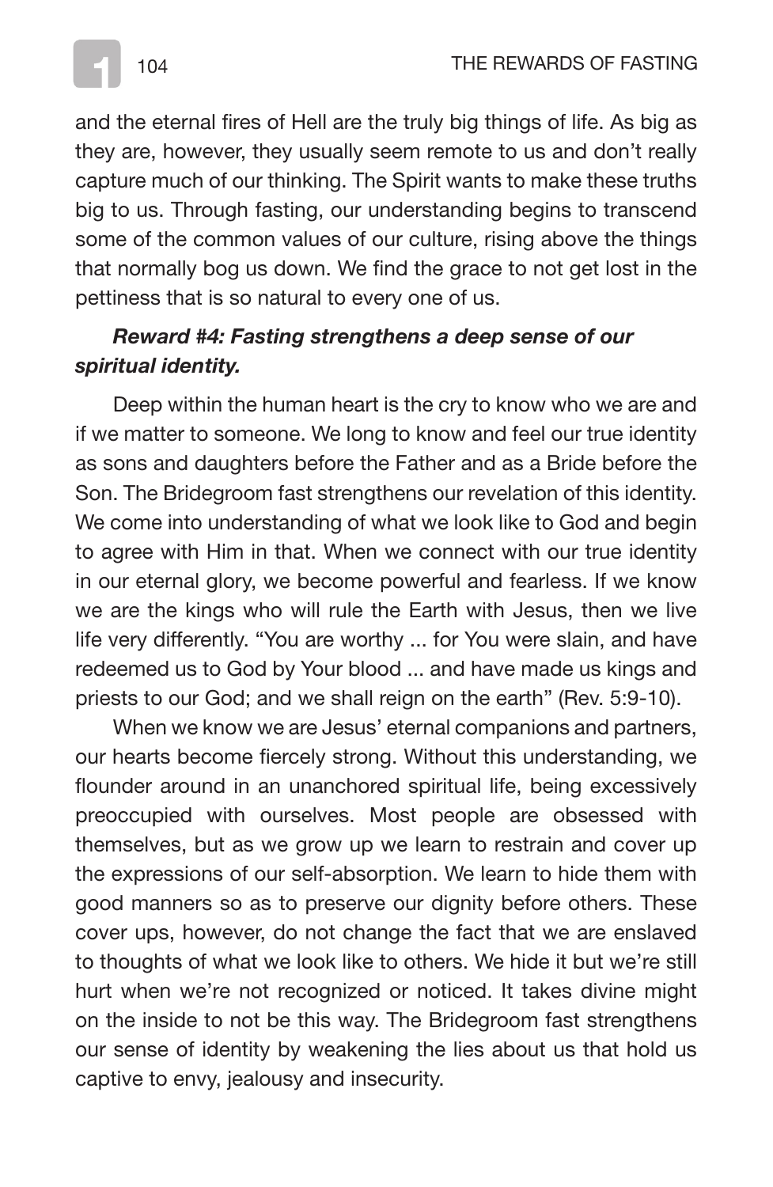and the eternal fires of Hell are the truly big things of life. As big as they are, however, they usually seem remote to us and don't really capture much of our thinking. The Spirit wants to make these truths big to us. Through fasting, our understanding begins to transcend some of the common values of our culture, rising above the things that normally bog us down. We find the grace to not get lost in the pettiness that is so natural to every one of us.

***Reward #4: Fasting strengthens a deep sense of our spiritual identity.***

Deep within the human heart is the cry to know who we are and if we matter to someone. We long to know and feel our true identity as sons and daughters before the Father and as a Bride before the Son. The Bridegroom fast strengthens our revelation of this identity. We come into understanding of what we look like to God and begin to agree with Him in that. When we connect with our true identity in our eternal glory, we become powerful and fearless. If we know we are the kings who will rule the Earth with Jesus, then we live life very differently. "You are worthy ... for You were slain, and have redeemed us to God by Your blood ... and have made us kings and priests to our God; and we shall reign on the earth" (Rev. 5:9-10).

When we know we are Jesus' eternal companions and partners, our hearts become fiercely strong. Without this understanding, we flounder around in an unanchored spiritual life, being excessively preoccupied with ourselves. Most people are obsessed with themselves, but as we grow up we learn to restrain and cover up the expressions of our self-absorption. We learn to hide them with good manners so as to preserve our dignity before others. These cover ups, however, do not change the fact that we are enslaved to thoughts of what we look like to others. We hide it but we're still hurt when we're not recognized or noticed. It takes divine might on the inside to not be this way. The Bridegroom fast strengthens our sense of identity by weakening the lies about us that hold us captive to envy, jealousy and insecurity.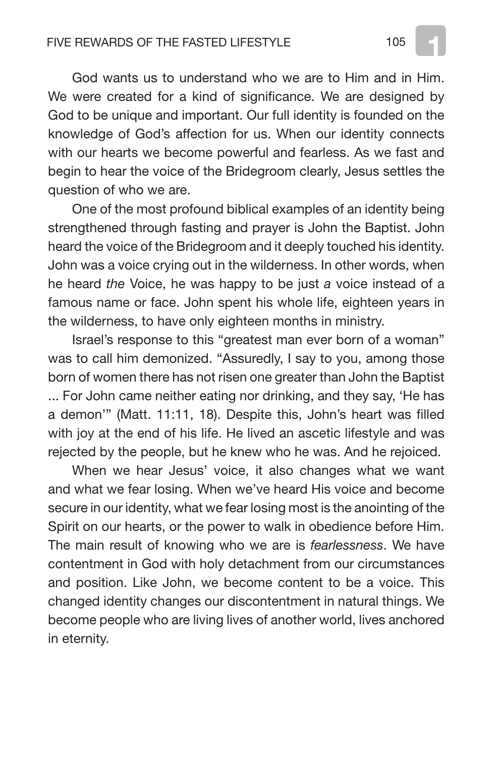God wants us to understand who we are to Him and in Him. We were created for a kind of significance. We are designed by God to be unique and important. Our full identity is founded on the knowledge of God's affection for us. When our identity connects with our hearts we become powerful and fearless. As we fast and begin to hear the voice of the Bridegroom clearly, Jesus settles the question of who we are.

One of the most profound biblical examples of an identity being strengthened through fasting and prayer is John the Baptist. John heard the voice of the Bridegroom and it deeply touched his identity. John was a voice crying out in the wilderness. In other words, when he heard *the* Voice, he was happy to be just *a* voice instead of a famous name or face. John spent his whole life, eighteen years in the wilderness, to have only eighteen months in ministry.

Israel's response to this "greatest man ever born of a woman" was to call him demonized. "Assuredly, I say to you, among those born of women there has not risen one greater than John the Baptist ... For John came neither eating nor drinking, and they say, 'He has a demon'" (Matt. 11:11, 18). Despite this, John's heart was filled with joy at the end of his life. He lived an ascetic lifestyle and was rejected by the people, but he knew who he was. And he rejoiced.

When we hear Jesus' voice, it also changes what we want and what we fear losing. When we've heard His voice and become secure in our identity, what we fear losing most is the anointing of the Spirit on our hearts, or the power to walk in obedience before Him. The main result of knowing who we are is *fearlessness*. We have contentment in God with holy detachment from our circumstances and position. Like John, we become content to be a voice. This changed identity changes our discontentment in natural things. We become people who are living lives of another world, lives anchored in eternity.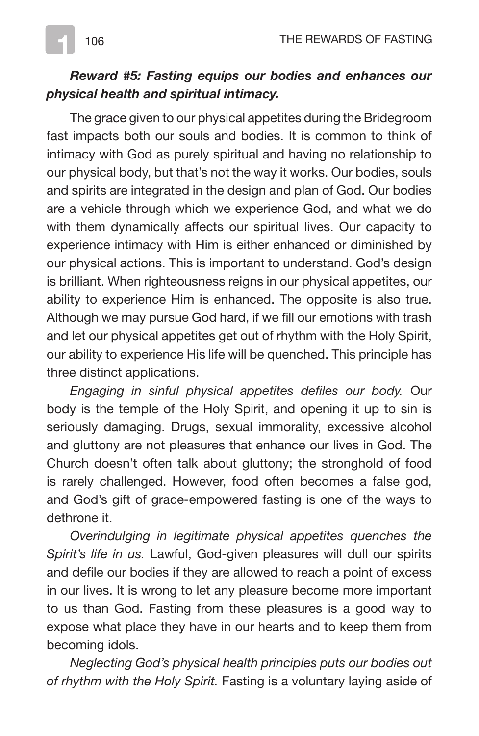***Reward #5: Fasting equips our bodies and enhances our physical health and spiritual intimacy.***

The grace given to our physical appetites during the Bridegroom fast impacts both our souls and bodies. It is common to think of intimacy with God as purely spiritual and having no relationship to our physical body, but that's not the way it works. Our bodies, souls and spirits are integrated in the design and plan of God. Our bodies are a vehicle through which we experience God, and what we do with them dynamically affects our spiritual lives. Our capacity to experience intimacy with Him is either enhanced or diminished by our physical actions. This is important to understand. God's design is brilliant. When righteousness reigns in our physical appetites, our ability to experience Him is enhanced. The opposite is also true. Although we may pursue God hard, if we fill our emotions with trash and let our physical appetites get out of rhythm with the Holy Spirit, our ability to experience His life will be quenched. This principle has three distinct applications.

*Engaging in sinful physical appetites defiles our body.* Our body is the temple of the Holy Spirit, and opening it up to sin is seriously damaging. Drugs, sexual immorality, excessive alcohol and gluttony are not pleasures that enhance our lives in God. The Church doesn't often talk about gluttony; the stronghold of food is rarely challenged. However, food often becomes a false god, and God's gift of grace-empowered fasting is one of the ways to dethrone it.

*Overindulging in legitimate physical appetites quenches the Spirit's life in us.* Lawful, God-given pleasures will dull our spirits and defile our bodies if they are allowed to reach a point of excess in our lives. It is wrong to let any pleasure become more important to us than God. Fasting from these pleasures is a good way to expose what place they have in our hearts and to keep them from becoming idols.

*Neglecting God's physical health principles puts our bodies out of rhythm with the Holy Spirit.* Fasting is a voluntary laying aside of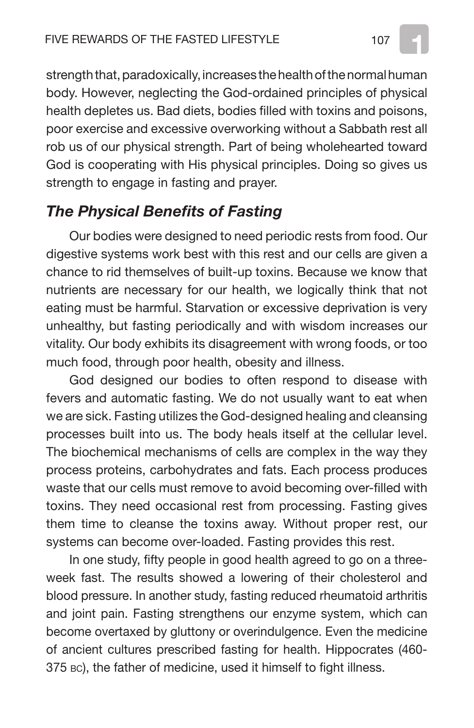strength that, paradoxically, increases the health of the normal human body. However, neglecting the God-ordained principles of physical health depletes us. Bad diets, bodies filled with toxins and poisons, poor exercise and excessive overworking without a Sabbath rest all rob us of our physical strength. Part of being wholehearted toward God is cooperating with His physical principles. Doing so gives us strength to engage in fasting and prayer.

## *The Physical Benefits of Fasting*

Our bodies were designed to need periodic rests from food. Our digestive systems work best with this rest and our cells are given a chance to rid themselves of built-up toxins. Because we know that nutrients are necessary for our health, we logically think that not eating must be harmful. Starvation or excessive deprivation is very unhealthy, but fasting periodically and with wisdom increases our vitality. Our body exhibits its disagreement with wrong foods, or too much food, through poor health, obesity and illness.

God designed our bodies to often respond to disease with fevers and automatic fasting. We do not usually want to eat when we are sick. Fasting utilizes the God-designed healing and cleansing processes built into us. The body heals itself at the cellular level. The biochemical mechanisms of cells are complex in the way they process proteins, carbohydrates and fats. Each process produces waste that our cells must remove to avoid becoming over-filled with toxins. They need occasional rest from processing. Fasting gives them time to cleanse the toxins away. Without proper rest, our systems can become over-loaded. Fasting provides this rest.

In one study, fifty people in good health agreed to go on a three-week fast. The results showed a lowering of their cholesterol and blood pressure. In another study, fasting reduced rheumatoid arthritis and joint pain. Fasting strengthens our enzyme system, which can become overtaxed by gluttony or overindulgence. Even the medicine of ancient cultures prescribed fasting for health. Hippocrates (460-375 BC), the father of medicine, used it himself to fight illness.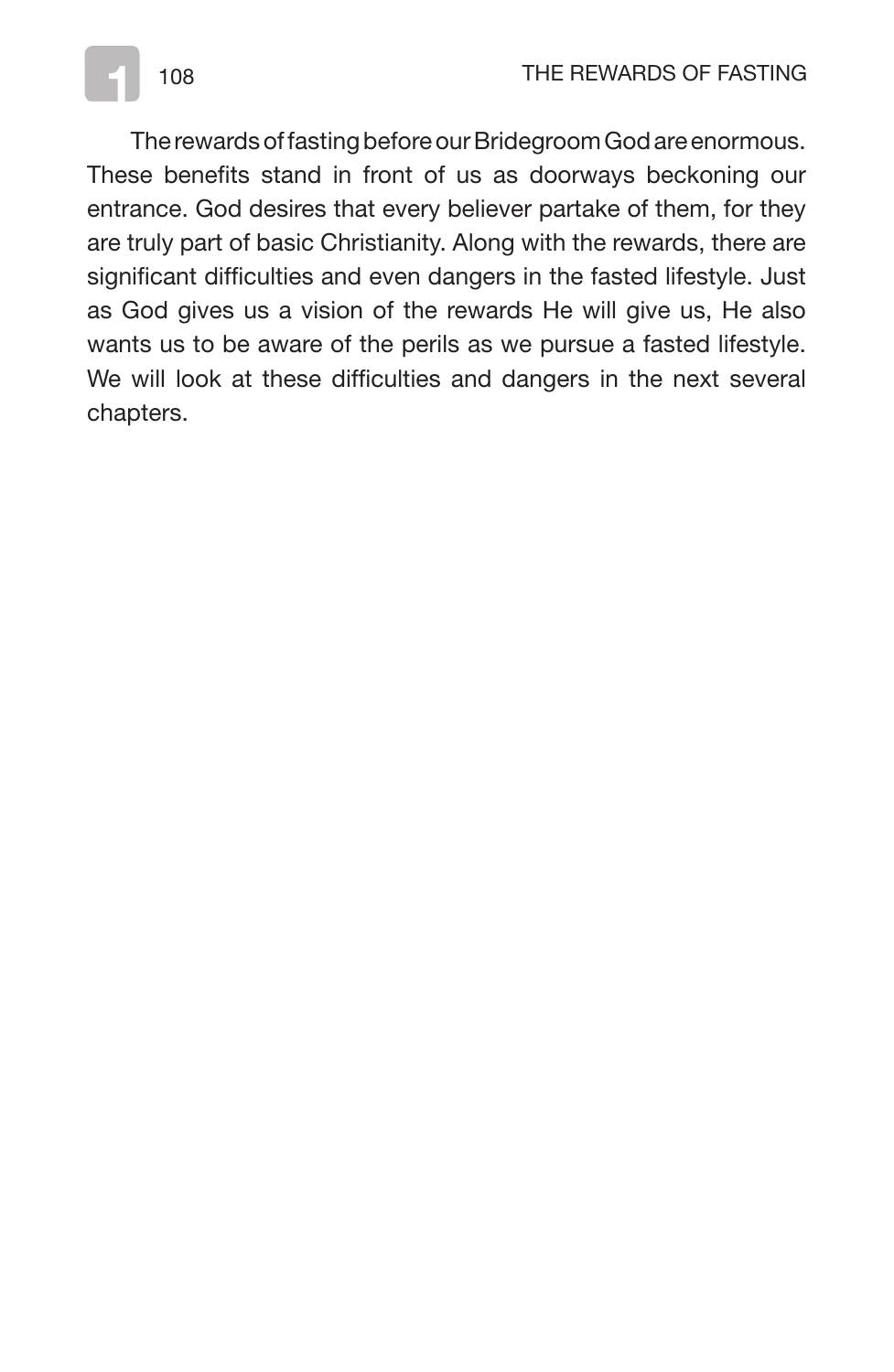The rewards of fasting before our Bridegroom God are enormous. These benefits stand in front of us as doorways beckoning our entrance. God desires that every believer partake of them, for they are truly part of basic Christianity. Along with the rewards, there are significant difficulties and even dangers in the fasted lifestyle. Just as God gives us a vision of the rewards He will give us, He also wants us to be aware of the perils as we pursue a fasted lifestyle. We will look at these difficulties and dangers in the next several chapters.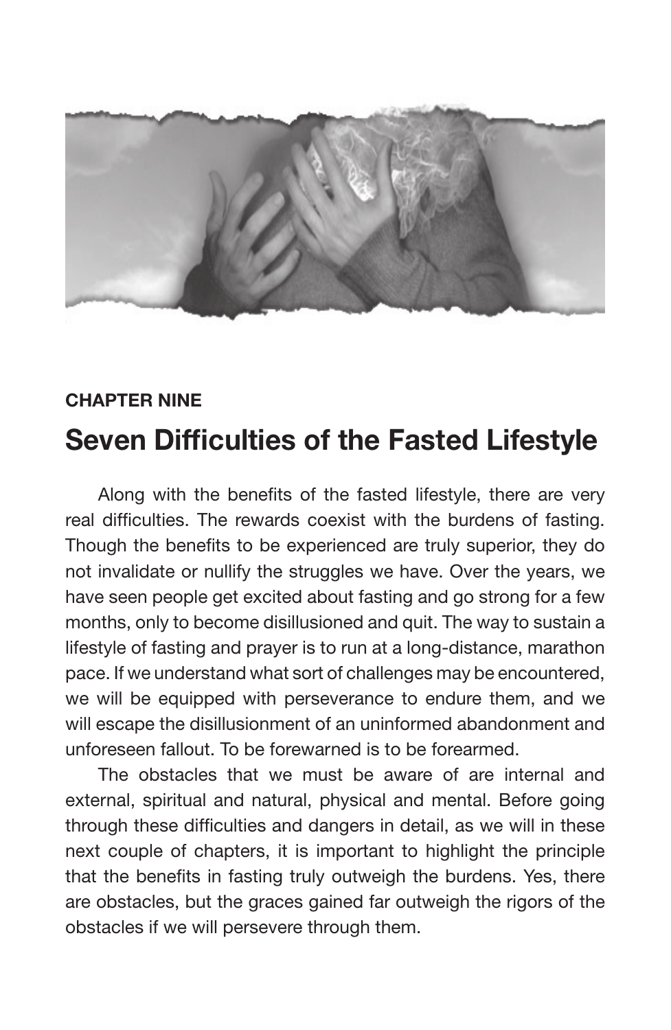CHAPTER NINE

# Seven Difficulties of the Fasted Lifestyle

Along with the benefits of the fasted lifestyle, there are very real difficulties. The rewards coexist with the burdens of fasting. Though the benefits to be experienced are truly superior, they do not invalidate or nullify the struggles we have. Over the years, we have seen people get excited about fasting and go strong for a few months, only to become disillusioned and quit. The way to sustain a lifestyle of fasting and prayer is to run at a long-distance, marathon pace. If we understand what sort of challenges may be encountered, we will be equipped with perseverance to endure them, and we will escape the disillusionment of an uninformed abandonment and unforeseen fallout. To be forewarned is to be forearmed.

The obstacles that we must be aware of are internal and external, spiritual and natural, physical and mental. Before going through these difficulties and dangers in detail, as we will in these next couple of chapters, it is important to highlight the principle that the benefits in fasting truly outweigh the burdens. Yes, there are obstacles, but the graces gained far outweigh the rigors of the obstacles if we will persevere through them.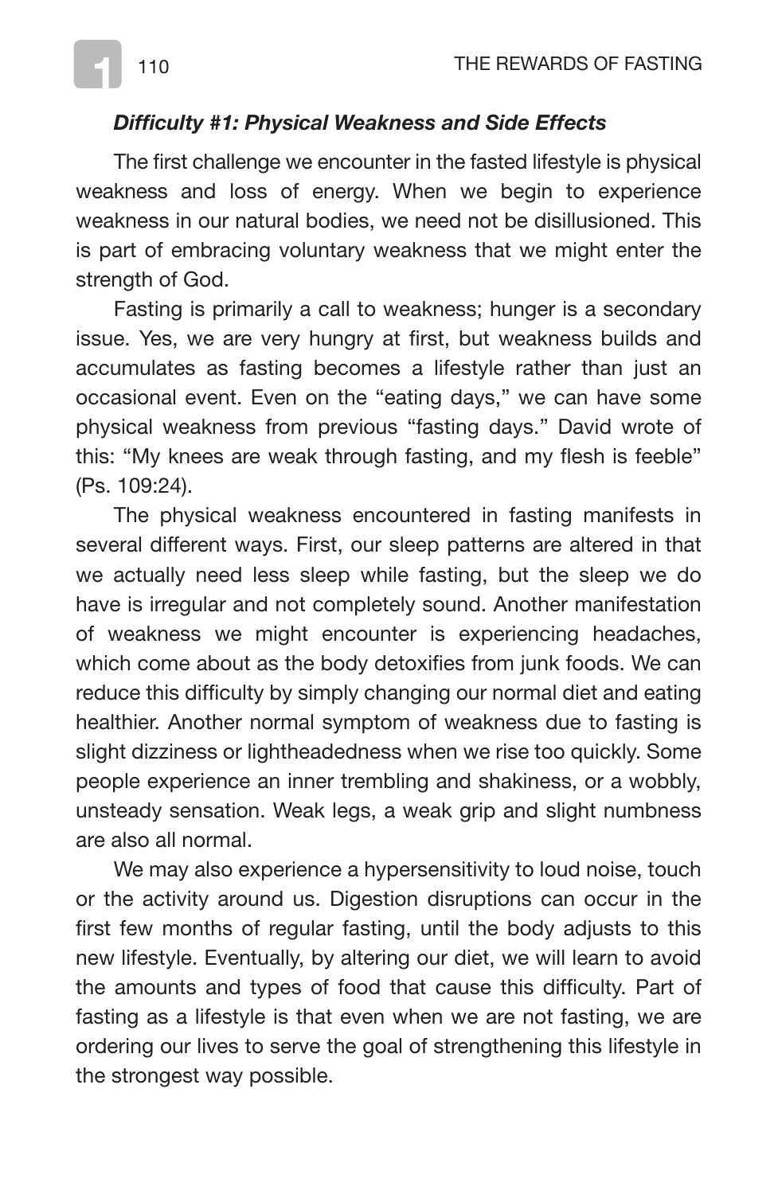*Difficulty #1: Physical Weakness and Side Effects*

The first challenge we encounter in the fasted lifestyle is physical weakness and loss of energy. When we begin to experience weakness in our natural bodies, we need not be disillusioned. This is part of embracing voluntary weakness that we might enter the strength of God.

Fasting is primarily a call to weakness; hunger is a secondary issue. Yes, we are very hungry at first, but weakness builds and accumulates as fasting becomes a lifestyle rather than just an occasional event. Even on the "eating days," we can have some physical weakness from previous "fasting days." David wrote of this: "My knees are weak through fasting, and my flesh is feeble" (Ps. 109:24).

The physical weakness encountered in fasting manifests in several different ways. First, our sleep patterns are altered in that we actually need less sleep while fasting, but the sleep we do have is irregular and not completely sound. Another manifestation of weakness we might encounter is experiencing headaches, which come about as the body detoxifies from junk foods. We can reduce this difficulty by simply changing our normal diet and eating healthier. Another normal symptom of weakness due to fasting is slight dizziness or lightheadedness when we rise too quickly. Some people experience an inner trembling and shakiness, or a wobbly, unsteady sensation. Weak legs, a weak grip and slight numbness are also all normal.

We may also experience a hypersensitivity to loud noise, touch or the activity around us. Digestion disruptions can occur in the first few months of regular fasting, until the body adjusts to this new lifestyle. Eventually, by altering our diet, we will learn to avoid the amounts and types of food that cause this difficulty. Part of fasting as a lifestyle is that even when we are not fasting, we are ordering our lives to serve the goal of strengthening this lifestyle in the strongest way possible.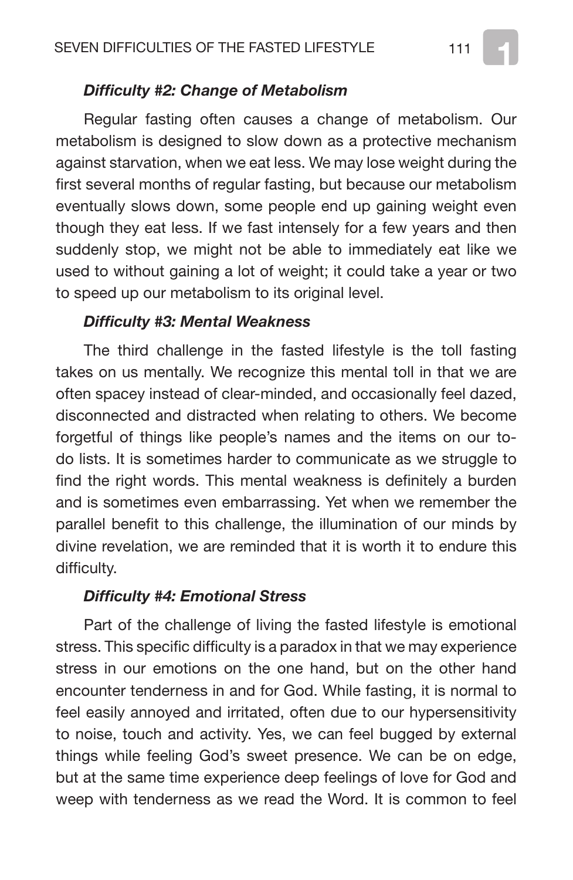***Difficulty #2: Change of Metabolism***

Regular fasting often causes a change of metabolism. Our metabolism is designed to slow down as a protective mechanism against starvation, when we eat less. We may lose weight during the first several months of regular fasting, but because our metabolism eventually slows down, some people end up gaining weight even though they eat less. If we fast intensely for a few years and then suddenly stop, we might not be able to immediately eat like we used to without gaining a lot of weight; it could take a year or two to speed up our metabolism to its original level.

***Difficulty #3: Mental Weakness***

The third challenge in the fasted lifestyle is the toll fasting takes on us mentally. We recognize this mental toll in that we are often spacey instead of clear-minded, and occasionally feel dazed, disconnected and distracted when relating to others. We become forgetful of things like people's names and the items on our to-do lists. It is sometimes harder to communicate as we struggle to find the right words. This mental weakness is definitely a burden and is sometimes even embarrassing. Yet when we remember the parallel benefit to this challenge, the illumination of our minds by divine revelation, we are reminded that it is worth it to endure this difficulty.

***Difficulty #4: Emotional Stress***

Part of the challenge of living the fasted lifestyle is emotional stress. This specific difficulty is a paradox in that we may experience stress in our emotions on the one hand, but on the other hand encounter tenderness in and for God. While fasting, it is normal to feel easily annoyed and irritated, often due to our hypersensitivity to noise, touch and activity. Yes, we can feel bugged by external things while feeling God's sweet presence. We can be on edge, but at the same time experience deep feelings of love for God and weep with tenderness as we read the Word. It is common to feel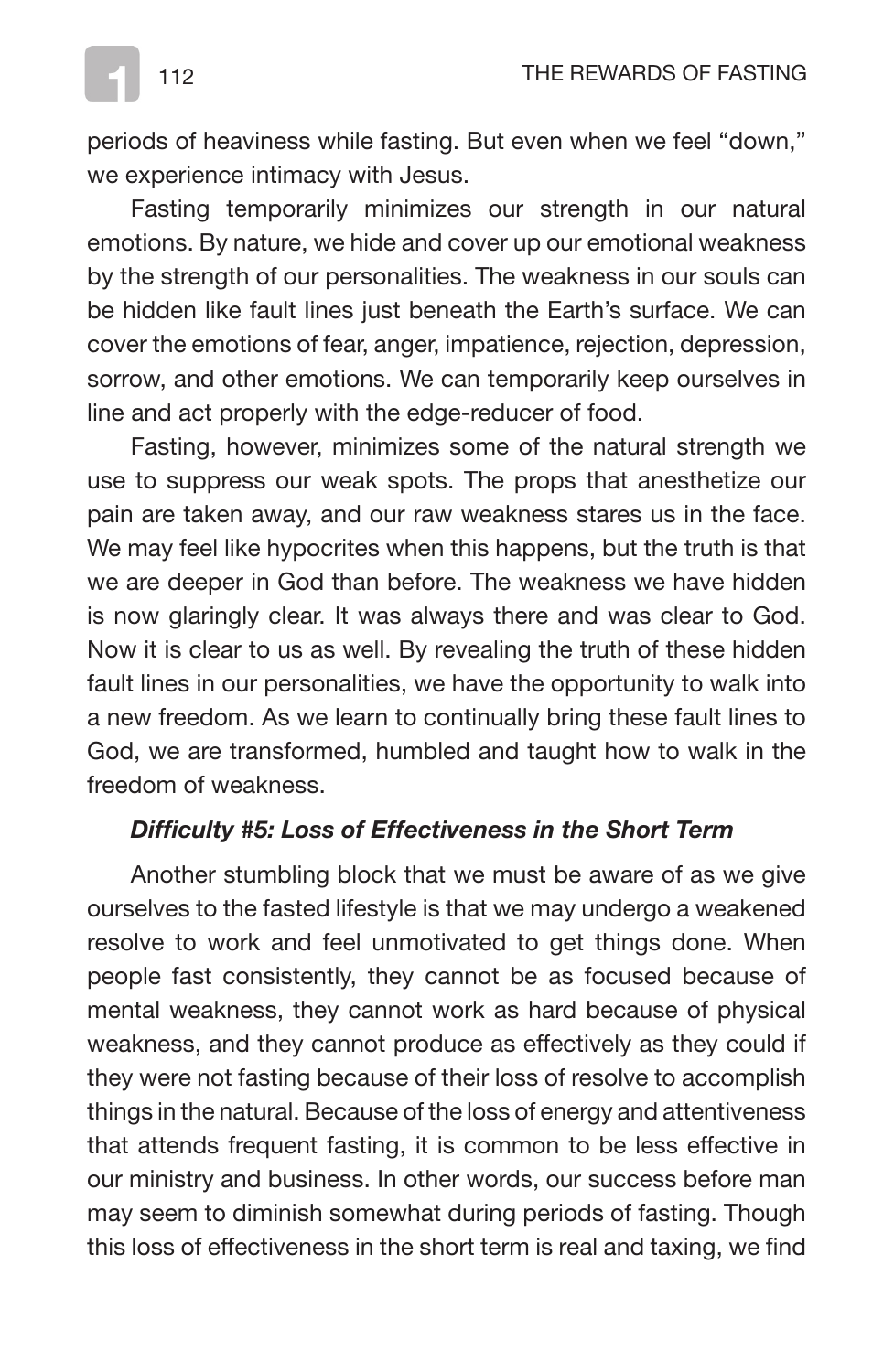periods of heaviness while fasting. But even when we feel "down," we experience intimacy with Jesus.

Fasting temporarily minimizes our strength in our natural emotions. By nature, we hide and cover up our emotional weakness by the strength of our personalities. The weakness in our souls can be hidden like fault lines just beneath the Earth's surface. We can cover the emotions of fear, anger, impatience, rejection, depression, sorrow, and other emotions. We can temporarily keep ourselves in line and act properly with the edge-reducer of food.

Fasting, however, minimizes some of the natural strength we use to suppress our weak spots. The props that anesthetize our pain are taken away, and our raw weakness stares us in the face. We may feel like hypocrites when this happens, but the truth is that we are deeper in God than before. The weakness we have hidden is now glaringly clear. It was always there and was clear to God. Now it is clear to us as well. By revealing the truth of these hidden fault lines in our personalities, we have the opportunity to walk into a new freedom. As we learn to continually bring these fault lines to God, we are transformed, humbled and taught how to walk in the freedom of weakness.

***Difficulty #5: Loss of Effectiveness in the Short Term***

Another stumbling block that we must be aware of as we give ourselves to the fasted lifestyle is that we may undergo a weakened resolve to work and feel unmotivated to get things done. When people fast consistently, they cannot be as focused because of mental weakness, they cannot work as hard because of physical weakness, and they cannot produce as effectively as they could if they were not fasting because of their loss of resolve to accomplish things in the natural. Because of the loss of energy and attentiveness that attends frequent fasting, it is common to be less effective in our ministry and business. In other words, our success before man may seem to diminish somewhat during periods of fasting. Though this loss of effectiveness in the short term is real and taxing, we find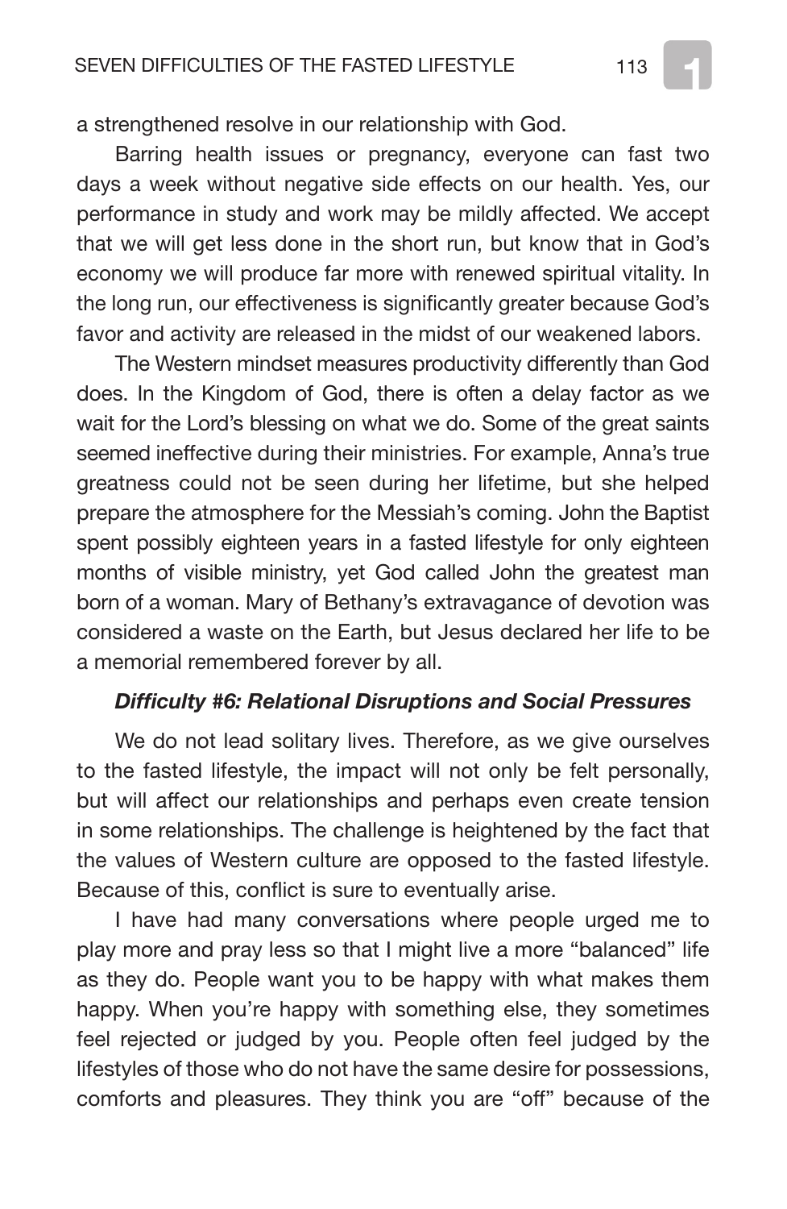a strengthened resolve in our relationship with God.

Barring health issues or pregnancy, everyone can fast two days a week without negative side effects on our health. Yes, our performance in study and work may be mildly affected. We accept that we will get less done in the short run, but know that in God's economy we will produce far more with renewed spiritual vitality. In the long run, our effectiveness is significantly greater because God's favor and activity are released in the midst of our weakened labors.

The Western mindset measures productivity differently than God does. In the Kingdom of God, there is often a delay factor as we wait for the Lord's blessing on what we do. Some of the great saints seemed ineffective during their ministries. For example, Anna's true greatness could not be seen during her lifetime, but she helped prepare the atmosphere for the Messiah's coming. John the Baptist spent possibly eighteen years in a fasted lifestyle for only eighteen months of visible ministry, yet God called John the greatest man born of a woman. Mary of Bethany's extravagance of devotion was considered a waste on the Earth, but Jesus declared her life to be a memorial remembered forever by all.

### *Difficulty #6: Relational Disruptions and Social Pressures*

We do not lead solitary lives. Therefore, as we give ourselves to the fasted lifestyle, the impact will not only be felt personally, but will affect our relationships and perhaps even create tension in some relationships. The challenge is heightened by the fact that the values of Western culture are opposed to the fasted lifestyle. Because of this, conflict is sure to eventually arise.

I have had many conversations where people urged me to play more and pray less so that I might live a more "balanced" life as they do. People want you to be happy with what makes them happy. When you're happy with something else, they sometimes feel rejected or judged by you. People often feel judged by the lifestyles of those who do not have the same desire for possessions, comforts and pleasures. They think you are "off" because of the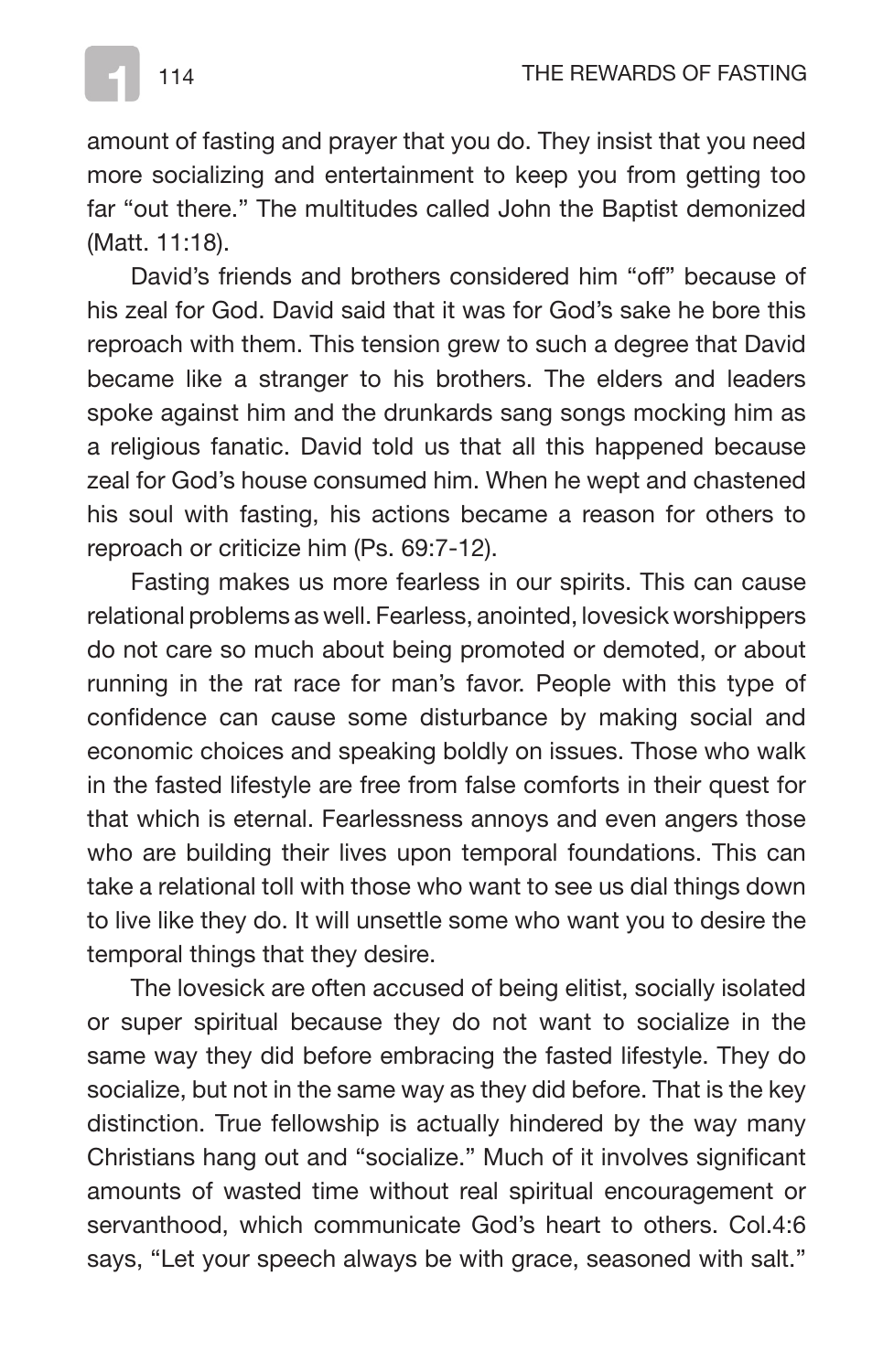amount of fasting and prayer that you do. They insist that you need more socializing and entertainment to keep you from getting too far "out there." The multitudes called John the Baptist demonized (Matt. 11:18).

David's friends and brothers considered him "off" because of his zeal for God. David said that it was for God's sake he bore this reproach with them. This tension grew to such a degree that David became like a stranger to his brothers. The elders and leaders spoke against him and the drunkards sang songs mocking him as a religious fanatic. David told us that all this happened because zeal for God's house consumed him. When he wept and chastened his soul with fasting, his actions became a reason for others to reproach or criticize him (Ps. 69:7-12).

Fasting makes us more fearless in our spirits. This can cause relational problems as well. Fearless, anointed, lovesick worshippers do not care so much about being promoted or demoted, or about running in the rat race for man's favor. People with this type of confidence can cause some disturbance by making social and economic choices and speaking boldly on issues. Those who walk in the fasted lifestyle are free from false comforts in their quest for that which is eternal. Fearlessness annoys and even angers those who are building their lives upon temporal foundations. This can take a relational toll with those who want to see us dial things down to live like they do. It will unsettle some who want you to desire the temporal things that they desire.

The lovesick are often accused of being elitist, socially isolated or super spiritual because they do not want to socialize in the same way they did before embracing the fasted lifestyle. They do socialize, but not in the same way as they did before. That is the key distinction. True fellowship is actually hindered by the way many Christians hang out and "socialize." Much of it involves significant amounts of wasted time without real spiritual encouragement or servanthood, which communicate God's heart to others. Col.4:6 says, "Let your speech always be with grace, seasoned with salt."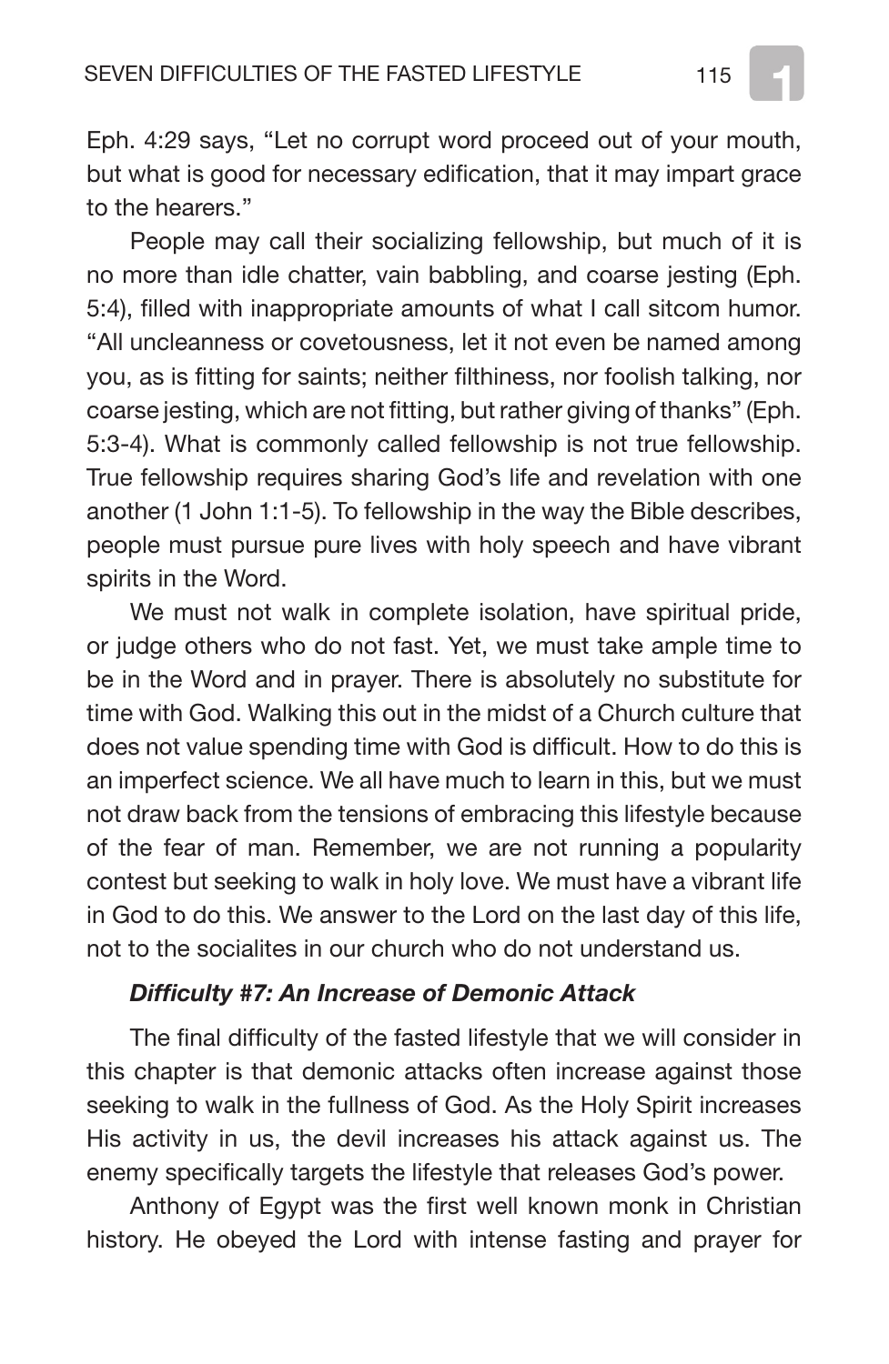Eph. 4:29 says, “Let no corrupt word proceed out of your mouth, but what is good for necessary edification, that it may impart grace to the hearers.”

People may call their socializing fellowship, but much of it is no more than idle chatter, vain babbling, and coarse jesting (Eph. 5:4), filled with inappropriate amounts of what I call sitcom humor. “All uncleanness or covetousness, let it not even be named among you, as is fitting for saints; neither filthiness, nor foolish talking, nor coarse jesting, which are not fitting, but rather giving of thanks” (Eph. 5:3-4). What is commonly called fellowship is not true fellowship. True fellowship requires sharing God’s life and revelation with one another (1 John 1:1-5). To fellowship in the way the Bible describes, people must pursue pure lives with holy speech and have vibrant spirits in the Word.

We must not walk in complete isolation, have spiritual pride, or judge others who do not fast. Yet, we must take ample time to be in the Word and in prayer. There is absolutely no substitute for time with God. Walking this out in the midst of a Church culture that does not value spending time with God is difficult. How to do this is an imperfect science. We all have much to learn in this, but we must not draw back from the tensions of embracing this lifestyle because of the fear of man. Remember, we are not running a popularity contest but seeking to walk in holy love. We must have a vibrant life in God to do this. We answer to the Lord on the last day of this life, not to the socialites in our church who do not understand us.

### *Difficulty #7: An Increase of Demonic Attack*

The final difficulty of the fasted lifestyle that we will consider in this chapter is that demonic attacks often increase against those seeking to walk in the fullness of God. As the Holy Spirit increases His activity in us, the devil increases his attack against us. The enemy specifically targets the lifestyle that releases God’s power.

Anthony of Egypt was the first well known monk in Christian history. He obeyed the Lord with intense fasting and prayer for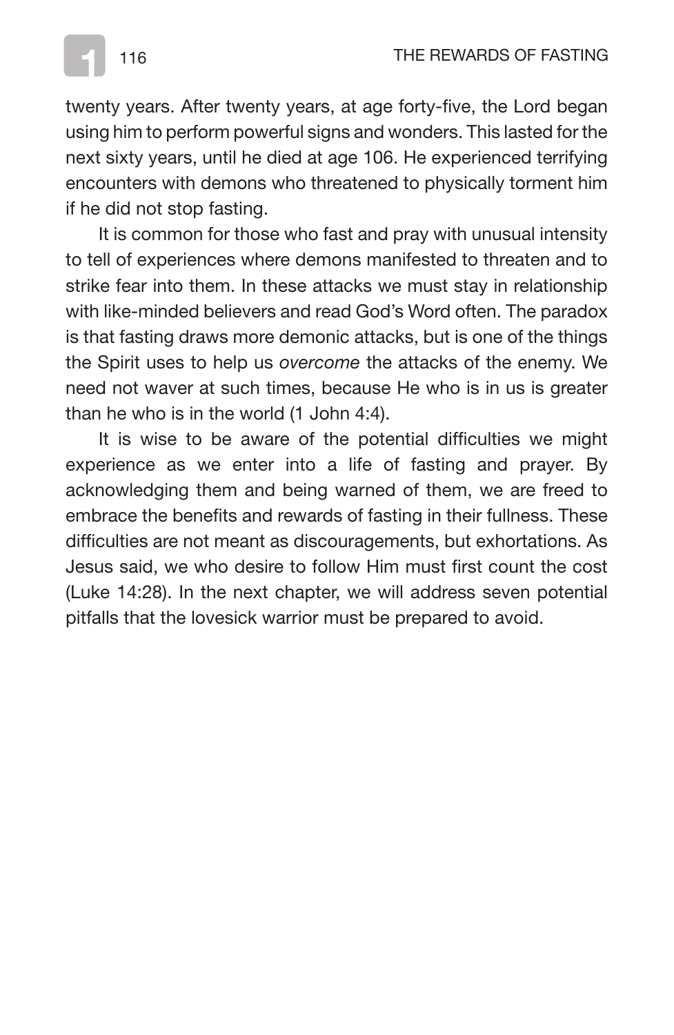twenty years. After twenty years, at age forty-five, the Lord began using him to perform powerful signs and wonders. This lasted for the next sixty years, until he died at age 106. He experienced terrifying encounters with demons who threatened to physically torment him if he did not stop fasting.

It is common for those who fast and pray with unusual intensity to tell of experiences where demons manifested to threaten and to strike fear into them. In these attacks we must stay in relationship with like-minded believers and read God's Word often. The paradox is that fasting draws more demonic attacks, but is one of the things the Spirit uses to help us *overcome* the attacks of the enemy. We need not waver at such times, because He who is in us is greater than he who is in the world (1 John 4:4).

It is wise to be aware of the potential difficulties we might experience as we enter into a life of fasting and prayer. By acknowledging them and being warned of them, we are freed to embrace the benefits and rewards of fasting in their fullness. These difficulties are not meant as discouragements, but exhortations. As Jesus said, we who desire to follow Him must first count the cost (Luke 14:28). In the next chapter, we will address seven potential pitfalls that the lovesick warrior must be prepared to avoid.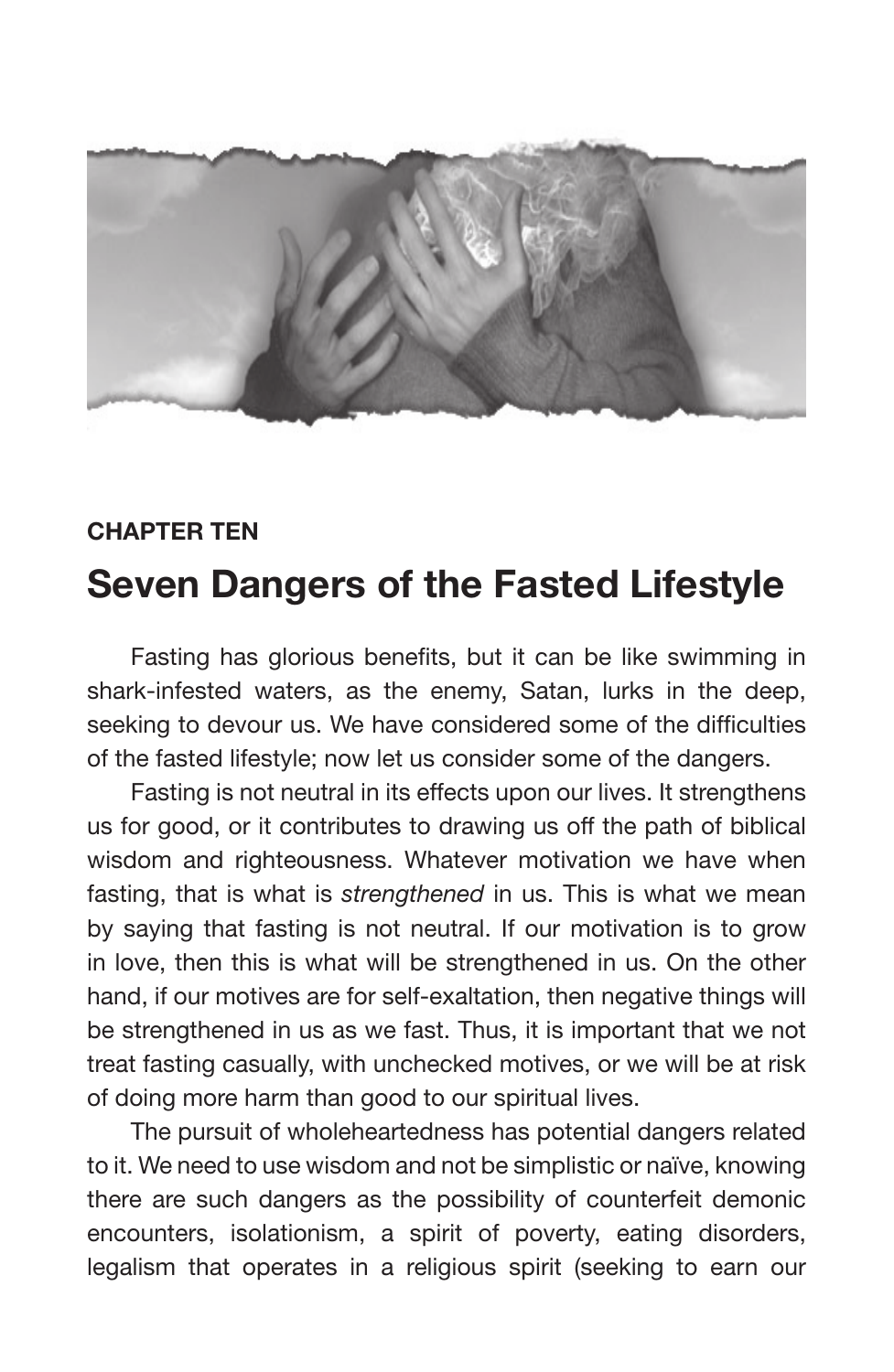**CHAPTER TEN**

# Seven Dangers of the Fasted Lifestyle

Fasting has glorious benefits, but it can be like swimming in shark-infested waters, as the enemy, Satan, lurks in the deep, seeking to devour us. We have considered some of the difficulties of the fasted lifestyle; now let us consider some of the dangers.

Fasting is not neutral in its effects upon our lives. It strengthens us for good, or it contributes to drawing us off the path of biblical wisdom and righteousness. Whatever motivation we have when fasting, that is what is *strengthened* in us. This is what we mean by saying that fasting is not neutral. If our motivation is to grow in love, then this is what will be strengthened in us. On the other hand, if our motives are for self-exaltation, then negative things will be strengthened in us as we fast. Thus, it is important that we not treat fasting casually, with unchecked motives, or we will be at risk of doing more harm than good to our spiritual lives.

The pursuit of wholeheartedness has potential dangers related to it. We need to use wisdom and not be simplistic or naïve, knowing there are such dangers as the possibility of counterfeit demonic encounters, isolationism, a spirit of poverty, eating disorders, legalism that operates in a religious spirit (seeking to earn our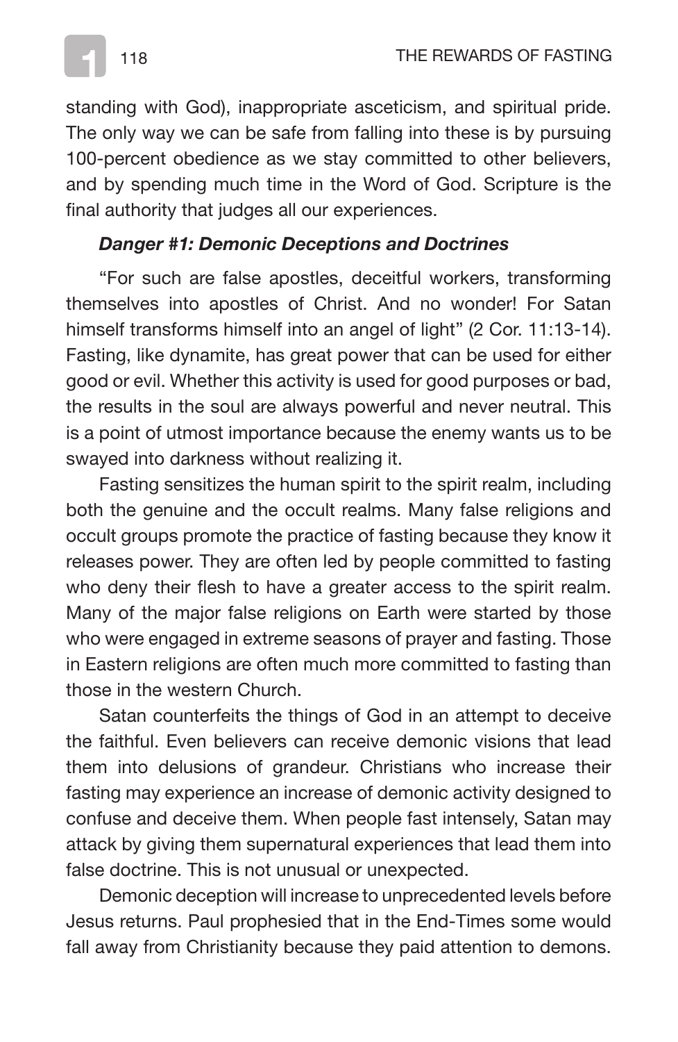standing with God), inappropriate asceticism, and spiritual pride. The only way we can be safe from falling into these is by pursuing 100-percent obedience as we stay committed to other believers, and by spending much time in the Word of God. Scripture is the final authority that judges all our experiences.

***Danger #1: Demonic Deceptions and Doctrines***

"For such are false apostles, deceitful workers, transforming themselves into apostles of Christ. And no wonder! For Satan himself transforms himself into an angel of light" (2 Cor. 11:13-14). Fasting, like dynamite, has great power that can be used for either good or evil. Whether this activity is used for good purposes or bad, the results in the soul are always powerful and never neutral. This is a point of utmost importance because the enemy wants us to be swayed into darkness without realizing it.

Fasting sensitizes the human spirit to the spirit realm, including both the genuine and the occult realms. Many false religions and occult groups promote the practice of fasting because they know it releases power. They are often led by people committed to fasting who deny their flesh to have a greater access to the spirit realm. Many of the major false religions on Earth were started by those who were engaged in extreme seasons of prayer and fasting. Those in Eastern religions are often much more committed to fasting than those in the western Church.

Satan counterfeits the things of God in an attempt to deceive the faithful. Even believers can receive demonic visions that lead them into delusions of grandeur. Christians who increase their fasting may experience an increase of demonic activity designed to confuse and deceive them. When people fast intensely, Satan may attack by giving them supernatural experiences that lead them into false doctrine. This is not unusual or unexpected.

Demonic deception will increase to unprecedented levels before Jesus returns. Paul prophesied that in the End-Times some would fall away from Christianity because they paid attention to demons.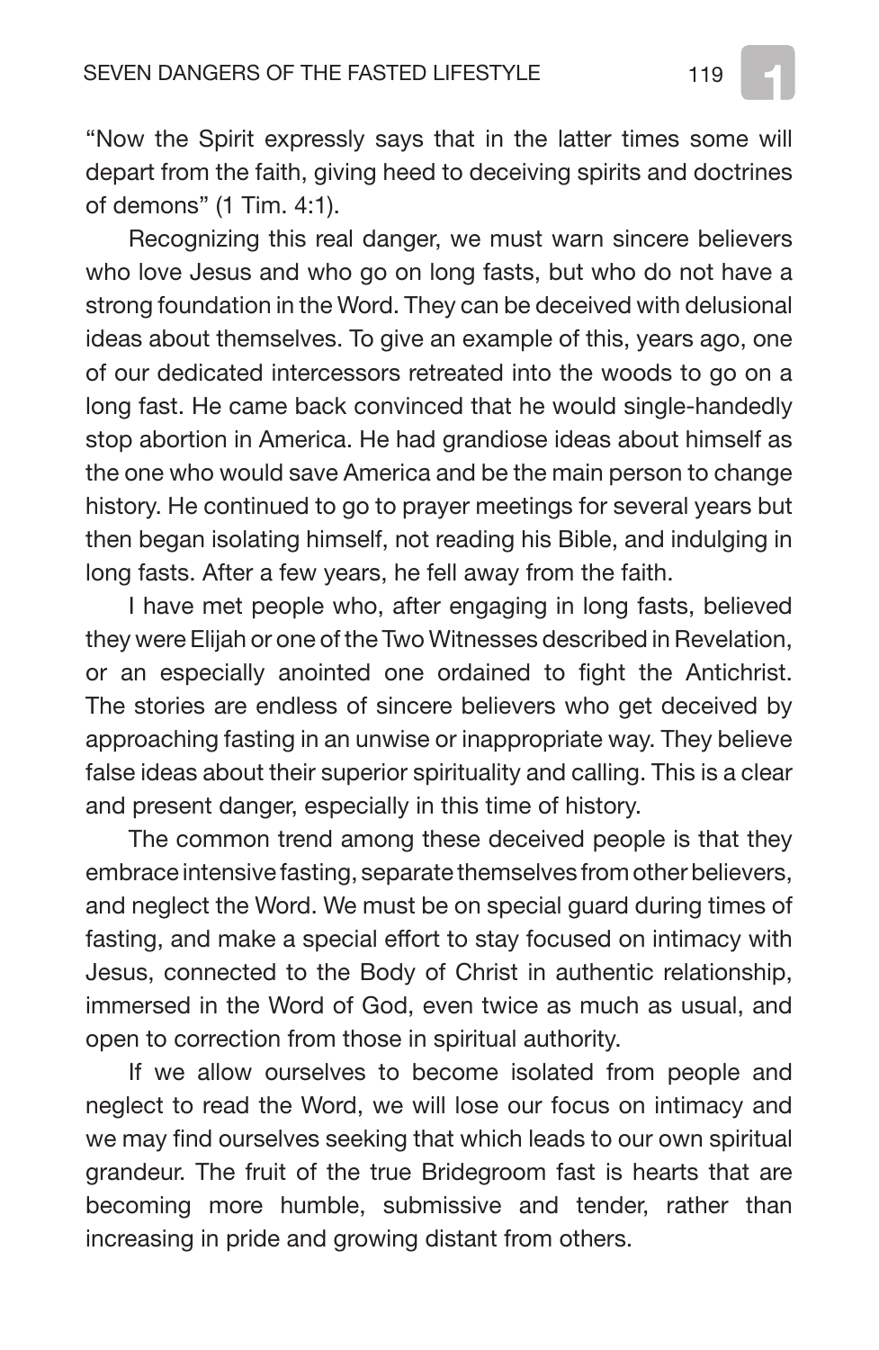"Now the Spirit expressly says that in the latter times some will depart from the faith, giving heed to deceiving spirits and doctrines of demons" (1 Tim. 4:1).

Recognizing this real danger, we must warn sincere believers who love Jesus and who go on long fasts, but who do not have a strong foundation in the Word. They can be deceived with delusional ideas about themselves. To give an example of this, years ago, one of our dedicated intercessors retreated into the woods to go on a long fast. He came back convinced that he would single-handedly stop abortion in America. He had grandiose ideas about himself as the one who would save America and be the main person to change history. He continued to go to prayer meetings for several years but then began isolating himself, not reading his Bible, and indulging in long fasts. After a few years, he fell away from the faith.

I have met people who, after engaging in long fasts, believed they were Elijah or one of the Two Witnesses described in Revelation, or an especially anointed one ordained to fight the Antichrist. The stories are endless of sincere believers who get deceived by approaching fasting in an unwise or inappropriate way. They believe false ideas about their superior spirituality and calling. This is a clear and present danger, especially in this time of history.

The common trend among these deceived people is that they embrace intensive fasting, separate themselves from other believers, and neglect the Word. We must be on special guard during times of fasting, and make a special effort to stay focused on intimacy with Jesus, connected to the Body of Christ in authentic relationship, immersed in the Word of God, even twice as much as usual, and open to correction from those in spiritual authority.

If we allow ourselves to become isolated from people and neglect to read the Word, we will lose our focus on intimacy and we may find ourselves seeking that which leads to our own spiritual grandeur. The fruit of the true Bridegroom fast is hearts that are becoming more humble, submissive and tender, rather than increasing in pride and growing distant from others.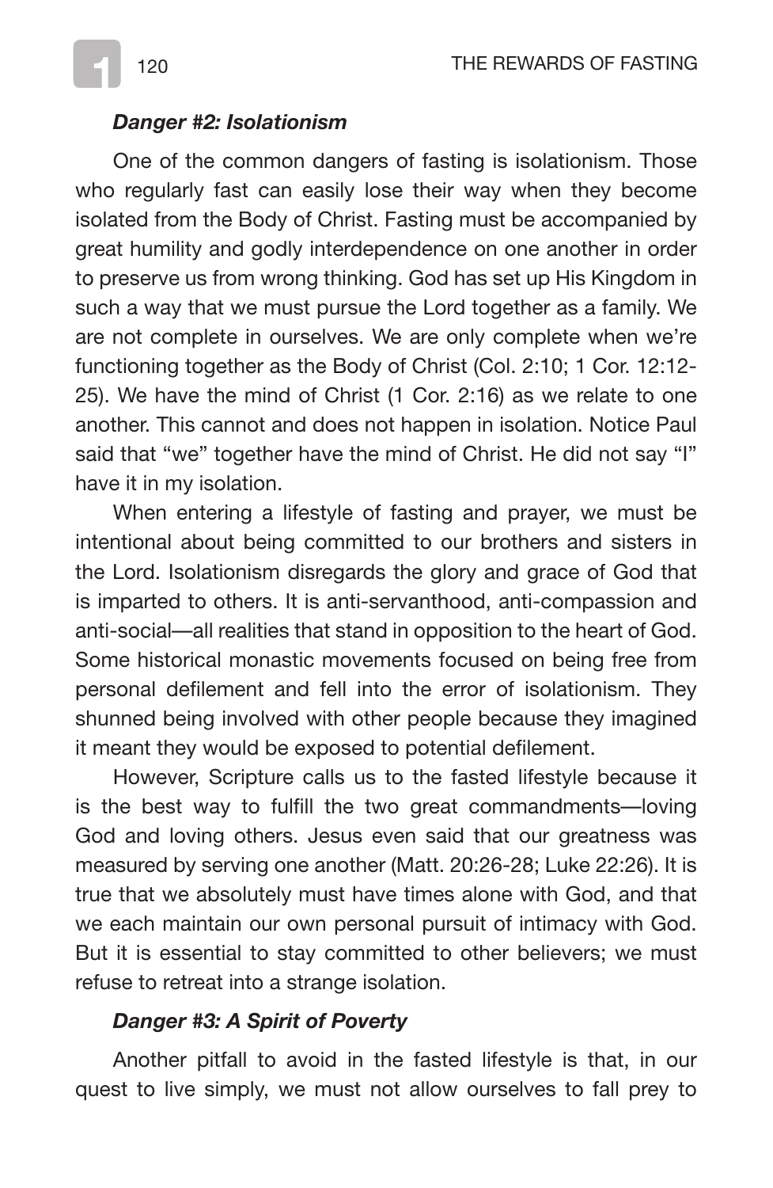***Danger #2: Isolationism***

One of the common dangers of fasting is isolationism. Those who regularly fast can easily lose their way when they become isolated from the Body of Christ. Fasting must be accompanied by great humility and godly interdependence on one another in order to preserve us from wrong thinking. God has set up His Kingdom in such a way that we must pursue the Lord together as a family. We are not complete in ourselves. We are only complete when we're functioning together as the Body of Christ (Col. 2:10; 1 Cor. 12:12-25). We have the mind of Christ (1 Cor. 2:16) as we relate to one another. This cannot and does not happen in isolation. Notice Paul said that "we" together have the mind of Christ. He did not say "I" have it in my isolation.

When entering a lifestyle of fasting and prayer, we must be intentional about being committed to our brothers and sisters in the Lord. Isolationism disregards the glory and grace of God that is imparted to others. It is anti-servanthood, anti-compassion and anti-social—all realities that stand in opposition to the heart of God. Some historical monastic movements focused on being free from personal defilement and fell into the error of isolationism. They shunned being involved with other people because they imagined it meant they would be exposed to potential defilement.

However, Scripture calls us to the fasted lifestyle because it is the best way to fulfill the two great commandments—loving God and loving others. Jesus even said that our greatness was measured by serving one another (Matt. 20:26-28; Luke 22:26). It is true that we absolutely must have times alone with God, and that we each maintain our own personal pursuit of intimacy with God. But it is essential to stay committed to other believers; we must refuse to retreat into a strange isolation.

***Danger #3: A Spirit of Poverty***

Another pitfall to avoid in the fasted lifestyle is that, in our quest to live simply, we must not allow ourselves to fall prey to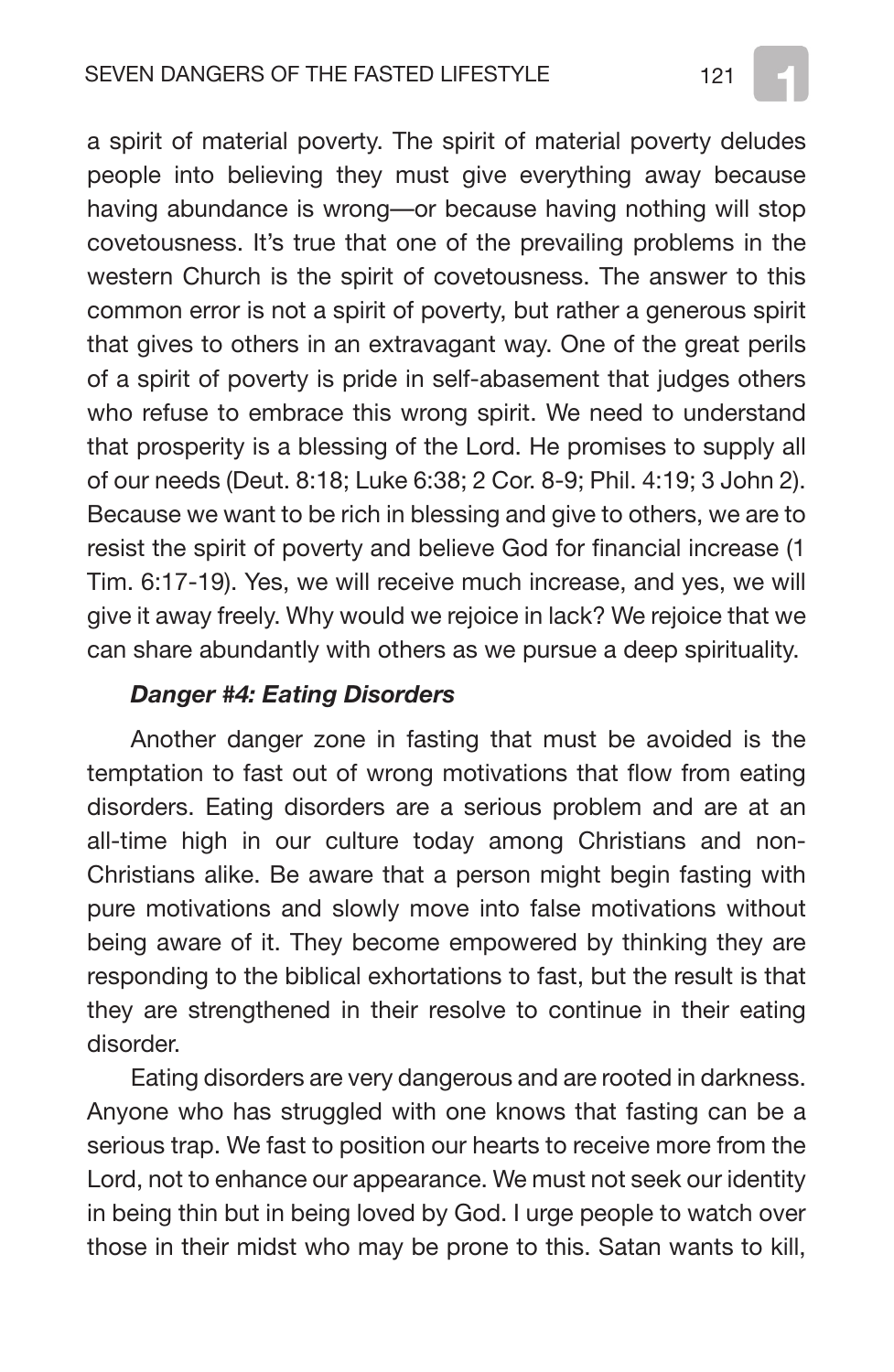a spirit of material poverty. The spirit of material poverty deludes people into believing they must give everything away because having abundance is wrong—or because having nothing will stop covetousness. It's true that one of the prevailing problems in the western Church is the spirit of covetousness. The answer to this common error is not a spirit of poverty, but rather a generous spirit that gives to others in an extravagant way. One of the great perils of a spirit of poverty is pride in self-abasement that judges others who refuse to embrace this wrong spirit. We need to understand that prosperity is a blessing of the Lord. He promises to supply all of our needs (Deut. 8:18; Luke 6:38; 2 Cor. 8-9; Phil. 4:19; 3 John 2). Because we want to be rich in blessing and give to others, we are to resist the spirit of poverty and believe God for financial increase (1 Tim. 6:17-19). Yes, we will receive much increase, and yes, we will give it away freely. Why would we rejoice in lack? We rejoice that we can share abundantly with others as we pursue a deep spirituality.

***Danger #4: Eating Disorders***

Another danger zone in fasting that must be avoided is the temptation to fast out of wrong motivations that flow from eating disorders. Eating disorders are a serious problem and are at an all-time high in our culture today among Christians and non-Christians alike. Be aware that a person might begin fasting with pure motivations and slowly move into false motivations without being aware of it. They become empowered by thinking they are responding to the biblical exhortations to fast, but the result is that they are strengthened in their resolve to continue in their eating disorder.

Eating disorders are very dangerous and are rooted in darkness. Anyone who has struggled with one knows that fasting can be a serious trap. We fast to position our hearts to receive more from the Lord, not to enhance our appearance. We must not seek our identity in being thin but in being loved by God. I urge people to watch over those in their midst who may be prone to this. Satan wants to kill,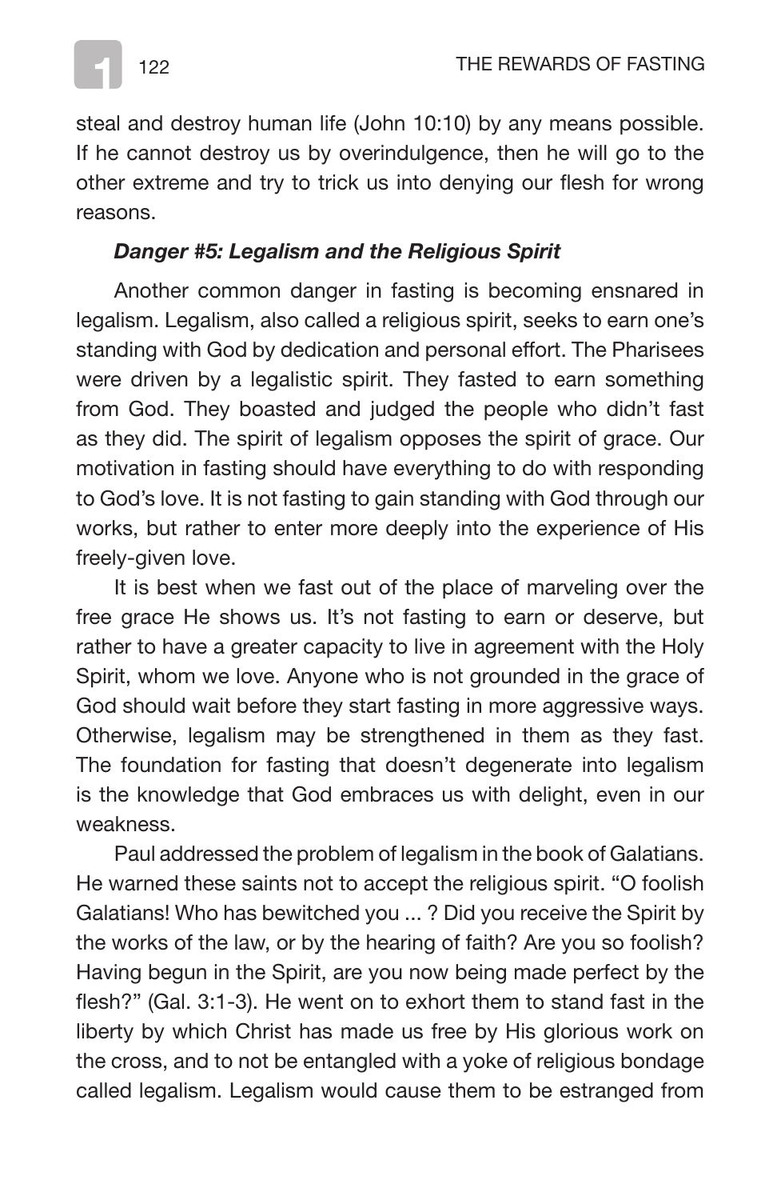steal and destroy human life (John 10:10) by any means possible. If he cannot destroy us by overindulgence, then he will go to the other extreme and try to trick us into denying our flesh for wrong reasons.

***Danger #5: Legalism and the Religious Spirit***

Another common danger in fasting is becoming ensnared in legalism. Legalism, also called a religious spirit, seeks to earn one's standing with God by dedication and personal effort. The Pharisees were driven by a legalistic spirit. They fasted to earn something from God. They boasted and judged the people who didn't fast as they did. The spirit of legalism opposes the spirit of grace. Our motivation in fasting should have everything to do with responding to God's love. It is not fasting to gain standing with God through our works, but rather to enter more deeply into the experience of His freely-given love.

It is best when we fast out of the place of marveling over the free grace He shows us. It's not fasting to earn or deserve, but rather to have a greater capacity to live in agreement with the Holy Spirit, whom we love. Anyone who is not grounded in the grace of God should wait before they start fasting in more aggressive ways. Otherwise, legalism may be strengthened in them as they fast. The foundation for fasting that doesn't degenerate into legalism is the knowledge that God embraces us with delight, even in our weakness.

Paul addressed the problem of legalism in the book of Galatians. He warned these saints not to accept the religious spirit. "O foolish Galatians! Who has bewitched you ... ? Did you receive the Spirit by the works of the law, or by the hearing of faith? Are you so foolish? Having begun in the Spirit, are you now being made perfect by the flesh?" (Gal. 3:1-3). He went on to exhort them to stand fast in the liberty by which Christ has made us free by His glorious work on the cross, and to not be entangled with a yoke of religious bondage called legalism. Legalism would cause them to be estranged from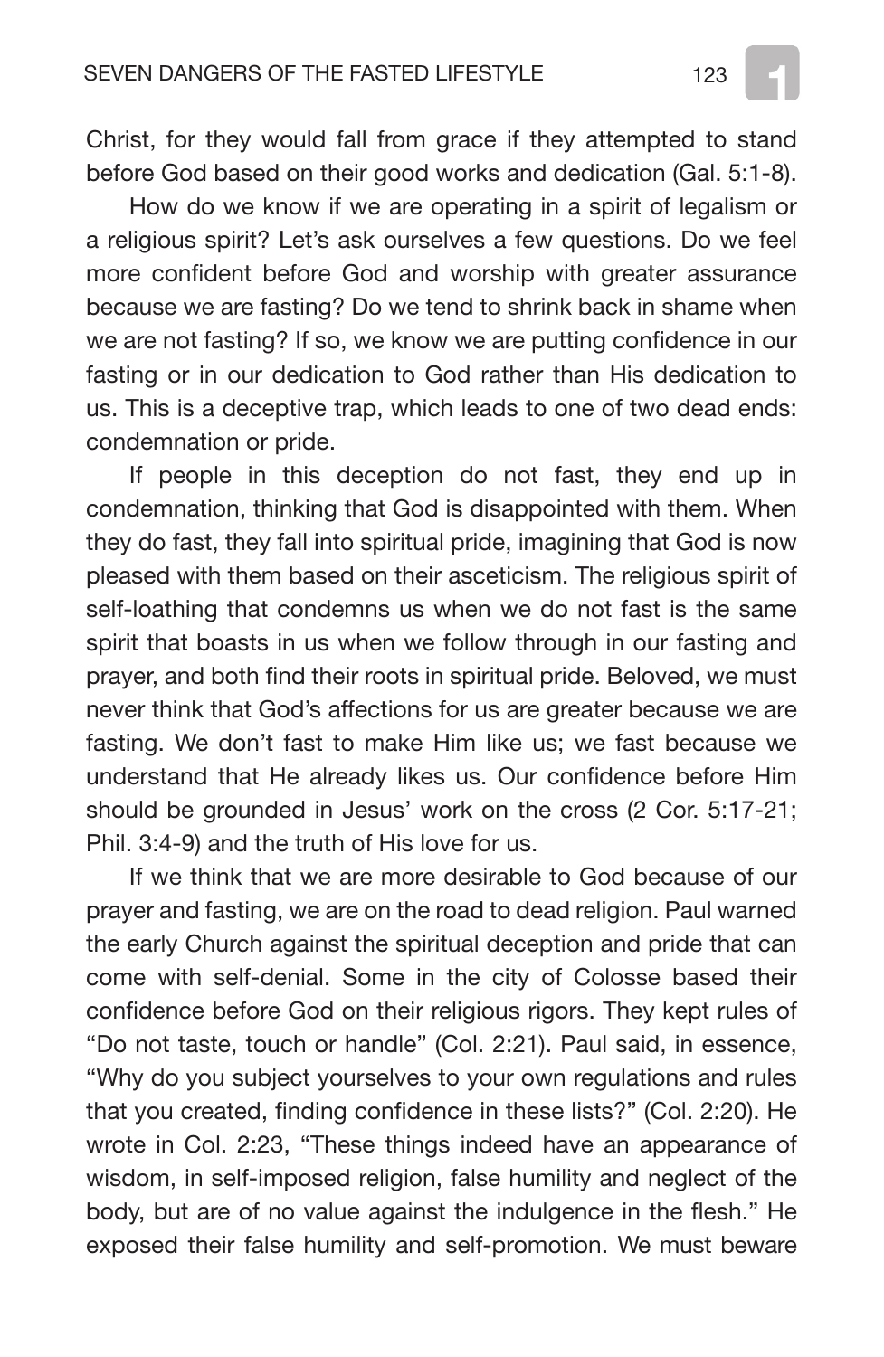Christ, for they would fall from grace if they attempted to stand before God based on their good works and dedication (Gal. 5:1-8).

How do we know if we are operating in a spirit of legalism or a religious spirit? Let's ask ourselves a few questions. Do we feel more confident before God and worship with greater assurance because we are fasting? Do we tend to shrink back in shame when we are not fasting? If so, we know we are putting confidence in our fasting or in our dedication to God rather than His dedication to us. This is a deceptive trap, which leads to one of two dead ends: condemnation or pride.

If people in this deception do not fast, they end up in condemnation, thinking that God is disappointed with them. When they do fast, they fall into spiritual pride, imagining that God is now pleased with them based on their asceticism. The religious spirit of self-loathing that condemns us when we do not fast is the same spirit that boasts in us when we follow through in our fasting and prayer, and both find their roots in spiritual pride. Beloved, we must never think that God's affections for us are greater because we are fasting. We don't fast to make Him like us; we fast because we understand that He already likes us. Our confidence before Him should be grounded in Jesus' work on the cross (2 Cor. 5:17-21; Phil. 3:4-9) and the truth of His love for us.

If we think that we are more desirable to God because of our prayer and fasting, we are on the road to dead religion. Paul warned the early Church against the spiritual deception and pride that can come with self-denial. Some in the city of Colosse based their confidence before God on their religious rigors. They kept rules of "Do not taste, touch or handle" (Col. 2:21). Paul said, in essence, "Why do you subject yourselves to your own regulations and rules that you created, finding confidence in these lists?" (Col. 2:20). He wrote in Col. 2:23, "These things indeed have an appearance of wisdom, in self-imposed religion, false humility and neglect of the body, but are of no value against the indulgence in the flesh." He exposed their false humility and self-promotion. We must beware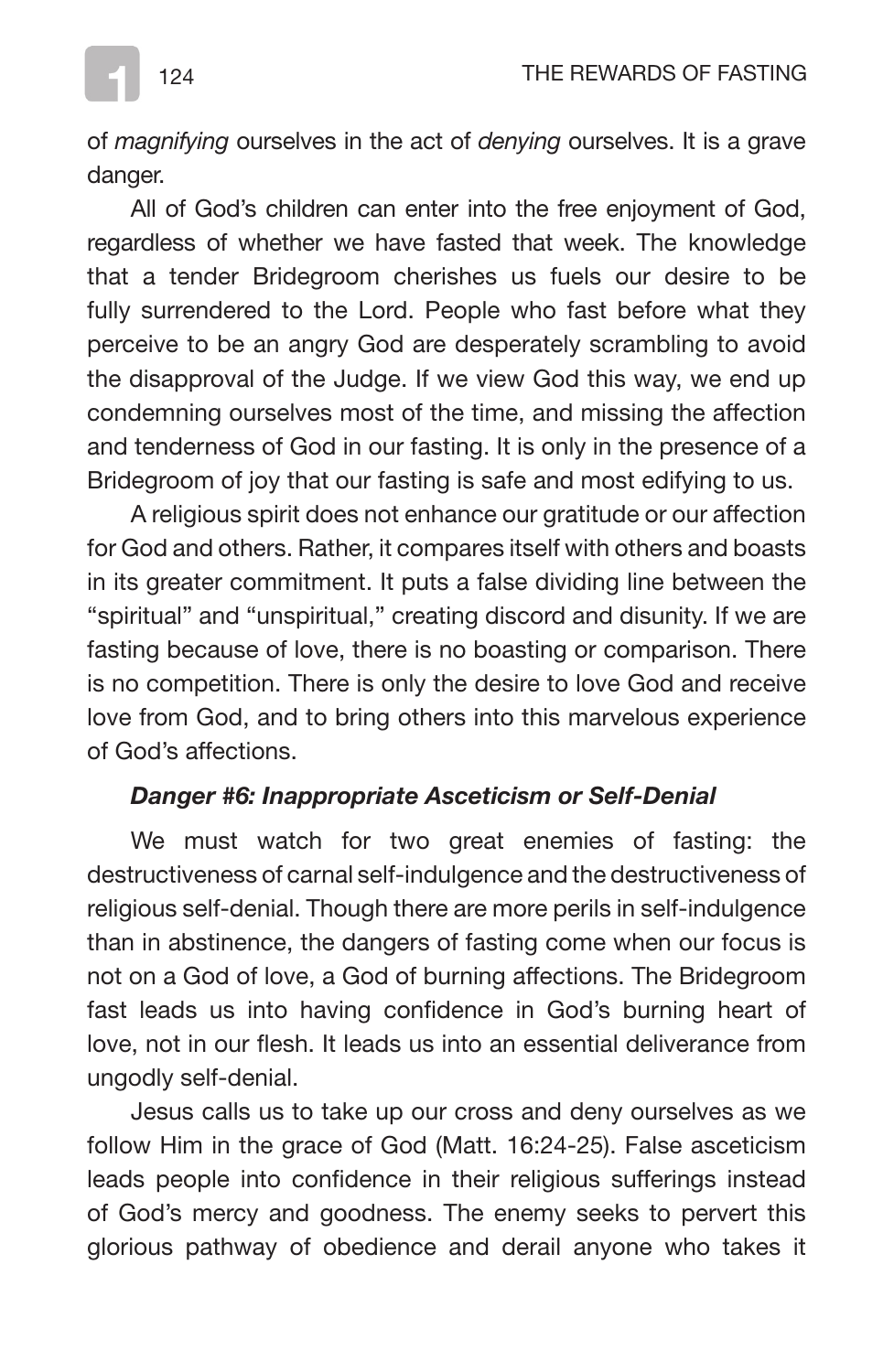of *magnifying* ourselves in the act of *denying* ourselves. It is a grave danger.

All of God's children can enter into the free enjoyment of God, regardless of whether we have fasted that week. The knowledge that a tender Bridegroom cherishes us fuels our desire to be fully surrendered to the Lord. People who fast before what they perceive to be an angry God are desperately scrambling to avoid the disapproval of the Judge. If we view God this way, we end up condemning ourselves most of the time, and missing the affection and tenderness of God in our fasting. It is only in the presence of a Bridegroom of joy that our fasting is safe and most edifying to us.

A religious spirit does not enhance our gratitude or our affection for God and others. Rather, it compares itself with others and boasts in its greater commitment. It puts a false dividing line between the "spiritual" and "unspiritual," creating discord and disunity. If we are fasting because of love, there is no boasting or comparison. There is no competition. There is only the desire to love God and receive love from God, and to bring others into this marvelous experience of God's affections.

***Danger #6: Inappropriate Asceticism or Self-Denial***

We must watch for two great enemies of fasting: the destructiveness of carnal self-indulgence and the destructiveness of religious self-denial. Though there are more perils in self-indulgence than in abstinence, the dangers of fasting come when our focus is not on a God of love, a God of burning affections. The Bridegroom fast leads us into having confidence in God's burning heart of love, not in our flesh. It leads us into an essential deliverance from ungodly self-denial.

Jesus calls us to take up our cross and deny ourselves as we follow Him in the grace of God (Matt. 16:24-25). False asceticism leads people into confidence in their religious sufferings instead of God's mercy and goodness. The enemy seeks to pervert this glorious pathway of obedience and derail anyone who takes it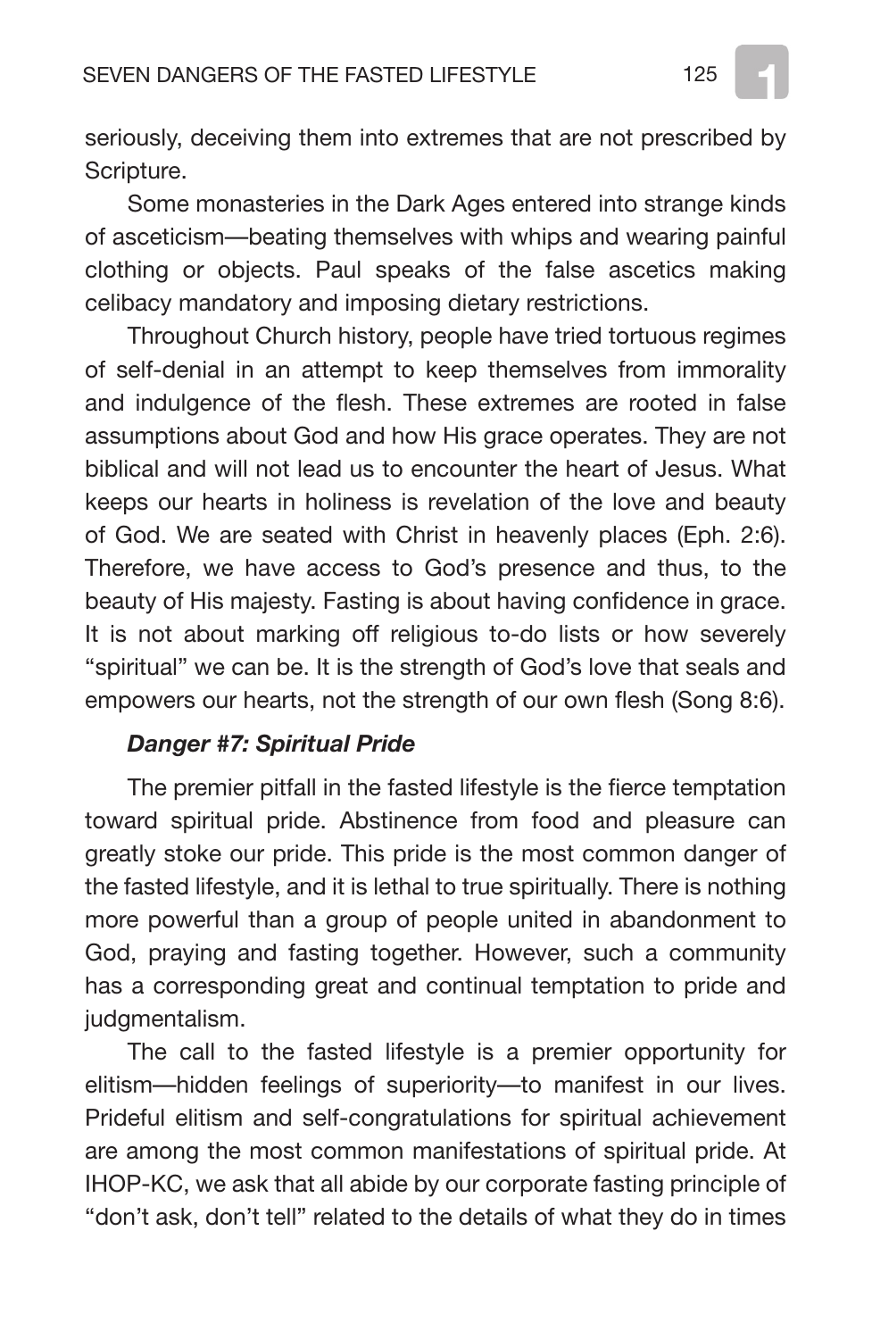seriously, deceiving them into extremes that are not prescribed by Scripture.

Some monasteries in the Dark Ages entered into strange kinds of asceticism—beating themselves with whips and wearing painful clothing or objects. Paul speaks of the false ascetics making celibacy mandatory and imposing dietary restrictions.

Throughout Church history, people have tried tortuous regimes of self-denial in an attempt to keep themselves from immorality and indulgence of the flesh. These extremes are rooted in false assumptions about God and how His grace operates. They are not biblical and will not lead us to encounter the heart of Jesus. What keeps our hearts in holiness is revelation of the love and beauty of God. We are seated with Christ in heavenly places (Eph. 2:6). Therefore, we have access to God's presence and thus, to the beauty of His majesty. Fasting is about having confidence in grace. It is not about marking off religious to-do lists or how severely "spiritual" we can be. It is the strength of God's love that seals and empowers our hearts, not the strength of our own flesh (Song 8:6).

***Danger #7: Spiritual Pride***

The premier pitfall in the fasted lifestyle is the fierce temptation toward spiritual pride. Abstinence from food and pleasure can greatly stoke our pride. This pride is the most common danger of the fasted lifestyle, and it is lethal to true spiritually. There is nothing more powerful than a group of people united in abandonment to God, praying and fasting together. However, such a community has a corresponding great and continual temptation to pride and judgmentalism.

The call to the fasted lifestyle is a premier opportunity for elitism—hidden feelings of superiority—to manifest in our lives. Prideful elitism and self-congratulations for spiritual achievement are among the most common manifestations of spiritual pride. At IHOP-KC, we ask that all abide by our corporate fasting principle of "don't ask, don't tell" related to the details of what they do in times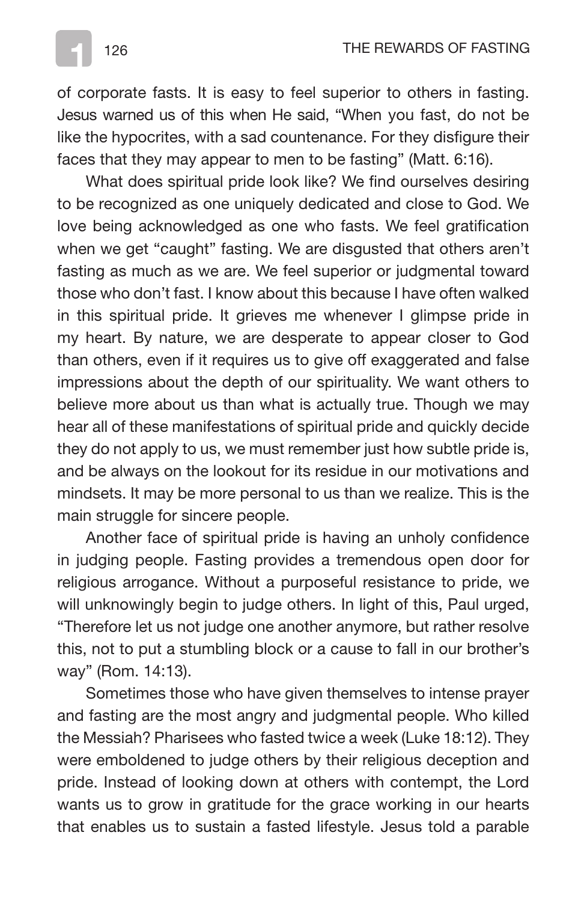of corporate fasts. It is easy to feel superior to others in fasting. Jesus warned us of this when He said, "When you fast, do not be like the hypocrites, with a sad countenance. For they disfigure their faces that they may appear to men to be fasting" (Matt. 6:16).

What does spiritual pride look like? We find ourselves desiring to be recognized as one uniquely dedicated and close to God. We love being acknowledged as one who fasts. We feel gratification when we get "caught" fasting. We are disgusted that others aren't fasting as much as we are. We feel superior or judgmental toward those who don't fast. I know about this because I have often walked in this spiritual pride. It grieves me whenever I glimpse pride in my heart. By nature, we are desperate to appear closer to God than others, even if it requires us to give off exaggerated and false impressions about the depth of our spirituality. We want others to believe more about us than what is actually true. Though we may hear all of these manifestations of spiritual pride and quickly decide they do not apply to us, we must remember just how subtle pride is, and be always on the lookout for its residue in our motivations and mindsets. It may be more personal to us than we realize. This is the main struggle for sincere people.

Another face of spiritual pride is having an unholy confidence in judging people. Fasting provides a tremendous open door for religious arrogance. Without a purposeful resistance to pride, we will unknowingly begin to judge others. In light of this, Paul urged, "Therefore let us not judge one another anymore, but rather resolve this, not to put a stumbling block or a cause to fall in our brother's way" (Rom. 14:13).

Sometimes those who have given themselves to intense prayer and fasting are the most angry and judgmental people. Who killed the Messiah? Pharisees who fasted twice a week (Luke 18:12). They were emboldened to judge others by their religious deception and pride. Instead of looking down at others with contempt, the Lord wants us to grow in gratitude for the grace working in our hearts that enables us to sustain a fasted lifestyle. Jesus told a parable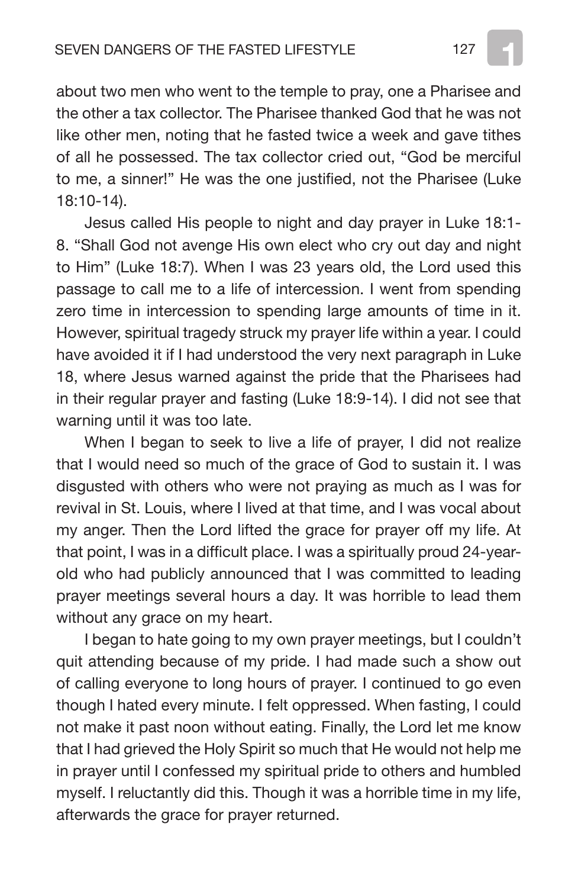about two men who went to the temple to pray, one a Pharisee and the other a tax collector. The Pharisee thanked God that he was not like other men, noting that he fasted twice a week and gave tithes of all he possessed. The tax collector cried out, “God be merciful to me, a sinner!” He was the one justified, not the Pharisee (Luke 18:10-14).

Jesus called His people to night and day prayer in Luke 18:1-8. “Shall God not avenge His own elect who cry out day and night to Him” (Luke 18:7). When I was 23 years old, the Lord used this passage to call me to a life of intercession. I went from spending zero time in intercession to spending large amounts of time in it. However, spiritual tragedy struck my prayer life within a year. I could have avoided it if I had understood the very next paragraph in Luke 18, where Jesus warned against the pride that the Pharisees had in their regular prayer and fasting (Luke 18:9-14). I did not see that warning until it was too late.

When I began to seek to live a life of prayer, I did not realize that I would need so much of the grace of God to sustain it. I was disgusted with others who were not praying as much as I was for revival in St. Louis, where I lived at that time, and I was vocal about my anger. Then the Lord lifted the grace for prayer off my life. At that point, I was in a difficult place. I was a spiritually proud 24-year-old who had publicly announced that I was committed to leading prayer meetings several hours a day. It was horrible to lead them without any grace on my heart.

I began to hate going to my own prayer meetings, but I couldn’t quit attending because of my pride. I had made such a show out of calling everyone to long hours of prayer. I continued to go even though I hated every minute. I felt oppressed. When fasting, I could not make it past noon without eating. Finally, the Lord let me know that I had grieved the Holy Spirit so much that He would not help me in prayer until I confessed my spiritual pride to others and humbled myself. I reluctantly did this. Though it was a horrible time in my life, afterwards the grace for prayer returned.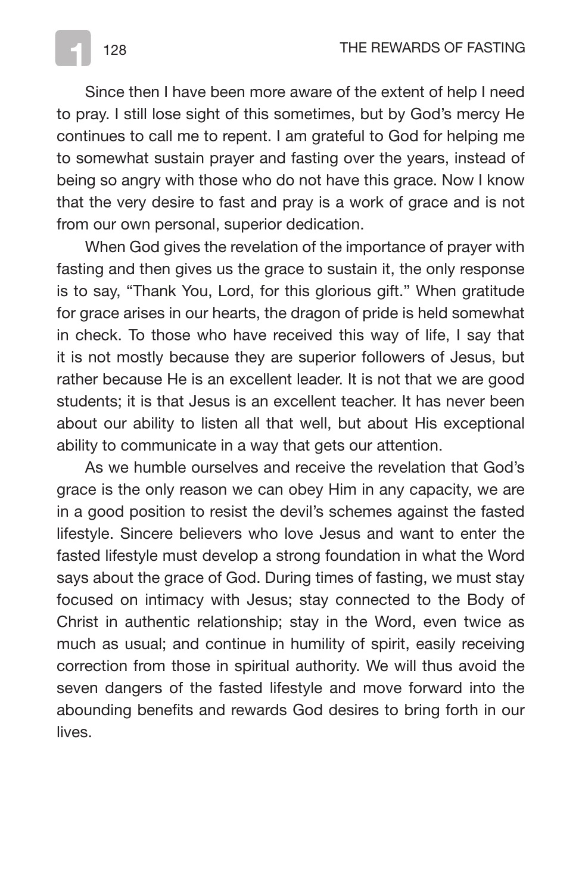Since then I have been more aware of the extent of help I need to pray. I still lose sight of this sometimes, but by God's mercy He continues to call me to repent. I am grateful to God for helping me to somewhat sustain prayer and fasting over the years, instead of being so angry with those who do not have this grace. Now I know that the very desire to fast and pray is a work of grace and is not from our own personal, superior dedication.

When God gives the revelation of the importance of prayer with fasting and then gives us the grace to sustain it, the only response is to say, "Thank You, Lord, for this glorious gift." When gratitude for grace arises in our hearts, the dragon of pride is held somewhat in check. To those who have received this way of life, I say that it is not mostly because they are superior followers of Jesus, but rather because He is an excellent leader. It is not that we are good students; it is that Jesus is an excellent teacher. It has never been about our ability to listen all that well, but about His exceptional ability to communicate in a way that gets our attention.

As we humble ourselves and receive the revelation that God's grace is the only reason we can obey Him in any capacity, we are in a good position to resist the devil's schemes against the fasted lifestyle. Sincere believers who love Jesus and want to enter the fasted lifestyle must develop a strong foundation in what the Word says about the grace of God. During times of fasting, we must stay focused on intimacy with Jesus; stay connected to the Body of Christ in authentic relationship; stay in the Word, even twice as much as usual; and continue in humility of spirit, easily receiving correction from those in spiritual authority. We will thus avoid the seven dangers of the fasted lifestyle and move forward into the abounding benefits and rewards God desires to bring forth in our lives.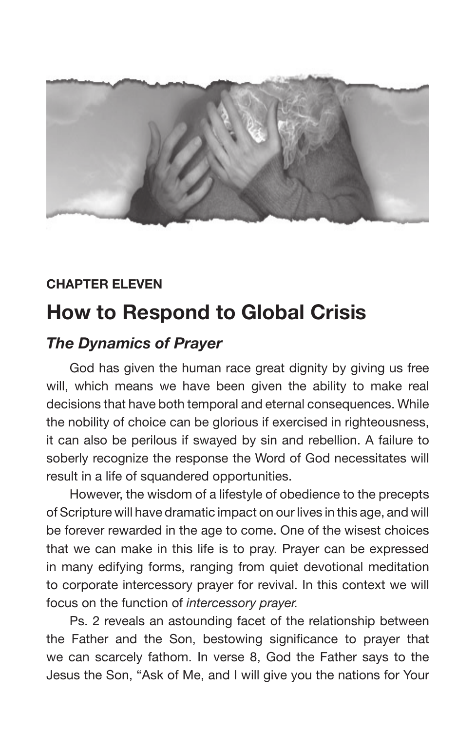**CHAPTER ELEVEN**

# How to Respond to Global Crisis

## *The Dynamics of Prayer*

God has given the human race great dignity by giving us free will, which means we have been given the ability to make real decisions that have both temporal and eternal consequences. While the nobility of choice can be glorious if exercised in righteousness, it can also be perilous if swayed by sin and rebellion. A failure to soberly recognize the response the Word of God necessitates will result in a life of squandered opportunities.

However, the wisdom of a lifestyle of obedience to the precepts of Scripture will have dramatic impact on our lives in this age, and will be forever rewarded in the age to come. One of the wisest choices that we can make in this life is to pray. Prayer can be expressed in many edifying forms, ranging from quiet devotional meditation to corporate intercessory prayer for revival. In this context we will focus on the function of *intercessory prayer.*

Ps. 2 reveals an astounding facet of the relationship between the Father and the Son, bestowing significance to prayer that we can scarcely fathom. In verse 8, God the Father says to the Jesus the Son, "Ask of Me, and I will give you the nations for Your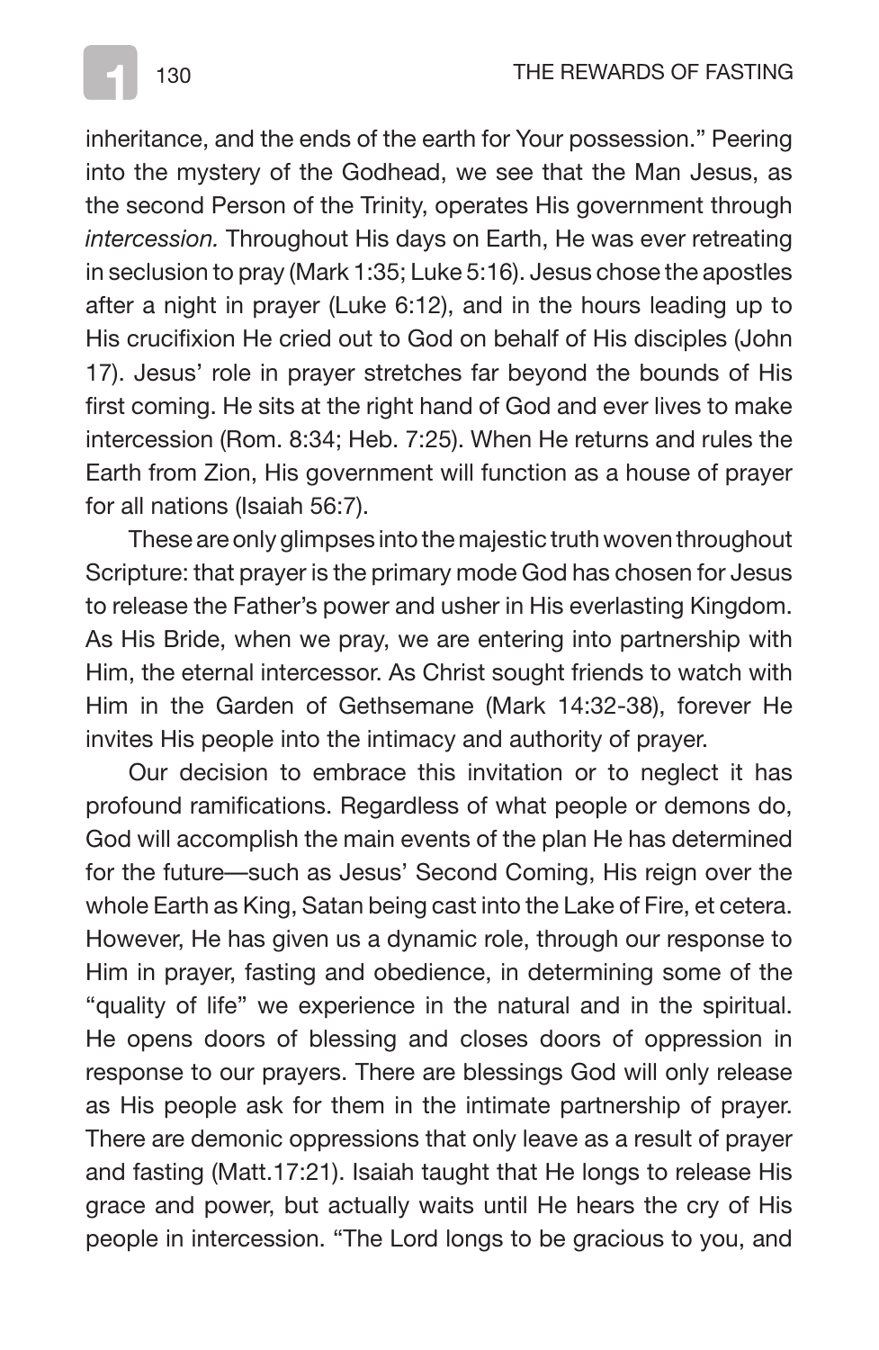inheritance, and the ends of the earth for Your possession." Peering into the mystery of the Godhead, we see that the Man Jesus, as the second Person of the Trinity, operates His government through *intercession.* Throughout His days on Earth, He was ever retreating in seclusion to pray (Mark 1:35; Luke 5:16). Jesus chose the apostles after a night in prayer (Luke 6:12), and in the hours leading up to His crucifixion He cried out to God on behalf of His disciples (John 17). Jesus' role in prayer stretches far beyond the bounds of His first coming. He sits at the right hand of God and ever lives to make intercession (Rom. 8:34; Heb. 7:25). When He returns and rules the Earth from Zion, His government will function as a house of prayer for all nations (Isaiah 56:7).

These are only glimpses into the majestic truth woven throughout Scripture: that prayer is the primary mode God has chosen for Jesus to release the Father's power and usher in His everlasting Kingdom. As His Bride, when we pray, we are entering into partnership with Him, the eternal intercessor. As Christ sought friends to watch with Him in the Garden of Gethsemane (Mark 14:32-38), forever He invites His people into the intimacy and authority of prayer.

Our decision to embrace this invitation or to neglect it has profound ramifications. Regardless of what people or demons do, God will accomplish the main events of the plan He has determined for the future—such as Jesus' Second Coming, His reign over the whole Earth as King, Satan being cast into the Lake of Fire, et cetera. However, He has given us a dynamic role, through our response to Him in prayer, fasting and obedience, in determining some of the "quality of life" we experience in the natural and in the spiritual. He opens doors of blessing and closes doors of oppression in response to our prayers. There are blessings God will only release as His people ask for them in the intimate partnership of prayer. There are demonic oppressions that only leave as a result of prayer and fasting (Matt.17:21). Isaiah taught that He longs to release His grace and power, but actually waits until He hears the cry of His people in intercession. "The Lord longs to be gracious to you, and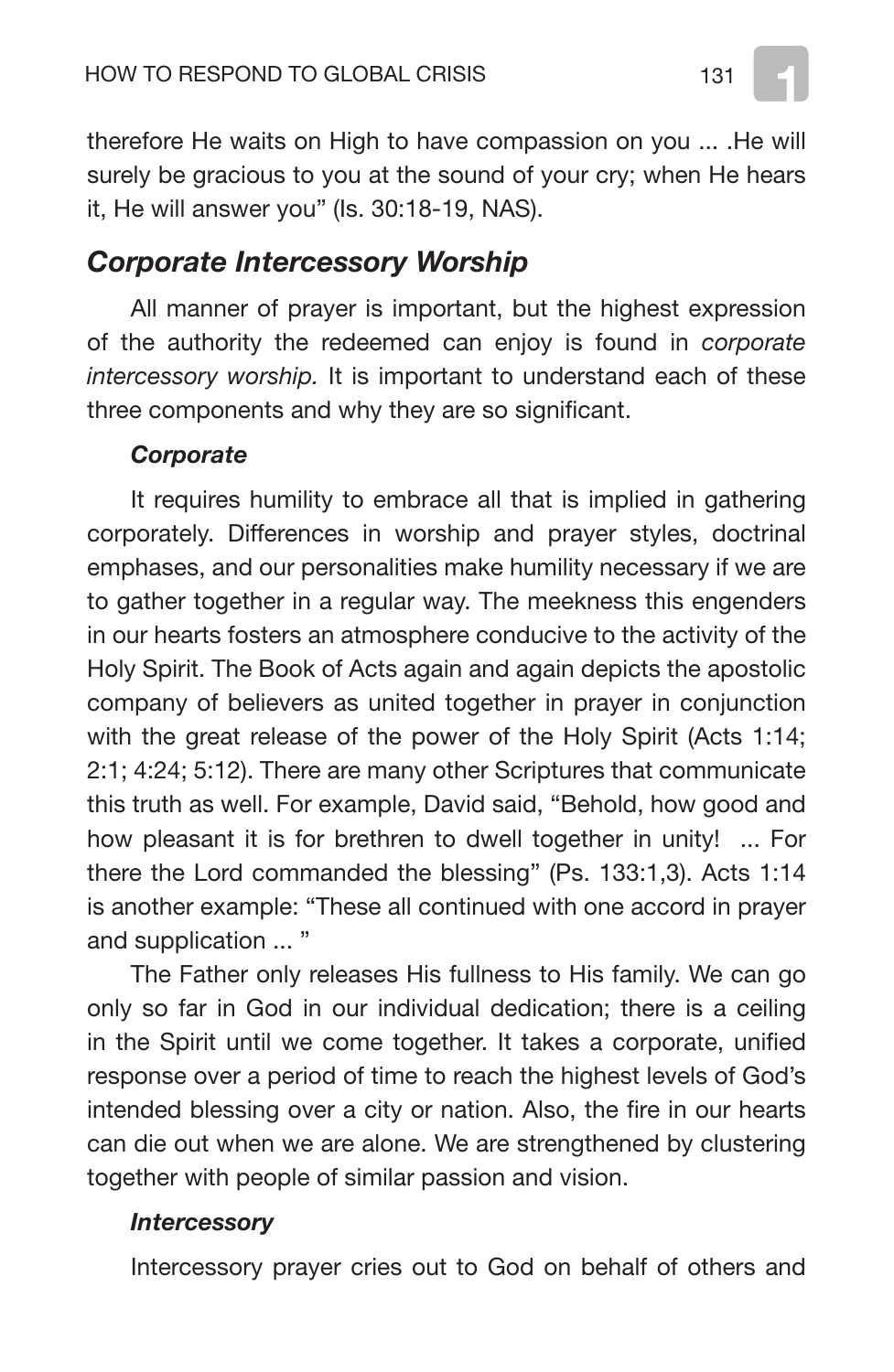therefore He waits on High to have compassion on you ... .He will surely be gracious to you at the sound of your cry; when He hears it, He will answer you" (Is. 30:18-19, NAS).

## *Corporate Intercessory Worship*

All manner of prayer is important, but the highest expression of the authority the redeemed can enjoy is found in *corporate intercessory worship.* It is important to understand each of these three components and why they are so significant.

### *Corporate*

It requires humility to embrace all that is implied in gathering corporately. Differences in worship and prayer styles, doctrinal emphases, and our personalities make humility necessary if we are to gather together in a regular way. The meekness this engenders in our hearts fosters an atmosphere conducive to the activity of the Holy Spirit. The Book of Acts again and again depicts the apostolic company of believers as united together in prayer in conjunction with the great release of the power of the Holy Spirit (Acts 1:14; 2:1; 4:24; 5:12). There are many other Scriptures that communicate this truth as well. For example, David said, "Behold, how good and how pleasant it is for brethren to dwell together in unity! ... For there the Lord commanded the blessing" (Ps. 133:1,3). Acts 1:14 is another example: "These all continued with one accord in prayer and supplication ... "

The Father only releases His fullness to His family. We can go only so far in God in our individual dedication; there is a ceiling in the Spirit until we come together. It takes a corporate, unified response over a period of time to reach the highest levels of God's intended blessing over a city or nation. Also, the fire in our hearts can die out when we are alone. We are strengthened by clustering together with people of similar passion and vision.

### *Intercessory*

Intercessory prayer cries out to God on behalf of others and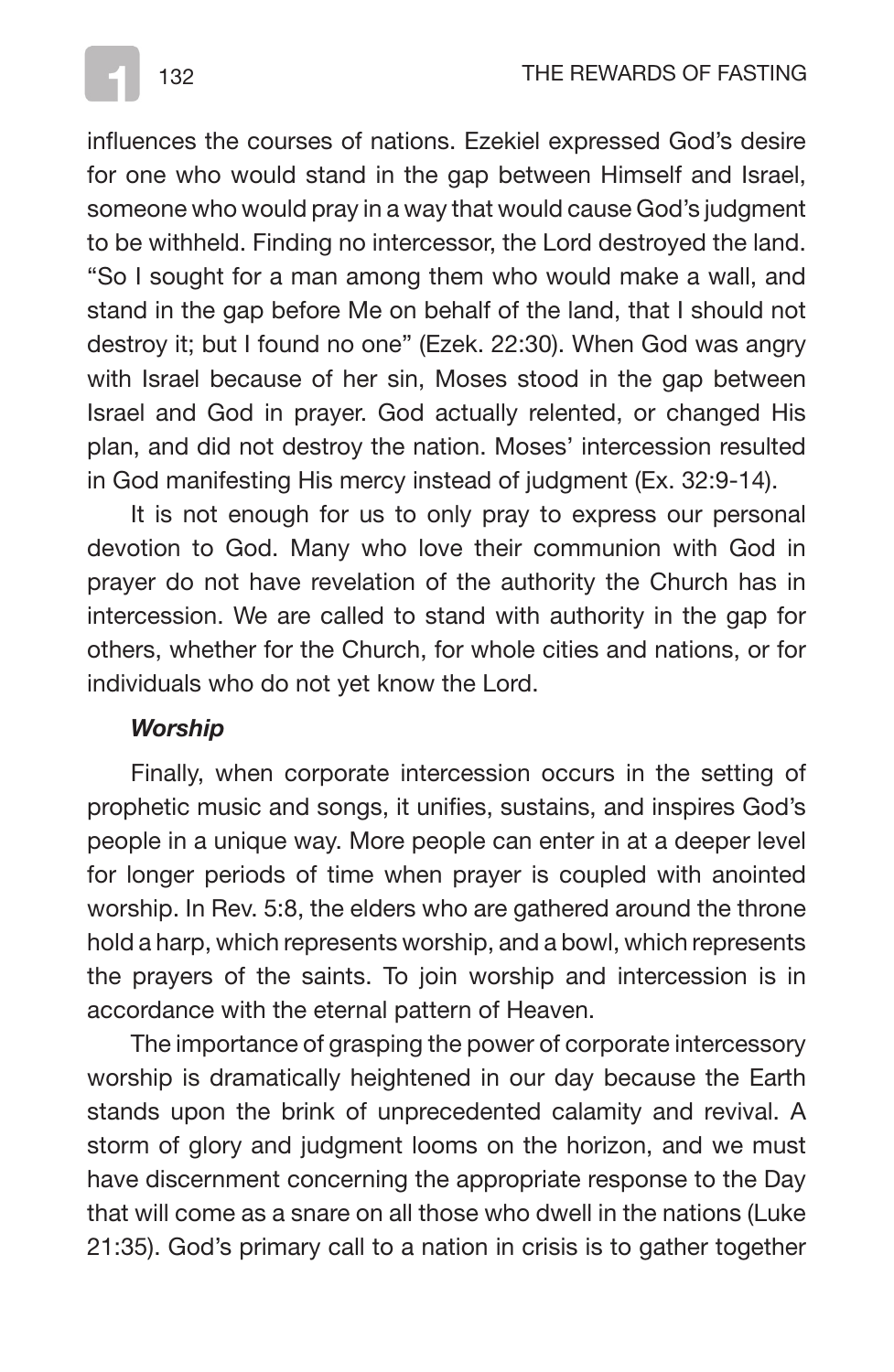influences the courses of nations. Ezekiel expressed God's desire for one who would stand in the gap between Himself and Israel, someone who would pray in a way that would cause God's judgment to be withheld. Finding no intercessor, the Lord destroyed the land. "So I sought for a man among them who would make a wall, and stand in the gap before Me on behalf of the land, that I should not destroy it; but I found no one" (Ezek. 22:30). When God was angry with Israel because of her sin, Moses stood in the gap between Israel and God in prayer. God actually relented, or changed His plan, and did not destroy the nation. Moses' intercession resulted in God manifesting His mercy instead of judgment (Ex. 32:9-14).

It is not enough for us to only pray to express our personal devotion to God. Many who love their communion with God in prayer do not have revelation of the authority the Church has in intercession. We are called to stand with authority in the gap for others, whether for the Church, for whole cities and nations, or for individuals who do not yet know the Lord.

***Worship***

Finally, when corporate intercession occurs in the setting of prophetic music and songs, it unifies, sustains, and inspires God's people in a unique way. More people can enter in at a deeper level for longer periods of time when prayer is coupled with anointed worship. In Rev. 5:8, the elders who are gathered around the throne hold a harp, which represents worship, and a bowl, which represents the prayers of the saints. To join worship and intercession is in accordance with the eternal pattern of Heaven.

The importance of grasping the power of corporate intercessory worship is dramatically heightened in our day because the Earth stands upon the brink of unprecedented calamity and revival. A storm of glory and judgment looms on the horizon, and we must have discernment concerning the appropriate response to the Day that will come as a snare on all those who dwell in the nations (Luke 21:35). God's primary call to a nation in crisis is to gather together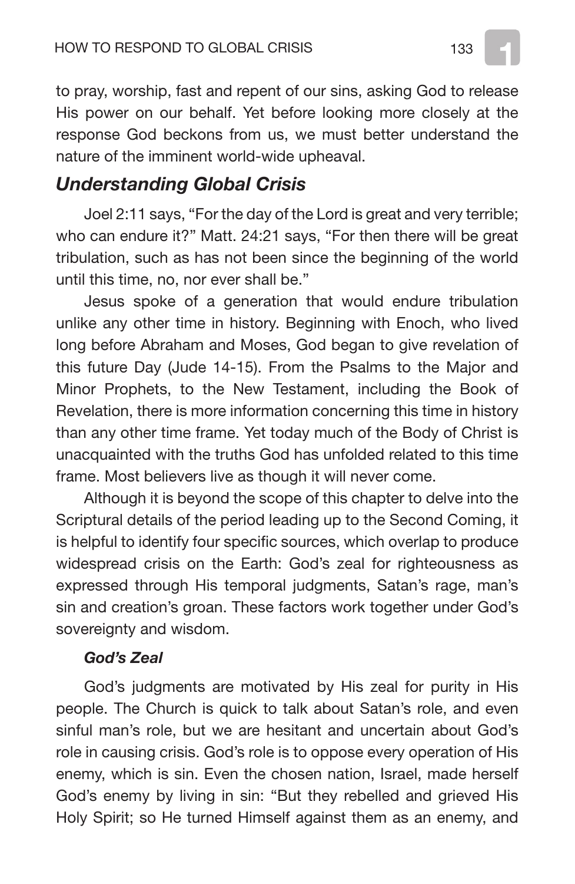to pray, worship, fast and repent of our sins, asking God to release His power on our behalf. Yet before looking more closely at the response God beckons from us, we must better understand the nature of the imminent world-wide upheaval.

## *Understanding Global Crisis*

Joel 2:11 says, "For the day of the Lord is great and very terrible; who can endure it?" Matt. 24:21 says, "For then there will be great tribulation, such as has not been since the beginning of the world until this time, no, nor ever shall be."

Jesus spoke of a generation that would endure tribulation unlike any other time in history. Beginning with Enoch, who lived long before Abraham and Moses, God began to give revelation of this future Day (Jude 14-15). From the Psalms to the Major and Minor Prophets, to the New Testament, including the Book of Revelation, there is more information concerning this time in history than any other time frame. Yet today much of the Body of Christ is unacquainted with the truths God has unfolded related to this time frame. Most believers live as though it will never come.

Although it is beyond the scope of this chapter to delve into the Scriptural details of the period leading up to the Second Coming, it is helpful to identify four specific sources, which overlap to produce widespread crisis on the Earth: God's zeal for righteousness as expressed through His temporal judgments, Satan's rage, man's sin and creation's groan. These factors work together under God's sovereignty and wisdom.

### *God's Zeal*

God's judgments are motivated by His zeal for purity in His people. The Church is quick to talk about Satan's role, and even sinful man's role, but we are hesitant and uncertain about God's role in causing crisis. God's role is to oppose every operation of His enemy, which is sin. Even the chosen nation, Israel, made herself God's enemy by living in sin: "But they rebelled and grieved His Holy Spirit; so He turned Himself against them as an enemy, and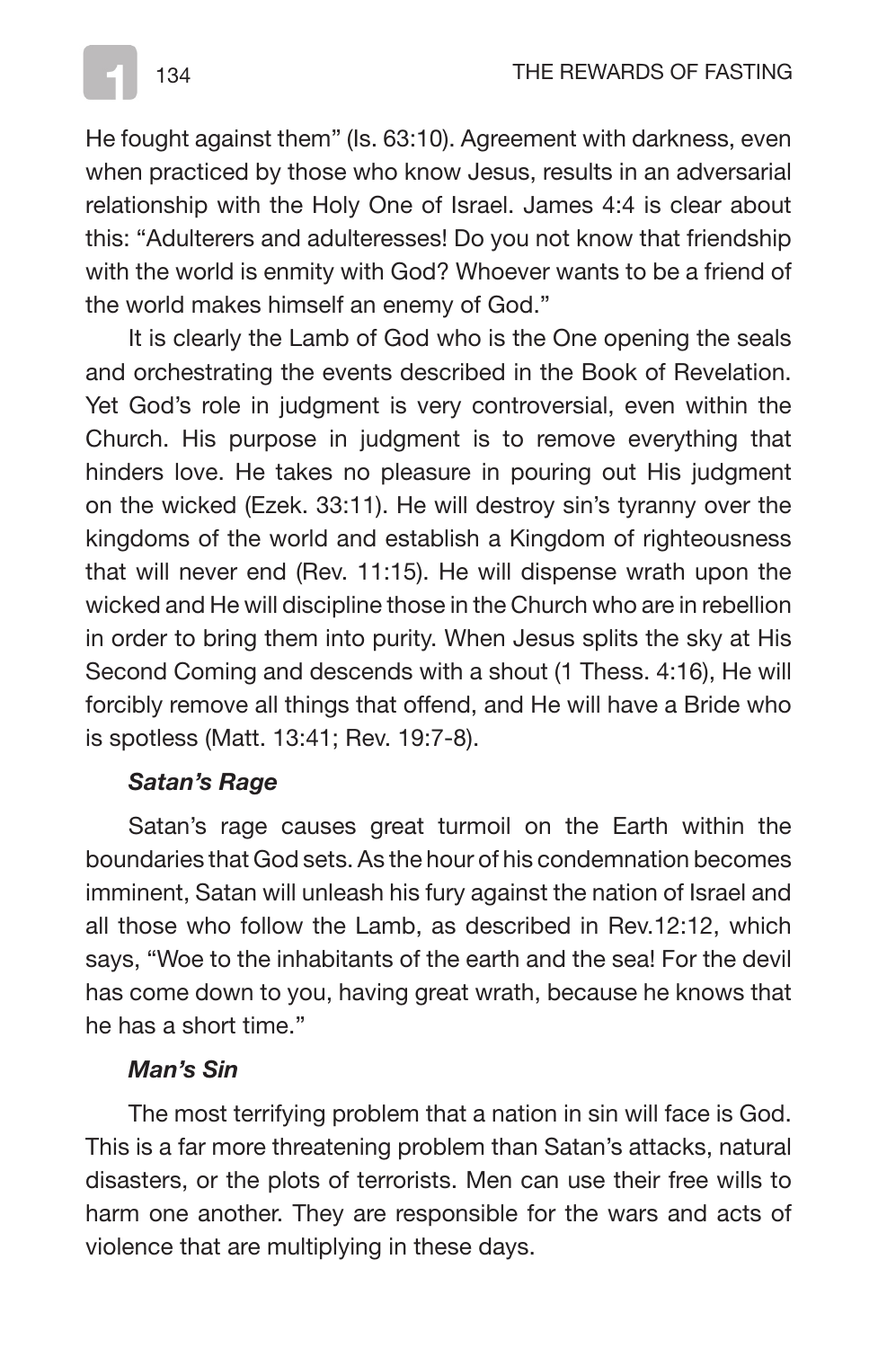He fought against them" (Is. 63:10). Agreement with darkness, even when practiced by those who know Jesus, results in an adversarial relationship with the Holy One of Israel. James 4:4 is clear about this: "Adulterers and adulteresses! Do you not know that friendship with the world is enmity with God? Whoever wants to be a friend of the world makes himself an enemy of God."

It is clearly the Lamb of God who is the One opening the seals and orchestrating the events described in the Book of Revelation. Yet God's role in judgment is very controversial, even within the Church. His purpose in judgment is to remove everything that hinders love. He takes no pleasure in pouring out His judgment on the wicked (Ezek. 33:11). He will destroy sin's tyranny over the kingdoms of the world and establish a Kingdom of righteousness that will never end (Rev. 11:15). He will dispense wrath upon the wicked and He will discipline those in the Church who are in rebellion in order to bring them into purity. When Jesus splits the sky at His Second Coming and descends with a shout (1 Thess. 4:16), He will forcibly remove all things that offend, and He will have a Bride who is spotless (Matt. 13:41; Rev. 19:7-8).

***Satan's Rage***

Satan's rage causes great turmoil on the Earth within the boundaries that God sets. As the hour of his condemnation becomes imminent, Satan will unleash his fury against the nation of Israel and all those who follow the Lamb, as described in Rev.12:12, which says, "Woe to the inhabitants of the earth and the sea! For the devil has come down to you, having great wrath, because he knows that he has a short time."

***Man's Sin***

The most terrifying problem that a nation in sin will face is God. This is a far more threatening problem than Satan's attacks, natural disasters, or the plots of terrorists. Men can use their free wills to harm one another. They are responsible for the wars and acts of violence that are multiplying in these days.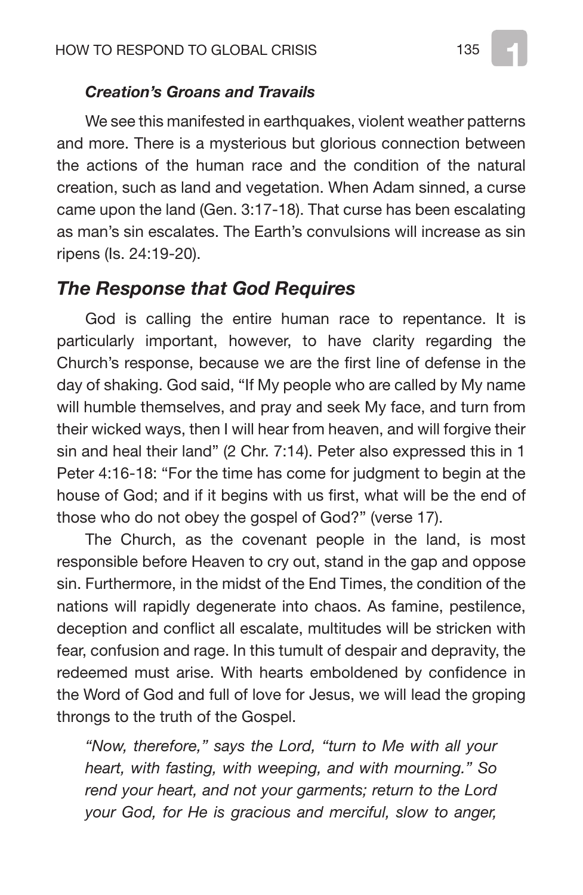### *Creation's Groans and Travails*

We see this manifested in earthquakes, violent weather patterns and more. There is a mysterious but glorious connection between the actions of the human race and the condition of the natural creation, such as land and vegetation. When Adam sinned, a curse came upon the land (Gen. 3:17-18). That curse has been escalating as man's sin escalates. The Earth's convulsions will increase as sin ripens (Is. 24:19-20).

## *The Response that God Requires*

God is calling the entire human race to repentance. It is particularly important, however, to have clarity regarding the Church's response, because we are the first line of defense in the day of shaking. God said, "If My people who are called by My name will humble themselves, and pray and seek My face, and turn from their wicked ways, then I will hear from heaven, and will forgive their sin and heal their land" (2 Chr. 7:14). Peter also expressed this in 1 Peter 4:16-18: "For the time has come for judgment to begin at the house of God; and if it begins with us first, what will be the end of those who do not obey the gospel of God?" (verse 17).

The Church, as the covenant people in the land, is most responsible before Heaven to cry out, stand in the gap and oppose sin. Furthermore, in the midst of the End Times, the condition of the nations will rapidly degenerate into chaos. As famine, pestilence, deception and conflict all escalate, multitudes will be stricken with fear, confusion and rage. In this tumult of despair and depravity, the redeemed must arise. With hearts emboldened by confidence in the Word of God and full of love for Jesus, we will lead the groping throngs to the truth of the Gospel.

> *"Now, therefore," says the Lord, "turn to Me with all your heart, with fasting, with weeping, and with mourning." So rend your heart, and not your garments; return to the Lord your God, for He is gracious and merciful, slow to anger,*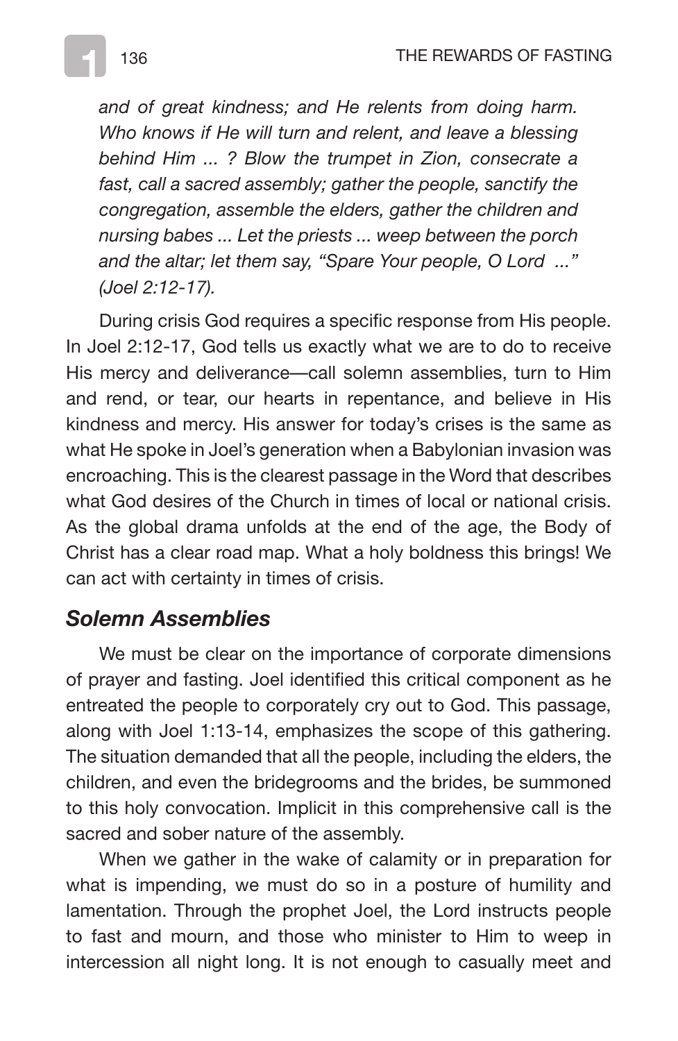*and of great kindness; and He relents from doing harm. Who knows if He will turn and relent, and leave a blessing behind Him ... ? Blow the trumpet in Zion, consecrate a fast, call a sacred assembly; gather the people, sanctify the congregation, assemble the elders, gather the children and nursing babes ... Let the priests ... weep between the porch and the altar; let them say, "Spare Your people, O Lord ..." (Joel 2:12-17).*

During crisis God requires a specific response from His people. In Joel 2:12-17, God tells us exactly what we are to do to receive His mercy and deliverance—call solemn assemblies, turn to Him and rend, or tear, our hearts in repentance, and believe in His kindness and mercy. His answer for today's crises is the same as what He spoke in Joel's generation when a Babylonian invasion was encroaching. This is the clearest passage in the Word that describes what God desires of the Church in times of local or national crisis. As the global drama unfolds at the end of the age, the Body of Christ has a clear road map. What a holy boldness this brings! We can act with certainty in times of crisis.

## *Solemn Assemblies*

We must be clear on the importance of corporate dimensions of prayer and fasting. Joel identified this critical component as he entreated the people to corporately cry out to God. This passage, along with Joel 1:13-14, emphasizes the scope of this gathering. The situation demanded that all the people, including the elders, the children, and even the bridegrooms and the brides, be summoned to this holy convocation. Implicit in this comprehensive call is the sacred and sober nature of the assembly.

When we gather in the wake of calamity or in preparation for what is impending, we must do so in a posture of humility and lamentation. Through the prophet Joel, the Lord instructs people to fast and mourn, and those who minister to Him to weep in intercession all night long. It is not enough to casually meet and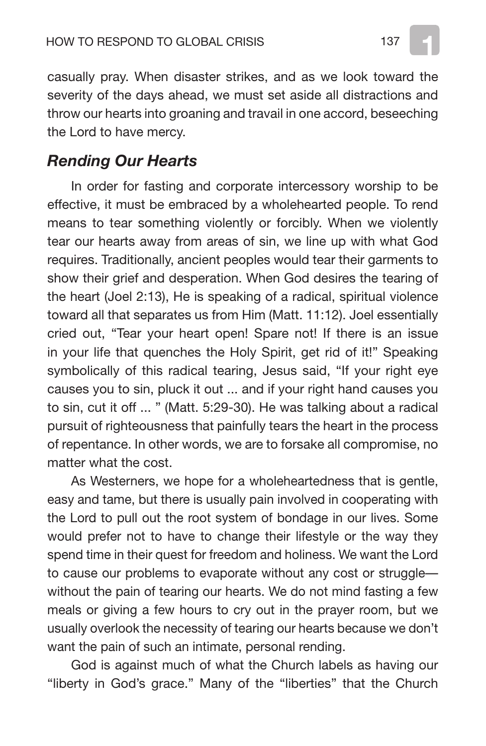casually pray. When disaster strikes, and as we look toward the severity of the days ahead, we must set aside all distractions and throw our hearts into groaning and travail in one accord, beseeching the Lord to have mercy.

### *Rending Our Hearts*

In order for fasting and corporate intercessory worship to be effective, it must be embraced by a wholehearted people. To rend means to tear something violently or forcibly. When we violently tear our hearts away from areas of sin, we line up with what God requires. Traditionally, ancient peoples would tear their garments to show their grief and desperation. When God desires the tearing of the heart (Joel 2:13), He is speaking of a radical, spiritual violence toward all that separates us from Him (Matt. 11:12). Joel essentially cried out, "Tear your heart open! Spare not! If there is an issue in your life that quenches the Holy Spirit, get rid of it!" Speaking symbolically of this radical tearing, Jesus said, "If your right eye causes you to sin, pluck it out ... and if your right hand causes you to sin, cut it off ... " (Matt. 5:29-30). He was talking about a radical pursuit of righteousness that painfully tears the heart in the process of repentance. In other words, we are to forsake all compromise, no matter what the cost.

As Westerners, we hope for a wholeheartedness that is gentle, easy and tame, but there is usually pain involved in cooperating with the Lord to pull out the root system of bondage in our lives. Some would prefer not to have to change their lifestyle or the way they spend time in their quest for freedom and holiness. We want the Lord to cause our problems to evaporate without any cost or struggle—without the pain of tearing our hearts. We do not mind fasting a few meals or giving a few hours to cry out in the prayer room, but we usually overlook the necessity of tearing our hearts because we don't want the pain of such an intimate, personal rending.

God is against much of what the Church labels as having our "liberty in God's grace." Many of the "liberties" that the Church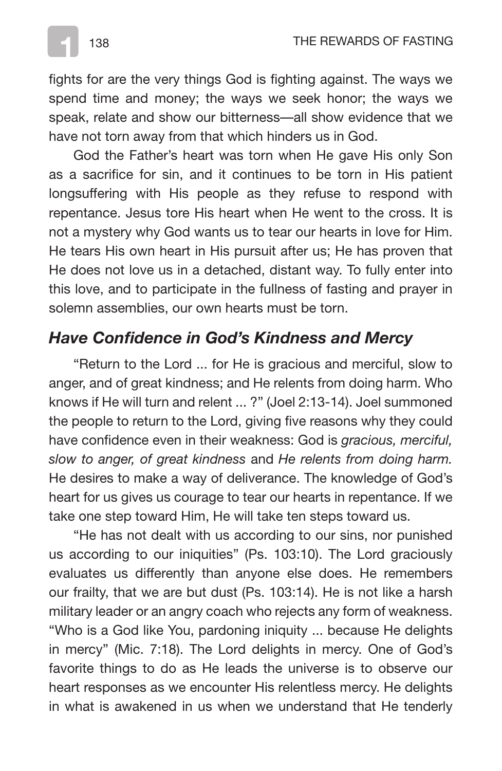fights for are the very things God is fighting against. The ways we spend time and money; the ways we seek honor; the ways we speak, relate and show our bitterness—all show evidence that we have not torn away from that which hinders us in God.

God the Father's heart was torn when He gave His only Son as a sacrifice for sin, and it continues to be torn in His patient longsuffering with His people as they refuse to respond with repentance. Jesus tore His heart when He went to the cross. It is not a mystery why God wants us to tear our hearts in love for Him. He tears His own heart in His pursuit after us; He has proven that He does not love us in a detached, distant way. To fully enter into this love, and to participate in the fullness of fasting and prayer in solemn assemblies, our own hearts must be torn.

### *Have Confidence in God's Kindness and Mercy*

"Return to the Lord ... for He is gracious and merciful, slow to anger, and of great kindness; and He relents from doing harm. Who knows if He will turn and relent ... ?" (Joel 2:13-14). Joel summoned the people to return to the Lord, giving five reasons why they could have confidence even in their weakness: God is *gracious, merciful, slow to anger, of great kindness* and *He relents from doing harm.* He desires to make a way of deliverance. The knowledge of God's heart for us gives us courage to tear our hearts in repentance. If we take one step toward Him, He will take ten steps toward us.

"He has not dealt with us according to our sins, nor punished us according to our iniquities" (Ps. 103:10). The Lord graciously evaluates us differently than anyone else does. He remembers our frailty, that we are but dust (Ps. 103:14). He is not like a harsh military leader or an angry coach who rejects any form of weakness. "Who is a God like You, pardoning iniquity ... because He delights in mercy" (Mic. 7:18). The Lord delights in mercy. One of God's favorite things to do as He leads the universe is to observe our heart responses as we encounter His relentless mercy. He delights in what is awakened in us when we understand that He tenderly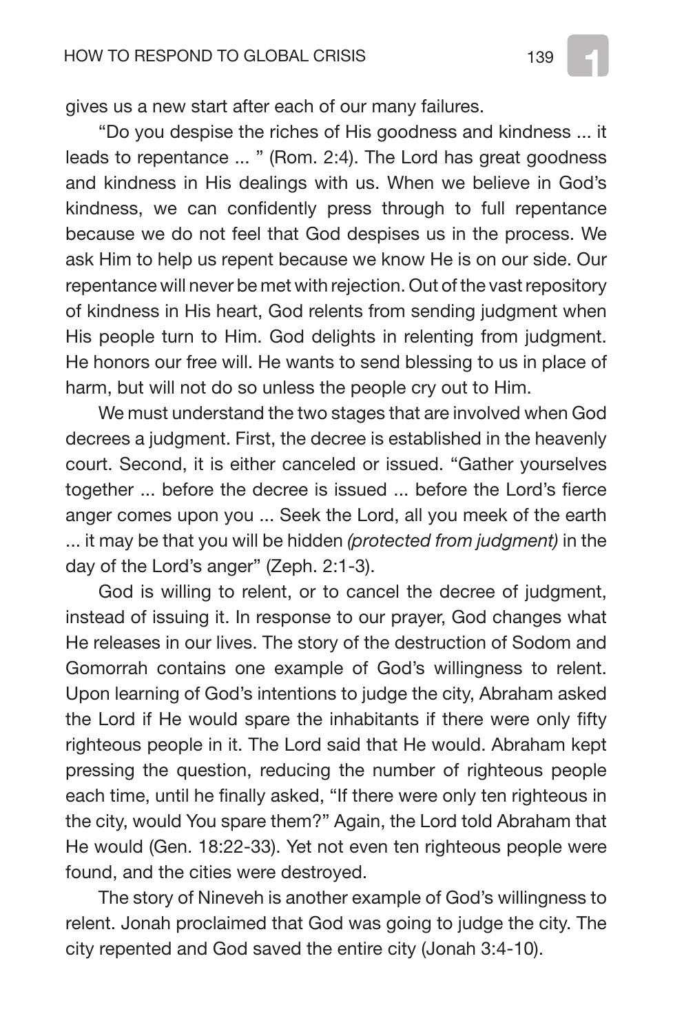gives us a new start after each of our many failures.

"Do you despise the riches of His goodness and kindness ... it leads to repentance ... " (Rom. 2:4). The Lord has great goodness and kindness in His dealings with us. When we believe in God's kindness, we can confidently press through to full repentance because we do not feel that God despises us in the process. We ask Him to help us repent because we know He is on our side. Our repentance will never be met with rejection. Out of the vast repository of kindness in His heart, God relents from sending judgment when His people turn to Him. God delights in relenting from judgment. He honors our free will. He wants to send blessing to us in place of harm, but will not do so unless the people cry out to Him.

We must understand the two stages that are involved when God decrees a judgment. First, the decree is established in the heavenly court. Second, it is either canceled or issued. "Gather yourselves together ... before the decree is issued ... before the Lord's fierce anger comes upon you ... Seek the Lord, all you meek of the earth ... it may be that you will be hidden *(protected from judgment)* in the day of the Lord's anger" (Zeph. 2:1-3).

God is willing to relent, or to cancel the decree of judgment, instead of issuing it. In response to our prayer, God changes what He releases in our lives. The story of the destruction of Sodom and Gomorrah contains one example of God's willingness to relent. Upon learning of God's intentions to judge the city, Abraham asked the Lord if He would spare the inhabitants if there were only fifty righteous people in it. The Lord said that He would. Abraham kept pressing the question, reducing the number of righteous people each time, until he finally asked, "If there were only ten righteous in the city, would You spare them?" Again, the Lord told Abraham that He would (Gen. 18:22-33). Yet not even ten righteous people were found, and the cities were destroyed.

The story of Nineveh is another example of God's willingness to relent. Jonah proclaimed that God was going to judge the city. The city repented and God saved the entire city (Jonah 3:4-10).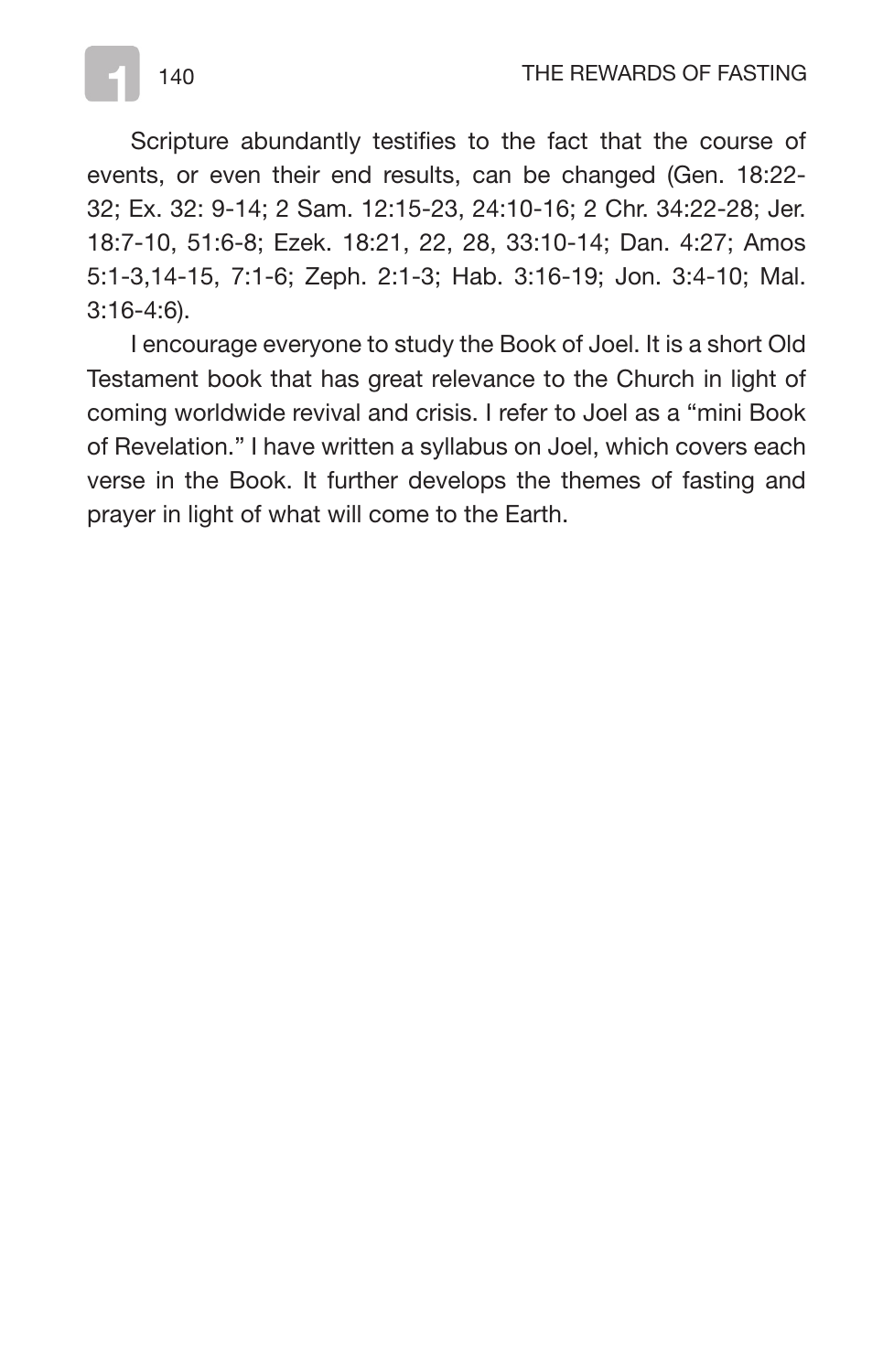Scripture abundantly testifies to the fact that the course of events, or even their end results, can be changed (Gen. 18:22-32; Ex. 32: 9-14; 2 Sam. 12:15-23, 24:10-16; 2 Chr. 34:22-28; Jer. 18:7-10, 51:6-8; Ezek. 18:21, 22, 28, 33:10-14; Dan. 4:27; Amos 5:1-3,14-15, 7:1-6; Zeph. 2:1-3; Hab. 3:16-19; Jon. 3:4-10; Mal. 3:16-4:6).

I encourage everyone to study the Book of Joel. It is a short Old Testament book that has great relevance to the Church in light of coming worldwide revival and crisis. I refer to Joel as a "mini Book of Revelation." I have written a syllabus on Joel, which covers each verse in the Book. It further develops the themes of fasting and prayer in light of what will come to the Earth.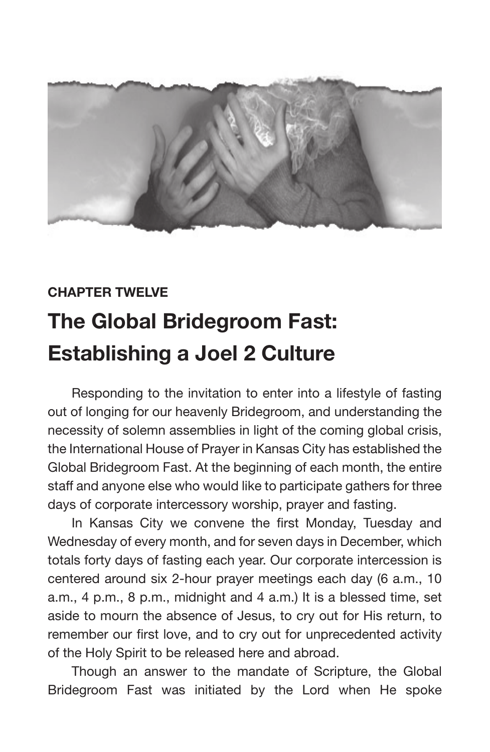**CHAPTER TWELVE**

# The Global Bridegroom Fast: Establishing a Joel 2 Culture

Responding to the invitation to enter into a lifestyle of fasting out of longing for our heavenly Bridegroom, and understanding the necessity of solemn assemblies in light of the coming global crisis, the International House of Prayer in Kansas City has established the Global Bridegroom Fast. At the beginning of each month, the entire staff and anyone else who would like to participate gathers for three days of corporate intercessory worship, prayer and fasting.

In Kansas City we convene the first Monday, Tuesday and Wednesday of every month, and for seven days in December, which totals forty days of fasting each year. Our corporate intercession is centered around six 2-hour prayer meetings each day (6 a.m., 10 a.m., 4 p.m., 8 p.m., midnight and 4 a.m.) It is a blessed time, set aside to mourn the absence of Jesus, to cry out for His return, to remember our first love, and to cry out for unprecedented activity of the Holy Spirit to be released here and abroad.

Though an answer to the mandate of Scripture, the Global Bridegroom Fast was initiated by the Lord when He spoke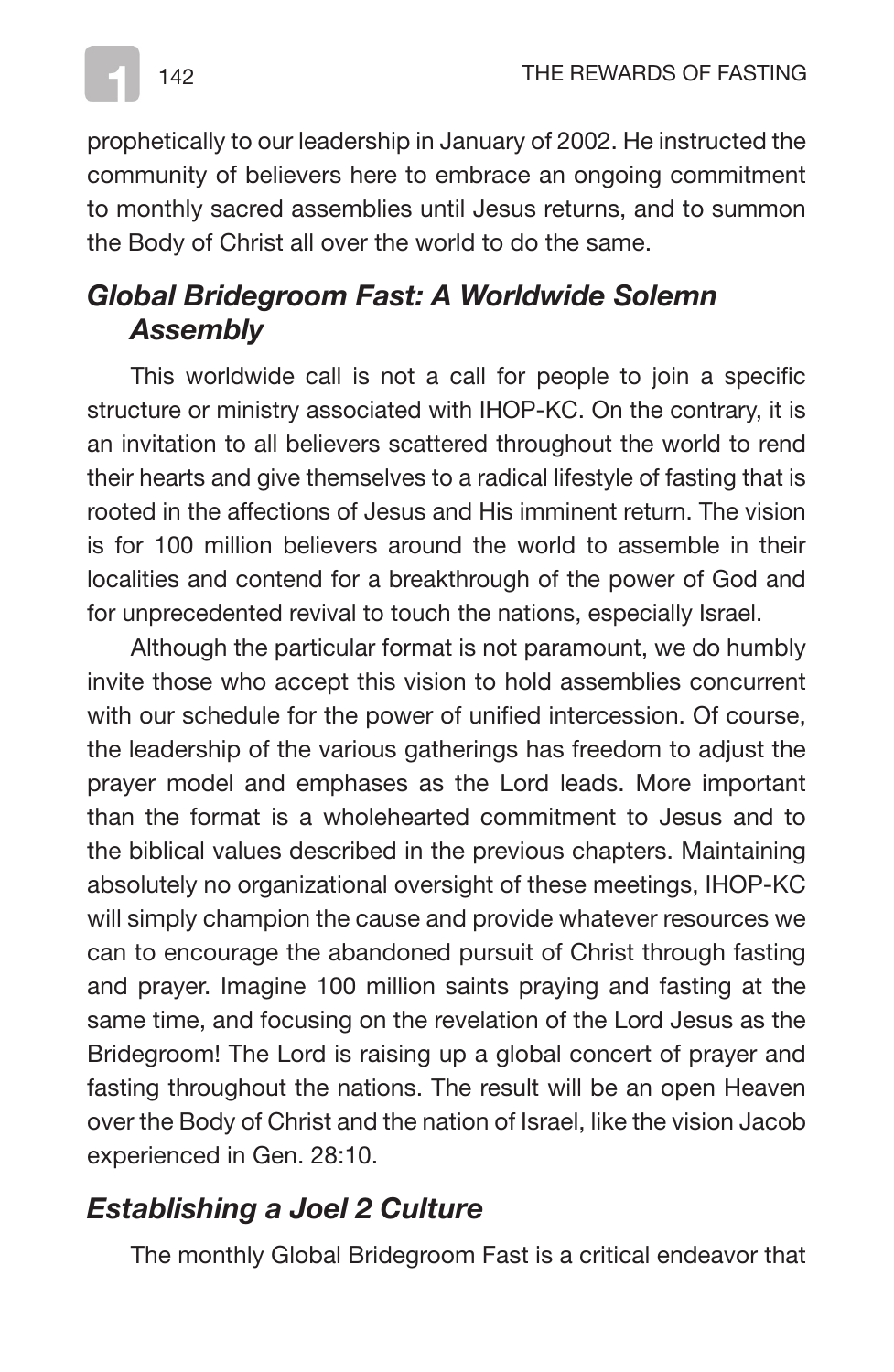prophetically to our leadership in January of 2002. He instructed the community of believers here to embrace an ongoing commitment to monthly sacred assemblies until Jesus returns, and to summon the Body of Christ all over the world to do the same.

### *Global Bridegroom Fast: A Worldwide Solemn Assembly*

This worldwide call is not a call for people to join a specific structure or ministry associated with IHOP-KC. On the contrary, it is an invitation to all believers scattered throughout the world to rend their hearts and give themselves to a radical lifestyle of fasting that is rooted in the affections of Jesus and His imminent return. The vision is for 100 million believers around the world to assemble in their localities and contend for a breakthrough of the power of God and for unprecedented revival to touch the nations, especially Israel.

Although the particular format is not paramount, we do humbly invite those who accept this vision to hold assemblies concurrent with our schedule for the power of unified intercession. Of course, the leadership of the various gatherings has freedom to adjust the prayer model and emphases as the Lord leads. More important than the format is a wholehearted commitment to Jesus and to the biblical values described in the previous chapters. Maintaining absolutely no organizational oversight of these meetings, IHOP-KC will simply champion the cause and provide whatever resources we can to encourage the abandoned pursuit of Christ through fasting and prayer. Imagine 100 million saints praying and fasting at the same time, and focusing on the revelation of the Lord Jesus as the Bridegroom! The Lord is raising up a global concert of prayer and fasting throughout the nations. The result will be an open Heaven over the Body of Christ and the nation of Israel, like the vision Jacob experienced in Gen. 28:10.

### *Establishing a Joel 2 Culture*

The monthly Global Bridegroom Fast is a critical endeavor that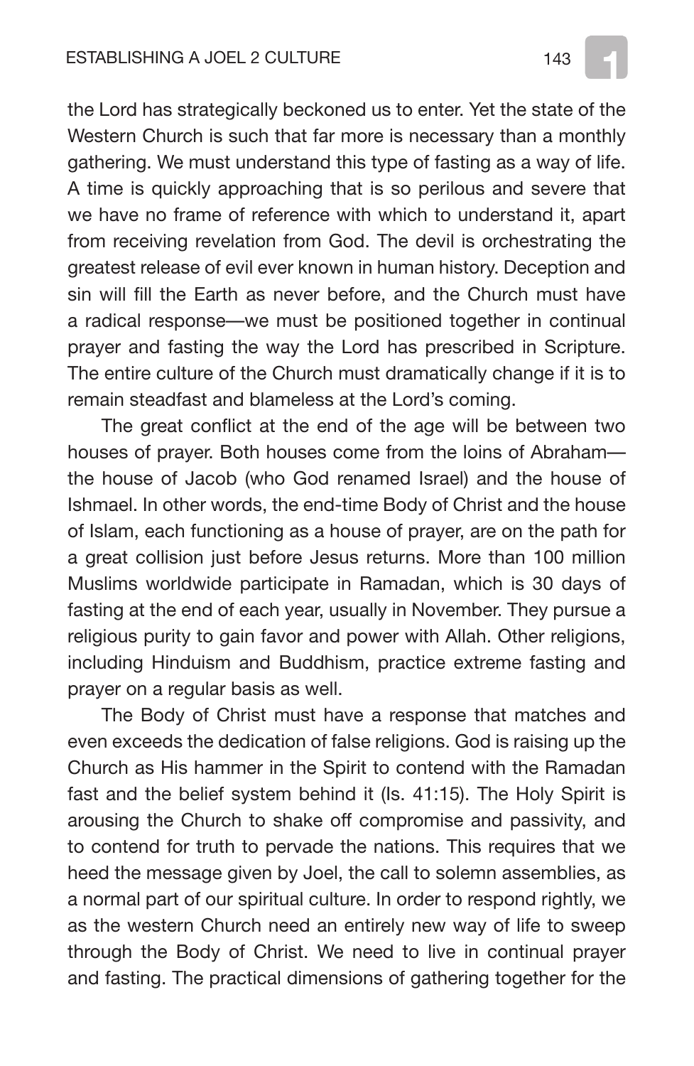the Lord has strategically beckoned us to enter. Yet the state of the Western Church is such that far more is necessary than a monthly gathering. We must understand this type of fasting as a way of life. A time is quickly approaching that is so perilous and severe that we have no frame of reference with which to understand it, apart from receiving revelation from God. The devil is orchestrating the greatest release of evil ever known in human history. Deception and sin will fill the Earth as never before, and the Church must have a radical response—we must be positioned together in continual prayer and fasting the way the Lord has prescribed in Scripture. The entire culture of the Church must dramatically change if it is to remain steadfast and blameless at the Lord's coming.

The great conflict at the end of the age will be between two houses of prayer. Both houses come from the loins of Abraham—the house of Jacob (who God renamed Israel) and the house of Ishmael. In other words, the end-time Body of Christ and the house of Islam, each functioning as a house of prayer, are on the path for a great collision just before Jesus returns. More than 100 million Muslims worldwide participate in Ramadan, which is 30 days of fasting at the end of each year, usually in November. They pursue a religious purity to gain favor and power with Allah. Other religions, including Hinduism and Buddhism, practice extreme fasting and prayer on a regular basis as well.

The Body of Christ must have a response that matches and even exceeds the dedication of false religions. God is raising up the Church as His hammer in the Spirit to contend with the Ramadan fast and the belief system behind it (Is. 41:15). The Holy Spirit is arousing the Church to shake off compromise and passivity, and to contend for truth to pervade the nations. This requires that we heed the message given by Joel, the call to solemn assemblies, as a normal part of our spiritual culture. In order to respond rightly, we as the western Church need an entirely new way of life to sweep through the Body of Christ. We need to live in continual prayer and fasting. The practical dimensions of gathering together for the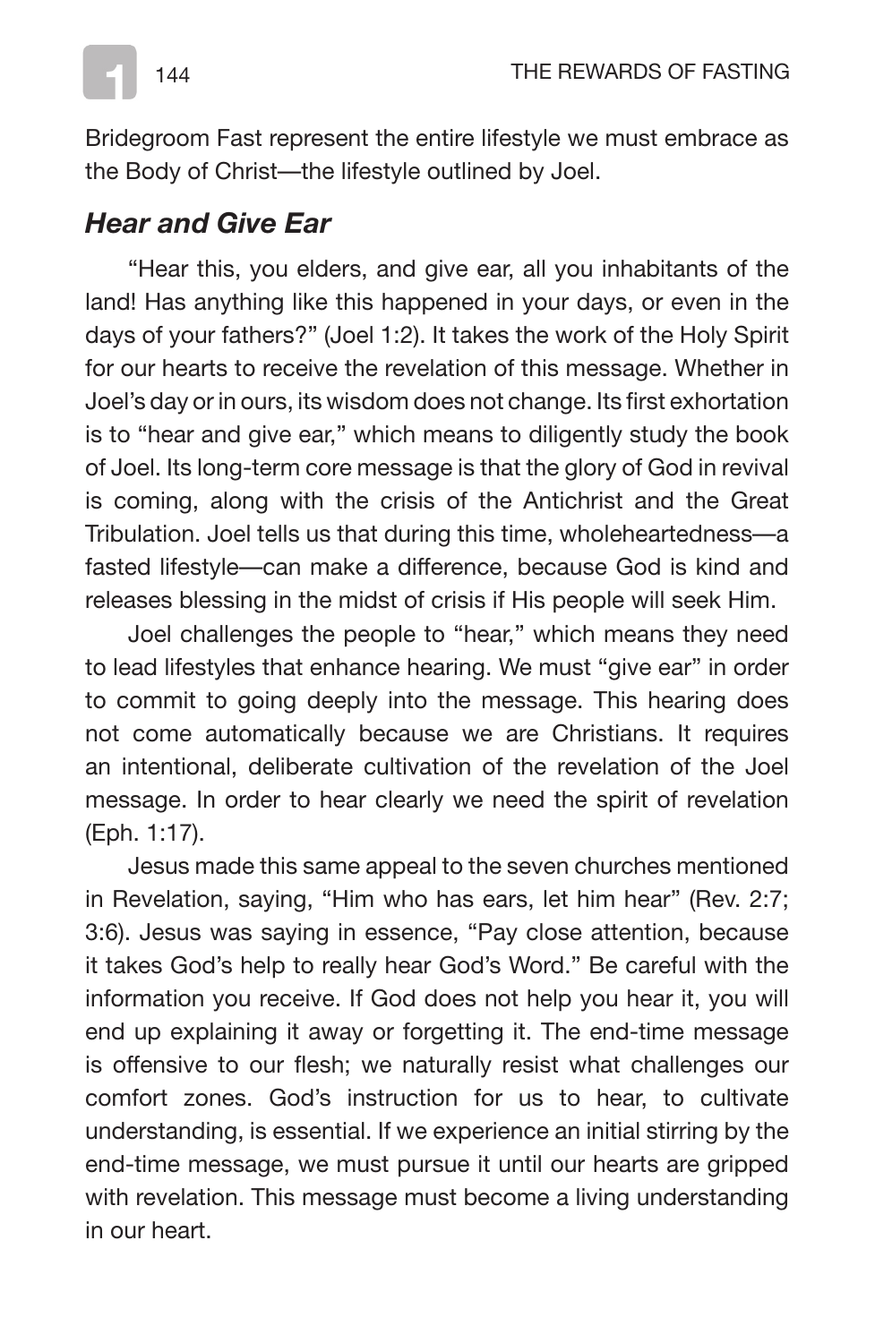Bridegroom Fast represent the entire lifestyle we must embrace as the Body of Christ—the lifestyle outlined by Joel.

## *Hear and Give Ear*

"Hear this, you elders, and give ear, all you inhabitants of the land! Has anything like this happened in your days, or even in the days of your fathers?" (Joel 1:2). It takes the work of the Holy Spirit for our hearts to receive the revelation of this message. Whether in Joel's day or in ours, its wisdom does not change. Its first exhortation is to "hear and give ear," which means to diligently study the book of Joel. Its long-term core message is that the glory of God in revival is coming, along with the crisis of the Antichrist and the Great Tribulation. Joel tells us that during this time, wholeheartedness—a fasted lifestyle—can make a difference, because God is kind and releases blessing in the midst of crisis if His people will seek Him.

Joel challenges the people to "hear," which means they need to lead lifestyles that enhance hearing. We must "give ear" in order to commit to going deeply into the message. This hearing does not come automatically because we are Christians. It requires an intentional, deliberate cultivation of the revelation of the Joel message. In order to hear clearly we need the spirit of revelation (Eph. 1:17).

Jesus made this same appeal to the seven churches mentioned in Revelation, saying, "Him who has ears, let him hear" (Rev. 2:7; 3:6). Jesus was saying in essence, "Pay close attention, because it takes God's help to really hear God's Word." Be careful with the information you receive. If God does not help you hear it, you will end up explaining it away or forgetting it. The end-time message is offensive to our flesh; we naturally resist what challenges our comfort zones. God's instruction for us to hear, to cultivate understanding, is essential. If we experience an initial stirring by the end-time message, we must pursue it until our hearts are gripped with revelation. This message must become a living understanding in our heart.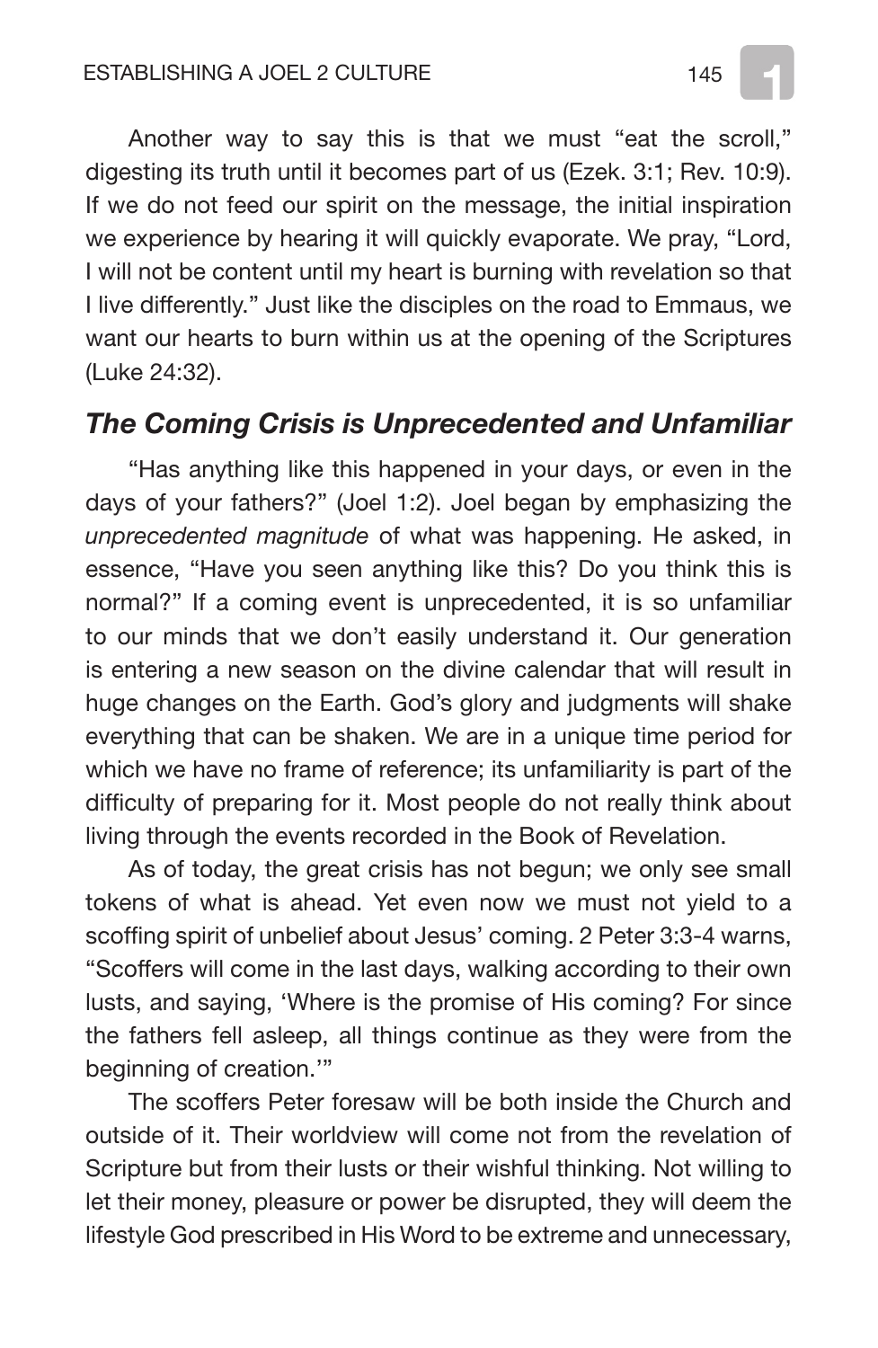Another way to say this is that we must "eat the scroll," digesting its truth until it becomes part of us (Ezek. 3:1; Rev. 10:9). If we do not feed our spirit on the message, the initial inspiration we experience by hearing it will quickly evaporate. We pray, "Lord, I will not be content until my heart is burning with revelation so that I live differently." Just like the disciples on the road to Emmaus, we want our hearts to burn within us at the opening of the Scriptures (Luke 24:32).

## *The Coming Crisis is Unprecedented and Unfamiliar*

"Has anything like this happened in your days, or even in the days of your fathers?" (Joel 1:2). Joel began by emphasizing the *unprecedented magnitude* of what was happening. He asked, in essence, "Have you seen anything like this? Do you think this is normal?" If a coming event is unprecedented, it is so unfamiliar to our minds that we don't easily understand it. Our generation is entering a new season on the divine calendar that will result in huge changes on the Earth. God's glory and judgments will shake everything that can be shaken. We are in a unique time period for which we have no frame of reference; its unfamiliarity is part of the difficulty of preparing for it. Most people do not really think about living through the events recorded in the Book of Revelation.

As of today, the great crisis has not begun; we only see small tokens of what is ahead. Yet even now we must not yield to a scoffing spirit of unbelief about Jesus' coming. 2 Peter 3:3-4 warns, "Scoffers will come in the last days, walking according to their own lusts, and saying, 'Where is the promise of His coming? For since the fathers fell asleep, all things continue as they were from the beginning of creation.'"

The scoffers Peter foresaw will be both inside the Church and outside of it. Their worldview will come not from the revelation of Scripture but from their lusts or their wishful thinking. Not willing to let their money, pleasure or power be disrupted, they will deem the lifestyle God prescribed in His Word to be extreme and unnecessary,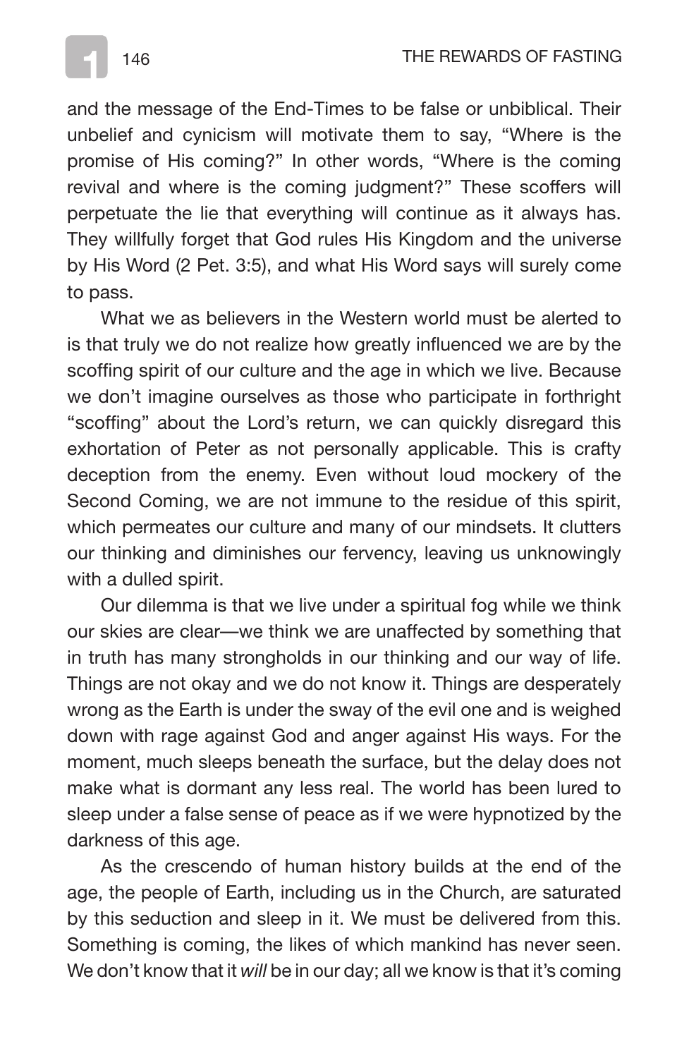and the message of the End-Times to be false or unbiblical. Their unbelief and cynicism will motivate them to say, "Where is the promise of His coming?" In other words, "Where is the coming revival and where is the coming judgment?" These scoffers will perpetuate the lie that everything will continue as it always has. They willfully forget that God rules His Kingdom and the universe by His Word (2 Pet. 3:5), and what His Word says will surely come to pass.

What we as believers in the Western world must be alerted to is that truly we do not realize how greatly influenced we are by the scoffing spirit of our culture and the age in which we live. Because we don't imagine ourselves as those who participate in forthright "scoffing" about the Lord's return, we can quickly disregard this exhortation of Peter as not personally applicable. This is crafty deception from the enemy. Even without loud mockery of the Second Coming, we are not immune to the residue of this spirit, which permeates our culture and many of our mindsets. It clutters our thinking and diminishes our fervency, leaving us unknowingly with a dulled spirit.

Our dilemma is that we live under a spiritual fog while we think our skies are clear—we think we are unaffected by something that in truth has many strongholds in our thinking and our way of life. Things are not okay and we do not know it. Things are desperately wrong as the Earth is under the sway of the evil one and is weighed down with rage against God and anger against His ways. For the moment, much sleeps beneath the surface, but the delay does not make what is dormant any less real. The world has been lured to sleep under a false sense of peace as if we were hypnotized by the darkness of this age.

As the crescendo of human history builds at the end of the age, the people of Earth, including us in the Church, are saturated by this seduction and sleep in it. We must be delivered from this. Something is coming, the likes of which mankind has never seen. We don't know that it *will* be in our day; all we know is that it's coming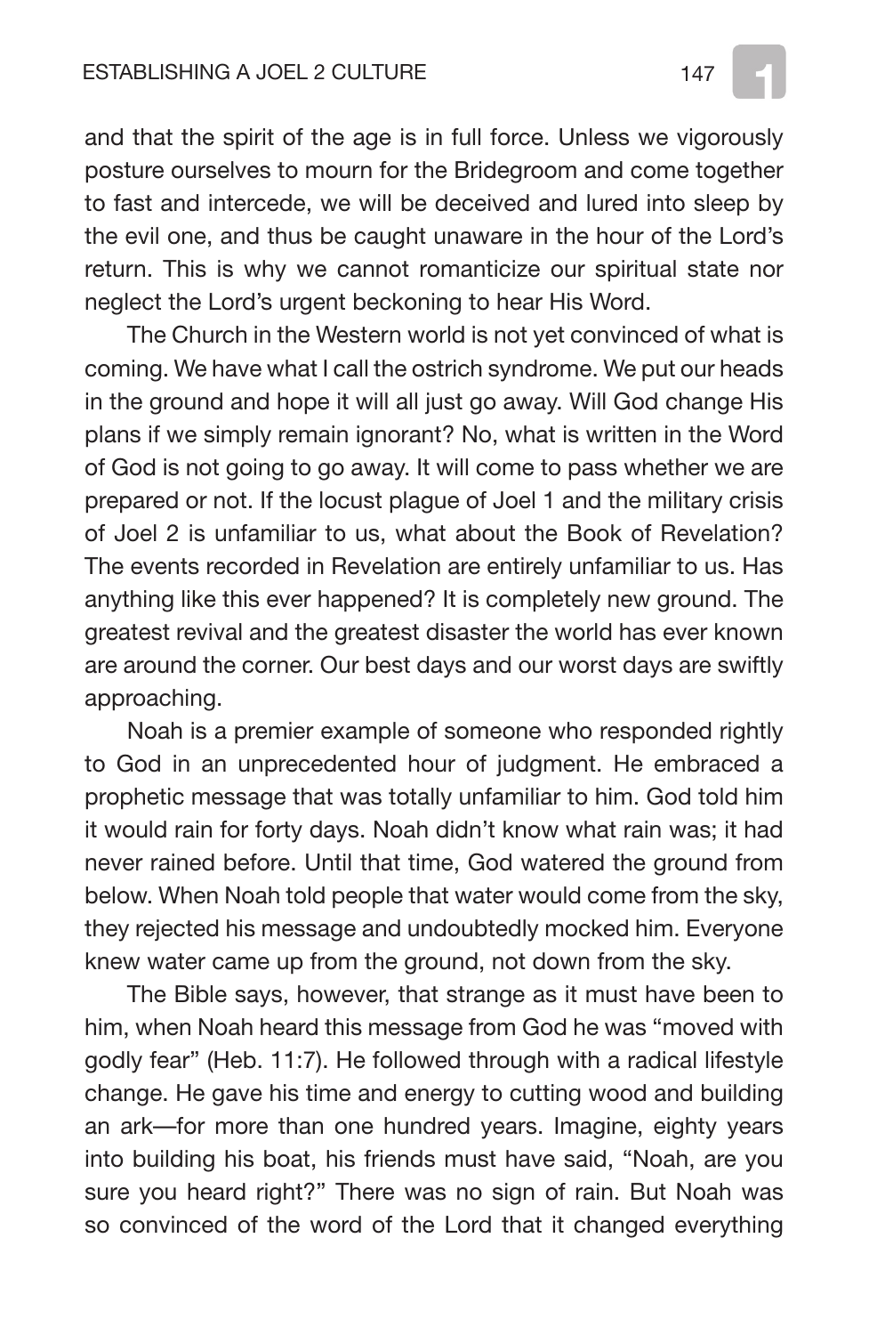and that the spirit of the age is in full force. Unless we vigorously posture ourselves to mourn for the Bridegroom and come together to fast and intercede, we will be deceived and lured into sleep by the evil one, and thus be caught unaware in the hour of the Lord's return. This is why we cannot romanticize our spiritual state nor neglect the Lord's urgent beckoning to hear His Word.

The Church in the Western world is not yet convinced of what is coming. We have what I call the ostrich syndrome. We put our heads in the ground and hope it will all just go away. Will God change His plans if we simply remain ignorant? No, what is written in the Word of God is not going to go away. It will come to pass whether we are prepared or not. If the locust plague of Joel 1 and the military crisis of Joel 2 is unfamiliar to us, what about the Book of Revelation? The events recorded in Revelation are entirely unfamiliar to us. Has anything like this ever happened? It is completely new ground. The greatest revival and the greatest disaster the world has ever known are around the corner. Our best days and our worst days are swiftly approaching.

Noah is a premier example of someone who responded rightly to God in an unprecedented hour of judgment. He embraced a prophetic message that was totally unfamiliar to him. God told him it would rain for forty days. Noah didn't know what rain was; it had never rained before. Until that time, God watered the ground from below. When Noah told people that water would come from the sky, they rejected his message and undoubtedly mocked him. Everyone knew water came up from the ground, not down from the sky.

The Bible says, however, that strange as it must have been to him, when Noah heard this message from God he was "moved with godly fear" (Heb. 11:7). He followed through with a radical lifestyle change. He gave his time and energy to cutting wood and building an ark—for more than one hundred years. Imagine, eighty years into building his boat, his friends must have said, "Noah, are you sure you heard right?" There was no sign of rain. But Noah was so convinced of the word of the Lord that it changed everything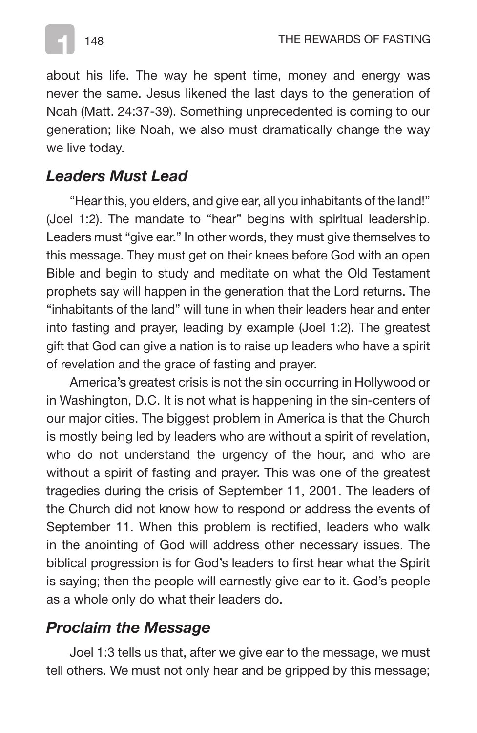about his life. The way he spent time, money and energy was never the same. Jesus likened the last days to the generation of Noah (Matt. 24:37-39). Something unprecedented is coming to our generation; like Noah, we also must dramatically change the way we live today.

## *Leaders Must Lead*

"Hear this, you elders, and give ear, all you inhabitants of the land!" (Joel 1:2). The mandate to "hear" begins with spiritual leadership. Leaders must "give ear." In other words, they must give themselves to this message. They must get on their knees before God with an open Bible and begin to study and meditate on what the Old Testament prophets say will happen in the generation that the Lord returns. The "inhabitants of the land" will tune in when their leaders hear and enter into fasting and prayer, leading by example (Joel 1:2). The greatest gift that God can give a nation is to raise up leaders who have a spirit of revelation and the grace of fasting and prayer.

America's greatest crisis is not the sin occurring in Hollywood or in Washington, D.C. It is not what is happening in the sin-centers of our major cities. The biggest problem in America is that the Church is mostly being led by leaders who are without a spirit of revelation, who do not understand the urgency of the hour, and who are without a spirit of fasting and prayer. This was one of the greatest tragedies during the crisis of September 11, 2001. The leaders of the Church did not know how to respond or address the events of September 11. When this problem is rectified, leaders who walk in the anointing of God will address other necessary issues. The biblical progression is for God's leaders to first hear what the Spirit is saying; then the people will earnestly give ear to it. God's people as a whole only do what their leaders do.

## *Proclaim the Message*

Joel 1:3 tells us that, after we give ear to the message, we must tell others. We must not only hear and be gripped by this message;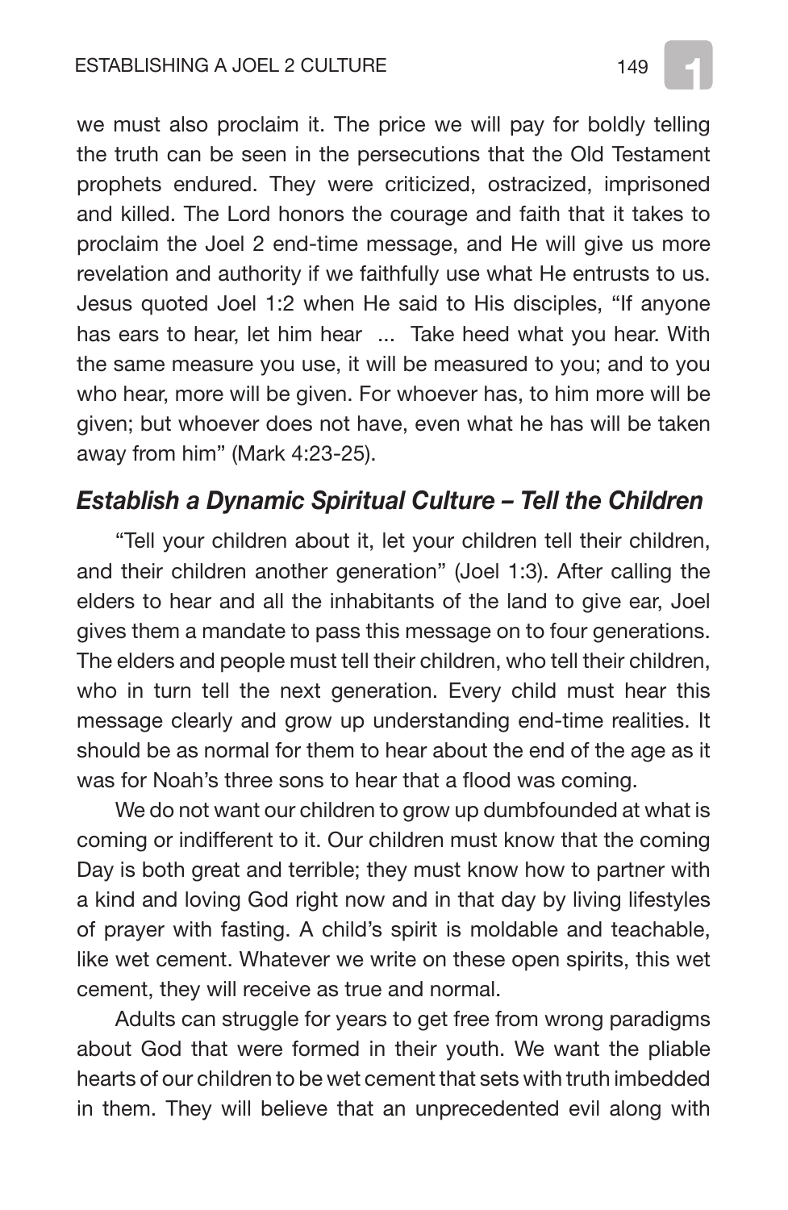we must also proclaim it. The price we will pay for boldly telling the truth can be seen in the persecutions that the Old Testament prophets endured. They were criticized, ostracized, imprisoned and killed. The Lord honors the courage and faith that it takes to proclaim the Joel 2 end-time message, and He will give us more revelation and authority if we faithfully use what He entrusts to us. Jesus quoted Joel 1:2 when He said to His disciples, "If anyone has ears to hear, let him hear ... Take heed what you hear. With the same measure you use, it will be measured to you; and to you who hear, more will be given. For whoever has, to him more will be given; but whoever does not have, even what he has will be taken away from him" (Mark 4:23-25).

### *Establish a Dynamic Spiritual Culture – Tell the Children*

"Tell your children about it, let your children tell their children, and their children another generation" (Joel 1:3). After calling the elders to hear and all the inhabitants of the land to give ear, Joel gives them a mandate to pass this message on to four generations. The elders and people must tell their children, who tell their children, who in turn tell the next generation. Every child must hear this message clearly and grow up understanding end-time realities. It should be as normal for them to hear about the end of the age as it was for Noah's three sons to hear that a flood was coming.

We do not want our children to grow up dumbfounded at what is coming or indifferent to it. Our children must know that the coming Day is both great and terrible; they must know how to partner with a kind and loving God right now and in that day by living lifestyles of prayer with fasting. A child's spirit is moldable and teachable, like wet cement. Whatever we write on these open spirits, this wet cement, they will receive as true and normal.

Adults can struggle for years to get free from wrong paradigms about God that were formed in their youth. We want the pliable hearts of our children to be wet cement that sets with truth imbedded in them. They will believe that an unprecedented evil along with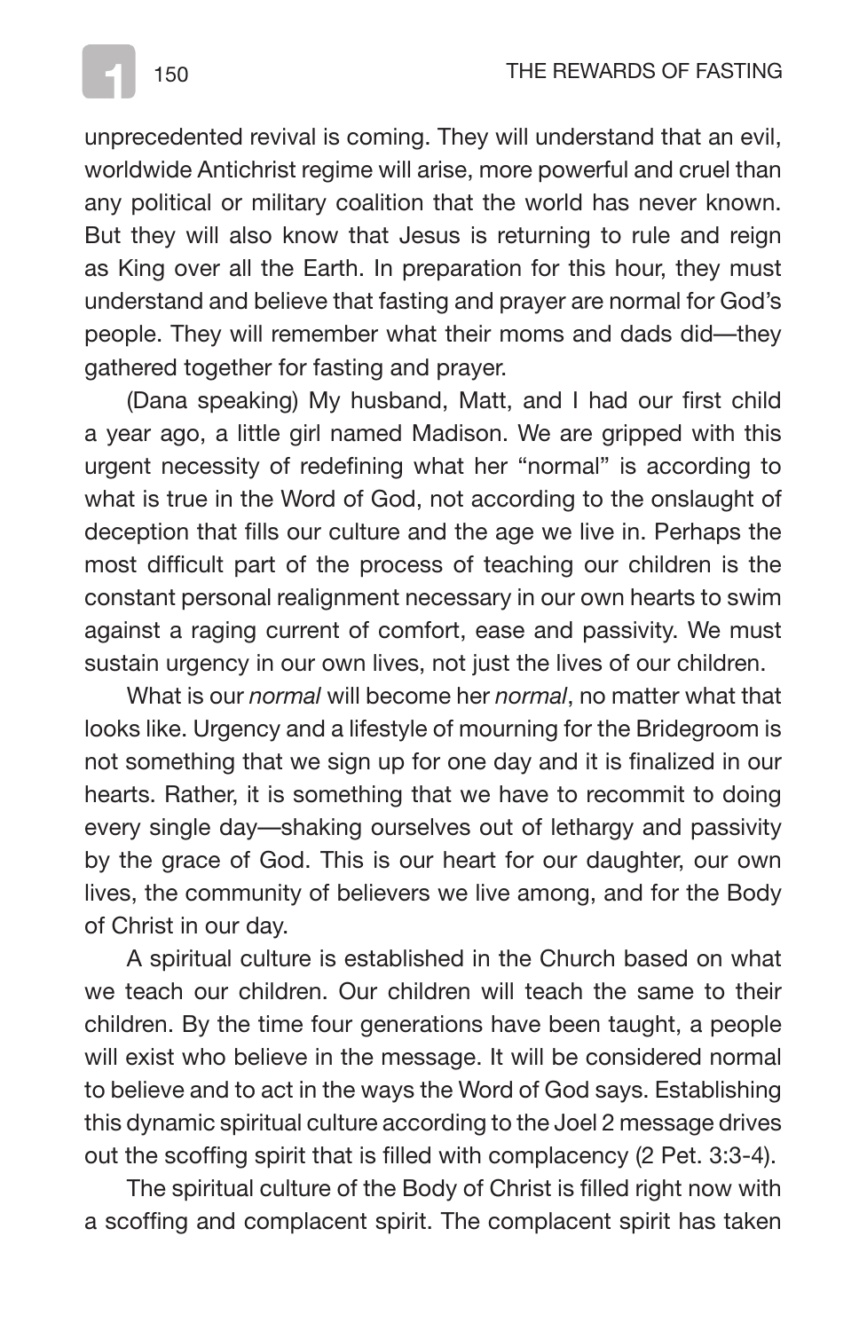unprecedented revival is coming. They will understand that an evil, worldwide Antichrist regime will arise, more powerful and cruel than any political or military coalition that the world has never known. But they will also know that Jesus is returning to rule and reign as King over all the Earth. In preparation for this hour, they must understand and believe that fasting and prayer are normal for God's people. They will remember what their moms and dads did—they gathered together for fasting and prayer.

(Dana speaking) My husband, Matt, and I had our first child a year ago, a little girl named Madison. We are gripped with this urgent necessity of redefining what her "normal" is according to what is true in the Word of God, not according to the onslaught of deception that fills our culture and the age we live in. Perhaps the most difficult part of the process of teaching our children is the constant personal realignment necessary in our own hearts to swim against a raging current of comfort, ease and passivity. We must sustain urgency in our own lives, not just the lives of our children.

What is our *normal* will become her *normal*, no matter what that looks like. Urgency and a lifestyle of mourning for the Bridegroom is not something that we sign up for one day and it is finalized in our hearts. Rather, it is something that we have to recommit to doing every single day—shaking ourselves out of lethargy and passivity by the grace of God. This is our heart for our daughter, our own lives, the community of believers we live among, and for the Body of Christ in our day.

A spiritual culture is established in the Church based on what we teach our children. Our children will teach the same to their children. By the time four generations have been taught, a people will exist who believe in the message. It will be considered normal to believe and to act in the ways the Word of God says. Establishing this dynamic spiritual culture according to the Joel 2 message drives out the scoffing spirit that is filled with complacency (2 Pet. 3:3-4).

The spiritual culture of the Body of Christ is filled right now with a scoffing and complacent spirit. The complacent spirit has taken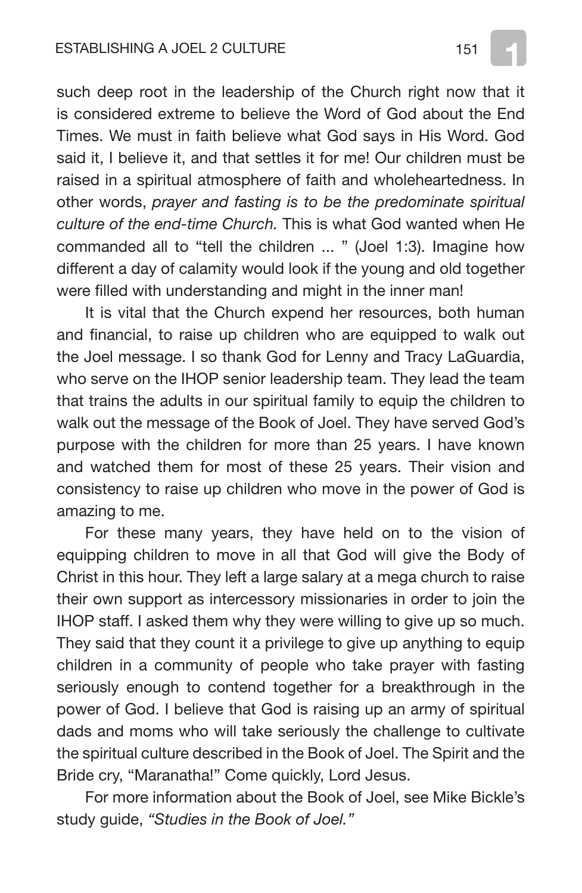such deep root in the leadership of the Church right now that it is considered extreme to believe the Word of God about the End Times. We must in faith believe what God says in His Word. God said it, I believe it, and that settles it for me! Our children must be raised in a spiritual atmosphere of faith and wholeheartedness. In other words, *prayer and fasting is to be the predominate spiritual culture of the end-time Church.* This is what God wanted when He commanded all to "tell the children ... " (Joel 1:3). Imagine how different a day of calamity would look if the young and old together were filled with understanding and might in the inner man!

It is vital that the Church expend her resources, both human and financial, to raise up children who are equipped to walk out the Joel message. I so thank God for Lenny and Tracy LaGuardia, who serve on the IHOP senior leadership team. They lead the team that trains the adults in our spiritual family to equip the children to walk out the message of the Book of Joel. They have served God's purpose with the children for more than 25 years. I have known and watched them for most of these 25 years. Their vision and consistency to raise up children who move in the power of God is amazing to me.

For these many years, they have held on to the vision of equipping children to move in all that God will give the Body of Christ in this hour. They left a large salary at a mega church to raise their own support as intercessory missionaries in order to join the IHOP staff. I asked them why they were willing to give up so much. They said that they count it a privilege to give up anything to equip children in a community of people who take prayer with fasting seriously enough to contend together for a breakthrough in the power of God. I believe that God is raising up an army of spiritual dads and moms who will take seriously the challenge to cultivate the spiritual culture described in the Book of Joel. The Spirit and the Bride cry, "Maranatha!" Come quickly, Lord Jesus.

For more information about the Book of Joel, see Mike Bickle's study guide, *"Studies in the Book of Joel."*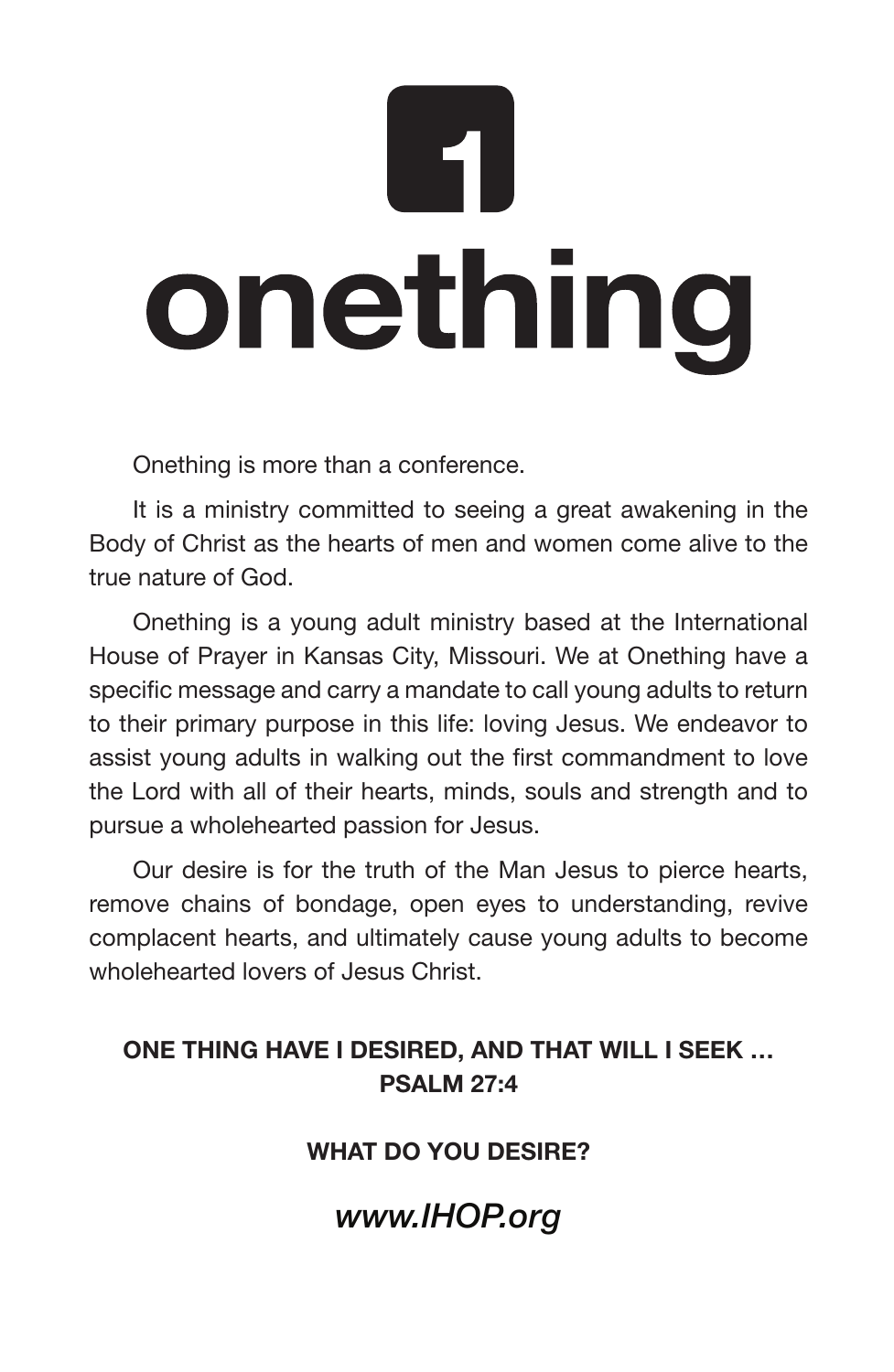# 1

# onething

Onething is more than a conference.

It is a ministry committed to seeing a great awakening in the Body of Christ as the hearts of men and women come alive to the true nature of God.

Onething is a young adult ministry based at the International House of Prayer in Kansas City, Missouri. We at Onething have a specific message and carry a mandate to call young adults to return to their primary purpose in this life: loving Jesus. We endeavor to assist young adults in walking out the first commandment to love the Lord with all of their hearts, minds, souls and strength and to pursue a wholehearted passion for Jesus.

Our desire is for the truth of the Man Jesus to pierce hearts, remove chains of bondage, open eyes to understanding, revive complacent hearts, and ultimately cause young adults to become wholehearted lovers of Jesus Christ.

**ONE THING HAVE I DESIRED, AND THAT WILL I SEEK …**
**PSALM 27:4**

**WHAT DO YOU DESIRE?**

*www.IHOP.org*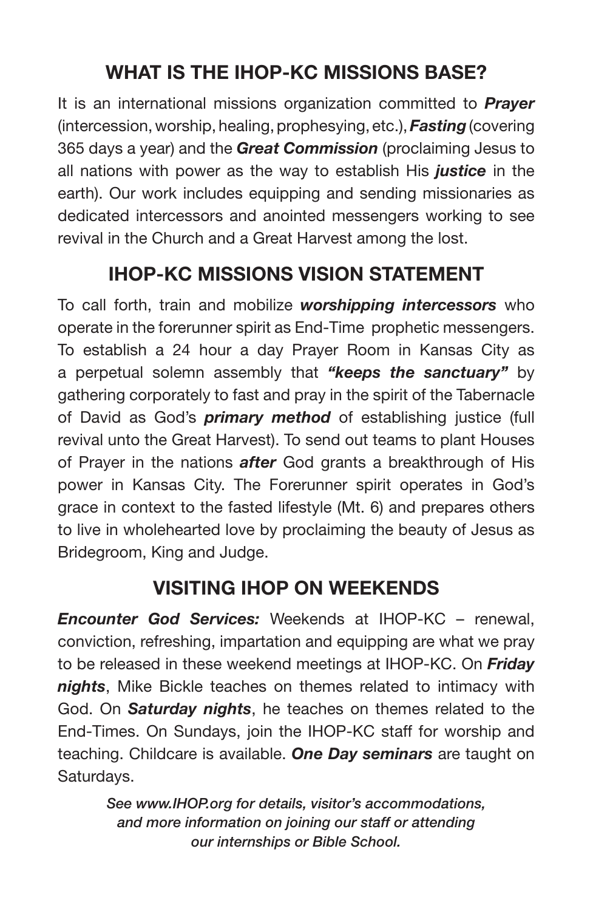## WHAT IS THE IHOP-KC MISSIONS BASE?

It is an international missions organization committed to ***Prayer*** (intercession, worship, healing, prophesying, etc.), ***Fasting*** (covering 365 days a year) and the ***Great Commission*** (proclaiming Jesus to all nations with power as the way to establish His ***justice*** in the earth). Our work includes equipping and sending missionaries as dedicated intercessors and anointed messengers working to see revival in the Church and a Great Harvest among the lost.

## IHOP-KC MISSIONS VISION STATEMENT

To call forth, train and mobilize ***worshipping intercessors*** who operate in the forerunner spirit as End-Time prophetic messengers. To establish a 24 hour a day Prayer Room in Kansas City as a perpetual solemn assembly that ***"keeps the sanctuary"*** by gathering corporately to fast and pray in the spirit of the Tabernacle of David as God's ***primary method*** of establishing justice (full revival unto the Great Harvest). To send out teams to plant Houses of Prayer in the nations ***after*** God grants a breakthrough of His power in Kansas City. The Forerunner spirit operates in God's grace in context to the fasted lifestyle (Mt. 6) and prepares others to live in wholehearted love by proclaiming the beauty of Jesus as Bridegroom, King and Judge.

## VISITING IHOP ON WEEKENDS

***Encounter God Services:*** Weekends at IHOP-KC – renewal, conviction, refreshing, impartation and equipping are what we pray to be released in these weekend meetings at IHOP-KC. On ***Friday nights***, Mike Bickle teaches on themes related to intimacy with God. On ***Saturday nights***, he teaches on themes related to the End-Times. On Sundays, join the IHOP-KC staff for worship and teaching. Childcare is available. ***One Day seminars*** are taught on Saturdays.

***See www.IHOP.org for details, visitor's accommodations, and more information on joining our staff or attending our internships or Bible School.***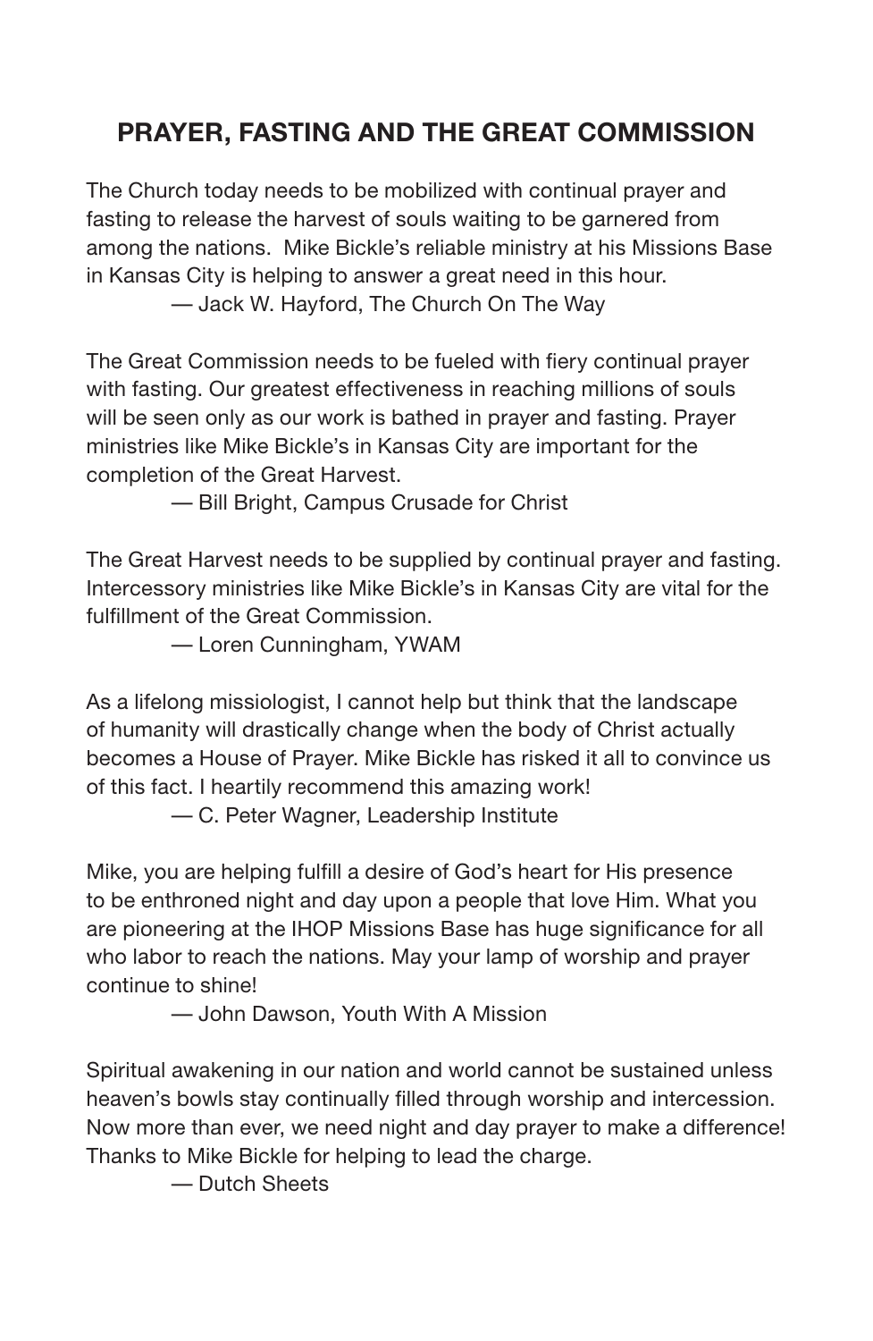## PRAYER, FASTING AND THE GREAT COMMISSION

The Church today needs to be mobilized with continual prayer and fasting to release the harvest of souls waiting to be garnered from among the nations. Mike Bickle's reliable ministry at his Missions Base in Kansas City is helping to answer a great need in this hour.

— Jack W. Hayford, The Church On The Way

The Great Commission needs to be fueled with fiery continual prayer with fasting. Our greatest effectiveness in reaching millions of souls will be seen only as our work is bathed in prayer and fasting. Prayer ministries like Mike Bickle's in Kansas City are important for the completion of the Great Harvest.

— Bill Bright, Campus Crusade for Christ

The Great Harvest needs to be supplied by continual prayer and fasting. Intercessory ministries like Mike Bickle's in Kansas City are vital for the fulfillment of the Great Commission.

— Loren Cunningham, YWAM

As a lifelong missiologist, I cannot help but think that the landscape of humanity will drastically change when the body of Christ actually becomes a House of Prayer. Mike Bickle has risked it all to convince us of this fact. I heartily recommend this amazing work!

— C. Peter Wagner, Leadership Institute

Mike, you are helping fulfill a desire of God's heart for His presence to be enthroned night and day upon a people that love Him. What you are pioneering at the IHOP Missions Base has huge significance for all who labor to reach the nations. May your lamp of worship and prayer continue to shine!

— John Dawson, Youth With A Mission

Spiritual awakening in our nation and world cannot be sustained unless heaven's bowls stay continually filled through worship and intercession. Now more than ever, we need night and day prayer to make a difference! Thanks to Mike Bickle for helping to lead the charge.

— Dutch Sheets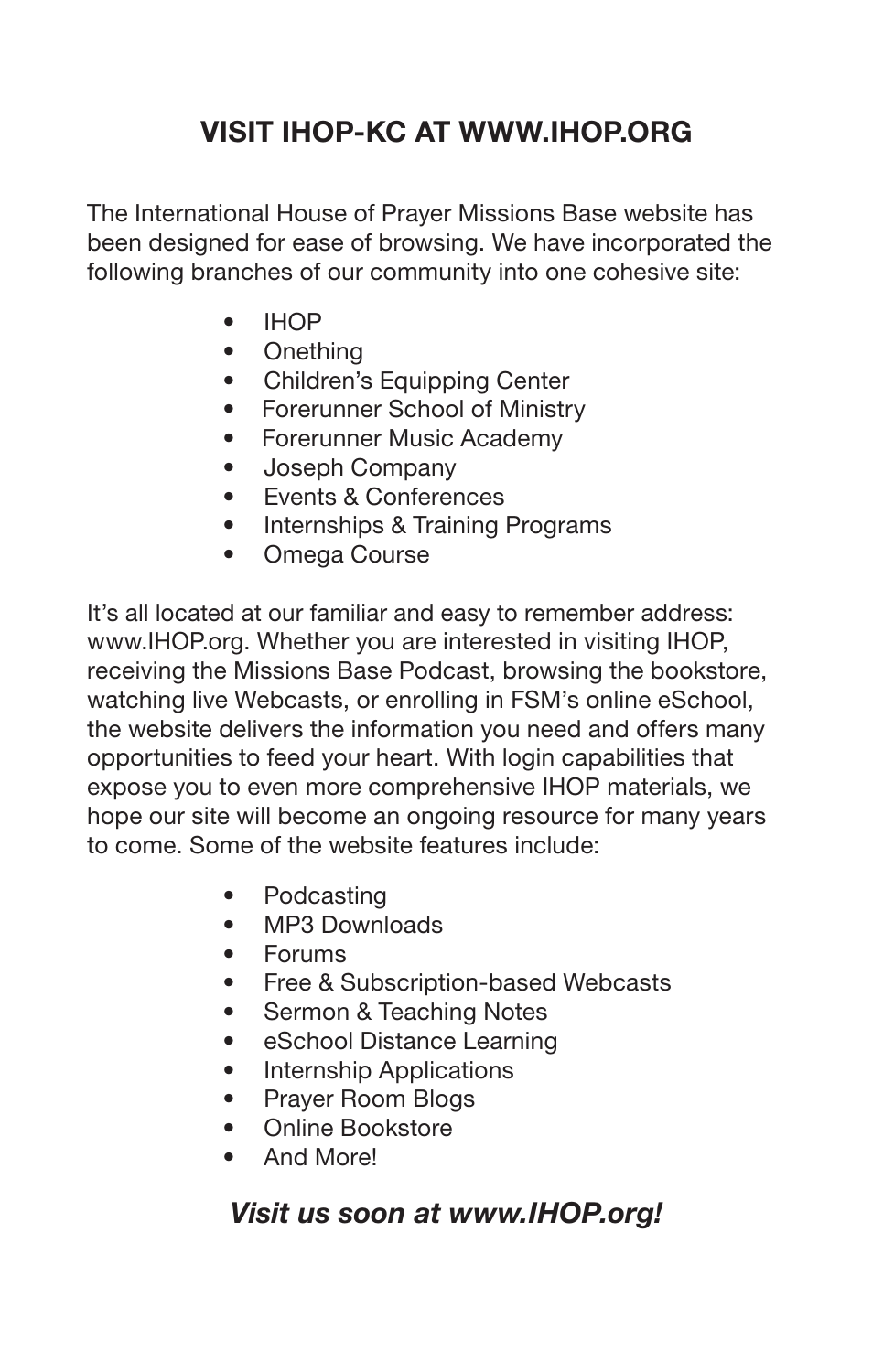# VISIT IHOP-KC AT WWW.IHOP.ORG

The International House of Prayer Missions Base website has been designed for ease of browsing. We have incorporated the following branches of our community into one cohesive site:

- IHOP
- Onething
- Children's Equipping Center
- Forerunner School of Ministry
- Forerunner Music Academy
- Joseph Company
- Events & Conferences
- Internships & Training Programs
- Omega Course

It's all located at our familiar and easy to remember address: www.IHOP.org. Whether you are interested in visiting IHOP, receiving the Missions Base Podcast, browsing the bookstore, watching live Webcasts, or enrolling in FSM's online eSchool, the website delivers the information you need and offers many opportunities to feed your heart. With login capabilities that expose you to even more comprehensive IHOP materials, we hope our site will become an ongoing resource for many years to come. Some of the website features include:

- Podcasting
- MP3 Downloads
- Forums
- Free & Subscription-based Webcasts
- Sermon & Teaching Notes
- eSchool Distance Learning
- Internship Applications
- Prayer Room Blogs
- Online Bookstore
- And More!

***Visit us soon at www.IHOP.org!***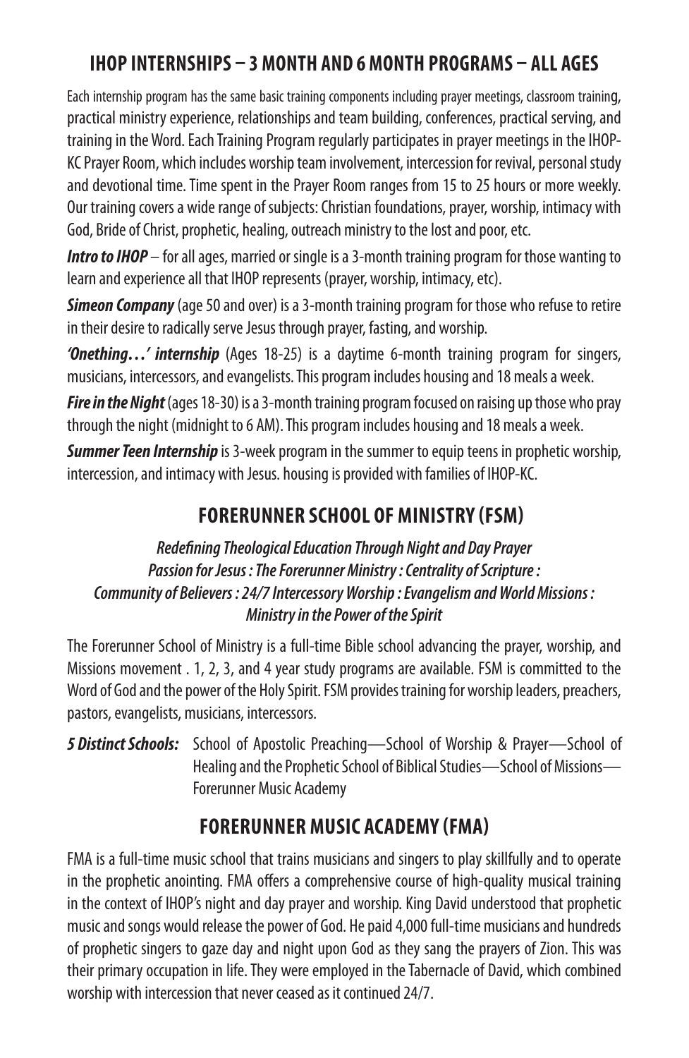## IHOP INTERNSHIPS – 3 MONTH AND 6 MONTH PROGRAMS – ALL AGES

Each internship program has the same basic training components including prayer meetings, classroom training, practical ministry experience, relationships and team building, conferences, practical serving, and training in the Word. Each Training Program regularly participates in prayer meetings in the IHOP-KC Prayer Room, which includes worship team involvement, intercession for revival, personal study and devotional time. Time spent in the Prayer Room ranges from 15 to 25 hours or more weekly. Our training covers a wide range of subjects: Christian foundations, prayer, worship, intimacy with God, Bride of Christ, prophetic, healing, outreach ministry to the lost and poor, etc.

***Intro to IHOP*** – for all ages, married or single is a 3-month training program for those wanting to learn and experience all that IHOP represents (prayer, worship, intimacy, etc).

***Simeon Company*** (age 50 and over) is a 3-month training program for those who refuse to retire in their desire to radically serve Jesus through prayer, fasting, and worship.

***'Onething…' internship*** (Ages 18-25) is a daytime 6-month training program for singers, musicians, intercessors, and evangelists. This program includes housing and 18 meals a week.

***Fire in the Night*** (ages 18-30) is a 3-month training program focused on raising up those who pray through the night (midnight to 6 AM). This program includes housing and 18 meals a week.

***Summer Teen Internship*** is 3-week program in the summer to equip teens in prophetic worship, intercession, and intimacy with Jesus. housing is provided with families of IHOP-KC.

## FORERUNNER SCHOOL OF MINISTRY (FSM)

***Redefining Theological Education Through Night and Day Prayer***
***Passion for Jesus : The Forerunner Ministry : Centrality of Scripture :***
***Community of Believers : 24/7 Intercessory Worship : Evangelism and World Missions :***
***Ministry in the Power of the Spirit***

The Forerunner School of Ministry is a full-time Bible school advancing the prayer, worship, and Missions movement . 1, 2, 3, and 4 year study programs are available. FSM is committed to the Word of God and the power of the Holy Spirit. FSM provides training for worship leaders, preachers, pastors, evangelists, musicians, intercessors.

***5 Distinct Schools:*** School of Apostolic Preaching—School of Worship & Prayer—School of Healing and the Prophetic School of Biblical Studies—School of Missions—Forerunner Music Academy

## FORERUNNER MUSIC ACADEMY (FMA)

FMA is a full-time music school that trains musicians and singers to play skillfully and to operate in the prophetic anointing. FMA offers a comprehensive course of high-quality musical training in the context of IHOP's night and day prayer and worship. King David understood that prophetic music and songs would release the power of God. He paid 4,000 full-time musicians and hundreds of prophetic singers to gaze day and night upon God as they sang the prayers of Zion. This was their primary occupation in life. They were employed in the Tabernacle of David, which combined worship with intercession that never ceased as it continued 24/7.